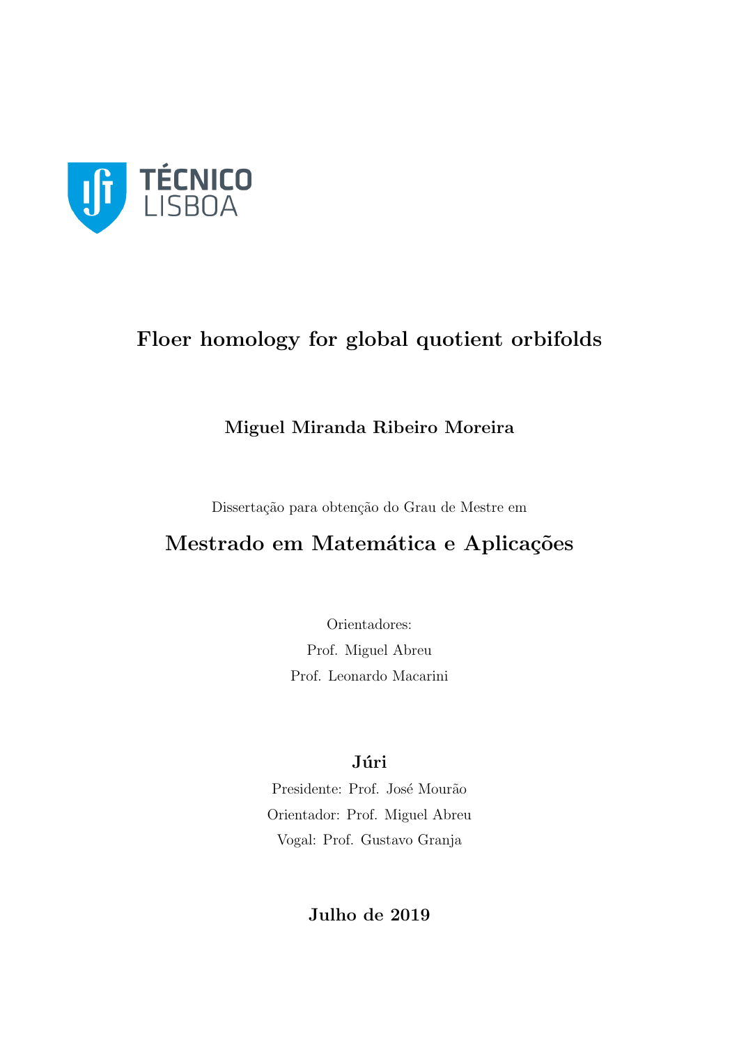TÉCNICO LISBOA

# Floer homology for global quotient orbifolds

**Miguel Miranda Ribeiro Moreira**

Dissertação para obtenção do Grau de Mestre em

## Mestrado em Matemática e Aplicações

Orientadores:
Prof. Miguel Abreu
Prof. Leonardo Macarini

**Júri**

Presidente: Prof. José Mourão
Orientador: Prof. Miguel Abreu
Vogal: Prof. Gustavo Granja

**Julho de 2019**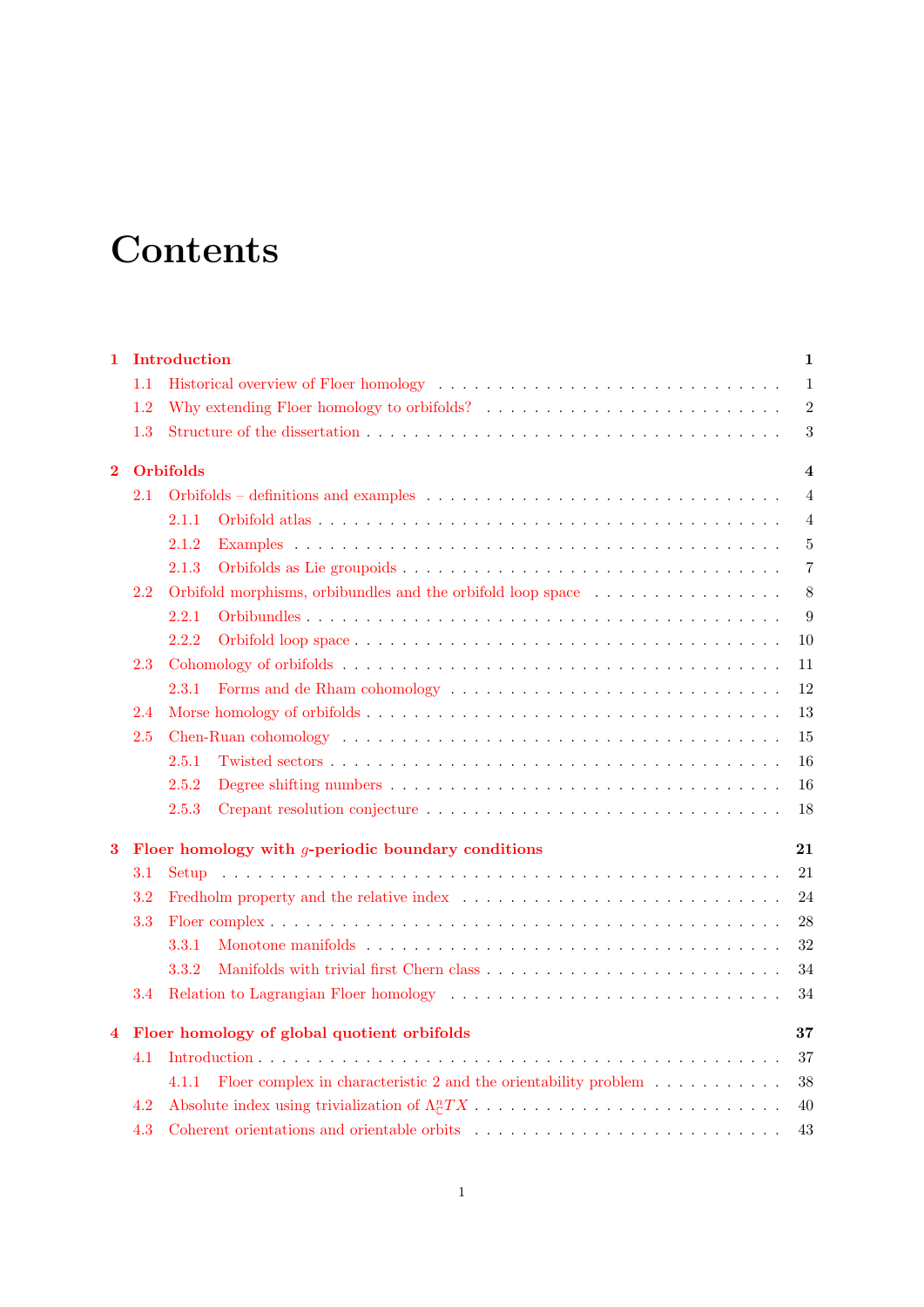# Contents

- **1 Introduction** — 1
  - 1.1 Historical overview of Floer homology — 1
  - 1.2 Why extending Floer homology to orbifolds? — 2
  - 1.3 Structure of the dissertation — 3
- **2 Orbifolds** — 4
  - 2.1 Orbifolds – definitions and examples — 4
    - 2.1.1 Orbifold atlas — 4
    - 2.1.2 Examples — 5
    - 2.1.3 Orbifolds as Lie groupoids — 7
  - 2.2 Orbifold morphisms, orbibundles and the orbifold loop space — 8
    - 2.2.1 Orbibundles — 9
    - 2.2.2 Orbifold loop space — 10
  - 2.3 Cohomology of orbifolds — 11
    - 2.3.1 Forms and de Rham cohomology — 12
  - 2.4 Morse homology of orbifolds — 13
  - 2.5 Chen-Ruan cohomology — 15
    - 2.5.1 Twisted sectors — 16
    - 2.5.2 Degree shifting numbers — 16
    - 2.5.3 Crepant resolution conjecture — 18
- **3 Floer homology with $g$-periodic boundary conditions** — 21
  - 3.1 Setup — 21
  - 3.2 Fredholm property and the relative index — 24
  - 3.3 Floer complex — 28
    - 3.3.1 Monotone manifolds — 32
    - 3.3.2 Manifolds with trivial first Chern class — 34
  - 3.4 Relation to Lagrangian Floer homology — 34
- **4 Floer homology of global quotient orbifolds** — 37
  - 4.1 Introduction — 37
    - 4.1.1 Floer complex in characteristic 2 and the orientability problem — 38
  - 4.2 Absolute index using trivialization of $\Lambda^n_{\mathbb{C}} TX$ — 40
  - 4.3 Coherent orientations and orientable orbits — 43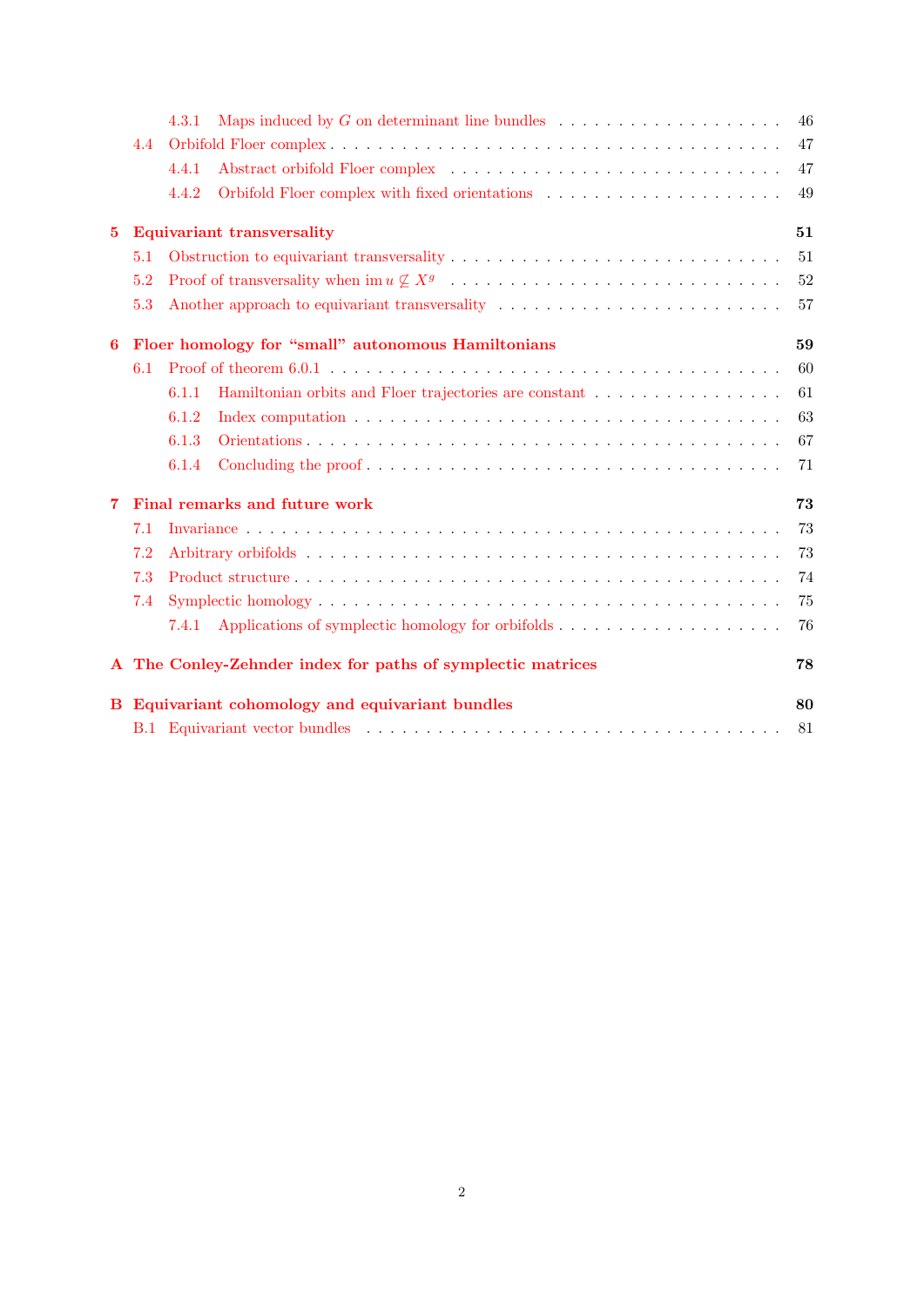- 4.3.1 Maps induced by $G$ on determinant line bundles . . . 46
- 4.4 Orbifold Floer complex . . . 47
  - 4.4.1 Abstract orbifold Floer complex . . . 47
  - 4.4.2 Orbifold Floer complex with fixed orientations . . . 49

**5 Equivariant transversality** **51**
- 5.1 Obstruction to equivariant transversality . . . 51
- 5.2 Proof of transversality when $\operatorname{im} u \not\subseteq X^g$ . . . 52
- 5.3 Another approach to equivariant transversality . . . 57

**6 Floer homology for "small" autonomous Hamiltonians** **59**
- 6.1 Proof of theorem 6.0.1 . . . 60
  - 6.1.1 Hamiltonian orbits and Floer trajectories are constant . . . 61
  - 6.1.2 Index computation . . . 63
  - 6.1.3 Orientations . . . 67
  - 6.1.4 Concluding the proof . . . 71

**7 Final remarks and future work** **73**
- 7.1 Invariance . . . 73
- 7.2 Arbitrary orbifolds . . . 73
- 7.3 Product structure . . . 74
- 7.4 Symplectic homology . . . 75
  - 7.4.1 Applications of symplectic homology for orbifolds . . . 76

**A The Conley-Zehnder index for paths of symplectic matrices** **78**

**B Equivariant cohomology and equivariant bundles** **80**
- B.1 Equivariant vector bundles . . . 81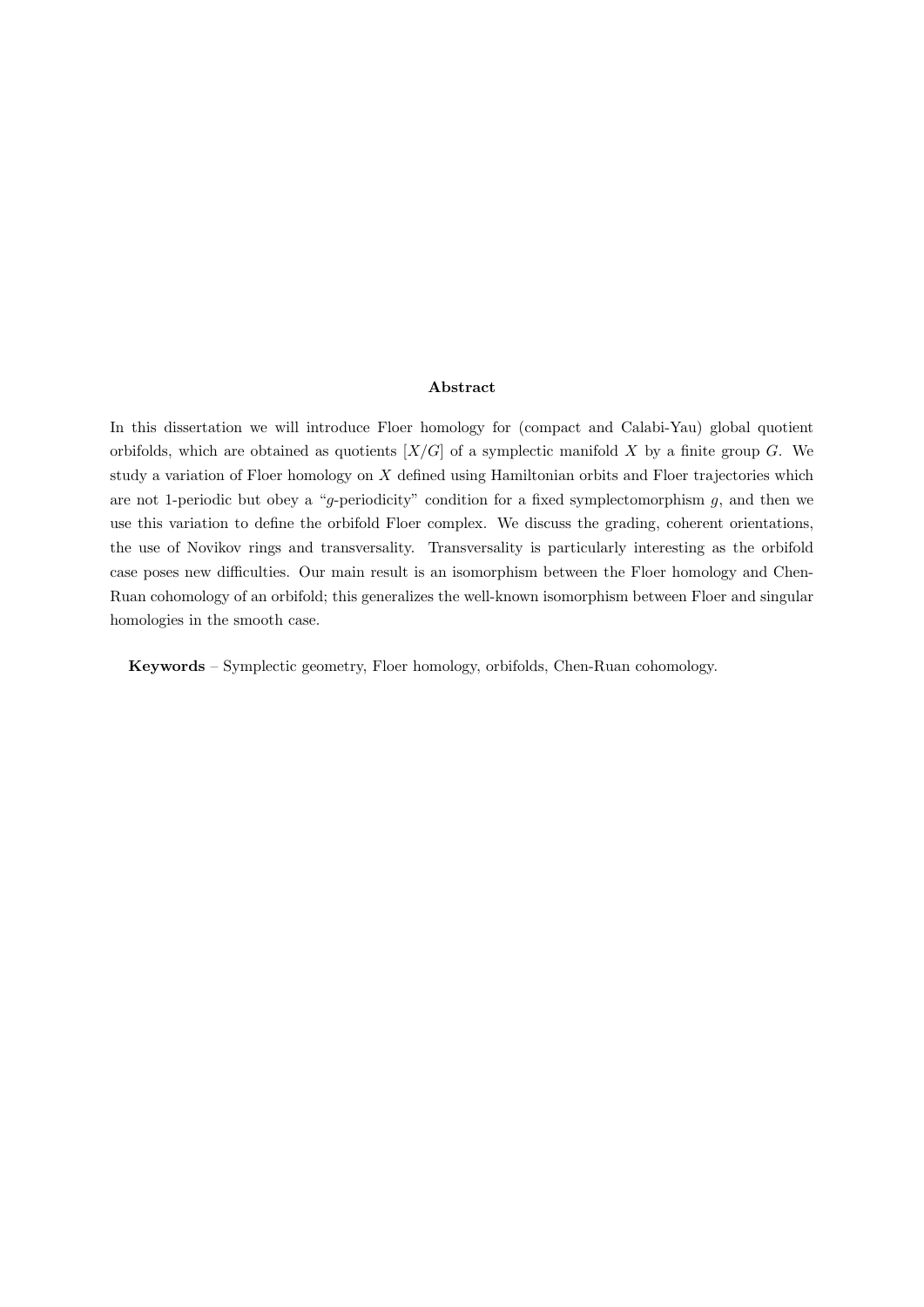**Abstract**

In this dissertation we will introduce Floer homology for (compact and Calabi-Yau) global quotient orbifolds, which are obtained as quotients $[X/G]$ of a symplectic manifold $X$ by a finite group $G$. We study a variation of Floer homology on $X$ defined using Hamiltonian orbits and Floer trajectories which are not 1-periodic but obey a "$g$-periodicity" condition for a fixed symplectomorphism $g$, and then we use this variation to define the orbifold Floer complex. We discuss the grading, coherent orientations, the use of Novikov rings and transversality. Transversality is particularly interesting as the orbifold case poses new difficulties. Our main result is an isomorphism between the Floer homology and Chen-Ruan cohomology of an orbifold; this generalizes the well-known isomorphism between Floer and singular homologies in the smooth case.

**Keywords** – Symplectic geometry, Floer homology, orbifolds, Chen-Ruan cohomology.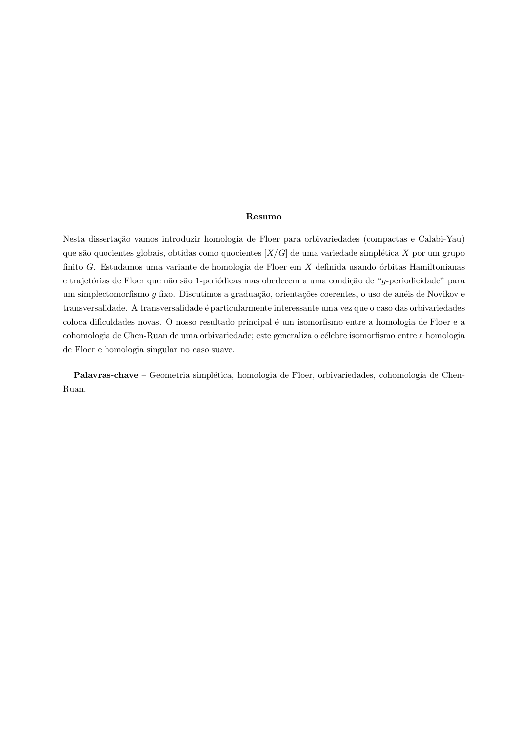## Resumo

Nesta dissertação vamos introduzir homologia de Floer para orbivariedades (compactas e Calabi-Yau) que são quocientes globais, obtidas como quocientes $[X/G]$ de uma variedade simplética $X$ por um grupo finito $G$. Estudamos uma variante de homologia de Floer em $X$ definida usando órbitas Hamiltonianas e trajetórias de Floer que não são 1-periódicas mas obedecem a uma condição de "$g$-periodicidade" para um simplectomorfismo $g$ fixo. Discutimos a graduação, orientações coerentes, o uso de anéis de Novikov e transversalidade. A transversalidade é particularmente interessante uma vez que o caso das orbivariedades coloca dificuldades novas. O nosso resultado principal é um isomorfismo entre a homologia de Floer e a cohomologia de Chen-Ruan de uma orbivariedade; este generaliza o célebre isomorfismo entre a homologia de Floer e homologia singular no caso suave.

**Palavras-chave** – Geometria simplética, homologia de Floer, orbivariedades, cohomologia de Chen-Ruan.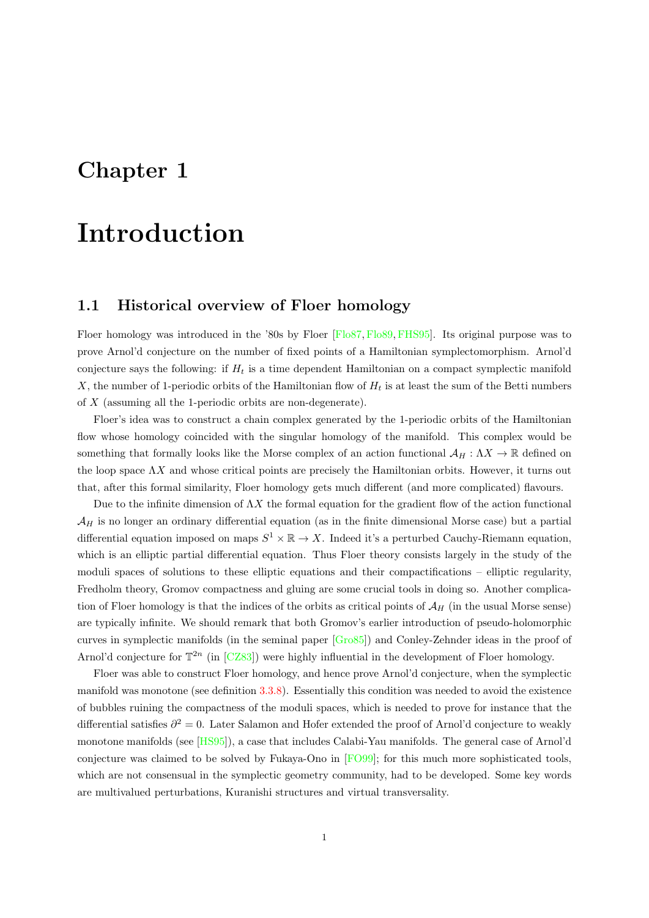# Chapter 1

# Introduction

## 1.1 Historical overview of Floer homology

Floer homology was introduced in the '80s by Floer [Flo87, Flo89, FHS95]. Its original purpose was to prove Arnol'd conjecture on the number of fixed points of a Hamiltonian symplectomorphism. Arnol'd conjecture says the following: if $H_t$ is a time dependent Hamiltonian on a compact symplectic manifold $X$, the number of 1-periodic orbits of the Hamiltonian flow of $H_t$ is at least the sum of the Betti numbers of $X$ (assuming all the 1-periodic orbits are non-degenerate).

Floer's idea was to construct a chain complex generated by the 1-periodic orbits of the Hamiltonian flow whose homology coincided with the singular homology of the manifold. This complex would be something that formally looks like the Morse complex of an action functional $\mathcal{A}_H : \Lambda X \to \mathbb{R}$ defined on the loop space $\Lambda X$ and whose critical points are precisely the Hamiltonian orbits. However, it turns out that, after this formal similarity, Floer homology gets much different (and more complicated) flavours.

Due to the infinite dimension of $\Lambda X$ the formal equation for the gradient flow of the action functional $\mathcal{A}_H$ is no longer an ordinary differential equation (as in the finite dimensional Morse case) but a partial differential equation imposed on maps $S^1 \times \mathbb{R} \to X$. Indeed it's a perturbed Cauchy-Riemann equation, which is an elliptic partial differential equation. Thus Floer theory consists largely in the study of the moduli spaces of solutions to these elliptic equations and their compactifications – elliptic regularity, Fredholm theory, Gromov compactness and gluing are some crucial tools in doing so. Another complication of Floer homology is that the indices of the orbits as critical points of $\mathcal{A}_H$ (in the usual Morse sense) are typically infinite. We should remark that both Gromov's earlier introduction of pseudo-holomorphic curves in symplectic manifolds (in the seminal paper [Gro85]) and Conley-Zehnder ideas in the proof of Arnol'd conjecture for $\mathbb{T}^{2n}$ (in [CZ83]) were highly influential in the development of Floer homology.

Floer was able to construct Floer homology, and hence prove Arnol'd conjecture, when the symplectic manifold was monotone (see definition 3.3.8). Essentially this condition was needed to avoid the existence of bubbles ruining the compactness of the moduli spaces, which is needed to prove for instance that the differential satisfies $\partial^2 = 0$. Later Salamon and Hofer extended the proof of Arnol'd conjecture to weakly monotone manifolds (see [HS95]), a case that includes Calabi-Yau manifolds. The general case of Arnol'd conjecture was claimed to be solved by Fukaya-Ono in [FO99]; for this much more sophisticated tools, which are not consensual in the symplectic geometry community, had to be developed. Some key words are multivalued perturbations, Kuranishi structures and virtual transversality.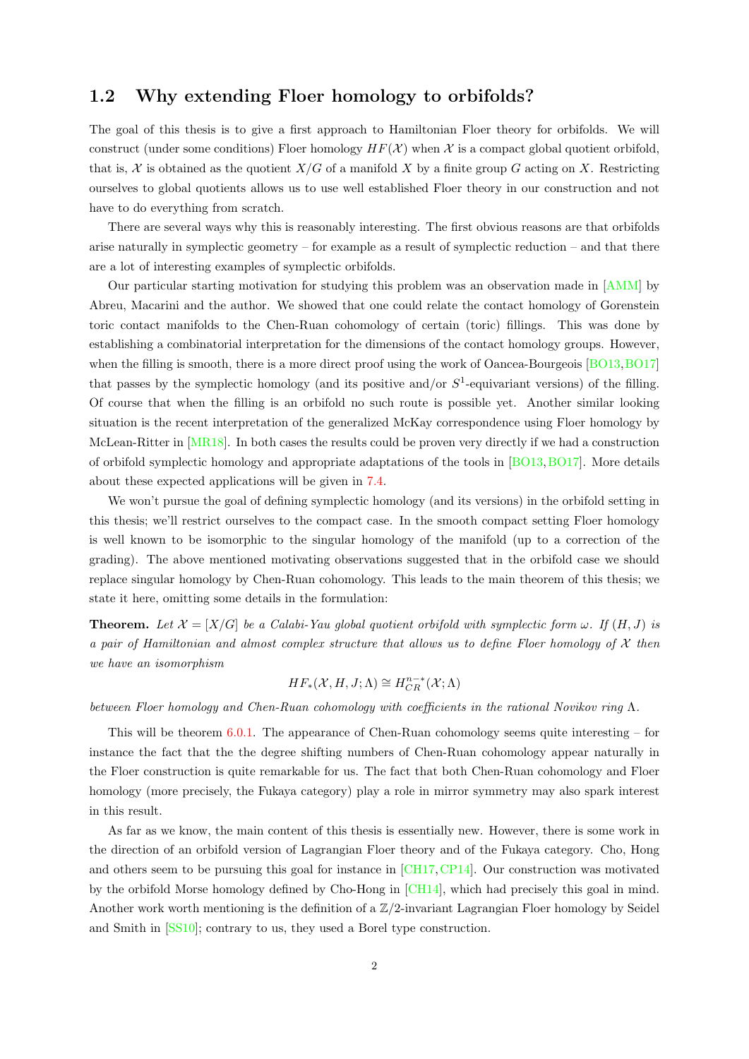## 1.2 Why extending Floer homology to orbifolds?

The goal of this thesis is to give a first approach to Hamiltonian Floer theory for orbifolds. We will construct (under some conditions) Floer homology $HF(\mathcal{X})$ when $\mathcal{X}$ is a compact global quotient orbifold, that is, $\mathcal{X}$ is obtained as the quotient $X/G$ of a manifold $X$ by a finite group $G$ acting on $X$. Restricting ourselves to global quotients allows us to use well established Floer theory in our construction and not have to do everything from scratch.

There are several ways why this is reasonably interesting. The first obvious reasons are that orbifolds arise naturally in symplectic geometry – for example as a result of symplectic reduction – and that there are a lot of interesting examples of symplectic orbifolds.

Our particular starting motivation for studying this problem was an observation made in [AMM] by Abreu, Macarini and the author. We showed that one could relate the contact homology of Gorenstein toric contact manifolds to the Chen-Ruan cohomology of certain (toric) fillings. This was done by establishing a combinatorial interpretation for the dimensions of the contact homology groups. However, when the filling is smooth, there is a more direct proof using the work of Oancea-Bourgeois [BO13, BO17] that passes by the symplectic homology (and its positive and/or $S^1$-equivariant versions) of the filling. Of course that when the filling is an orbifold no such route is possible yet. Another similar looking situation is the recent interpretation of the generalized McKay correspondence using Floer homology by McLean-Ritter in [MR18]. In both cases the results could be proven very directly if we had a construction of orbifold symplectic homology and appropriate adaptations of the tools in [BO13, BO17]. More details about these expected applications will be given in 7.4.

We won't pursue the goal of defining symplectic homology (and its versions) in the orbifold setting in this thesis; we'll restrict ourselves to the compact case. In the smooth compact setting Floer homology is well known to be isomorphic to the singular homology of the manifold (up to a correction of the grading). The above mentioned motivating observations suggested that in the orbifold case we should replace singular homology by Chen-Ruan cohomology. This leads to the main theorem of this thesis; we state it here, omitting some details in the formulation:

**Theorem.** *Let $\mathcal{X} = [X/G]$ be a Calabi-Yau global quotient orbifold with symplectic form $\omega$. If $(H, J)$ is a pair of Hamiltonian and almost complex structure that allows us to define Floer homology of $\mathcal{X}$ then we have an isomorphism*

$$HF_*(\mathcal{X}, H, J; \Lambda) \cong H^{n-*}_{CR}(\mathcal{X}; \Lambda)$$

*between Floer homology and Chen-Ruan cohomology with coefficients in the rational Novikov ring $\Lambda$.*

This will be theorem 6.0.1. The appearance of Chen-Ruan cohomology seems quite interesting – for instance the fact that the the degree shifting numbers of Chen-Ruan cohomology appear naturally in the Floer construction is quite remarkable for us. The fact that both Chen-Ruan cohomology and Floer homology (more precisely, the Fukaya category) play a role in mirror symmetry may also spark interest in this result.

As far as we know, the main content of this thesis is essentially new. However, there is some work in the direction of an orbifold version of Lagrangian Floer theory and of the Fukaya category. Cho, Hong and others seem to be pursuing this goal for instance in [CH17, CP14]. Our construction was motivated by the orbifold Morse homology defined by Cho-Hong in [CH14], which had precisely this goal in mind. Another work worth mentioning is the definition of a $\mathbb{Z}/2$-invariant Lagrangian Floer homology by Seidel and Smith in [SS10]; contrary to us, they used a Borel type construction.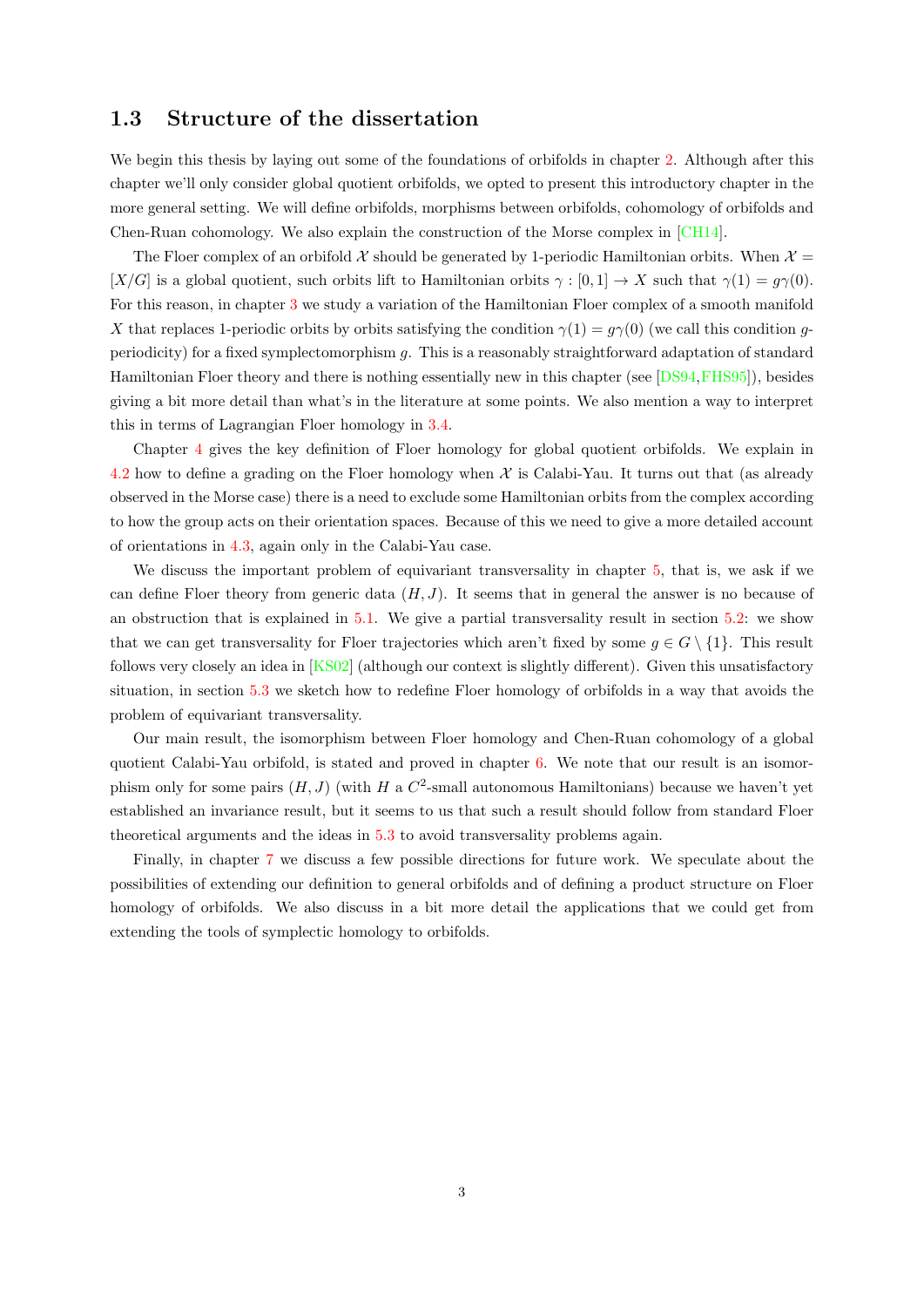## 1.3 Structure of the dissertation

We begin this thesis by laying out some of the foundations of orbifolds in chapter 2. Although after this chapter we'll only consider global quotient orbifolds, we opted to present this introductory chapter in the more general setting. We will define orbifolds, morphisms between orbifolds, cohomology of orbifolds and Chen-Ruan cohomology. We also explain the construction of the Morse complex in [CH14].

The Floer complex of an orbifold $\mathcal{X}$ should be generated by 1-periodic Hamiltonian orbits. When $\mathcal{X} = [X/G]$ is a global quotient, such orbits lift to Hamiltonian orbits $\gamma : [0, 1] \to X$ such that $\gamma(1) = g\gamma(0)$. For this reason, in chapter 3 we study a variation of the Hamiltonian Floer complex of a smooth manifold $X$ that replaces 1-periodic orbits by orbits satisfying the condition $\gamma(1) = g\gamma(0)$ (we call this condition $g$-periodicity) for a fixed symplectomorphism $g$. This is a reasonably straightforward adaptation of standard Hamiltonian Floer theory and there is nothing essentially new in this chapter (see [DS94,FHS95]), besides giving a bit more detail than what's in the literature at some points. We also mention a way to interpret this in terms of Lagrangian Floer homology in 3.4.

Chapter 4 gives the key definition of Floer homology for global quotient orbifolds. We explain in 4.2 how to define a grading on the Floer homology when $\mathcal{X}$ is Calabi-Yau. It turns out that (as already observed in the Morse case) there is a need to exclude some Hamiltonian orbits from the complex according to how the group acts on their orientation spaces. Because of this we need to give a more detailed account of orientations in 4.3, again only in the Calabi-Yau case.

We discuss the important problem of equivariant transversality in chapter 5, that is, we ask if we can define Floer theory from generic data $(H, J)$. It seems that in general the answer is no because of an obstruction that is explained in 5.1. We give a partial transversality result in section 5.2: we show that we can get transversality for Floer trajectories which aren't fixed by some $g \in G \setminus \{1\}$. This result follows very closely an idea in [KS02] (although our context is slightly different). Given this unsatisfactory situation, in section 5.3 we sketch how to redefine Floer homology of orbifolds in a way that avoids the problem of equivariant transversality.

Our main result, the isomorphism between Floer homology and Chen-Ruan cohomology of a global quotient Calabi-Yau orbifold, is stated and proved in chapter 6. We note that our result is an isomorphism only for some pairs $(H, J)$ (with $H$ a $C^2$-small autonomous Hamiltonians) because we haven't yet established an invariance result, but it seems to us that such a result should follow from standard Floer theoretical arguments and the ideas in 5.3 to avoid transversality problems again.

Finally, in chapter 7 we discuss a few possible directions for future work. We speculate about the possibilities of extending our definition to general orbifolds and of defining a product structure on Floer homology of orbifolds. We also discuss in a bit more detail the applications that we could get from extending the tools of symplectic homology to orbifolds.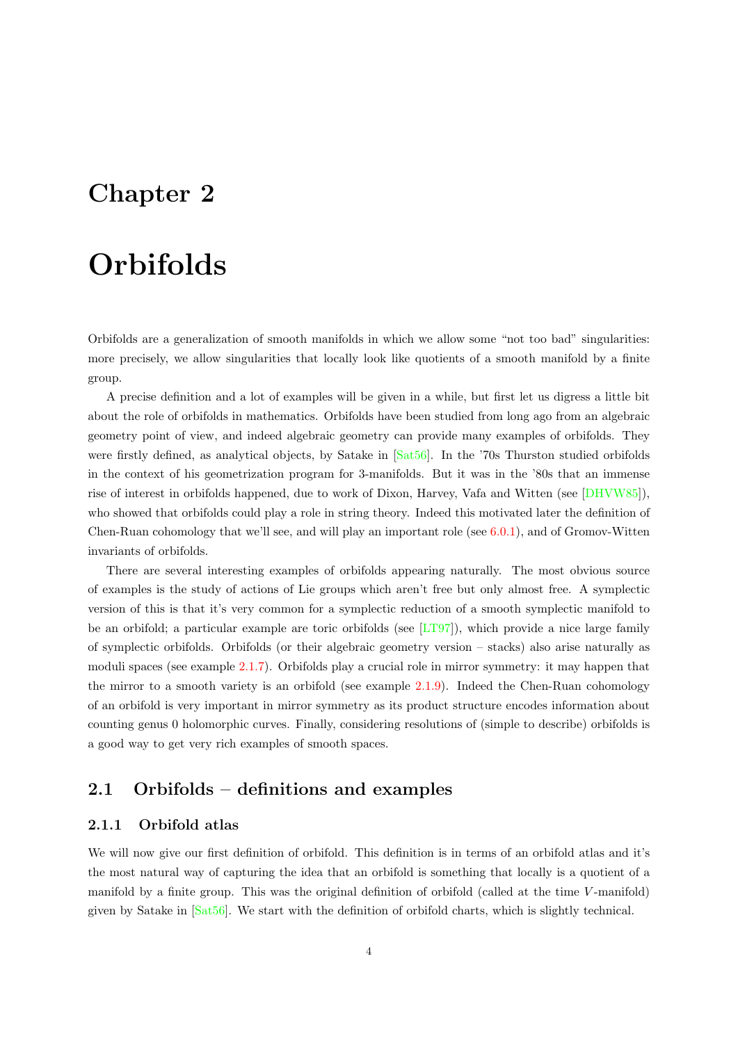# Chapter 2

# Orbifolds

Orbifolds are a generalization of smooth manifolds in which we allow some "not too bad" singularities: more precisely, we allow singularities that locally look like quotients of a smooth manifold by a finite group.

A precise definition and a lot of examples will be given in a while, but first let us digress a little bit about the role of orbifolds in mathematics. Orbifolds have been studied from long ago from an algebraic geometry point of view, and indeed algebraic geometry can provide many examples of orbifolds. They were firstly defined, as analytical objects, by Satake in [Sat56]. In the '70s Thurston studied orbifolds in the context of his geometrization program for 3-manifolds. But it was in the '80s that an immense rise of interest in orbifolds happened, due to work of Dixon, Harvey, Vafa and Witten (see [DHVW85]), who showed that orbifolds could play a role in string theory. Indeed this motivated later the definition of Chen-Ruan cohomology that we'll see, and will play an important role (see 6.0.1), and of Gromov-Witten invariants of orbifolds.

There are several interesting examples of orbifolds appearing naturally. The most obvious source of examples is the study of actions of Lie groups which aren't free but only almost free. A symplectic version of this is that it's very common for a symplectic reduction of a smooth symplectic manifold to be an orbifold; a particular example are toric orbifolds (see [LT97]), which provide a nice large family of symplectic orbifolds. Orbifolds (or their algebraic geometry version – stacks) also arise naturally as moduli spaces (see example 2.1.7). Orbifolds play a crucial role in mirror symmetry: it may happen that the mirror to a smooth variety is an orbifold (see example 2.1.9). Indeed the Chen-Ruan cohomology of an orbifold is very important in mirror symmetry as its product structure encodes information about counting genus 0 holomorphic curves. Finally, considering resolutions of (simple to describe) orbifolds is a good way to get very rich examples of smooth spaces.

## 2.1 Orbifolds – definitions and examples

### 2.1.1 Orbifold atlas

We will now give our first definition of orbifold. This definition is in terms of an orbifold atlas and it's the most natural way of capturing the idea that an orbifold is something that locally is a quotient of a manifold by a finite group. This was the original definition of orbifold (called at the time $V$-manifold) given by Satake in [Sat56]. We start with the definition of orbifold charts, which is slightly technical.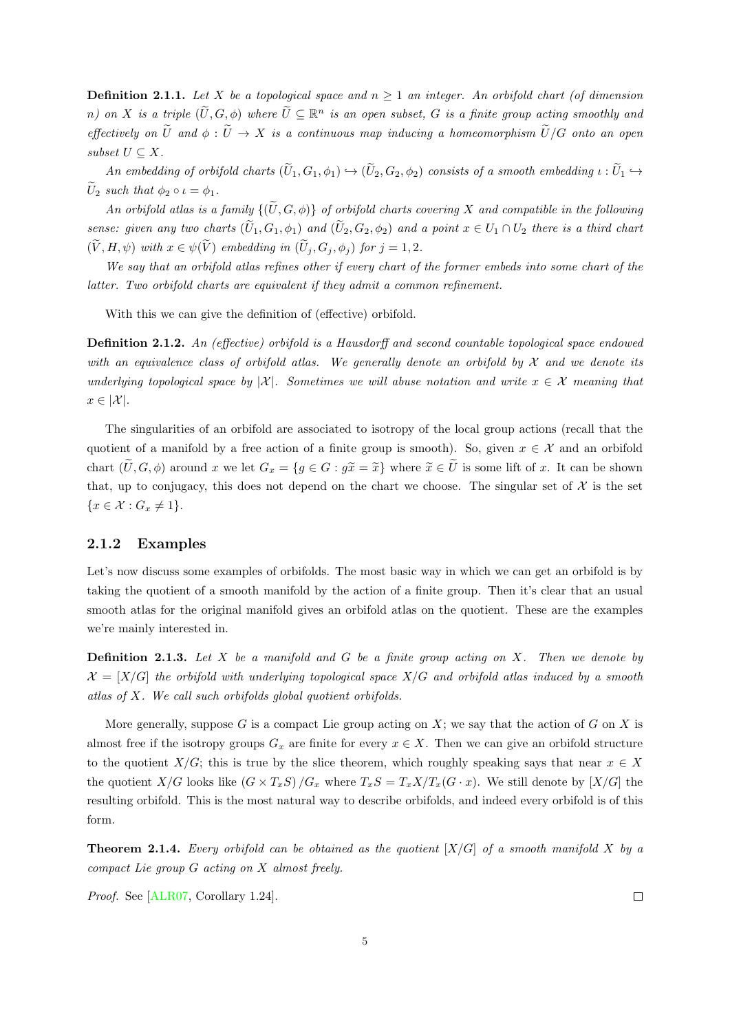**Definition 2.1.1.** *Let $X$ be a topological space and $n \geq 1$ an integer. An orbifold chart (of dimension $n$) on $X$ is a triple $(\widetilde{U}, G, \phi)$ where $\widetilde{U} \subseteq \mathbb{R}^n$ is an open subset, $G$ is a finite group acting smoothly and effectively on $\widetilde{U}$ and $\phi : \widetilde{U} \to X$ is a continuous map inducing a homeomorphism $\widetilde{U}/G$ onto an open subset $U \subseteq X$.*

*An embedding of orbifold charts $(\widetilde{U}_1, G_1, \phi_1) \hookrightarrow (\widetilde{U}_2, G_2, \phi_2)$ consists of a smooth embedding $\iota : \widetilde{U}_1 \hookrightarrow \widetilde{U}_2$ such that $\phi_2 \circ \iota = \phi_1$.*

*An orbifold atlas is a family $\{(\widetilde{U}, G, \phi)\}$ of orbifold charts covering $X$ and compatible in the following sense: given any two charts $(\widetilde{U}_1, G_1, \phi_1)$ and $(\widetilde{U}_2, G_2, \phi_2)$ and a point $x \in U_1 \cap U_2$ there is a third chart $(\widetilde{V}, H, \psi)$ with $x \in \psi(\widetilde{V})$ embedding in $(\widetilde{U}_j, G_j, \phi_j)$ for $j = 1, 2$.*

*We say that an orbifold atlas refines other if every chart of the former embeds into some chart of the latter. Two orbifold charts are equivalent if they admit a common refinement.*

With this we can give the definition of (effective) orbifold.

**Definition 2.1.2.** *An (effective) orbifold is a Hausdorff and second countable topological space endowed with an equivalence class of orbifold atlas. We generally denote an orbifold by $\mathcal{X}$ and we denote its underlying topological space by $|\mathcal{X}|$. Sometimes we will abuse notation and write $x \in \mathcal{X}$ meaning that $x \in |\mathcal{X}|$.*

The singularities of an orbifold are associated to isotropy of the local group actions (recall that the quotient of a manifold by a free action of a finite group is smooth). So, given $x \in \mathcal{X}$ and an orbifold chart $(\widetilde{U}, G, \phi)$ around $x$ we let $G_x = \{g \in G : g\widetilde{x} = \widetilde{x}\}$ where $\widetilde{x} \in \widetilde{U}$ is some lift of $x$. It can be shown that, up to conjugacy, this does not depend on the chart we choose. The singular set of $\mathcal{X}$ is the set $\{x \in \mathcal{X} : G_x \neq 1\}$.

### 2.1.2 Examples

Let's now discuss some examples of orbifolds. The most basic way in which we can get an orbifold is by taking the quotient of a smooth manifold by the action of a finite group. Then it's clear that an usual smooth atlas for the original manifold gives an orbifold atlas on the quotient. These are the examples we're mainly interested in.

**Definition 2.1.3.** *Let $X$ be a manifold and $G$ be a finite group acting on $X$. Then we denote by $\mathcal{X} = [X/G]$ the orbifold with underlying topological space $X/G$ and orbifold atlas induced by a smooth atlas of $X$. We call such orbifolds global quotient orbifolds.*

More generally, suppose $G$ is a compact Lie group acting on $X$; we say that the action of $G$ on $X$ is almost free if the isotropy groups $G_x$ are finite for every $x \in X$. Then we can give an orbifold structure to the quotient $X/G$; this is true by the slice theorem, which roughly speaking says that near $x \in X$ the quotient $X/G$ looks like $(G \times T_xS)/G_x$ where $T_xS = T_xX/T_x(G \cdot x)$. We still denote by $[X/G]$ the resulting orbifold. This is the most natural way to describe orbifolds, and indeed every orbifold is of this form.

**Theorem 2.1.4.** *Every orbifold can be obtained as the quotient $[X/G]$ of a smooth manifold $X$ by a compact Lie group $G$ acting on $X$ almost freely.*

*Proof.* See [ALR07, Corollary 1.24]. $\square$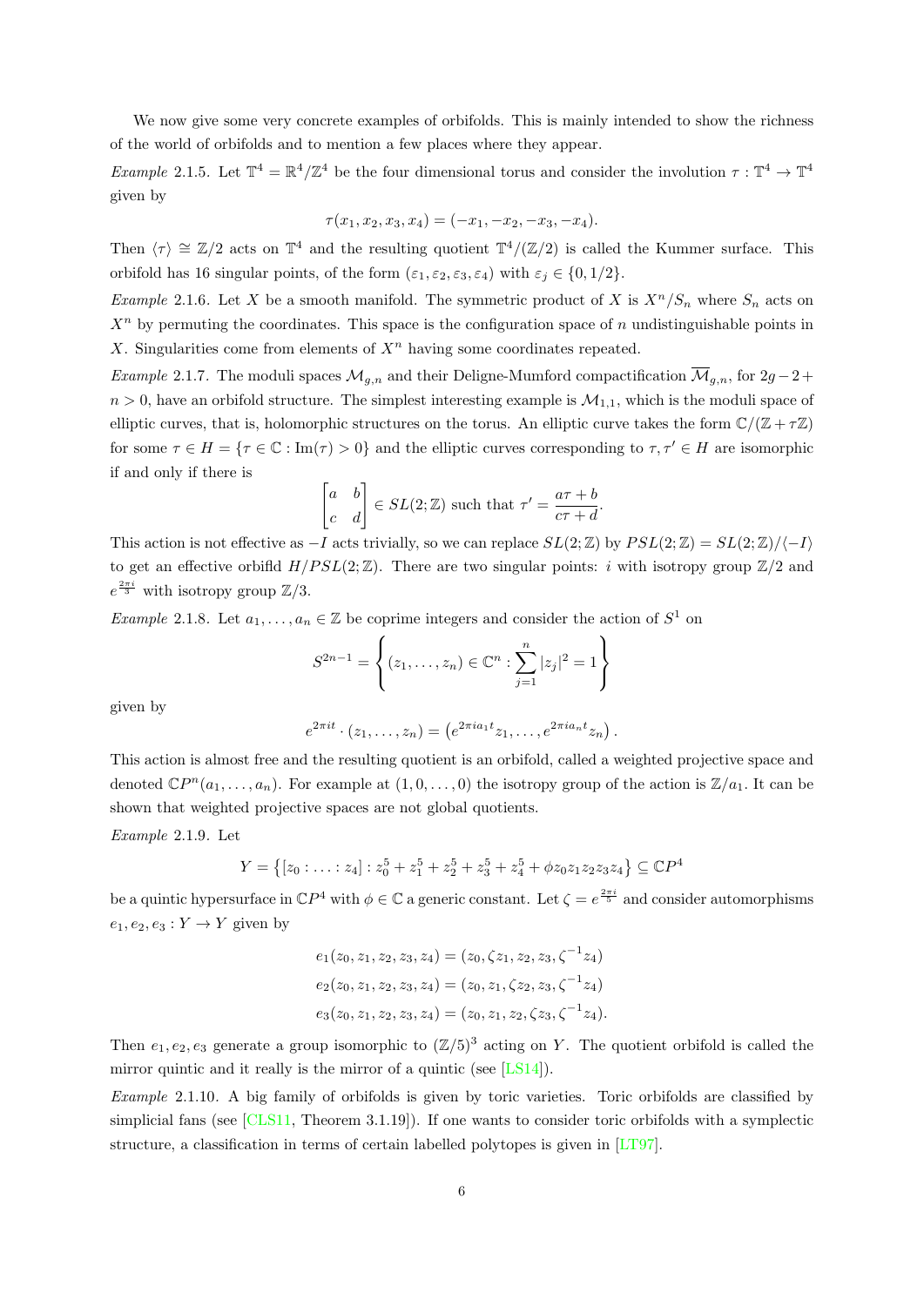We now give some very concrete examples of orbifolds. This is mainly intended to show the richness of the world of orbifolds and to mention a few places where they appear.

*Example* 2.1.5. Let $\mathbb{T}^4 = \mathbb{R}^4/\mathbb{Z}^4$ be the four dimensional torus and consider the involution $\tau : \mathbb{T}^4 \to \mathbb{T}^4$ given by

$$\tau(x_1, x_2, x_3, x_4) = (-x_1, -x_2, -x_3, -x_4).$$

Then $\langle\tau\rangle \cong \mathbb{Z}/2$ acts on $\mathbb{T}^4$ and the resulting quotient $\mathbb{T}^4/(\mathbb{Z}/2)$ is called the Kummer surface. This orbifold has 16 singular points, of the form $(\varepsilon_1, \varepsilon_2, \varepsilon_3, \varepsilon_4)$ with $\varepsilon_j \in \{0, 1/2\}$.

*Example* 2.1.6. Let $X$ be a smooth manifold. The symmetric product of $X$ is $X^n/S_n$ where $S_n$ acts on $X^n$ by permuting the coordinates. This space is the configuration space of $n$ undistinguishable points in $X$. Singularities come from elements of $X^n$ having some coordinates repeated.

*Example* 2.1.7. The moduli spaces $\mathcal{M}_{g,n}$ and their Deligne-Mumford compactification $\overline{\mathcal{M}}_{g,n}$, for $2g-2+n > 0$, have an orbifold structure. The simplest interesting example is $\mathcal{M}_{1,1}$, which is the moduli space of elliptic curves, that is, holomorphic structures on the torus. An elliptic curve takes the form $\mathbb{C}/(\mathbb{Z}+\tau\mathbb{Z})$ for some $\tau \in H = \{\tau \in \mathbb{C} : \mathrm{Im}(\tau) > 0\}$ and the elliptic curves corresponding to $\tau, \tau' \in H$ are isomorphic if and only if there is

$$\begin{bmatrix} a & b \\ c & d \end{bmatrix} \in SL(2;\mathbb{Z}) \text{ such that } \tau' = \frac{a\tau + b}{c\tau + d}.$$

This action is not effective as $-I$ acts trivially, so we can replace $SL(2;\mathbb{Z})$ by $PSL(2;\mathbb{Z}) = SL(2;\mathbb{Z})/\langle -I\rangle$ to get an effective orbifld $H/PSL(2;\mathbb{Z})$. There are two singular points: $i$ with isotropy group $\mathbb{Z}/2$ and $e^{\frac{2\pi i}{3}}$ with isotropy group $\mathbb{Z}/3$.

*Example* 2.1.8. Let $a_1, \ldots, a_n \in \mathbb{Z}$ be coprime integers and consider the action of $S^1$ on

$$S^{2n-1} = \left\{ (z_1, \ldots, z_n) \in \mathbb{C}^n : \sum_{j=1}^n |z_j|^2 = 1 \right\}$$

given by

$$e^{2\pi i t} \cdot (z_1, \ldots, z_n) = \left( e^{2\pi i a_1 t} z_1, \ldots, e^{2\pi i a_n t} z_n \right).$$

This action is almost free and the resulting quotient is an orbifold, called a weighted projective space and denoted $\mathbb{C}P^n(a_1, \ldots, a_n)$. For example at $(1, 0, \ldots, 0)$ the isotropy group of the action is $\mathbb{Z}/a_1$. It can be shown that weighted projective spaces are not global quotients.

*Example* 2.1.9. Let

$$Y = \left\{ [z_0 : \ldots : z_4] : z_0^5 + z_1^5 + z_2^5 + z_3^5 + z_4^5 + \phi z_0 z_1 z_2 z_3 z_4 \right\} \subseteq \mathbb{C}P^4$$

be a quintic hypersurface in $\mathbb{C}P^4$ with $\phi \in \mathbb{C}$ a generic constant. Let $\zeta = e^{\frac{2\pi i}{5}}$ and consider automorphisms $e_1, e_2, e_3 : Y \to Y$ given by

$$\begin{aligned}
e_1(z_0, z_1, z_2, z_3, z_4) &= (z_0, \zeta z_1, z_2, z_3, \zeta^{-1} z_4) \\
e_2(z_0, z_1, z_2, z_3, z_4) &= (z_0, z_1, \zeta z_2, z_3, \zeta^{-1} z_4) \\
e_3(z_0, z_1, z_2, z_3, z_4) &= (z_0, z_1, z_2, \zeta z_3, \zeta^{-1} z_4).
\end{aligned}$$

Then $e_1, e_2, e_3$ generate a group isomorphic to $(\mathbb{Z}/5)^3$ acting on $Y$. The quotient orbifold is called the mirror quintic and it really is the mirror of a quintic (see [LS14]).

*Example* 2.1.10. A big family of orbifolds is given by toric varieties. Toric orbifolds are classified by simplicial fans (see [CLS11, Theorem 3.1.19]). If one wants to consider toric orbifolds with a symplectic structure, a classification in terms of certain labelled polytopes is given in [LT97].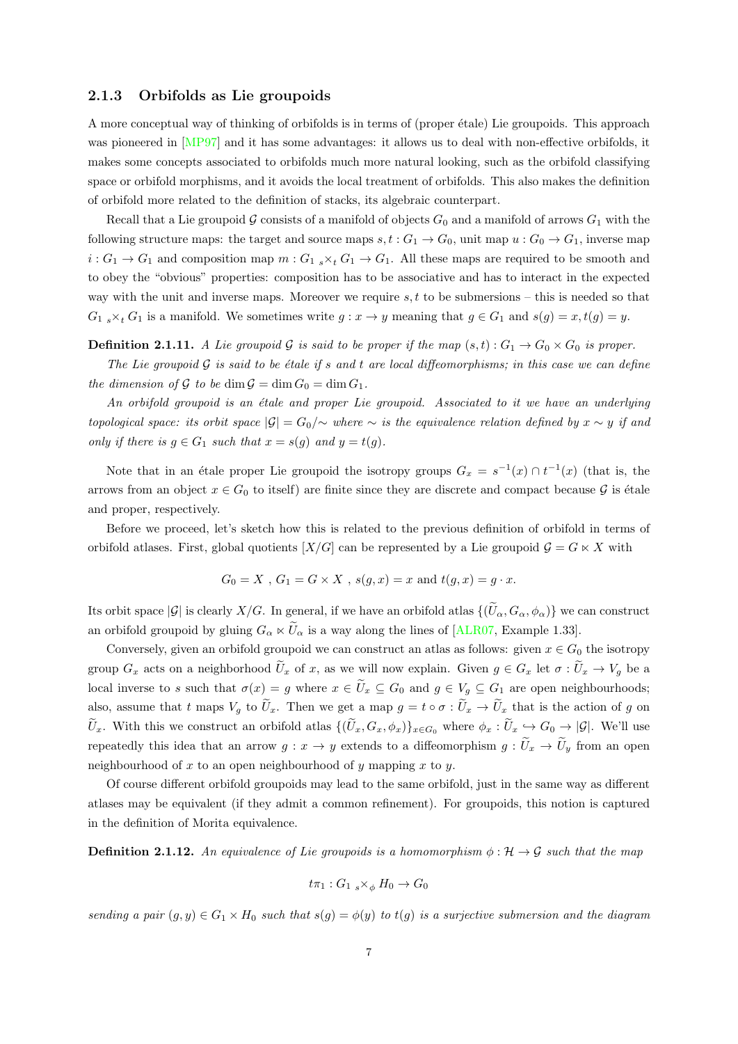### 2.1.3 Orbifolds as Lie groupoids

A more conceptual way of thinking of orbifolds is in terms of (proper étale) Lie groupoids. This approach was pioneered in [MP97] and it has some advantages: it allows us to deal with non-effective orbifolds, it makes some concepts associated to orbifolds much more natural looking, such as the orbifold classifying space or orbifold morphisms, and it avoids the local treatment of orbifolds. This also makes the definition of orbifold more related to the definition of stacks, its algebraic counterpart.

Recall that a Lie groupoid $\mathcal{G}$ consists of a manifold of objects $G_0$ and a manifold of arrows $G_1$ with the following structure maps: the target and source maps $s, t : G_1 \to G_0$, unit map $u : G_0 \to G_1$, inverse map $i : G_1 \to G_1$ and composition map $m : G_1 \, {}_s\!\times_t \, G_1 \to G_1$. All these maps are required to be smooth and to obey the "obvious" properties: composition has to be associative and has to interact in the expected way with the unit and inverse maps. Moreover we require $s, t$ to be submersions – this is needed so that $G_1 \, {}_s\!\times_t \, G_1$ is a manifold. We sometimes write $g : x \to y$ meaning that $g \in G_1$ and $s(g) = x, t(g) = y$.

**Definition 2.1.11.** *A Lie groupoid $\mathcal{G}$ is said to be proper if the map $(s, t) : G_1 \to G_0 \times G_0$ is proper.*

*The Lie groupoid $\mathcal{G}$ is said to be étale if $s$ and $t$ are local diffeomorphisms; in this case we can define the dimension of $\mathcal{G}$ to be $\dim \mathcal{G} = \dim G_0 = \dim G_1$.*

*An orbifold groupoid is an étale and proper Lie groupoid. Associated to it we have an underlying topological space: its orbit space $|\mathcal{G}| = G_0/\!\sim$ where $\sim$ is the equivalence relation defined by $x \sim y$ if and only if there is $g \in G_1$ such that $x = s(g)$ and $y = t(g)$.*

Note that in an étale proper Lie groupoid the isotropy groups $G_x = s^{-1}(x) \cap t^{-1}(x)$ (that is, the arrows from an object $x \in G_0$ to itself) are finite since they are discrete and compact because $\mathcal{G}$ is étale and proper, respectively.

Before we proceed, let's sketch how this is related to the previous definition of orbifold in terms of orbifold atlases. First, global quotients $[X/G]$ can be represented by a Lie groupoid $\mathcal{G} = G \ltimes X$ with

$$G_0 = X \ , \ G_1 = G \times X \ , \ s(g, x) = x \text{ and } t(g, x) = g \cdot x.$$

Its orbit space $|\mathcal{G}|$ is clearly $X/G$. In general, if we have an orbifold atlas $\{(\widetilde{U}_\alpha, G_\alpha, \phi_\alpha)\}$ we can construct an orbifold groupoid by gluing $G_\alpha \ltimes \widetilde{U}_\alpha$ is a way along the lines of [ALR07, Example 1.33].

Conversely, given an orbifold groupoid we can construct an atlas as follows: given $x \in G_0$ the isotropy group $G_x$ acts on a neighborhood $\widetilde{U}_x$ of $x$, as we will now explain. Given $g \in G_x$ let $\sigma : \widetilde{U}_x \to V_g$ be a local inverse to $s$ such that $\sigma(x) = g$ where $x \in \widetilde{U}_x \subseteq G_0$ and $g \in V_g \subseteq G_1$ are open neighbourhoods; also, assume that $t$ maps $V_g$ to $\widetilde{U}_x$. Then we get a map $g = t \circ \sigma : \widetilde{U}_x \to \widetilde{U}_x$ that is the action of $g$ on $\widetilde{U}_x$. With this we construct an orbifold atlas $\{(\widetilde{U}_x, G_x, \phi_x)\}_{x \in G_0}$ where $\phi_x : \widetilde{U}_x \hookrightarrow G_0 \to |\mathcal{G}|$. We'll use repeatedly this idea that an arrow $g : x \to y$ extends to a diffeomorphism $g : \widetilde{U}_x \to \widetilde{U}_y$ from an open neighbourhood of $x$ to an open neighbourhood of $y$ mapping $x$ to $y$.

Of course different orbifold groupoids may lead to the same orbifold, just in the same way as different atlases may be equivalent (if they admit a common refinement). For groupoids, this notion is captured in the definition of Morita equivalence.

**Definition 2.1.12.** *An equivalence of Lie groupoids is a homomorphism $\phi : \mathcal{H} \to \mathcal{G}$ such that the map*

$$t\pi_1 : G_1 \, {}_s\!\times_\phi \, H_0 \to G_0$$

*sending a pair $(g, y) \in G_1 \times H_0$ such that $s(g) = \phi(y)$ to $t(g)$ is a surjective submersion and the diagram*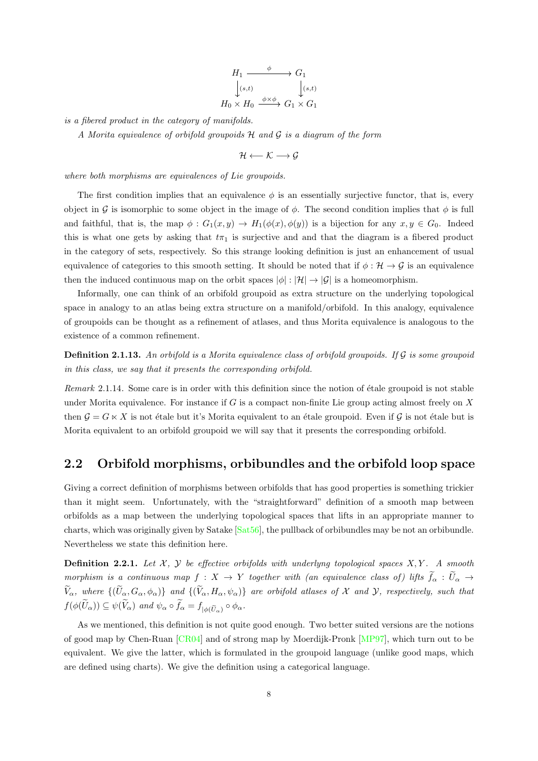$$\begin{array}{ccc} H_1 & \xrightarrow{\phi} & G_1 \\ \downarrow{\scriptstyle (s,t)} & & \downarrow{\scriptstyle (s,t)} \\ H_0 \times H_0 & \xrightarrow{\phi\times\phi} & G_1 \times G_1 \end{array}$$

*is a fibered product in the category of manifolds.*

*A Morita equivalence of orbifold groupoids $\mathcal{H}$ and $\mathcal{G}$ is a diagram of the form*

$$\mathcal{H} \longleftarrow \mathcal{K} \longrightarrow \mathcal{G}$$

*where both morphisms are equivalences of Lie groupoids.*

The first condition implies that an equivalence $\phi$ is an essentially surjective functor, that is, every object in $\mathcal{G}$ is isomorphic to some object in the image of $\phi$. The second condition implies that $\phi$ is full and faithful, that is, the map $\phi : G_1(x, y) \to H_1(\phi(x), \phi(y))$ is a bijection for any $x, y \in G_0$. Indeed this is what one gets by asking that $t\pi_1$ is surjective and and that the diagram is a fibered product in the category of sets, respectively. So this strange looking definition is just an enhancement of usual equivalence of categories to this smooth setting. It should be noted that if $\phi : \mathcal{H} \to \mathcal{G}$ is an equivalence then the induced continuous map on the orbit spaces $|\phi| : |\mathcal{H}| \to |\mathcal{G}|$ is a homeomorphism.

Informally, one can think of an orbifold groupoid as extra structure on the underlying topological space in analogy to an atlas being extra structure on a manifold/orbifold. In this analogy, equivalence of groupoids can be thought as a refinement of atlases, and thus Morita equivalence is analogous to the existence of a common refinement.

**Definition 2.1.13.** *An orbifold is a Morita equivalence class of orbifold groupoids. If $\mathcal{G}$ is some groupoid in this class, we say that it presents the corresponding orbifold.*

*Remark* 2.1.14. Some care is in order with this definition since the notion of étale groupoid is not stable under Morita equivalence. For instance if $G$ is a compact non-finite Lie group acting almost freely on $X$ then $\mathcal{G} = G \ltimes X$ is not étale but it's Morita equivalent to an étale groupoid. Even if $\mathcal{G}$ is not étale but is Morita equivalent to an orbifold groupoid we will say that it presents the corresponding orbifold.

## 2.2 Orbifold morphisms, orbibundles and the orbifold loop space

Giving a correct definition of morphisms between orbifolds that has good properties is something trickier than it might seem. Unfortunately, with the "straightforward" definition of a smooth map between orbifolds as a map between the underlying topological spaces that lifts in an appropriate manner to charts, which was originally given by Satake [Sat56], the pullback of orbibundles may be not an orbibundle. Nevertheless we state this definition here.

**Definition 2.2.1.** *Let $\mathcal{X}$, $\mathcal{Y}$ be effective orbifolds with underlyng topological spaces $X, Y$. A smooth morphism is a continuous map $f : X \to Y$ together with (an equivalence class of) lifts $\widetilde{f}_\alpha : \widetilde{U}_\alpha \to \widetilde{V}_\alpha$, where $\{(\widetilde{U}_\alpha, G_\alpha, \phi_\alpha)\}$ and $\{(\widetilde{V}_\alpha, H_\alpha, \psi_\alpha)\}$ are orbifold atlases of $\mathcal{X}$ and $\mathcal{Y}$, respectively, such that $f(\phi(\widetilde{U}_\alpha)) \subseteq \psi(\widetilde{V}_\alpha)$ and $\psi_\alpha \circ \widetilde{f}_\alpha = f_{|\phi(\widetilde{U}_\alpha)} \circ \phi_\alpha$.*

As we mentioned, this definition is not quite good enough. Two better suited versions are the notions of good map by Chen-Ruan [CR04] and of strong map by Moerdijk-Pronk [MP97], which turn out to be equivalent. We give the latter, which is formulated in the groupoid language (unlike good maps, which are defined using charts). We give the definition using a categorical language.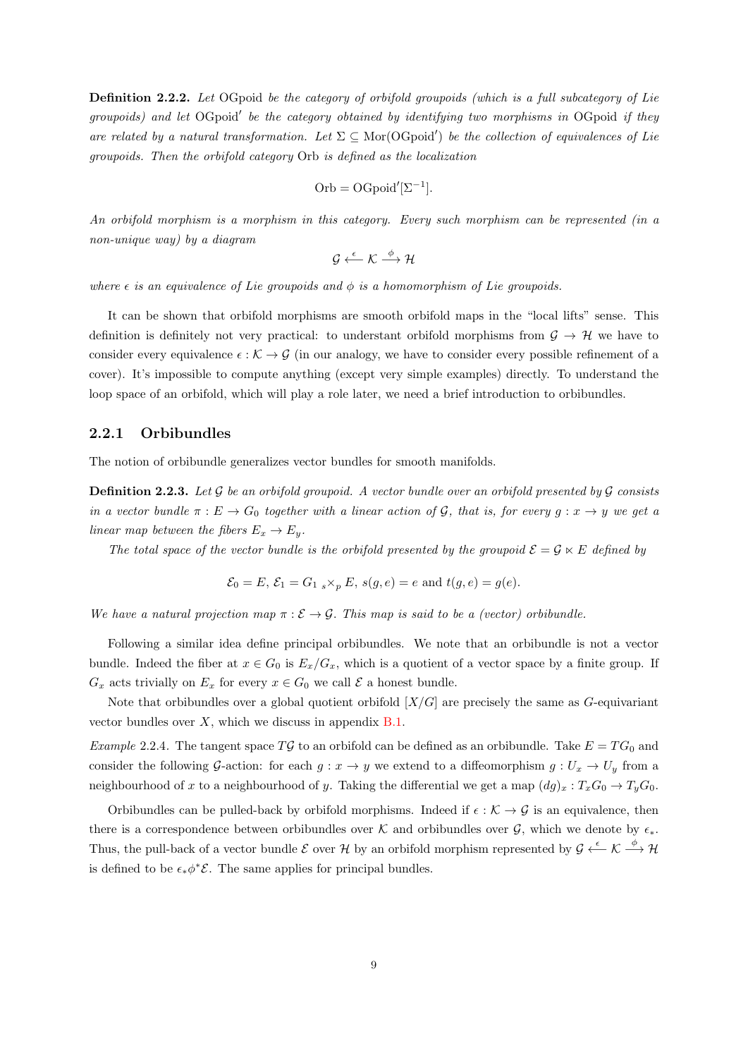**Definition 2.2.2.** *Let* OGpoid *be the category of orbifold groupoids (which is a full subcategory of Lie groupoids) and let* OGpoid$'$ *be the category obtained by identifying two morphisms in* OGpoid *if they are related by a natural transformation. Let* $\Sigma \subseteq \mathrm{Mor}(\mathrm{OGpoid}')$ *be the collection of equivalences of Lie groupoids. Then the orbifold category* Orb *is defined as the localization*

$$\mathrm{Orb} = \mathrm{OGpoid}'[\Sigma^{-1}].$$

*An orbifold morphism is a morphism in this category. Every such morphism can be represented (in a non-unique way) by a diagram*

$$\mathcal{G} \xleftarrow{\epsilon} \mathcal{K} \xrightarrow{\phi} \mathcal{H}$$

*where* $\epsilon$ *is an equivalence of Lie groupoids and* $\phi$ *is a homomorphism of Lie groupoids.*

It can be shown that orbifold morphisms are smooth orbifold maps in the "local lifts" sense. This definition is definitely not very practical: to understant orbifold morphisms from $\mathcal{G} \to \mathcal{H}$ we have to consider every equivalence $\epsilon : \mathcal{K} \to \mathcal{G}$ (in our analogy, we have to consider every possible refinement of a cover). It's impossible to compute anything (except very simple examples) directly. To understand the loop space of an orbifold, which will play a role later, we need a brief introduction to orbibundles.

### 2.2.1 Orbibundles

The notion of orbibundle generalizes vector bundles for smooth manifolds.

**Definition 2.2.3.** *Let* $\mathcal{G}$ *be an orbifold groupoid. A vector bundle over an orbifold presented by* $\mathcal{G}$ *consists in a vector bundle* $\pi : E \to G_0$ *together with a linear action of* $\mathcal{G}$*, that is, for every* $g : x \to y$ *we get a linear map between the fibers* $E_x \to E_y$*.*

*The total space of the vector bundle is the orbifold presented by the groupoid* $\mathcal{E} = \mathcal{G} \ltimes E$ *defined by*

$$\mathcal{E}_0 = E,\ \mathcal{E}_1 = G_1\ {}_s\!\times_p E,\ s(g,e) = e \text{ and } t(g,e) = g(e).$$

*We have a natural projection map* $\pi : \mathcal{E} \to \mathcal{G}$*. This map is said to be a (vector) orbibundle.*

Following a similar idea define principal orbibundles. We note that an orbibundle is not a vector bundle. Indeed the fiber at $x \in G_0$ is $E_x/G_x$, which is a quotient of a vector space by a finite group. If $G_x$ acts trivially on $E_x$ for every $x \in G_0$ we call $\mathcal{E}$ a honest bundle.

Note that orbibundles over a global quotient orbifold $[X/G]$ are precisely the same as $G$-equivariant vector bundles over $X$, which we discuss in appendix B.1.

*Example* 2.2.4. The tangent space $T\mathcal{G}$ to an orbifold can be defined as an orbibundle. Take $E = TG_0$ and consider the following $\mathcal{G}$-action: for each $g : x \to y$ we extend to a diffeomorphism $g : U_x \to U_y$ from a neighbourhood of $x$ to a neighbourhood of $y$. Taking the differential we get a map $(dg)_x : T_xG_0 \to T_yG_0$.

Orbibundles can be pulled-back by orbifold morphisms. Indeed if $\epsilon : \mathcal{K} \to \mathcal{G}$ is an equivalence, then there is a correspondence between orbibundles over $\mathcal{K}$ and orbibundles over $\mathcal{G}$, which we denote by $\epsilon_*$. Thus, the pull-back of a vector bundle $\mathcal{E}$ over $\mathcal{H}$ by an orbifold morphism represented by $\mathcal{G} \xleftarrow{\epsilon} \mathcal{K} \xrightarrow{\phi} \mathcal{H}$ is defined to be $\epsilon_*\phi^*\mathcal{E}$. The same applies for principal bundles.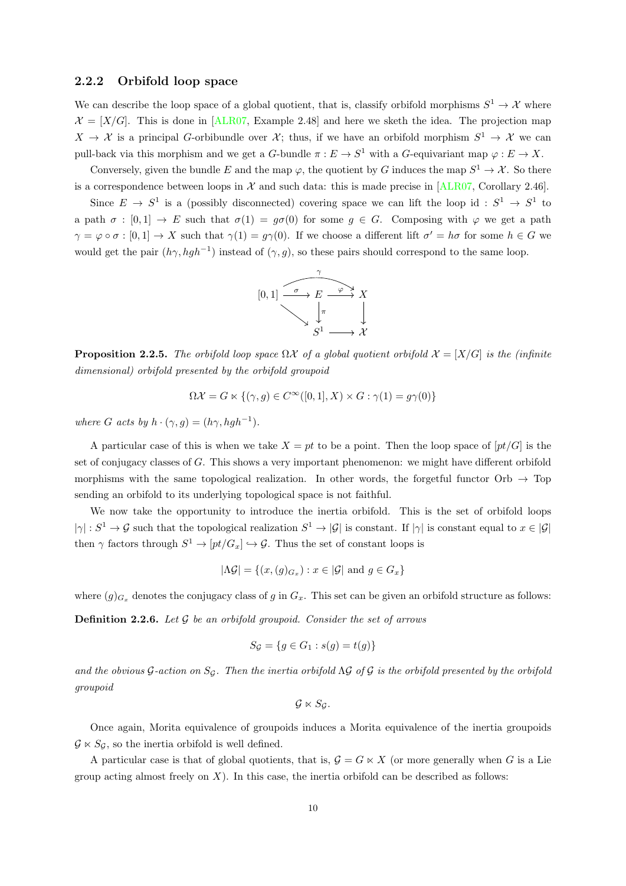### 2.2.2 Orbifold loop space

We can describe the loop space of a global quotient, that is, classify orbifold morphisms $S^1 \to \mathcal{X}$ where $\mathcal{X} = [X/G]$. This is done in [ALR07, Example 2.48] and here we sketh the idea. The projection map $X \to \mathcal{X}$ is a principal $G$-orbibundle over $\mathcal{X}$; thus, if we have an orbifold morphism $S^1 \to \mathcal{X}$ we can pull-back via this morphism and we get a $G$-bundle $\pi : E \to S^1$ with a $G$-equivariant map $\varphi : E \to X$.

Conversely, given the bundle $E$ and the map $\varphi$, the quotient by $G$ induces the map $S^1 \to \mathcal{X}$. So there is a correspondence between loops in $\mathcal{X}$ and such data: this is made precise in [ALR07, Corollary 2.46].

Since $E \to S^1$ is a (possibly disconnected) covering space we can lift the loop id : $S^1 \to S^1$ to a path $\sigma : [0, 1] \to E$ such that $\sigma(1) = g\sigma(0)$ for some $g \in G$. Composing with $\varphi$ we get a path $\gamma = \varphi \circ \sigma : [0, 1] \to X$ such that $\gamma(1) = g\gamma(0)$. If we choose a different lift $\sigma' = h\sigma$ for some $h \in G$ we would get the pair $(h\gamma, hgh^{-1})$ instead of $(\gamma, g)$, so these pairs should correspond to the same loop.

$$\begin{array}{ccccc} & & \xrightarrow{\quad\gamma\quad} & & \\ [0,1] & \xrightarrow{\sigma} & E & \xrightarrow{\varphi} & X \\ & \searrow & \downarrow \pi & & \downarrow \\ & & S^1 & \longrightarrow & \mathcal{X} \end{array}$$

**Proposition 2.2.5.** *The orbifold loop space $\Omega\mathcal{X}$ of a global quotient orbifold $\mathcal{X} = [X/G]$ is the (infinite dimensional) orbifold presented by the orbifold groupoid*

$$\Omega\mathcal{X} = G \ltimes \{(\gamma, g) \in C^\infty([0, 1], X) \times G : \gamma(1) = g\gamma(0)\}$$

*where $G$ acts by $h \cdot (\gamma, g) = (h\gamma, hgh^{-1})$.*

A particular case of this is when we take $X = pt$ to be a point. Then the loop space of $[pt/G]$ is the set of conjugacy classes of $G$. This shows a very important phenomenon: we might have different orbifold morphisms with the same topological realization. In other words, the forgetful functor Orb $\to$ Top sending an orbifold to its underlying topological space is not faithful.

We now take the opportunity to introduce the inertia orbifold. This is the set of orbifold loops $|\gamma| : S^1 \to \mathcal{G}$ such that the topological realization $S^1 \to |\mathcal{G}|$ is constant. If $|\gamma|$ is constant equal to $x \in |\mathcal{G}|$ then $\gamma$ factors through $S^1 \to [pt/G_x] \hookrightarrow \mathcal{G}$. Thus the set of constant loops is

$$|\Lambda\mathcal{G}| = \{(x, (g)_{G_x}) : x \in |\mathcal{G}| \text{ and } g \in G_x\}$$

where $(g)_{G_x}$ denotes the conjugacy class of $g$ in $G_x$. This set can be given an orbifold structure as follows:

**Definition 2.2.6.** *Let $\mathcal{G}$ be an orbifold groupoid. Consider the set of arrows*

$$S_\mathcal{G} = \{g \in G_1 : s(g) = t(g)\}$$

*and the obvious $\mathcal{G}$-action on $S_\mathcal{G}$. Then the inertia orbifold $\Lambda\mathcal{G}$ of $\mathcal{G}$ is the orbifold presented by the orbifold groupoid*

$$\mathcal{G} \ltimes S_\mathcal{G}.$$

Once again, Morita equivalence of groupoids induces a Morita equivalence of the inertia groupoids $\mathcal{G} \ltimes S_\mathcal{G}$, so the inertia orbifold is well defined.

A particular case is that of global quotients, that is, $\mathcal{G} = G \ltimes X$ (or more generally when $G$ is a Lie group acting almost freely on $X$). In this case, the inertia orbifold can be described as follows: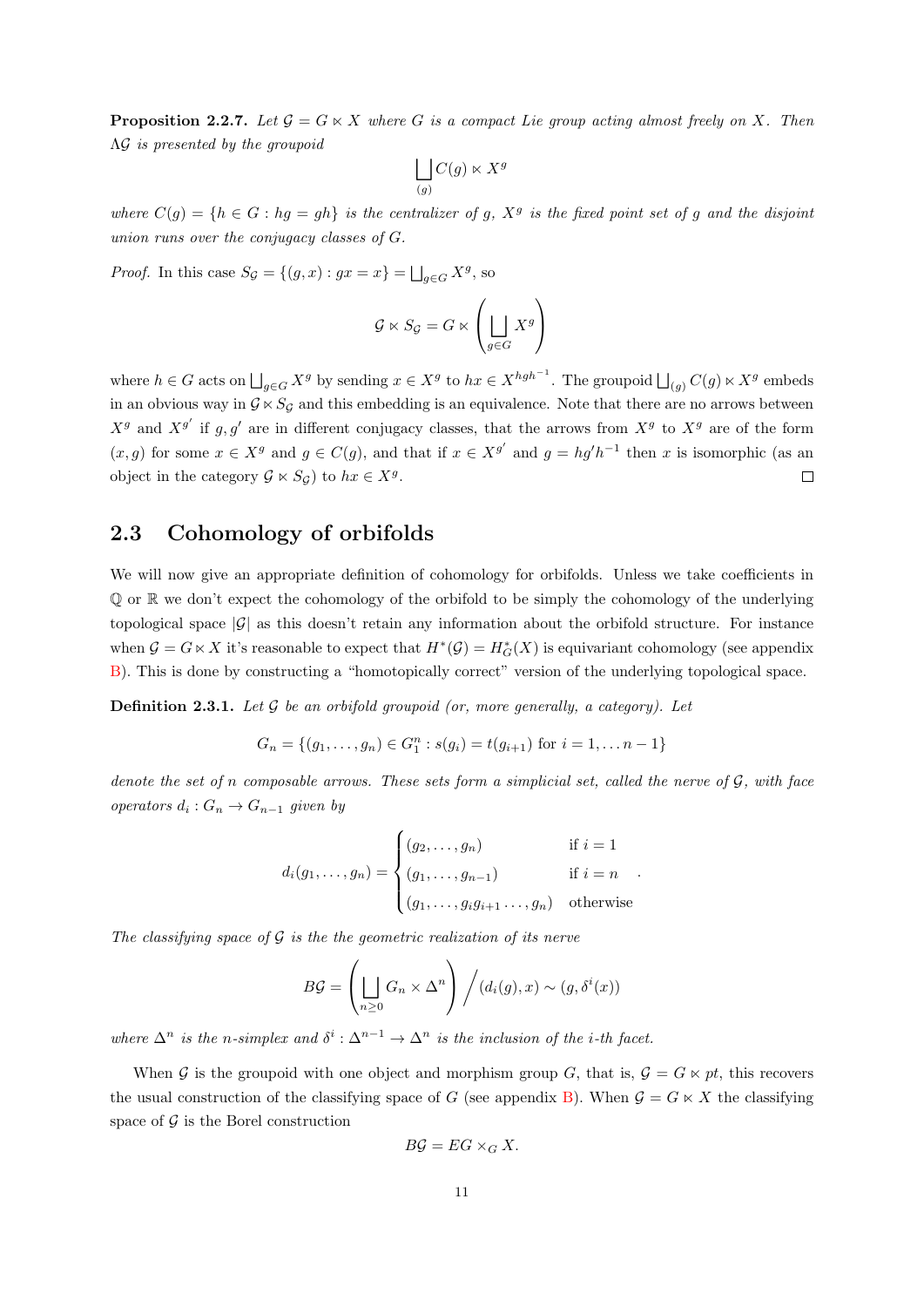**Proposition 2.2.7.** *Let $\mathcal{G} = G \ltimes X$ where $G$ is a compact Lie group acting almost freely on $X$. Then $\Lambda\mathcal{G}$ is presented by the groupoid*

$$\bigsqcup_{(g)} C(g) \ltimes X^g$$

*where $C(g) = \{h \in G : hg = gh\}$ is the centralizer of $g$, $X^g$ is the fixed point set of $g$ and the disjoint union runs over the conjugacy classes of $G$.*

*Proof.* In this case $S_\mathcal{G} = \{(g, x) : gx = x\} = \bigsqcup_{g \in G} X^g$, so

$$\mathcal{G} \ltimes S_\mathcal{G} = G \ltimes \left( \bigsqcup_{g \in G} X^g \right)$$

where $h \in G$ acts on $\bigsqcup_{g \in G} X^g$ by sending $x \in X^g$ to $hx \in X^{hgh^{-1}}$. The groupoid $\bigsqcup_{(g)} C(g) \ltimes X^g$ embeds in an obvious way in $\mathcal{G} \ltimes S_\mathcal{G}$ and this embedding is an equivalence. Note that there are no arrows between $X^g$ and $X^{g'}$ if $g, g'$ are in different conjugacy classes, that the arrows from $X^g$ to $X^g$ are of the form $(x, g)$ for some $x \in X^g$ and $g \in C(g)$, and that if $x \in X^{g'}$ and $g = hg'h^{-1}$ then $x$ is isomorphic (as an object in the category $\mathcal{G} \ltimes S_\mathcal{G}$) to $hx \in X^g$. ◻

## 2.3 Cohomology of orbifolds

We will now give an appropriate definition of cohomology for orbifolds. Unless we take coefficients in $\mathbb{Q}$ or $\mathbb{R}$ we don't expect the cohomology of the orbifold to be simply the cohomology of the underlying topological space $|\mathcal{G}|$ as this doesn't retain any information about the orbifold structure. For instance when $\mathcal{G} = G \ltimes X$ it's reasonable to expect that $H^*(\mathcal{G}) = H^*_G(X)$ is equivariant cohomology (see appendix B). This is done by constructing a "homotopically correct" version of the underlying topological space.

**Definition 2.3.1.** *Let $\mathcal{G}$ be an orbifold groupoid (or, more generally, a category). Let*

$$G_n = \{(g_1, \ldots, g_n) \in G_1^n : s(g_i) = t(g_{i+1}) \text{ for } i = 1, \ldots n-1\}$$

*denote the set of $n$ composable arrows. These sets form a simplicial set, called the nerve of $\mathcal{G}$, with face operators $d_i : G_n \to G_{n-1}$ given by*

$$d_i(g_1, \ldots, g_n) = \begin{cases} (g_2, \ldots, g_n) & \text{if } i = 1 \\ (g_1, \ldots, g_{n-1}) & \text{if } i = n \\ (g_1, \ldots, g_i g_{i+1} \ldots, g_n) & \text{otherwise} \end{cases}.$$

*The classifying space of $\mathcal{G}$ is the the geometric realization of its nerve*

$$B\mathcal{G} = \left( \bigsqcup_{n \geq 0} G_n \times \Delta^n \right) \Big/ (d_i(g), x) \sim (g, \delta^i(x))$$

*where $\Delta^n$ is the $n$-simplex and $\delta^i : \Delta^{n-1} \to \Delta^n$ is the inclusion of the $i$-th facet.*

When $\mathcal{G}$ is the groupoid with one object and morphism group $G$, that is, $\mathcal{G} = G \ltimes pt$, this recovers the usual construction of the classifying space of $G$ (see appendix B). When $\mathcal{G} = G \ltimes X$ the classifying space of $\mathcal{G}$ is the Borel construction

$$B\mathcal{G} = EG \times_G X.$$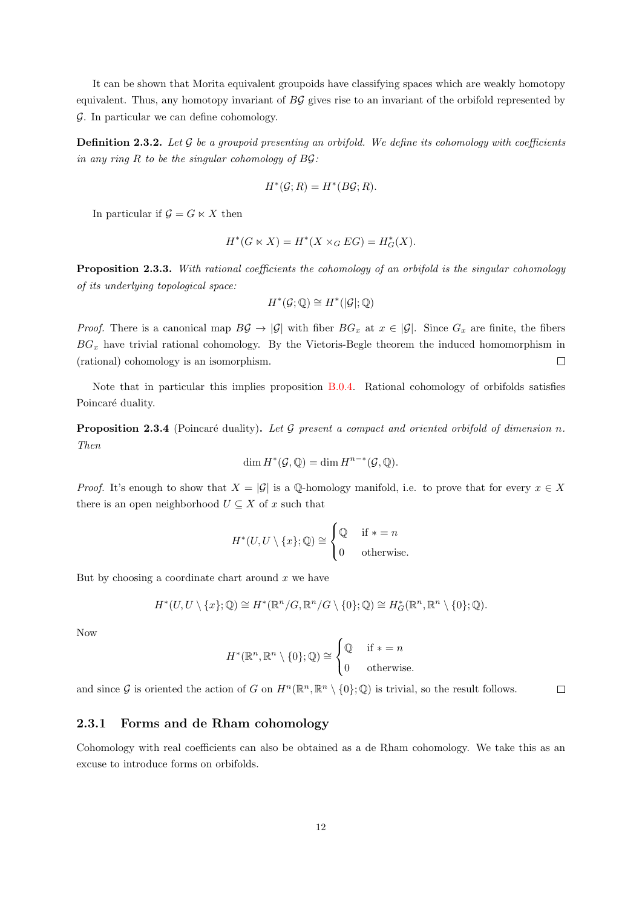It can be shown that Morita equivalent groupoids have classifying spaces which are weakly homotopy equivalent. Thus, any homotopy invariant of $B\mathcal{G}$ gives rise to an invariant of the orbifold represented by $\mathcal{G}$. In particular we can define cohomology.

**Definition 2.3.2.** *Let $\mathcal{G}$ be a groupoid presenting an orbifold. We define its cohomology with coefficients in any ring $R$ to be the singular cohomology of $B\mathcal{G}$:*

$$H^*(\mathcal{G}; R) = H^*(B\mathcal{G}; R).$$

In particular if $\mathcal{G} = G \ltimes X$ then

$$H^*(G \ltimes X) = H^*(X \times_G EG) = H^*_G(X).$$

**Proposition 2.3.3.** *With rational coefficients the cohomology of an orbifold is the singular cohomology of its underlying topological space:*

$$H^*(\mathcal{G}; \mathbb{Q}) \cong H^*(|\mathcal{G}|; \mathbb{Q})$$

*Proof.* There is a canonical map $B\mathcal{G} \to |\mathcal{G}|$ with fiber $BG_x$ at $x \in |\mathcal{G}|$. Since $G_x$ are finite, the fibers $BG_x$ have trivial rational cohomology. By the Vietoris-Begle theorem the induced homomorphism in (rational) cohomology is an isomorphism. $\square$

Note that in particular this implies proposition B.0.4. Rational cohomology of orbifolds satisfies Poincaré duality.

**Proposition 2.3.4** (Poincaré duality)**.** *Let $\mathcal{G}$ present a compact and oriented orbifold of dimension $n$. Then*

$$\dim H^*(\mathcal{G}, \mathbb{Q}) = \dim H^{n-*}(\mathcal{G}, \mathbb{Q}).$$

*Proof.* It's enough to show that $X = |\mathcal{G}|$ is a $\mathbb{Q}$-homology manifold, i.e. to prove that for every $x \in X$ there is an open neighborhood $U \subseteq X$ of $x$ such that

$$H^*(U, U \setminus \{x\}; \mathbb{Q}) \cong \begin{cases} \mathbb{Q} & \text{if } * = n \\ 0 & \text{otherwise.} \end{cases}$$

But by choosing a coordinate chart around $x$ we have

$$H^*(U, U \setminus \{x\}; \mathbb{Q}) \cong H^*(\mathbb{R}^n/G, \mathbb{R}^n/G \setminus \{0\}; \mathbb{Q}) \cong H^*_G(\mathbb{R}^n, \mathbb{R}^n \setminus \{0\}; \mathbb{Q}).$$

Now

$$H^*(\mathbb{R}^n, \mathbb{R}^n \setminus \{0\}; \mathbb{Q}) \cong \begin{cases} \mathbb{Q} & \text{if } * = n \\ 0 & \text{otherwise.} \end{cases}$$

and since $\mathcal{G}$ is oriented the action of $G$ on $H^n(\mathbb{R}^n, \mathbb{R}^n \setminus \{0\}; \mathbb{Q})$ is trivial, so the result follows. $\square$

### 2.3.1 Forms and de Rham cohomology

Cohomology with real coefficients can also be obtained as a de Rham cohomology. We take this as an excuse to introduce forms on orbifolds.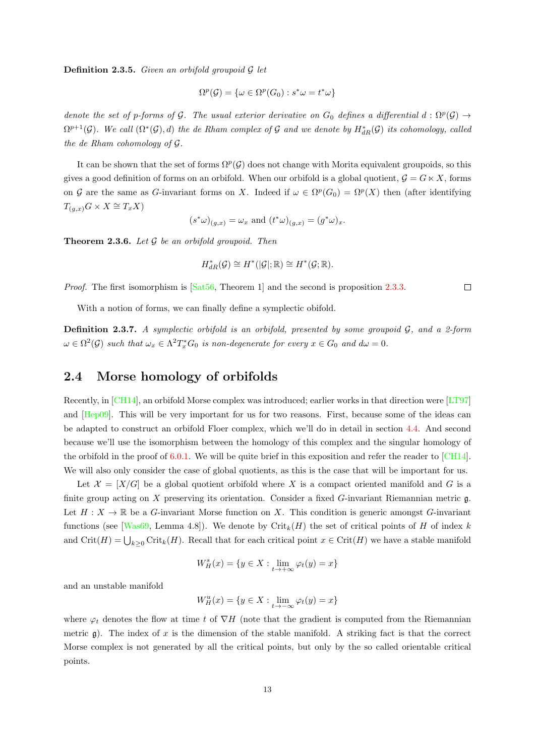**Definition 2.3.5.** *Given an orbifold groupoid $\mathcal{G}$ let*

$$\Omega^p(\mathcal{G}) = \{\omega \in \Omega^p(G_0) : s^*\omega = t^*\omega\}$$

*denote the set of p-forms of $\mathcal{G}$. The usual exterior derivative on $G_0$ defines a differential $d : \Omega^p(\mathcal{G}) \to \Omega^{p+1}(\mathcal{G})$. We call $(\Omega^*(\mathcal{G}), d)$ the de Rham complex of $\mathcal{G}$ and we denote by $H^*_{dR}(\mathcal{G})$ its cohomology, called the de Rham cohomology of $\mathcal{G}$.*

It can be shown that the set of forms $\Omega^p(\mathcal{G})$ does not change with Morita equivalent groupoids, so this gives a good definition of forms on an orbifold. When our orbifold is a global quotient, $\mathcal{G} = G \ltimes X$, forms on $\mathcal{G}$ are the same as $G$-invariant forms on $X$. Indeed if $\omega \in \Omega^p(G_0) = \Omega^p(X)$ then (after identifying $T_{(g,x)}G \times X \cong T_x X$)

$$(s^*\omega)_{(g,x)} = \omega_x \text{ and } (t^*\omega)_{(g,x)} = (g^*\omega)_x.$$

**Theorem 2.3.6.** *Let $\mathcal{G}$ be an orbifold groupoid. Then*

$$H^*_{dR}(\mathcal{G}) \cong H^*(|\mathcal{G}|; \mathbb{R}) \cong H^*(\mathcal{G}; \mathbb{R}).$$

*Proof.* The first isomorphism is [Sat56, Theorem 1] and the second is proposition 2.3.3. □

With a notion of forms, we can finally define a symplectic obifold.

**Definition 2.3.7.** *A symplectic orbifold is an orbifold, presented by some groupoid $\mathcal{G}$, and a 2-form $\omega \in \Omega^2(\mathcal{G})$ such that $\omega_x \in \Lambda^2 T^*_x G_0$ is non-degenerate for every $x \in G_0$ and $d\omega = 0$.*

## 2.4 Morse homology of orbifolds

Recently, in [CH14], an orbifold Morse complex was introduced; earlier works in that direction were [LT97] and [Hep09]. This will be very important for us for two reasons. First, because some of the ideas can be adapted to construct an orbifold Floer complex, which we'll do in detail in section 4.4. And second because we'll use the isomorphism between the homology of this complex and the singular homology of the orbifold in the proof of 6.0.1. We will be quite brief in this exposition and refer the reader to [CH14]. We will also only consider the case of global quotients, as this is the case that will be important for us.

Let $\mathcal{X} = [X/G]$ be a global quotient orbifold where $X$ is a compact oriented manifold and $G$ is a finite group acting on $X$ preserving its orientation. Consider a fixed $G$-invariant Riemannian metric $\mathfrak{g}$. Let $H : X \to \mathbb{R}$ be a $G$-invariant Morse function on $X$. This condition is generic amongst $G$-invariant functions (see [Was69, Lemma 4.8]). We denote by $\text{Crit}_k(H)$ the set of critical points of $H$ of index $k$ and $\text{Crit}(H) = \bigcup_{k \geq 0} \text{Crit}_k(H)$. Recall that for each critical point $x \in \text{Crit}(H)$ we have a stable manifold

$$W^s_H(x) = \{y \in X : \lim_{t \to +\infty} \varphi_t(y) = x\}$$

and an unstable manifold

$$W^u_H(x) = \{y \in X : \lim_{t \to -\infty} \varphi_t(y) = x\}$$

where $\varphi_t$ denotes the flow at time $t$ of $\nabla H$ (note that the gradient is computed from the Riemannian metric $\mathfrak{g}$). The index of $x$ is the dimension of the stable manifold. A striking fact is that the correct Morse complex is not generated by all the critical points, but only by the so called orientable critical points.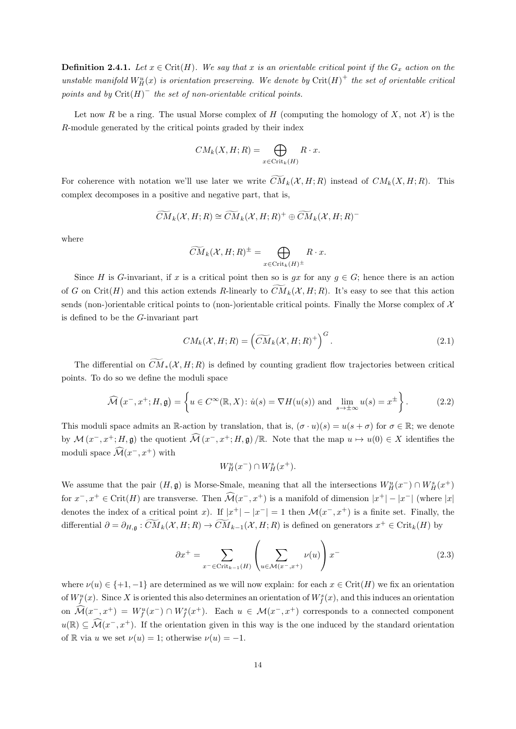**Definition 2.4.1.** *Let $x \in \operatorname{Crit}(H)$. We say that $x$ is an orientable critical point if the $G_x$ action on the unstable manifold $W^u_H(x)$ is orientation preserving. We denote by $\operatorname{Crit}(H)^+$ the set of orientable critical points and by $\operatorname{Crit}(H)^-$ the set of non-orientable critical points.*

Let now $R$ be a ring. The usual Morse complex of $H$ (computing the homology of $X$, not $\mathcal{X}$) is the $R$-module generated by the critical points graded by their index

$$CM_k(X, H; R) = \bigoplus_{x \in \operatorname{Crit}_k(H)} R \cdot x.$$

For coherence with notation we'll use later we write $\widetilde{CM}_k(\mathcal{X}, H; R)$ instead of $CM_k(X, H; R)$. This complex decomposes in a positive and negative part, that is,

$$\widetilde{CM}_k(\mathcal{X}, H; R) \cong \widetilde{CM}_k(\mathcal{X}, H; R)^+ \oplus \widetilde{CM}_k(\mathcal{X}, H; R)^-$$

where

$$\widetilde{CM}_k(\mathcal{X}, H; R)^{\pm} = \bigoplus_{x \in \operatorname{Crit}_k(H)^{\pm}} R \cdot x.$$

Since $H$ is $G$-invariant, if $x$ is a critical point then so is $gx$ for any $g \in G$; hence there is an action of $G$ on $\operatorname{Crit}(H)$ and this action extends $R$-linearly to $\widetilde{CM}_k(\mathcal{X}, H; R)$. It's easy to see that this action sends (non-)orientable critical points to (non-)orientable critical points. Finally the Morse complex of $\mathcal{X}$ is defined to be the $G$-invariant part

$$CM_k(\mathcal{X}, H; R) = \left(\widetilde{CM}_k(\mathcal{X}, H; R)^+\right)^G. \tag{2.1}$$

The differential on $\widetilde{CM}_*(\mathcal{X}, H; R)$ is defined by counting gradient flow trajectories between critical points. To do so we define the moduli space

$$\widehat{\mathcal{M}}\left(x^-, x^+; H, \mathfrak{g}\right) = \left\{ u \in C^\infty(\mathbb{R}, X) \colon \dot{u}(s) = \nabla H(u(s)) \text{ and } \lim_{s \to \pm\infty} u(s) = x^{\pm} \right\}. \tag{2.2}$$

This moduli space admits an $\mathbb{R}$-action by translation, that is, $(\sigma \cdot u)(s) = u(s + \sigma)$ for $\sigma \in \mathbb{R}$; we denote by $\mathcal{M}\left(x^-, x^+; H, \mathfrak{g}\right)$ the quotient $\widehat{\mathcal{M}}\left(x^-, x^+; H, \mathfrak{g}\right)/\mathbb{R}$. Note that the map $u \mapsto u(0) \in X$ identifies the moduli space $\widehat{\mathcal{M}}(x^-, x^+)$ with

$$W^u_H(x^-) \cap W^s_H(x^+).$$

We assume that the pair $(H, \mathfrak{g})$ is Morse-Smale, meaning that all the intersections $W^u_H(x^-) \cap W^s_H(x^+)$ for $x^-, x^+ \in \operatorname{Crit}(H)$ are transverse. Then $\widehat{\mathcal{M}}(x^-, x^+)$ is a manifold of dimension $|x^+| - |x^-|$ (where $|x|$ denotes the index of a critical point $x$). If $|x^+| - |x^-| = 1$ then $\mathcal{M}(x^-, x^+)$ is a finite set. Finally, the differential $\partial = \partial_{H,\mathfrak{g}} : \widetilde{CM}_k(\mathcal{X}, H; R) \to \widetilde{CM}_{k-1}(\mathcal{X}, H; R)$ is defined on generators $x^+ \in \operatorname{Crit}_k(H)$ by

$$\partial x^+ = \sum_{x^- \in \operatorname{Crit}_{k-1}(H)} \left( \sum_{u \in \mathcal{M}(x^-, x^+)} \nu(u) \right) x^- \tag{2.3}$$

where $\nu(u) \in \{+1, -1\}$ are determined as we will now explain: for each $x \in \operatorname{Crit}(H)$ we fix an orientation of $W^u_f(x)$. Since $X$ is oriented this also determines an orientation of $W^s_f(x)$, and this induces an orientation on $\widehat{\mathcal{M}}(x^-, x^+) = W^u_f(x^-) \cap W^s_f(x^+)$. Each $u \in \mathcal{M}(x^-, x^+)$ corresponds to a connected component $u(\mathbb{R}) \subseteq \widehat{\mathcal{M}}(x^-, x^+)$. If the orientation given in this way is the one induced by the standard orientation of $\mathbb{R}$ via $u$ we set $\nu(u) = 1$; otherwise $\nu(u) = -1$.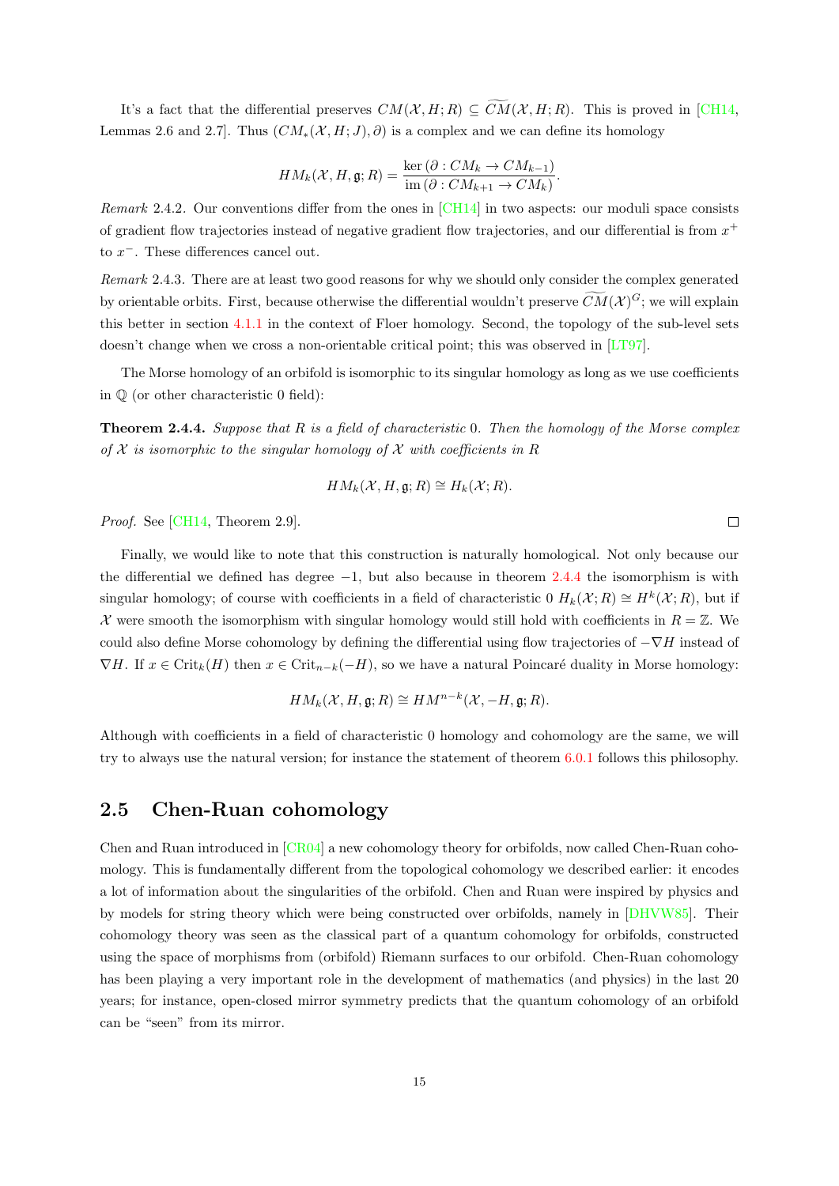It's a fact that the differential preserves $CM(\mathcal{X}, H; R) \subseteq \widetilde{CM}(\mathcal{X}, H; R)$. This is proved in [CH14, Lemmas 2.6 and 2.7]. Thus $(CM_*(\mathcal{X}, H; J), \partial)$ is a complex and we can define its homology

$$HM_k(\mathcal{X}, H, \mathfrak{g}; R) = \frac{\ker(\partial : CM_k \to CM_{k-1})}{\operatorname{im}(\partial : CM_{k+1} \to CM_k)}.$$

*Remark* 2.4.2. Our conventions differ from the ones in [CH14] in two aspects: our moduli space consists of gradient flow trajectories instead of negative gradient flow trajectories, and our differential is from $x^+$ to $x^-$. These differences cancel out.

*Remark* 2.4.3. There are at least two good reasons for why we should only consider the complex generated by orientable orbits. First, because otherwise the differential wouldn't preserve $\widetilde{CM}(\mathcal{X})^G$; we will explain this better in section 4.1.1 in the context of Floer homology. Second, the topology of the sub-level sets doesn't change when we cross a non-orientable critical point; this was observed in [LT97].

The Morse homology of an orbifold is isomorphic to its singular homology as long as we use coefficients in $\mathbb{Q}$ (or other characteristic 0 field):

**Theorem 2.4.4.** *Suppose that $R$ is a field of characteristic 0. Then the homology of the Morse complex of $\mathcal{X}$ is isomorphic to the singular homology of $\mathcal{X}$ with coefficients in $R$*

$$HM_k(\mathcal{X}, H, \mathfrak{g}; R) \cong H_k(\mathcal{X}; R).$$

*Proof.* See [CH14, Theorem 2.9]. □

Finally, we would like to note that this construction is naturally homological. Not only because our the differential we defined has degree $-1$, but also because in theorem 2.4.4 the isomorphism is with singular homology; of course with coefficients in a field of characteristic 0 $H_k(\mathcal{X}; R) \cong H^k(\mathcal{X}; R)$, but if $\mathcal{X}$ were smooth the isomorphism with singular homology would still hold with coefficients in $R = \mathbb{Z}$. We could also define Morse cohomology by defining the differential using flow trajectories of $-\nabla H$ instead of $\nabla H$. If $x \in \operatorname{Crit}_k(H)$ then $x \in \operatorname{Crit}_{n-k}(-H)$, so we have a natural Poincaré duality in Morse homology:

$$HM_k(\mathcal{X}, H, \mathfrak{g}; R) \cong HM^{n-k}(\mathcal{X}, -H, \mathfrak{g}; R).$$

Although with coefficients in a field of characteristic 0 homology and cohomology are the same, we will try to always use the natural version; for instance the statement of theorem 6.0.1 follows this philosophy.

## 2.5 Chen-Ruan cohomology

Chen and Ruan introduced in [CR04] a new cohomology theory for orbifolds, now called Chen-Ruan cohomology. This is fundamentally different from the topological cohomology we described earlier: it encodes a lot of information about the singularities of the orbifold. Chen and Ruan were inspired by physics and by models for string theory which were being constructed over orbifolds, namely in [DHVW85]. Their cohomology theory was seen as the classical part of a quantum cohomology for orbifolds, constructed using the space of morphisms from (orbifold) Riemann surfaces to our orbifold. Chen-Ruan cohomology has been playing a very important role in the development of mathematics (and physics) in the last 20 years; for instance, open-closed mirror symmetry predicts that the quantum cohomology of an orbifold can be "seen" from its mirror.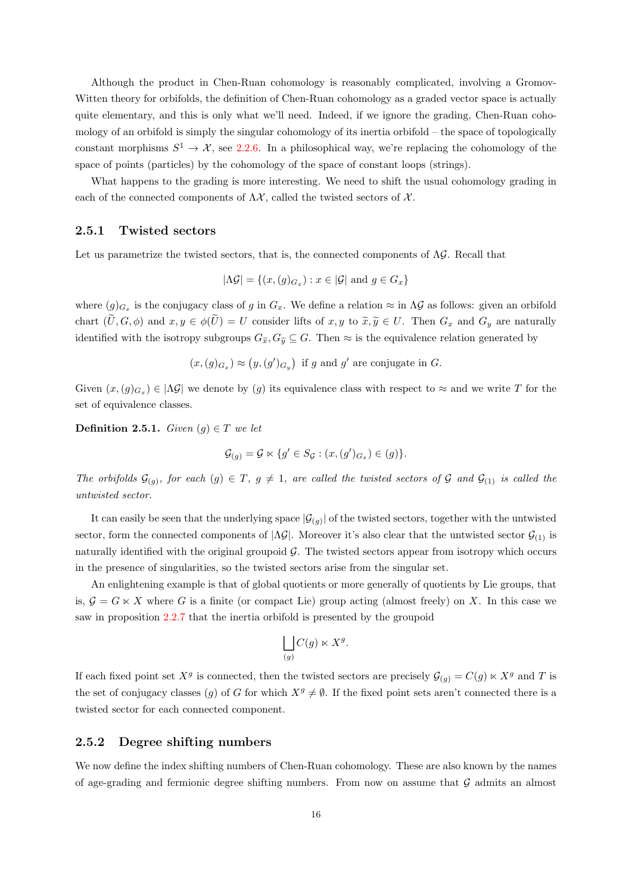Although the product in Chen-Ruan cohomology is reasonably complicated, involving a Gromov-Witten theory for orbifolds, the definition of Chen-Ruan cohomology as a graded vector space is actually quite elementary, and this is only what we'll need. Indeed, if we ignore the grading, Chen-Ruan cohomology of an orbifold is simply the singular cohomology of its inertia orbifold – the space of topologically constant morphisms $S^1 \to \mathcal{X}$, see 2.2.6. In a philosophical way, we're replacing the cohomology of the space of points (particles) by the cohomology of the space of constant loops (strings).

What happens to the grading is more interesting. We need to shift the usual cohomology grading in each of the connected components of $\Lambda\mathcal{X}$, called the twisted sectors of $\mathcal{X}$.

### 2.5.1 Twisted sectors

Let us parametrize the twisted sectors, that is, the connected components of $\Lambda\mathcal{G}$. Recall that

$$|\Lambda\mathcal{G}| = \{(x, (g)_{G_x}) : x \in |\mathcal{G}| \text{ and } g \in G_x\}$$

where $(g)_{G_x}$ is the conjugacy class of $g$ in $G_x$. We define a relation $\approx$ in $\Lambda\mathcal{G}$ as follows: given an orbifold chart $(\widetilde{U}, G, \phi)$ and $x, y \in \phi(\widetilde{U}) = U$ consider lifts of $x, y$ to $\widetilde{x}, \widetilde{y} \in U$. Then $G_x$ and $G_y$ are naturally identified with the isotropy subgroups $G_{\widetilde{x}}, G_{\widetilde{y}} \subseteq G$. Then $\approx$ is the equivalence relation generated by

$$(x, (g)_{G_x}) \approx \big(y, (g')_{G_y}\big) \text{ if } g \text{ and } g' \text{ are conjugate in } G.$$

Given $(x, (g)_{G_x}) \in |\Lambda\mathcal{G}|$ we denote by $(g)$ its equivalence class with respect to $\approx$ and we write $T$ for the set of equivalence classes.

**Definition 2.5.1.** *Given $(g) \in T$ we let*

$$\mathcal{G}_{(g)} = \mathcal{G} \ltimes \{g' \in S_{\mathcal{G}} : (x, (g')_{G_x}) \in (g)\}.$$

*The orbifolds $\mathcal{G}_{(g)}$, for each $(g) \in T$, $g \neq 1$, are called the twisted sectors of $\mathcal{G}$ and $\mathcal{G}_{(1)}$ is called the untwisted sector.*

It can easily be seen that the underlying space $|\mathcal{G}_{(g)}|$ of the twisted sectors, together with the untwisted sector, form the connected components of $|\Lambda\mathcal{G}|$. Moreover it's also clear that the untwisted sector $\mathcal{G}_{(1)}$ is naturally identified with the original groupoid $\mathcal{G}$. The twisted sectors appear from isotropy which occurs in the presence of singularities, so the twisted sectors arise from the singular set.

An enlightening example is that of global quotients or more generally of quotients by Lie groups, that is, $\mathcal{G} = G \ltimes X$ where $G$ is a finite (or compact Lie) group acting (almost freely) on $X$. In this case we saw in proposition 2.2.7 that the inertia orbifold is presented by the groupoid

$$\bigsqcup_{(g)} C(g) \ltimes X^g.$$

If each fixed point set $X^g$ is connected, then the twisted sectors are precisely $\mathcal{G}_{(g)} = C(g) \ltimes X^g$ and $T$ is the set of conjugacy classes $(g)$ of $G$ for which $X^g \neq \emptyset$. If the fixed point sets aren't connected there is a twisted sector for each connected component.

### 2.5.2 Degree shifting numbers

We now define the index shifting numbers of Chen-Ruan cohomology. These are also known by the names of age-grading and fermionic degree shifting numbers. From now on assume that $\mathcal{G}$ admits an almost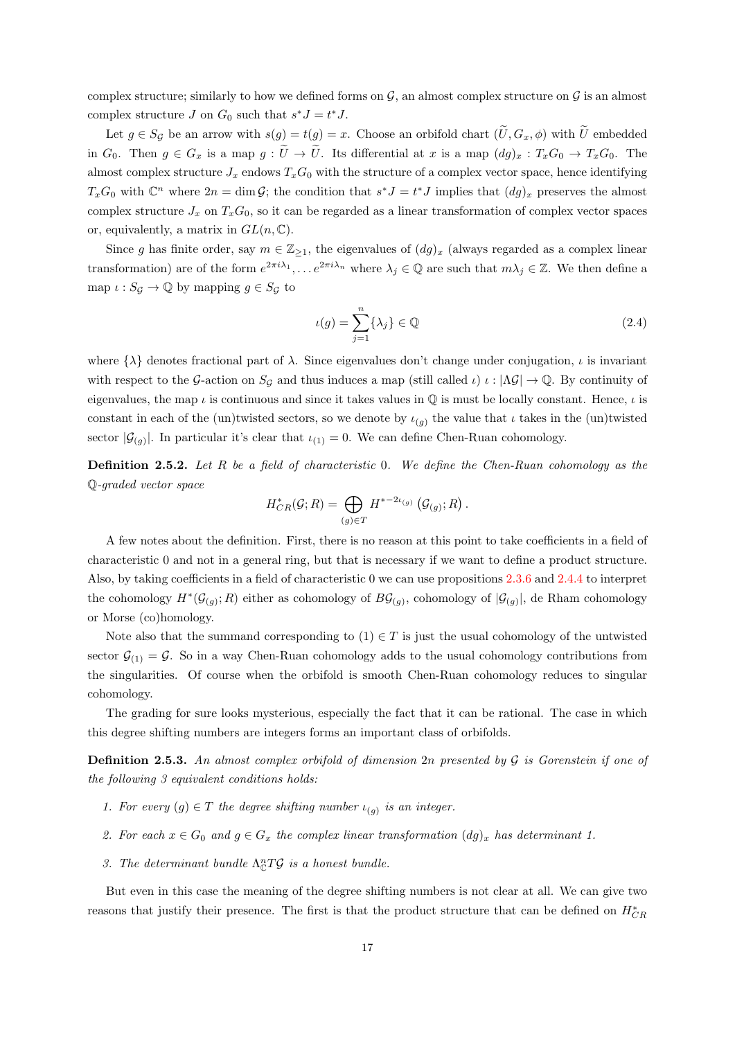complex structure; similarly to how we defined forms on $\mathcal{G}$, an almost complex structure on $\mathcal{G}$ is an almost complex structure $J$ on $G_0$ such that $s^*J = t^*J$.

Let $g \in S_{\mathcal{G}}$ be an arrow with $s(g) = t(g) = x$. Choose an orbifold chart $(\widetilde{U}, G_x, \phi)$ with $\widetilde{U}$ embedded in $G_0$. Then $g \in G_x$ is a map $g : \widetilde{U} \to \widetilde{U}$. Its differential at $x$ is a map $(dg)_x : T_xG_0 \to T_xG_0$. The almost complex structure $J_x$ endows $T_xG_0$ with the structure of a complex vector space, hence identifying $T_xG_0$ with $\mathbb{C}^n$ where $2n = \dim \mathcal{G}$; the condition that $s^*J = t^*J$ implies that $(dg)_x$ preserves the almost complex structure $J_x$ on $T_xG_0$, so it can be regarded as a linear transformation of complex vector spaces or, equivalently, a matrix in $GL(n, \mathbb{C})$.

Since $g$ has finite order, say $m \in \mathbb{Z}_{\geq 1}$, the eigenvalues of $(dg)_x$ (always regarded as a complex linear transformation) are of the form $e^{2\pi i\lambda_1}, \ldots e^{2\pi i \lambda_n}$ where $\lambda_j \in \mathbb{Q}$ are such that $m\lambda_j \in \mathbb{Z}$. We then define a map $\iota : S_{\mathcal{G}} \to \mathbb{Q}$ by mapping $g \in S_{\mathcal{G}}$ to

$$\iota(g) = \sum_{j=1}^{n} \{\lambda_j\} \in \mathbb{Q} \tag{2.4}$$

where $\{\lambda\}$ denotes fractional part of $\lambda$. Since eigenvalues don't change under conjugation, $\iota$ is invariant with respect to the $\mathcal{G}$-action on $S_{\mathcal{G}}$ and thus induces a map (still called $\iota$) $\iota : |\Lambda\mathcal{G}| \to \mathbb{Q}$. By continuity of eigenvalues, the map $\iota$ is continuous and since it takes values in $\mathbb{Q}$ is must be locally constant. Hence, $\iota$ is constant in each of the (un)twisted sectors, so we denote by $\iota_{(g)}$ the value that $\iota$ takes in the (un)twisted sector $|\mathcal{G}_{(g)}|$. In particular it's clear that $\iota_{(1)} = 0$. We can define Chen-Ruan cohomology.

**Definition 2.5.2.** *Let $R$ be a field of characteristic 0. We define the Chen-Ruan cohomology as the $\mathbb{Q}$-graded vector space*

$$H^*_{CR}(\mathcal{G}; R) = \bigoplus_{(g) \in T} H^{*-2\iota_{(g)}}\left(\mathcal{G}_{(g)}; R\right).$$

A few notes about the definition. First, there is no reason at this point to take coefficients in a field of characteristic 0 and not in a general ring, but that is necessary if we want to define a product structure. Also, by taking coefficients in a field of characteristic 0 we can use propositions 2.3.6 and 2.4.4 to interpret the cohomology $H^*(\mathcal{G}_{(g)}; R)$ either as cohomology of $B\mathcal{G}_{(g)}$, cohomology of $|\mathcal{G}_{(g)}|$, de Rham cohomology or Morse (co)homology.

Note also that the summand corresponding to $(1) \in T$ is just the usual cohomology of the untwisted sector $\mathcal{G}_{(1)} = \mathcal{G}$. So in a way Chen-Ruan cohomology adds to the usual cohomology contributions from the singularities. Of course when the orbifold is smooth Chen-Ruan cohomology reduces to singular cohomology.

The grading for sure looks mysterious, especially the fact that it can be rational. The case in which this degree shifting numbers are integers forms an important class of orbifolds.

**Definition 2.5.3.** *An almost complex orbifold of dimension $2n$ presented by $\mathcal{G}$ is Gorenstein if one of the following 3 equivalent conditions holds:*

1. *For every $(g) \in T$ the degree shifting number $\iota_{(g)}$ is an integer.*
2. *For each $x \in G_0$ and $g \in G_x$ the complex linear transformation $(dg)_x$ has determinant 1.*
3. *The determinant bundle $\Lambda^n_{\mathbb{C}} T\mathcal{G}$ is a honest bundle.*

But even in this case the meaning of the degree shifting numbers is not clear at all. We can give two reasons that justify their presence. The first is that the product structure that can be defined on $H^*_{CR}$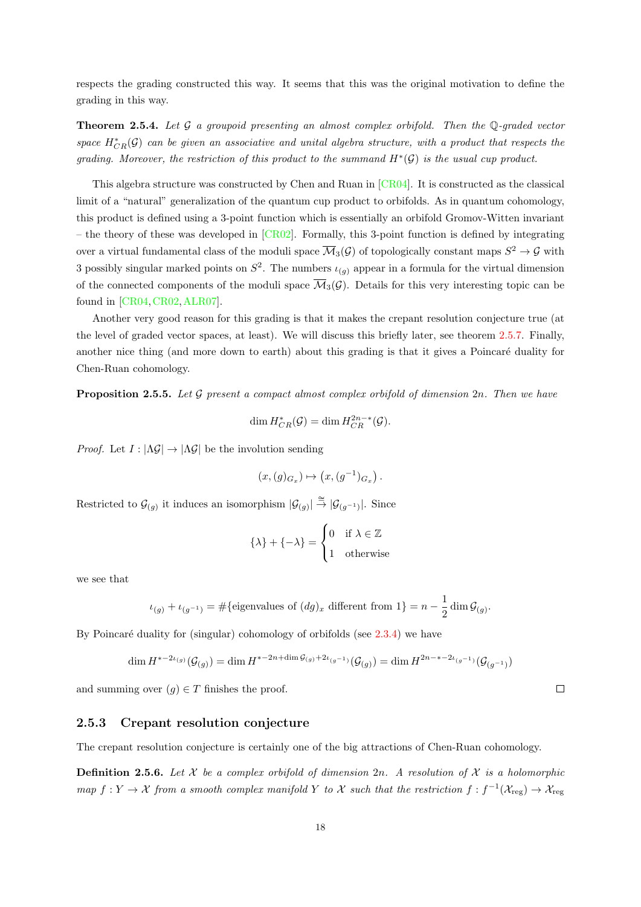respects the grading constructed this way. It seems that this was the original motivation to define the grading in this way.

**Theorem 2.5.4.** *Let $\mathcal{G}$ a groupoid presenting an almost complex orbifold. Then the $\mathbb{Q}$-graded vector space $H^*_{CR}(\mathcal{G})$ can be given an associative and unital algebra structure, with a product that respects the grading. Moreover, the restriction of this product to the summand $H^*(\mathcal{G})$ is the usual cup product.*

This algebra structure was constructed by Chen and Ruan in [CR04]. It is constructed as the classical limit of a "natural" generalization of the quantum cup product to orbifolds. As in quantum cohomology, this product is defined using a 3-point function which is essentially an orbifold Gromov-Witten invariant – the theory of these was developed in [CR02]. Formally, this 3-point function is defined by integrating over a virtual fundamental class of the moduli space $\overline{\mathcal{M}}_3(\mathcal{G})$ of topologically constant maps $S^2 \to \mathcal{G}$ with 3 possibly singular marked points on $S^2$. The numbers $\iota_{(g)}$ appear in a formula for the virtual dimension of the connected components of the moduli space $\overline{\mathcal{M}}_3(\mathcal{G})$. Details for this very interesting topic can be found in [CR04, CR02, ALR07].

Another very good reason for this grading is that it makes the crepant resolution conjecture true (at the level of graded vector spaces, at least). We will discuss this briefly later, see theorem 2.5.7. Finally, another nice thing (and more down to earth) about this grading is that it gives a Poincaré duality for Chen-Ruan cohomology.

**Proposition 2.5.5.** *Let $\mathcal{G}$ present a compact almost complex orbifold of dimension $2n$. Then we have*

$$\dim H^*_{CR}(\mathcal{G}) = \dim H^{2n-*}_{CR}(\mathcal{G}).$$

*Proof.* Let $I : |\Lambda\mathcal{G}| \to |\Lambda\mathcal{G}|$ be the involution sending

$$(x, (g)_{G_x}) \mapsto \left(x, (g^{-1})_{G_x}\right).$$

Restricted to $\mathcal{G}_{(g)}$ it induces an isomorphism $|\mathcal{G}_{(g)}| \overset{\cong}{\to} |\mathcal{G}_{(g^{-1})}|$. Since

$$\{\lambda\} + \{-\lambda\} = \begin{cases} 0 & \text{if } \lambda \in \mathbb{Z} \\ 1 & \text{otherwise} \end{cases}$$

we see that

$$\iota_{(g)} + \iota_{(g^{-1})} = \#\{\text{eigenvalues of } (dg)_x \text{ different from } 1\} = n - \frac{1}{2}\dim \mathcal{G}_{(g)}.$$

By Poincaré duality for (singular) cohomology of orbifolds (see 2.3.4) we have

$$\dim H^{*-2\iota_{(g)}}(\mathcal{G}_{(g)}) = \dim H^{*-2n+\dim \mathcal{G}_{(g)}+2\iota_{(g^{-1})}}(\mathcal{G}_{(g)}) = \dim H^{2n-*-2\iota_{(g^{-1})}}(\mathcal{G}_{(g^{-1})})$$

and summing over $(g) \in T$ finishes the proof. ∎

### 2.5.3 Crepant resolution conjecture

The crepant resolution conjecture is certainly one of the big attractions of Chen-Ruan cohomology.

**Definition 2.5.6.** *Let $\mathcal{X}$ be a complex orbifold of dimension $2n$. A resolution of $\mathcal{X}$ is a holomorphic map $f : Y \to \mathcal{X}$ from a smooth complex manifold $Y$ to $\mathcal{X}$ such that the restriction $f : f^{-1}(\mathcal{X}_{\text{reg}}) \to \mathcal{X}_{\text{reg}}$*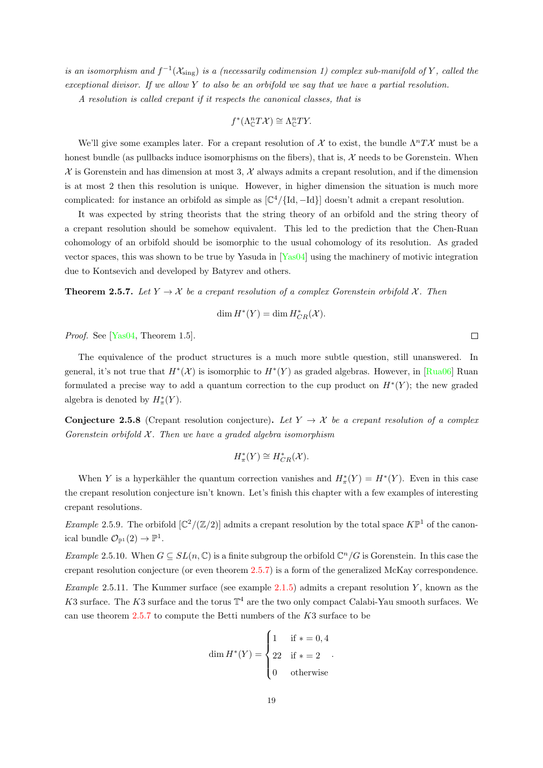*is an isomorphism and $f^{-1}(\mathcal{X}_{\text{sing}})$ is a (necessarily codimension 1) complex sub-manifold of $Y$, called the exceptional divisor. If we allow $Y$ to also be an orbifold we say that we have a partial resolution.*

*A resolution is called crepant if it respects the canonical classes, that is*

$$f^*(\Lambda^n_{\mathbb{C}} T\mathcal{X}) \cong \Lambda^n_{\mathbb{C}} TY.$$

We'll give some examples later. For a crepant resolution of $\mathcal{X}$ to exist, the bundle $\Lambda^n T\mathcal{X}$ must be a honest bundle (as pullbacks induce isomorphisms on the fibers), that is, $\mathcal{X}$ needs to be Gorenstein. When $\mathcal{X}$ is Gorenstein and has dimension at most 3, $\mathcal{X}$ always admits a crepant resolution, and if the dimension is at most 2 then this resolution is unique. However, in higher dimension the situation is much more complicated: for instance an orbifold as simple as $[\mathbb{C}^4/\{\text{Id}, -\text{Id}\}]$ doesn't admit a crepant resolution.

It was expected by string theorists that the string theory of an orbifold and the string theory of a crepant resolution should be somehow equivalent. This led to the prediction that the Chen-Ruan cohomology of an orbifold should be isomorphic to the usual cohomology of its resolution. As graded vector spaces, this was shown to be true by Yasuda in [Yas04] using the machinery of motivic integration due to Kontsevich and developed by Batyrev and others.

**Theorem 2.5.7.** *Let $Y \to \mathcal{X}$ be a crepant resolution of a complex Gorenstein orbifold $\mathcal{X}$. Then*

$$\dim H^*(Y) = \dim H^*_{CR}(\mathcal{X}).$$

*Proof.* See [Yas04, Theorem 1.5]. □

The equivalence of the product structures is a much more subtle question, still unanswered. In general, it's not true that $H^*(\mathcal{X})$ is isomorphic to $H^*(Y)$ as graded algebras. However, in [Rua06] Ruan formulated a precise way to add a quantum correction to the cup product on $H^*(Y)$; the new graded algebra is denoted by $H^*_\pi(Y)$.

**Conjecture 2.5.8** (Crepant resolution conjecture)**.** *Let $Y \to \mathcal{X}$ be a crepant resolution of a complex Gorenstein orbifold $\mathcal{X}$. Then we have a graded algebra isomorphism*

$$H^*_\pi(Y) \cong H^*_{CR}(\mathcal{X}).$$

When $Y$ is a hyperkähler the quantum correction vanishes and $H^*_\pi(Y) = H^*(Y)$. Even in this case the crepant resolution conjecture isn't known. Let's finish this chapter with a few examples of interesting crepant resolutions.

*Example* 2.5.9. The orbifold $[\mathbb{C}^2/(\mathbb{Z}/2)]$ admits a crepant resolution by the total space $K\mathbb{P}^1$ of the canonical bundle $\mathcal{O}_{\mathbb{P}^1}(2) \to \mathbb{P}^1$.

*Example* 2.5.10. When $G \subseteq SL(n, \mathbb{C})$ is a finite subgroup the orbifold $\mathbb{C}^n/G$ is Gorenstein. In this case the crepant resolution conjecture (or even theorem 2.5.7) is a form of the generalized McKay correspondence.

*Example* 2.5.11. The Kummer surface (see example 2.1.5) admits a crepant resolution $Y$, known as the $K3$ surface. The $K3$ surface and the torus $\mathbb{T}^4$ are the two only compact Calabi-Yau smooth surfaces. We can use theorem 2.5.7 to compute the Betti numbers of the $K3$ surface to be

$$\dim H^*(Y) = \begin{cases} 1 & \text{if } * = 0, 4 \\ 22 & \text{if } * = 2 \\ 0 & \text{otherwise} \end{cases}.$$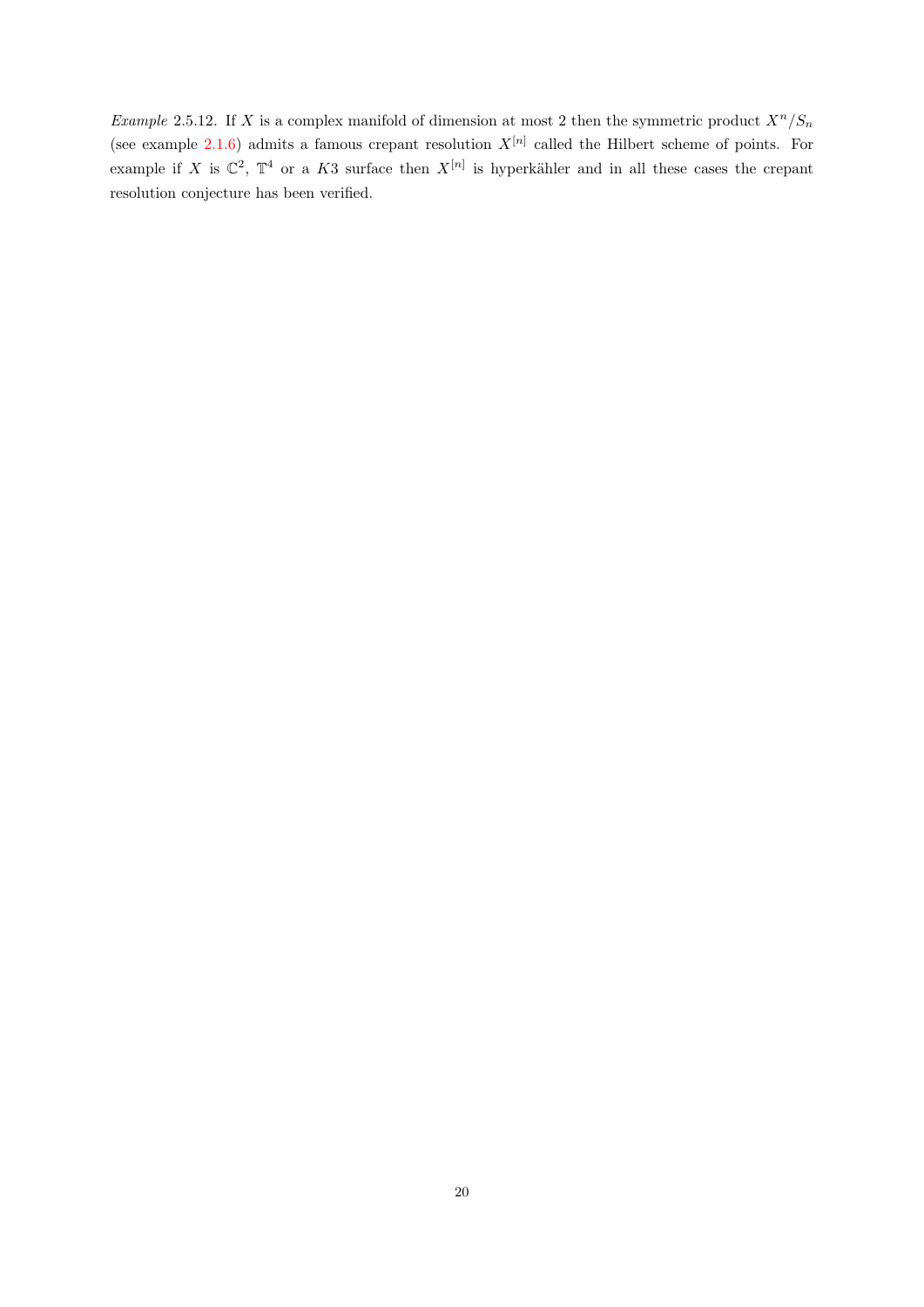*Example* 2.5.12. If $X$ is a complex manifold of dimension at most 2 then the symmetric product $X^n/S_n$ (see example 2.1.6) admits a famous crepant resolution $X^{[n]}$ called the Hilbert scheme of points. For example if $X$ is $\mathbb{C}^2$, $\mathbb{T}^4$ or a $K3$ surface then $X^{[n]}$ is hyperkähler and in all these cases the crepant resolution conjecture has been verified.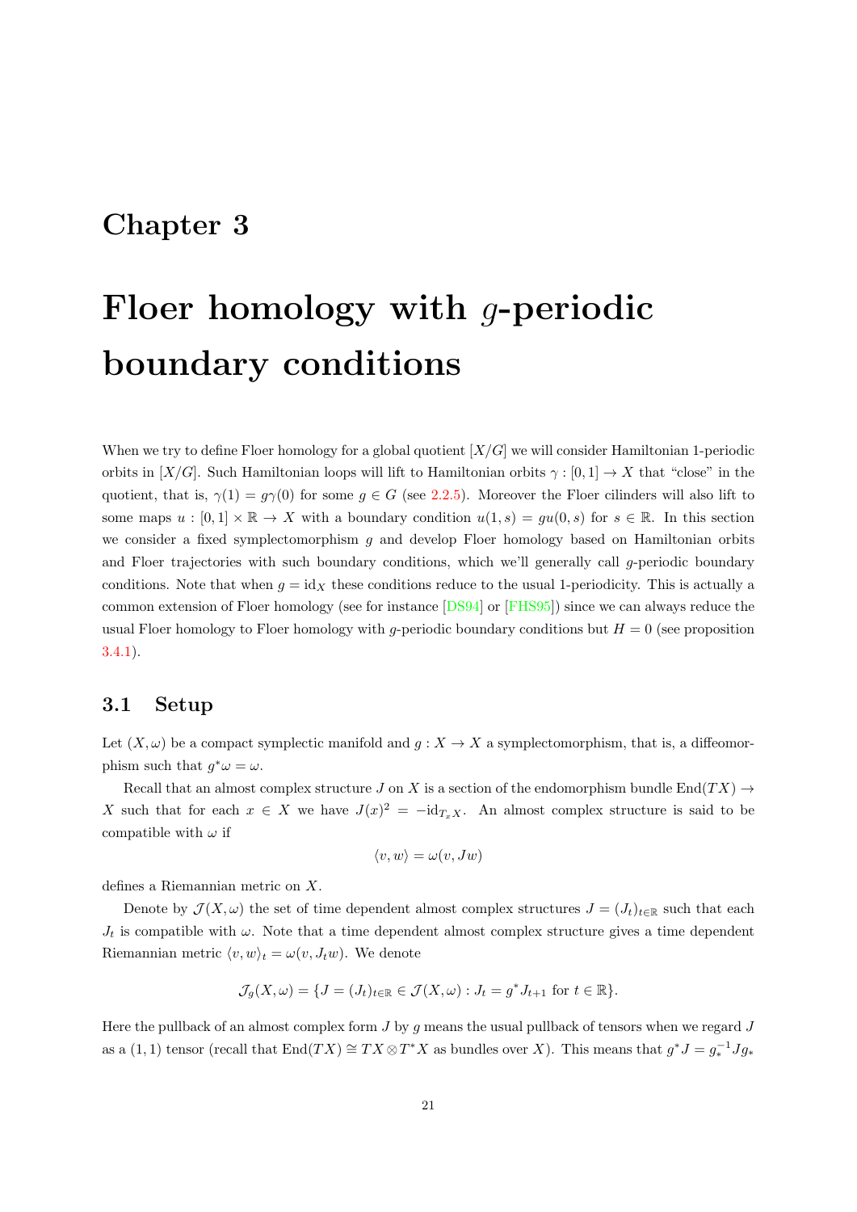# Chapter 3

# Floer homology with $g$-periodic boundary conditions

When we try to define Floer homology for a global quotient $[X/G]$ we will consider Hamiltonian 1-periodic orbits in $[X/G]$. Such Hamiltonian loops will lift to Hamiltonian orbits $\gamma : [0,1] \to X$ that "close" in the quotient, that is, $\gamma(1) = g\gamma(0)$ for some $g \in G$ (see 2.2.5). Moreover the Floer cilinders will also lift to some maps $u : [0,1] \times \mathbb{R} \to X$ with a boundary condition $u(1,s) = gu(0,s)$ for $s \in \mathbb{R}$. In this section we consider a fixed symplectomorphism $g$ and develop Floer homology based on Hamiltonian orbits and Floer trajectories with such boundary conditions, which we'll generally call $g$-periodic boundary conditions. Note that when $g = \mathrm{id}_X$ these conditions reduce to the usual 1-periodicity. This is actually a common extension of Floer homology (see for instance [DS94] or [FHS95]) since we can always reduce the usual Floer homology to Floer homology with $g$-periodic boundary conditions but $H = 0$ (see proposition 3.4.1).

## 3.1 Setup

Let $(X, \omega)$ be a compact symplectic manifold and $g : X \to X$ a symplectomorphism, that is, a diffeomorphism such that $g^*\omega = \omega$.

Recall that an almost complex structure $J$ on $X$ is a section of the endomorphism bundle $\mathrm{End}(TX) \to X$ such that for each $x \in X$ we have $J(x)^2 = -\mathrm{id}_{T_xX}$. An almost complex structure is said to be compatible with $\omega$ if

$$\langle v, w \rangle = \omega(v, Jw)$$

defines a Riemannian metric on $X$.

Denote by $\mathcal{J}(X, \omega)$ the set of time dependent almost complex structures $J = (J_t)_{t \in \mathbb{R}}$ such that each $J_t$ is compatible with $\omega$. Note that a time dependent almost complex structure gives a time dependent Riemannian metric $\langle v, w \rangle_t = \omega(v, J_t w)$. We denote

$$\mathcal{J}_g(X, \omega) = \{J = (J_t)_{t \in \mathbb{R}} \in \mathcal{J}(X, \omega) : J_t = g^* J_{t+1} \text{ for } t \in \mathbb{R}\}.$$

Here the pullback of an almost complex form $J$ by $g$ means the usual pullback of tensors when we regard $J$ as a $(1,1)$ tensor (recall that $\mathrm{End}(TX) \cong TX \otimes T^*X$ as bundles over $X$). This means that $g^*J = g_*^{-1} J g_*$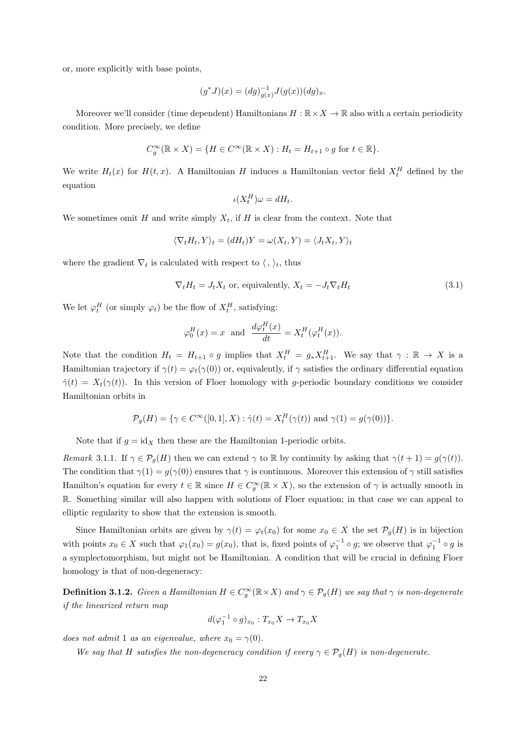or, more explicitly with base points,

$$(g^*J)(x) = (dg)^{-1}_{g(x)} J(g(x))(dg)_x.$$

Moreover we'll consider (time dependent) Hamiltonians $H : \mathbb{R} \times X \to \mathbb{R}$ also with a certain periodicity condition. More precisely, we define

$$C^\infty_g(\mathbb{R} \times X) = \{H \in C^\infty(\mathbb{R} \times X) : H_t = H_{t+1} \circ g \text{ for } t \in \mathbb{R}\}.$$

We write $H_t(x)$ for $H(t, x)$. A Hamiltonian $H$ induces a Hamiltonian vector field $X^H_t$ defined by the equation

$$\iota(X^H_t)\omega = dH_t.$$

We sometimes omit $H$ and write simply $X_t$, if $H$ is clear from the context. Note that

$$\langle \nabla_t H_t, Y \rangle_t = (dH_t)Y = \omega(X_t, Y) = \langle J_t X_t, Y \rangle_t$$

where the gradient $\nabla_t$ is calculated with respect to $\langle \, , \, \rangle_t$, thus

$$\nabla_t H_t = J_t X_t \text{ or, equivalently, } X_t = -J_t \nabla_t H_t \tag{3.1}$$

We let $\varphi^H_t$ (or simply $\varphi_t$) be the flow of $X^H_t$, satisfying:

$$\varphi^H_0(x) = x \quad \text{and} \quad \frac{d\varphi^H_t(x)}{dt} = X^H_t(\varphi^H_t(x)).$$

Note that the condition $H_t = H_{t+1} \circ g$ implies that $X^H_t = g_* X^H_{t+1}$. We say that $\gamma : \mathbb{R} \to X$ is a Hamiltonian trajectory if $\gamma(t) = \varphi_t(\gamma(0))$ or, equivalently, if $\gamma$ satisfies the ordinary differential equation $\dot{\gamma}(t) = X_t(\gamma(t))$. In this version of Floer homology with $g$-periodic boundary conditions we consider Hamiltonian orbits in

$$\mathcal{P}_g(H) = \{\gamma \in C^\infty([0,1], X) : \dot{\gamma}(t) = X^H_t(\gamma(t)) \text{ and } \gamma(1) = g(\gamma(0))\}.$$

Note that if $g = \mathrm{id}_X$ then these are the Hamiltonian 1-periodic orbits.

*Remark* 3.1.1. If $\gamma \in \mathcal{P}_g(H)$ then we can extend $\gamma$ to $\mathbb{R}$ by continuity by asking that $\gamma(t+1) = g(\gamma(t))$. The condition that $\gamma(1) = g(\gamma(0))$ ensures that $\gamma$ is continuous. Moreover this extension of $\gamma$ still satisfies Hamilton's equation for every $t \in \mathbb{R}$ since $H \in C^\infty_g(\mathbb{R} \times X)$, so the extension of $\gamma$ is actually smooth in $\mathbb{R}$. Something similar will also happen with solutions of Floer equation; in that case we can appeal to elliptic regularity to show that the extension is smooth.

Since Hamiltonian orbits are given by $\gamma(t) = \varphi_t(x_0)$ for some $x_0 \in X$ the set $\mathcal{P}_g(H)$ is in bijection with points $x_0 \in X$ such that $\varphi_1(x_0) = g(x_0)$, that is, fixed points of $\varphi_1^{-1} \circ g$; we observe that $\varphi_1^{-1} \circ g$ is a symplectomorphism, but might not be Hamiltonian. A condition that will be crucial in defining Floer homology is that of non-degeneracy:

**Definition 3.1.2.** *Given a Hamiltonian $H \in C^\infty_g(\mathbb{R} \times X)$ and $\gamma \in \mathcal{P}_g(H)$ we say that $\gamma$ is non-degenerate if the linearized return map*

$$d(\varphi_1^{-1} \circ g)_{x_0} : T_{x_0}X \to T_{x_0}X$$

*does not admit 1 as an eigenvalue, where $x_0 = \gamma(0)$.*

*We say that $H$ satisfies the non-degeneracy condition if every $\gamma \in \mathcal{P}_g(H)$ is non-degenerate.*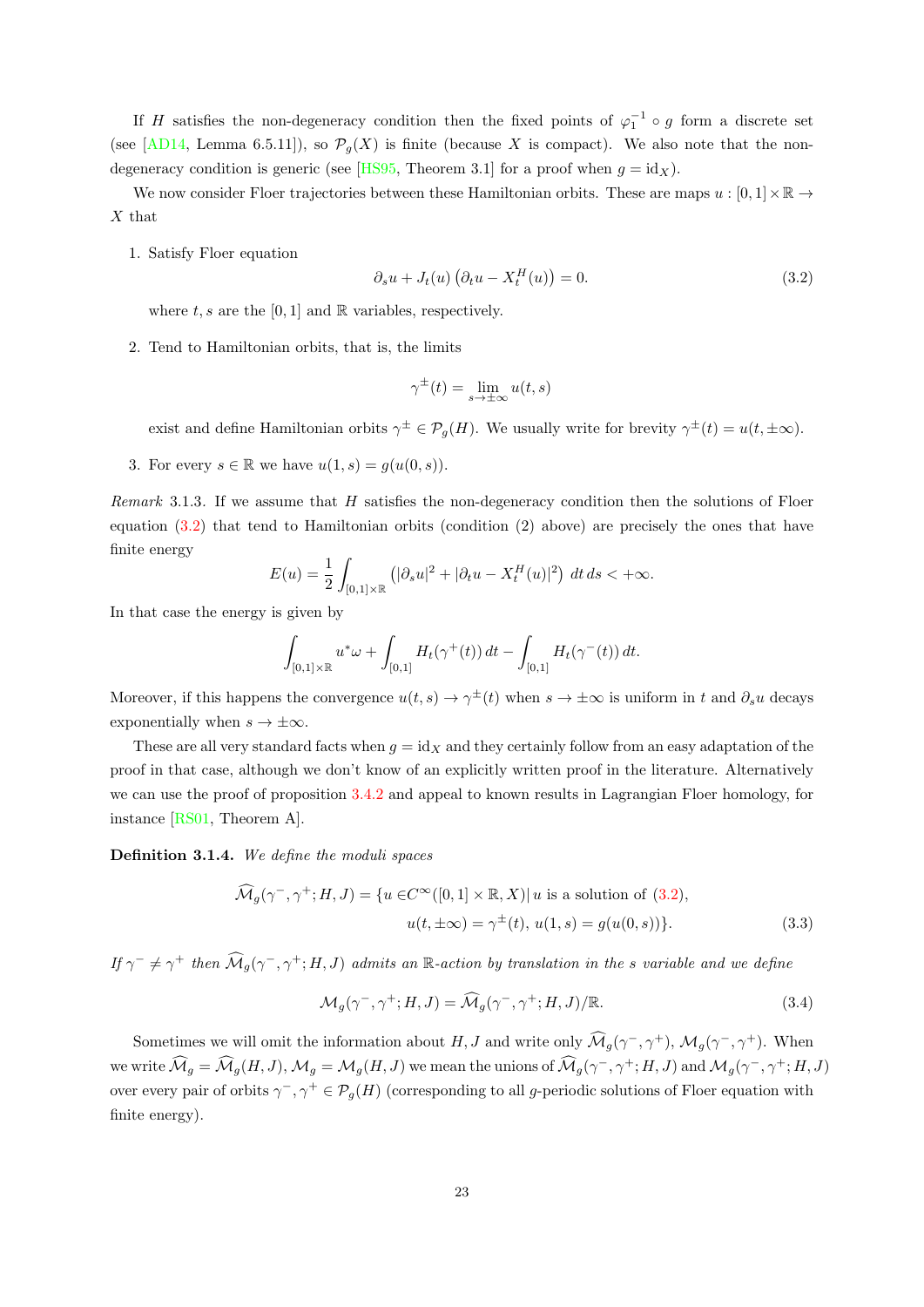If $H$ satisfies the non-degeneracy condition then the fixed points of $\varphi_1^{-1} \circ g$ form a discrete set (see [AD14, Lemma 6.5.11]), so $\mathcal{P}_g(X)$ is finite (because $X$ is compact). We also note that the non-degeneracy condition is generic (see [HS95, Theorem 3.1] for a proof when $g = \mathrm{id}_X$).

We now consider Floer trajectories between these Hamiltonian orbits. These are maps $u : [0,1] \times \mathbb{R} \to X$ that

1. Satisfy Floer equation
$$\partial_s u + J_t(u)\left(\partial_t u - X_t^H(u)\right) = 0. \tag{3.2}$$
where $t, s$ are the $[0,1]$ and $\mathbb{R}$ variables, respectively.

2. Tend to Hamiltonian orbits, that is, the limits
$$\gamma^{\pm}(t) = \lim_{s \to \pm\infty} u(t,s)$$
exist and define Hamiltonian orbits $\gamma^{\pm} \in \mathcal{P}_g(H)$. We usually write for brevity $\gamma^{\pm}(t) = u(t, \pm\infty)$.

3. For every $s \in \mathbb{R}$ we have $u(1,s) = g(u(0,s))$.

*Remark* 3.1.3. If we assume that $H$ satisfies the non-degeneracy condition then the solutions of Floer equation (3.2) that tend to Hamiltonian orbits (condition (2) above) are precisely the ones that have finite energy
$$E(u) = \frac{1}{2}\int_{[0,1]\times\mathbb{R}} \left(|\partial_s u|^2 + |\partial_t u - X_t^H(u)|^2\right)\, dt\, ds < +\infty.$$
In that case the energy is given by
$$\int_{[0,1]\times\mathbb{R}} u^*\omega + \int_{[0,1]} H_t(\gamma^+(t))\, dt - \int_{[0,1]} H_t(\gamma^-(t))\, dt.$$
Moreover, if this happens the convergence $u(t,s) \to \gamma^{\pm}(t)$ when $s \to \pm\infty$ is uniform in $t$ and $\partial_s u$ decays exponentially when $s \to \pm\infty$.

These are all very standard facts when $g = \mathrm{id}_X$ and they certainly follow from an easy adaptation of the proof in that case, although we don't know of an explicitly written proof in the literature. Alternatively we can use the proof of proposition 3.4.2 and appeal to known results in Lagrangian Floer homology, for instance [RS01, Theorem A].

**Definition 3.1.4.** *We define the moduli spaces*
$$\begin{aligned}\widehat{\mathcal{M}}_g(\gamma^-, \gamma^+; H, J) = \{u \in & C^\infty([0,1]\times\mathbb{R}, X) |\, u \text{ is a solution of } (3.2),\\ & u(t, \pm\infty) = \gamma^{\pm}(t),\, u(1,s) = g(u(0,s))\}.\end{aligned} \tag{3.3}$$
*If $\gamma^- \neq \gamma^+$ then $\widehat{\mathcal{M}}_g(\gamma^-, \gamma^+; H, J)$ admits an $\mathbb{R}$-action by translation in the $s$ variable and we define*
$$\mathcal{M}_g(\gamma^-, \gamma^+; H, J) = \widehat{\mathcal{M}}_g(\gamma^-, \gamma^+; H, J)/\mathbb{R}. \tag{3.4}$$

Sometimes we will omit the information about $H, J$ and write only $\widehat{\mathcal{M}}_g(\gamma^-, \gamma^+)$, $\mathcal{M}_g(\gamma^-, \gamma^+)$. When we write $\widehat{\mathcal{M}}_g = \widehat{\mathcal{M}}_g(H,J)$, $\mathcal{M}_g = \mathcal{M}_g(H,J)$ we mean the unions of $\widehat{\mathcal{M}}_g(\gamma^-, \gamma^+; H, J)$ and $\mathcal{M}_g(\gamma^-, \gamma^+; H, J)$ over every pair of orbits $\gamma^-, \gamma^+ \in \mathcal{P}_g(H)$ (corresponding to all $g$-periodic solutions of Floer equation with finite energy).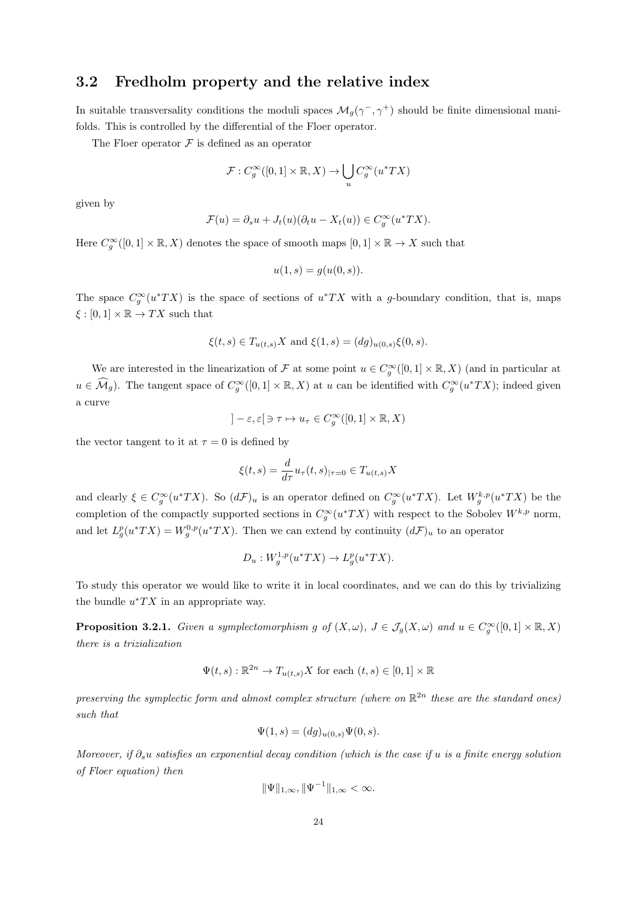### 3.2 Fredholm property and the relative index

In suitable transversality conditions the moduli spaces $\mathcal{M}_g(\gamma^-, \gamma^+)$ should be finite dimensional manifolds. This is controlled by the differential of the Floer operator.

The Floer operator $\mathcal{F}$ is defined as an operator

$$\mathcal{F} : C^\infty_g([0,1] \times \mathbb{R}, X) \to \bigcup_u C^\infty_g(u^*TX)$$

given by

$$\mathcal{F}(u) = \partial_s u + J_t(u)(\partial_t u - X_t(u)) \in C^\infty_g(u^*TX).$$

Here $C^\infty_g([0,1] \times \mathbb{R}, X)$ denotes the space of smooth maps $[0,1] \times \mathbb{R} \to X$ such that

$$u(1,s) = g(u(0,s)).$$

The space $C^\infty_g(u^*TX)$ is the space of sections of $u^*TX$ with a $g$-boundary condition, that is, maps $\xi : [0,1] \times \mathbb{R} \to TX$ such that

$$\xi(t,s) \in T_{u(t,s)}X \text{ and } \xi(1,s) = (dg)_{u(0,s)}\xi(0,s).$$

We are interested in the linearization of $\mathcal{F}$ at some point $u \in C^\infty_g([0,1] \times \mathbb{R}, X)$ (and in particular at $u \in \widehat{\mathcal{M}}_g$). The tangent space of $C^\infty_g([0,1] \times \mathbb{R}, X)$ at $u$ can be identified with $C^\infty_g(u^*TX)$; indeed given a curve

$$]-\varepsilon, \varepsilon[ \ni \tau \mapsto u_\tau \in C^\infty_g([0,1] \times \mathbb{R}, X)$$

the vector tangent to it at $\tau = 0$ is defined by

$$\xi(t,s) = \frac{d}{d\tau} u_\tau(t,s)_{|\tau=0} \in T_{u(t,s)}X$$

and clearly $\xi \in C^\infty_g(u^*TX)$. So $(d\mathcal{F})_u$ is an operator defined on $C^\infty_g(u^*TX)$. Let $W^{k,p}_g(u^*TX)$ be the completion of the compactly supported sections in $C^\infty_g(u^*TX)$ with respect to the Sobolev $W^{k,p}$ norm, and let $L^p_g(u^*TX) = W^{0,p}_g(u^*TX)$. Then we can extend by continuity $(d\mathcal{F})_u$ to an operator

$$D_u : W^{1,p}_g(u^*TX) \to L^p_g(u^*TX).$$

To study this operator we would like to write it in local coordinates, and we can do this by trivializing the bundle $u^*TX$ in an appropriate way.

**Proposition 3.2.1.** *Given a symplectomorphism $g$ of $(X, \omega)$, $J \in \mathcal{J}_g(X, \omega)$ and $u \in C^\infty_g([0,1] \times \mathbb{R}, X)$ there is a trizialization*

$$\Psi(t,s) : \mathbb{R}^{2n} \to T_{u(t,s)}X \text{ for each } (t,s) \in [0,1] \times \mathbb{R}$$

*preserving the symplectic form and almost complex structure (where on $\mathbb{R}^{2n}$ these are the standard ones) such that*

$$\Psi(1,s) = (dg)_{u(0,s)}\Psi(0,s).$$

*Moreover, if $\partial_s u$ satisfies an exponential decay condition (which is the case if $u$ is a finite energy solution of Floer equation) then*

$$\|\Psi\|_{1,\infty}, \|\Psi^{-1}\|_{1,\infty} < \infty.$$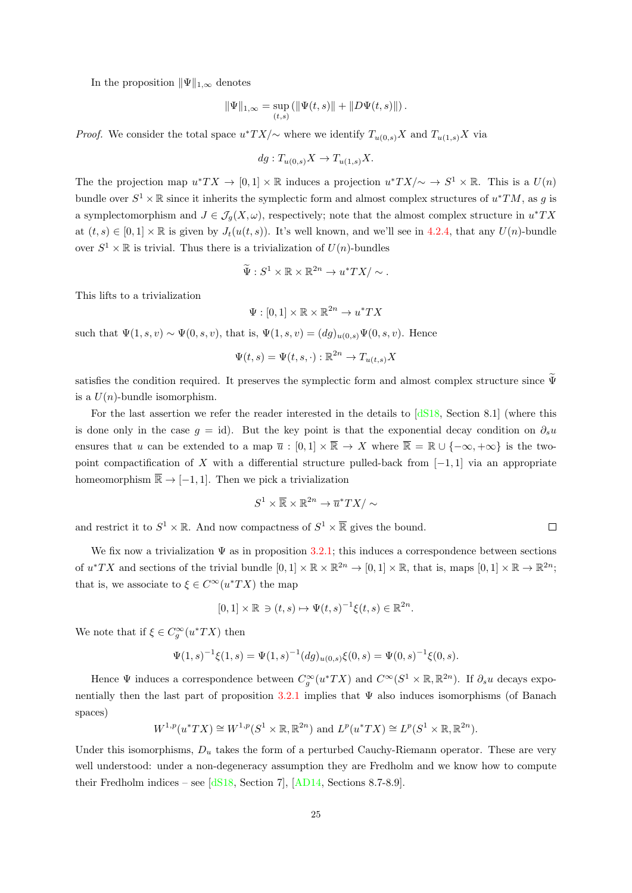In the proposition $\|\Psi\|_{1,\infty}$ denotes

$$\|\Psi\|_{1,\infty} = \sup_{(t,s)} \left( \|\Psi(t,s)\| + \|D\Psi(t,s)\| \right).$$

*Proof.* We consider the total space $u^*TX/\sim$ where we identify $T_{u(0,s)}X$ and $T_{u(1,s)}X$ via

$$dg : T_{u(0,s)}X \to T_{u(1,s)}X.$$

The the projection map $u^*TX \to [0,1] \times \mathbb{R}$ induces a projection $u^*TX/\sim \to S^1 \times \mathbb{R}$. This is a $U(n)$ bundle over $S^1 \times \mathbb{R}$ since it inherits the symplectic form and almost complex structures of $u^*TM$, as $g$ is a symplectomorphism and $J \in \mathcal{J}_g(X, \omega)$, respectively; note that the almost complex structure in $u^*TX$ at $(t,s) \in [0,1] \times \mathbb{R}$ is given by $J_t(u(t,s))$. It's well known, and we'll see in 4.2.4, that any $U(n)$-bundle over $S^1 \times \mathbb{R}$ is trivial. Thus there is a trivialization of $U(n)$-bundles

$$\widetilde{\Psi} : S^1 \times \mathbb{R} \times \mathbb{R}^{2n} \to u^*TX/\sim.$$

This lifts to a trivialization

$$\Psi : [0,1] \times \mathbb{R} \times \mathbb{R}^{2n} \to u^*TX$$

such that $\Psi(1,s,v) \sim \Psi(0,s,v)$, that is, $\Psi(1,s,v) = (dg)_{u(0,s)}\Psi(0,s,v)$. Hence

$$\Psi(t,s) = \Psi(t,s,\cdot) : \mathbb{R}^{2n} \to T_{u(t,s)}X$$

satisfies the condition required. It preserves the symplectic form and almost complex structure since $\widetilde{\Psi}$ is a $U(n)$-bundle isomorphism.

For the last assertion we refer the reader interested in the details to [dS18, Section 8.1] (where this is done only in the case $g = \mathrm{id}$). But the key point is that the exponential decay condition on $\partial_s u$ ensures that $u$ can be extended to a map $\overline{u} : [0,1] \times \overline{\mathbb{R}} \to X$ where $\overline{\mathbb{R}} = \mathbb{R} \cup \{-\infty, +\infty\}$ is the two-point compactification of $X$ with a differential structure pulled-back from $[-1,1]$ via an appropriate homeomorphism $\overline{\mathbb{R}} \to [-1,1]$. Then we pick a trivialization

$$S^1 \times \overline{\mathbb{R}} \times \mathbb{R}^{2n} \to \overline{u}^*TX/\sim$$

and restrict it to $S^1 \times \mathbb{R}$. And now compactness of $S^1 \times \overline{\mathbb{R}}$ gives the bound. □

We fix now a trivialization $\Psi$ as in proposition 3.2.1; this induces a correspondence between sections of $u^*TX$ and sections of the trivial bundle $[0,1] \times \mathbb{R} \times \mathbb{R}^{2n} \to [0,1] \times \mathbb{R}$, that is, maps $[0,1] \times \mathbb{R} \to \mathbb{R}^{2n}$; that is, we associate to $\xi \in C^\infty(u^*TX)$ the map

$$[0,1] \times \mathbb{R} \ni (t,s) \mapsto \Psi(t,s)^{-1}\xi(t,s) \in \mathbb{R}^{2n}.$$

We note that if $\xi \in C^\infty_g(u^*TX)$ then

$$\Psi(1,s)^{-1}\xi(1,s) = \Psi(1,s)^{-1}(dg)_{u(0,s)}\xi(0,s) = \Psi(0,s)^{-1}\xi(0,s).$$

Hence $\Psi$ induces a correspondence between $C^\infty_g(u^*TX)$ and $C^\infty(S^1 \times \mathbb{R}, \mathbb{R}^{2n})$. If $\partial_s u$ decays exponentially then the last part of proposition 3.2.1 implies that $\Psi$ also induces isomorphisms (of Banach spaces)

$$W^{1,p}(u^*TX) \cong W^{1,p}(S^1 \times \mathbb{R}, \mathbb{R}^{2n}) \text{ and } L^p(u^*TX) \cong L^p(S^1 \times \mathbb{R}, \mathbb{R}^{2n}).$$

Under this isomorphisms, $D_u$ takes the form of a perturbed Cauchy-Riemann operator. These are very well understood: under a non-degeneracy assumption they are Fredholm and we know how to compute their Fredholm indices – see [dS18, Section 7], [AD14, Sections 8.7-8.9].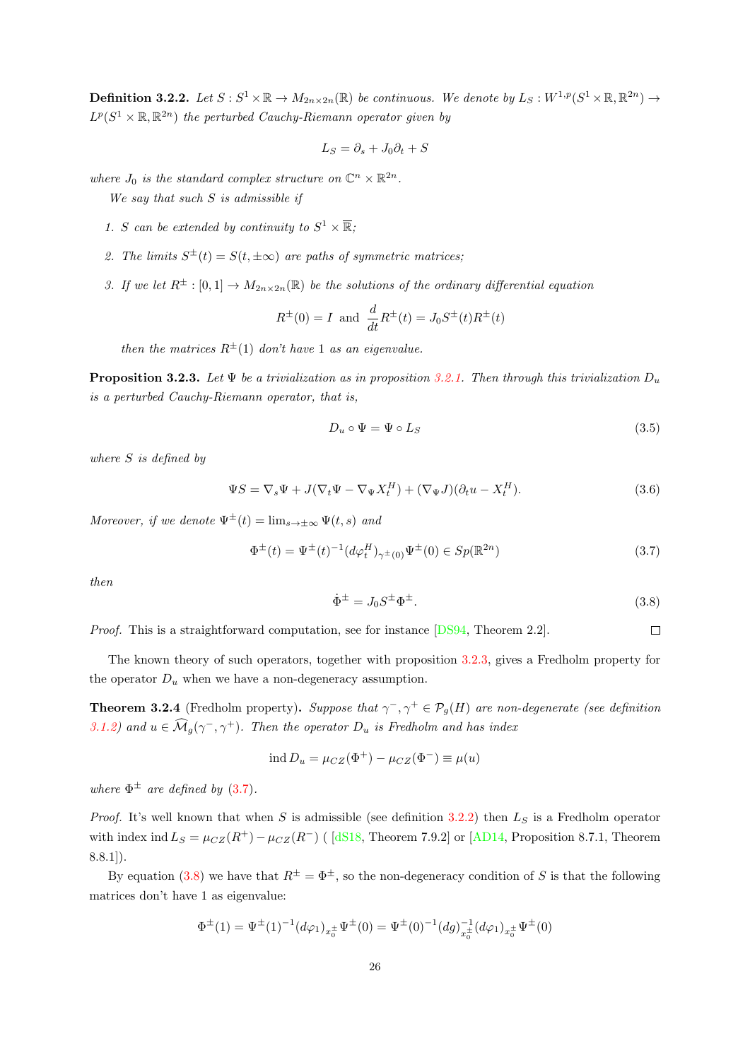**Definition 3.2.2.** *Let $S : S^1 \times \mathbb{R} \to M_{2n\times 2n}(\mathbb{R})$ be continuous. We denote by $L_S : W^{1,p}(S^1 \times \mathbb{R}, \mathbb{R}^{2n}) \to L^p(S^1 \times \mathbb{R}, \mathbb{R}^{2n})$ the perturbed Cauchy-Riemann operator given by*

$$L_S = \partial_s + J_0\partial_t + S$$

*where $J_0$ is the standard complex structure on $\mathbb{C}^n \times \mathbb{R}^{2n}$.*

*We say that such $S$ is admissible if*

1. *$S$ can be extended by continuity to $S^1 \times \overline{\mathbb{R}}$;*
2. *The limits $S^{\pm}(t) = S(t, \pm\infty)$ are paths of symmetric matrices;*
3. *If we let $R^{\pm} : [0, 1] \to M_{2n\times 2n}(\mathbb{R})$ be the solutions of the ordinary differential equation*

$$R^{\pm}(0) = I \text{ and } \frac{d}{dt}R^{\pm}(t) = J_0S^{\pm}(t)R^{\pm}(t)$$

*then the matrices $R^{\pm}(1)$ don't have 1 as an eigenvalue.*

**Proposition 3.2.3.** *Let $\Psi$ be a trivialization as in proposition 3.2.1. Then through this trivialization $D_u$ is a perturbed Cauchy-Riemann operator, that is,*

$$D_u \circ \Psi = \Psi \circ L_S \tag{3.5}$$

*where $S$ is defined by*

$$\Psi S = \nabla_s\Psi + J(\nabla_t\Psi - \nabla_\Psi X_t^H) + (\nabla_\Psi J)(\partial_t u - X_t^H). \tag{3.6}$$

*Moreover, if we denote $\Psi^{\pm}(t) = \lim_{s\to\pm\infty} \Psi(t, s)$ and*

$$\Phi^{\pm}(t) = \Psi^{\pm}(t)^{-1}(d\varphi_t^H)_{\gamma^{\pm}(0)}\Psi^{\pm}(0) \in Sp(\mathbb{R}^{2n}) \tag{3.7}$$

*then*

$$\dot{\Phi}^{\pm} = J_0S^{\pm}\Phi^{\pm}. \tag{3.8}$$

*Proof.* This is a straightforward computation, see for instance [DS94, Theorem 2.2]. ∎

The known theory of such operators, together with proposition 3.2.3, gives a Fredholm property for the operator $D_u$ when we have a non-degeneracy assumption.

**Theorem 3.2.4** (Fredholm property)**.** *Suppose that $\gamma^-, \gamma^+ \in \mathcal{P}_g(H)$ are non-degenerate (see definition 3.1.2) and $u \in \widehat{\mathcal{M}}_g(\gamma^-, \gamma^+)$. Then the operator $D_u$ is Fredholm and has index*

$$\text{ind } D_u = \mu_{CZ}(\Phi^+) - \mu_{CZ}(\Phi^-) \equiv \mu(u)$$

*where $\Phi^{\pm}$ are defined by (3.7).*

*Proof.* It's well known that when $S$ is admissible (see definition 3.2.2) then $L_S$ is a Fredholm operator with index $\text{ind } L_S = \mu_{CZ}(R^+) - \mu_{CZ}(R^-)$ ( [dS18, Theorem 7.9.2] or [AD14, Proposition 8.7.1, Theorem 8.8.1]).

By equation (3.8) we have that $R^{\pm} = \Phi^{\pm}$, so the non-degeneracy condition of $S$ is that the following matrices don't have 1 as eigenvalue:

$$\Phi^{\pm}(1) = \Psi^{\pm}(1)^{-1}(d\varphi_1)_{x_0^{\pm}}\Psi^{\pm}(0) = \Psi^{\pm}(0)^{-1}(dg)^{-1}_{x_0^{\pm}}(d\varphi_1)_{x_0^{\pm}}\Psi^{\pm}(0)$$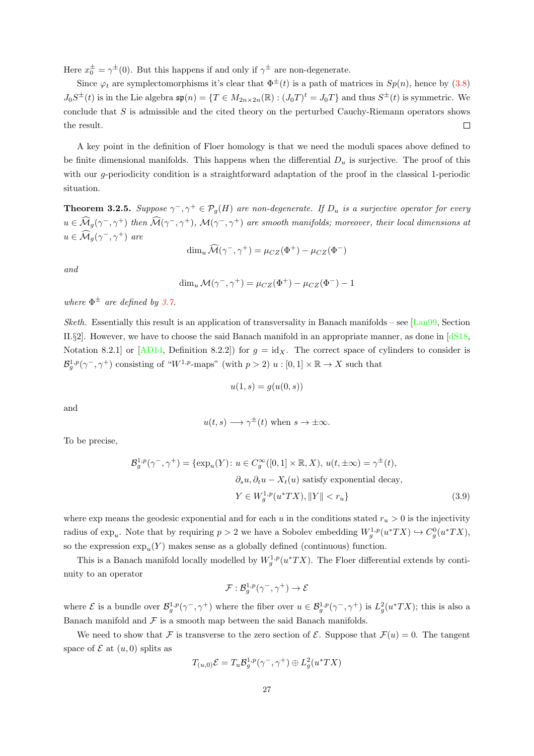Here $x_0^\pm = \gamma^\pm(0)$. But this happens if and only if $\gamma^\pm$ are non-degenerate.

Since $\varphi_t$ are symplectomorphisms it's clear that $\Phi^\pm(t)$ is a path of matrices in $Sp(n)$, hence by (3.8) $J_0 S^\pm(t)$ is in the Lie algebra $\mathfrak{sp}(n) = \{T \in M_{2n\times 2n}(\mathbb{R}) : (J_0 T)^t = J_0 T\}$ and thus $S^\pm(t)$ is symmetric. We conclude that $S$ is admissible and the cited theory on the perturbed Cauchy-Riemann operators shows the result. □

A key point in the definition of Floer homology is that we need the moduli spaces above defined to be finite dimensional manifolds. This happens when the differential $D_u$ is surjective. The proof of this with our $g$-periodicity condition is a straightforward adaptation of the proof in the classical 1-periodic situation.

**Theorem 3.2.5.** *Suppose $\gamma^-, \gamma^+ \in \mathcal{P}_g(H)$ are non-degenerate. If $D_u$ is a surjective operator for every $u \in \widehat{\mathcal{M}}_g(\gamma^-, \gamma^+)$ then $\widehat{\mathcal{M}}(\gamma^-, \gamma^+)$, $\mathcal{M}(\gamma^-, \gamma^+)$ are smooth manifolds; moreover, their local dimensions at $u \in \widehat{\mathcal{M}}_g(\gamma^-, \gamma^+)$ are*

$$\dim_u \widehat{\mathcal{M}}(\gamma^-, \gamma^+) = \mu_{CZ}(\Phi^+) - \mu_{CZ}(\Phi^-)$$

*and*

$$\dim_u \mathcal{M}(\gamma^-, \gamma^+) = \mu_{CZ}(\Phi^+) - \mu_{CZ}(\Phi^-) - 1$$

*where $\Phi^\pm$ are defined by 3.7.*

*Sketh.* Essentially this result is an application of transversality in Banach manifolds – see [Lan99, Section II.§2]. However, we have to choose the said Banach manifold in an appropriate manner, as done in [dS18, Notation 8.2.1] or [AD14, Definition 8.2.2]) for $g = \mathrm{id}_X$. The correct space of cylinders to consider is $\mathcal{B}_g^{1,p}(\gamma^-, \gamma^+)$ consisting of "$W^{1,p}$-maps" (with $p > 2$) $u : [0,1] \times \mathbb{R} \to X$ such that

$$u(1, s) = g(u(0, s))$$

and

$$u(t, s) \longrightarrow \gamma^\pm(t) \text{ when } s \to \pm\infty.$$

To be precise,

$$\begin{aligned}
\mathcal{B}_g^{1,p}(\gamma^-, \gamma^+) = \{\exp_u(Y) \colon\, & u \in C_g^\infty([0,1] \times \mathbb{R}, X),\ u(t, \pm\infty) = \gamma^\pm(t), \\
& \partial_s u, \partial_t u - X_t(u) \text{ satisfy exponential decay}, \\
& Y \in W_g^{1,p}(u^* TX), \|Y\| < r_u\}
\end{aligned} \tag{3.9}$$

where exp means the geodesic exponential and for each $u$ in the conditions stated $r_u > 0$ is the injectivity radius of $\exp_u$. Note that by requiring $p > 2$ we have a Sobolev embedding $W_g^{1,p}(u^*TX) \hookrightarrow C_g^0(u^*TX)$, so the expression $\exp_u(Y)$ makes sense as a globally defined (continuous) function.

This is a Banach manifold locally modelled by $W_g^{1,p}(u^*TX)$. The Floer differential extends by continuity to an operator

$$\mathcal{F} : \mathcal{B}_g^{1,p}(\gamma^-, \gamma^+) \to \mathcal{E}$$

where $\mathcal{E}$ is a bundle over $\mathcal{B}_g^{1,p}(\gamma^-, \gamma^+)$ where the fiber over $u \in \mathcal{B}_g^{1,p}(\gamma^-, \gamma^+)$ is $L_g^2(u^*TX)$; this is also a Banach manifold and $\mathcal{F}$ is a smooth map between the said Banach manifolds.

We need to show that $\mathcal{F}$ is transverse to the zero section of $\mathcal{E}$. Suppose that $\mathcal{F}(u) = 0$. The tangent space of $\mathcal{E}$ at $(u, 0)$ splits as

$$T_{(u,0)}\mathcal{E} = T_u \mathcal{B}_g^{1,p}(\gamma^-, \gamma^+) \oplus L_g^2(u^*TX)$$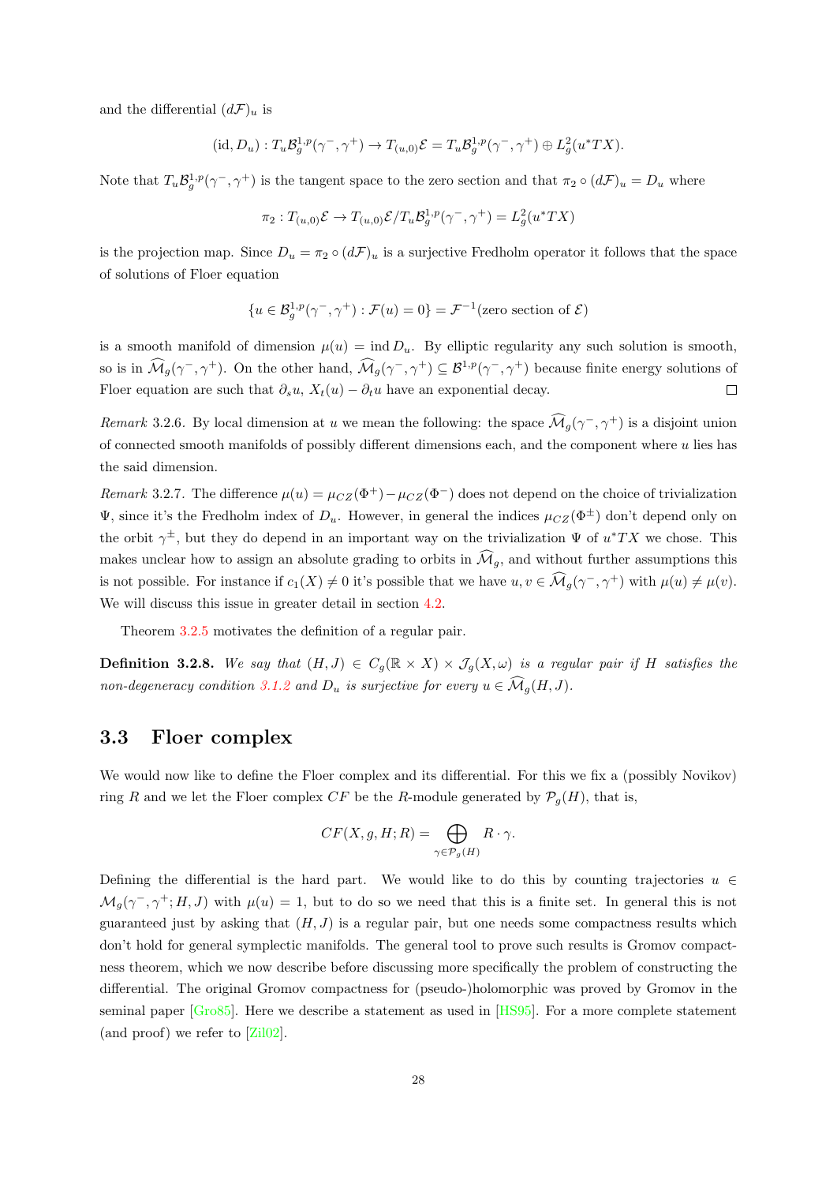and the differential $(d\mathcal{F})_u$ is

$$(\mathrm{id}, D_u) : T_u\mathcal{B}^{1,p}_g(\gamma^-, \gamma^+) \to T_{(u,0)}\mathcal{E} = T_u\mathcal{B}^{1,p}_g(\gamma^-, \gamma^+) \oplus L^2_g(u^*TX).$$

Note that $T_u\mathcal{B}^{1,p}_g(\gamma^-, \gamma^+)$ is the tangent space to the zero section and that $\pi_2 \circ (d\mathcal{F})_u = D_u$ where

$$\pi_2 : T_{(u,0)}\mathcal{E} \to T_{(u,0)}\mathcal{E}/T_u\mathcal{B}^{1,p}_g(\gamma^-, \gamma^+) = L^2_g(u^*TX)$$

is the projection map. Since $D_u = \pi_2 \circ (d\mathcal{F})_u$ is a surjective Fredholm operator it follows that the space of solutions of Floer equation

$$\{u \in \mathcal{B}^{1,p}_g(\gamma^-, \gamma^+) : \mathcal{F}(u) = 0\} = \mathcal{F}^{-1}(\text{zero section of } \mathcal{E})$$

is a smooth manifold of dimension $\mu(u) = \operatorname{ind} D_u$. By elliptic regularity any such solution is smooth, so is in $\widehat{\mathcal{M}}_g(\gamma^-, \gamma^+)$. On the other hand, $\widehat{\mathcal{M}}_g(\gamma^-, \gamma^+) \subseteq \mathcal{B}^{1,p}(\gamma^-, \gamma^+)$ because finite energy solutions of Floer equation are such that $\partial_s u$, $X_t(u) - \partial_t u$ have an exponential decay. $\square$

*Remark* 3.2.6. By local dimension at $u$ we mean the following: the space $\widehat{\mathcal{M}}_g(\gamma^-, \gamma^+)$ is a disjoint union of connected smooth manifolds of possibly different dimensions each, and the component where $u$ lies has the said dimension.

*Remark* 3.2.7. The difference $\mu(u) = \mu_{CZ}(\Phi^+) - \mu_{CZ}(\Phi^-)$ does not depend on the choice of trivialization $\Psi$, since it's the Fredholm index of $D_u$. However, in general the indices $\mu_{CZ}(\Phi^\pm)$ don't depend only on the orbit $\gamma^\pm$, but they do depend in an important way on the trivialization $\Psi$ of $u^*TX$ we chose. This makes unclear how to assign an absolute grading to orbits in $\widehat{\mathcal{M}}_g$, and without further assumptions this is not possible. For instance if $c_1(X) \neq 0$ it's possible that we have $u, v \in \widehat{\mathcal{M}}_g(\gamma^-, \gamma^+)$ with $\mu(u) \neq \mu(v)$. We will discuss this issue in greater detail in section 4.2.

Theorem 3.2.5 motivates the definition of a regular pair.

**Definition 3.2.8.** *We say that $(H, J) \in C_g(\mathbb{R} \times X) \times \mathcal{J}_g(X, \omega)$ is a regular pair if $H$ satisfies the non-degeneracy condition 3.1.2 and $D_u$ is surjective for every $u \in \widehat{\mathcal{M}}_g(H, J)$.*

## 3.3 Floer complex

We would now like to define the Floer complex and its differential. For this we fix a (possibly Novikov) ring $R$ and we let the Floer complex $CF$ be the $R$-module generated by $\mathcal{P}_g(H)$, that is,

$$CF(X, g, H; R) = \bigoplus_{\gamma \in \mathcal{P}_g(H)} R \cdot \gamma.$$

Defining the differential is the hard part. We would like to do this by counting trajectories $u \in \mathcal{M}_g(\gamma^-, \gamma^+; H, J)$ with $\mu(u) = 1$, but to do so we need that this is a finite set. In general this is not guaranteed just by asking that $(H, J)$ is a regular pair, but one needs some compactness results which don't hold for general symplectic manifolds. The general tool to prove such results is Gromov compactness theorem, which we now describe before discussing more specifically the problem of constructing the differential. The original Gromov compactness for (pseudo-)holomorphic was proved by Gromov in the seminal paper [Gro85]. Here we describe a statement as used in [HS95]. For a more complete statement (and proof) we refer to [Zil02].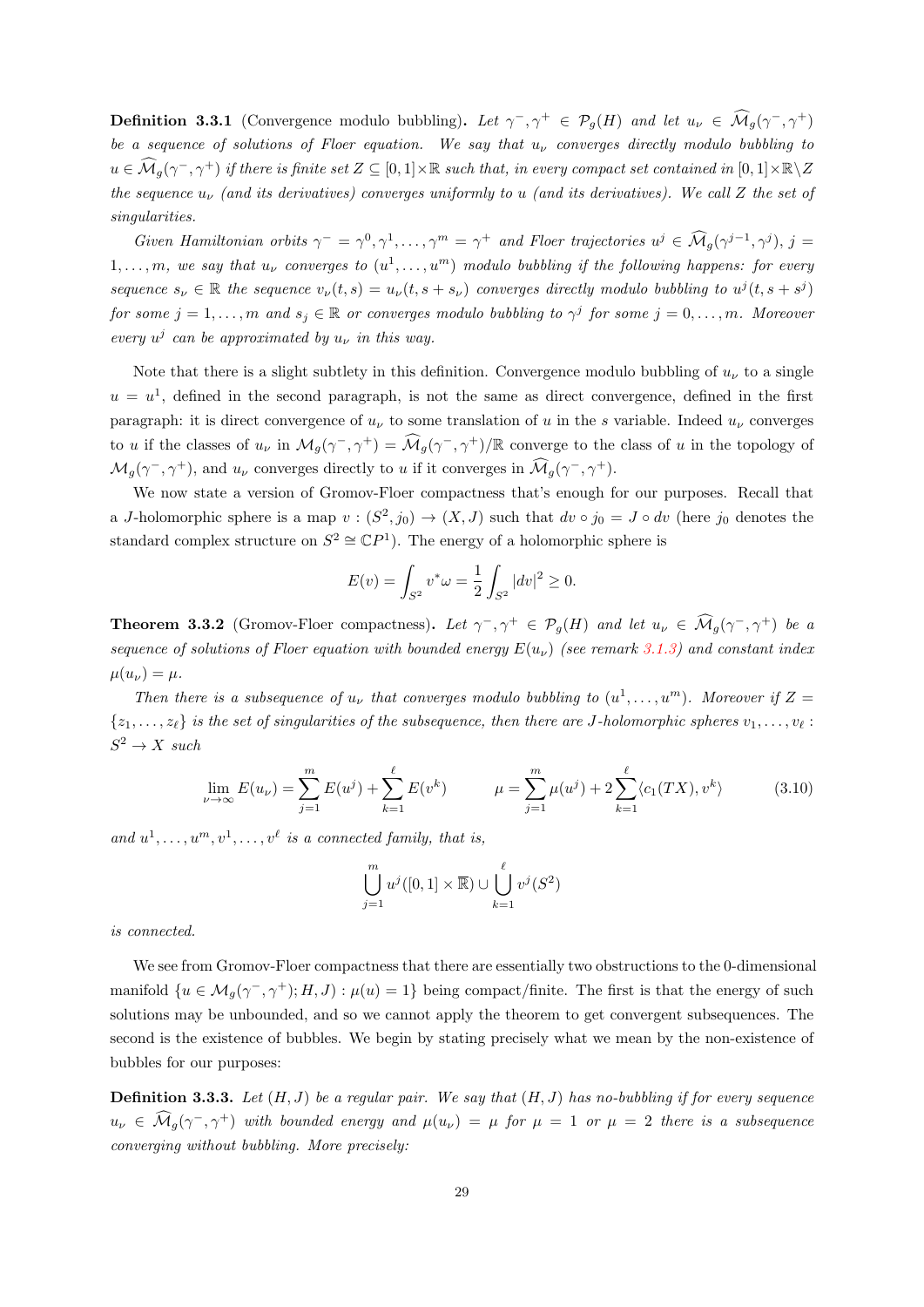**Definition 3.3.1** (Convergence modulo bubbling)**.** *Let $\gamma^-, \gamma^+ \in \mathcal{P}_g(H)$ and let $u_\nu \in \widehat{\mathcal{M}}_g(\gamma^-, \gamma^+)$ be a sequence of solutions of Floer equation. We say that $u_\nu$ converges directly modulo bubbling to $u \in \widehat{\mathcal{M}}_g(\gamma^-, \gamma^+)$ if there is finite set $Z \subseteq [0,1] \times \mathbb{R}$ such that, in every compact set contained in $[0,1] \times \mathbb{R} \backslash Z$ the sequence $u_\nu$ (and its derivatives) converges uniformly to $u$ (and its derivatives). We call $Z$ the set of singularities.*

*Given Hamiltonian orbits $\gamma^- = \gamma^0, \gamma^1, \dots, \gamma^m = \gamma^+$ and Floer trajectories $u^j \in \widehat{\mathcal{M}}_g(\gamma^{j-1}, \gamma^j)$, $j = 1, \dots, m$, we say that $u_\nu$ converges to $(u^1, \dots, u^m)$ modulo bubbling if the following happens: for every sequence $s_\nu \in \mathbb{R}$ the sequence $v_\nu(t,s) = u_\nu(t, s + s_\nu)$ converges directly modulo bubbling to $u^j(t, s + s^j)$ for some $j = 1, \dots, m$ and $s_j \in \mathbb{R}$ or converges modulo bubbling to $\gamma^j$ for some $j = 0, \dots, m$. Moreover every $u^j$ can be approximated by $u_\nu$ in this way.*

Note that there is a slight subtlety in this definition. Convergence modulo bubbling of $u_\nu$ to a single $u = u^1$, defined in the second paragraph, is not the same as direct convergence, defined in the first paragraph: it is direct convergence of $u_\nu$ to some translation of $u$ in the $s$ variable. Indeed $u_\nu$ converges to $u$ if the classes of $u_\nu$ in $\mathcal{M}_g(\gamma^-, \gamma^+) = \widehat{\mathcal{M}}_g(\gamma^-, \gamma^+)/\mathbb{R}$ converge to the class of $u$ in the topology of $\mathcal{M}_g(\gamma^-, \gamma^+)$, and $u_\nu$ converges directly to $u$ if it converges in $\widehat{\mathcal{M}}_g(\gamma^-, \gamma^+)$.

We now state a version of Gromov-Floer compactness that's enough for our purposes. Recall that a $J$-holomorphic sphere is a map $v : (S^2, j_0) \to (X, J)$ such that $dv \circ j_0 = J \circ dv$ (here $j_0$ denotes the standard complex structure on $S^2 \cong \mathbb{C}P^1$). The energy of a holomorphic sphere is

$$E(v) = \int_{S^2} v^*\omega = \frac{1}{2} \int_{S^2} |dv|^2 \geq 0.$$

**Theorem 3.3.2** (Gromov-Floer compactness)**.** *Let $\gamma^-, \gamma^+ \in \mathcal{P}_g(H)$ and let $u_\nu \in \widehat{\mathcal{M}}_g(\gamma^-, \gamma^+)$ be a sequence of solutions of Floer equation with bounded energy $E(u_\nu)$ (see remark 3.1.3) and constant index $\mu(u_\nu) = \mu$.*

*Then there is a subsequence of $u_\nu$ that converges modulo bubbling to $(u^1, \dots, u^m)$. Moreover if $Z = \{z_1, \dots, z_\ell\}$ is the set of singularities of the subsequence, then there are $J$-holomorphic spheres $v_1, \dots, v_\ell : S^2 \to X$ such*

$$\lim_{\nu \to \infty} E(u_\nu) = \sum_{j=1}^{m} E(u^j) + \sum_{k=1}^{\ell} E(v^k) \qquad \mu = \sum_{j=1}^{m} \mu(u^j) + 2 \sum_{k=1}^{\ell} \langle c_1(TX), v^k \rangle \tag{3.10}$$

*and $u^1, \dots, u^m, v^1, \dots, v^\ell$ is a connected family, that is,*

$$\bigcup_{j=1}^{m} u^j([0,1] \times \overline{\mathbb{R}}) \cup \bigcup_{k=1}^{\ell} v^j(S^2)$$

*is connected.*

We see from Gromov-Floer compactness that there are essentially two obstructions to the 0-dimensional manifold $\{u \in \mathcal{M}_g(\gamma^-, \gamma^+); H, J) : \mu(u) = 1\}$ being compact/finite. The first is that the energy of such solutions may be unbounded, and so we cannot apply the theorem to get convergent subsequences. The second is the existence of bubbles. We begin by stating precisely what we mean by the non-existence of bubbles for our purposes:

**Definition 3.3.3.** *Let $(H, J)$ be a regular pair. We say that $(H, J)$ has no-bubbling if for every sequence $u_\nu \in \widehat{\mathcal{M}}_g(\gamma^-, \gamma^+)$ with bounded energy and $\mu(u_\nu) = \mu$ for $\mu = 1$ or $\mu = 2$ there is a subsequence converging without bubbling. More precisely:*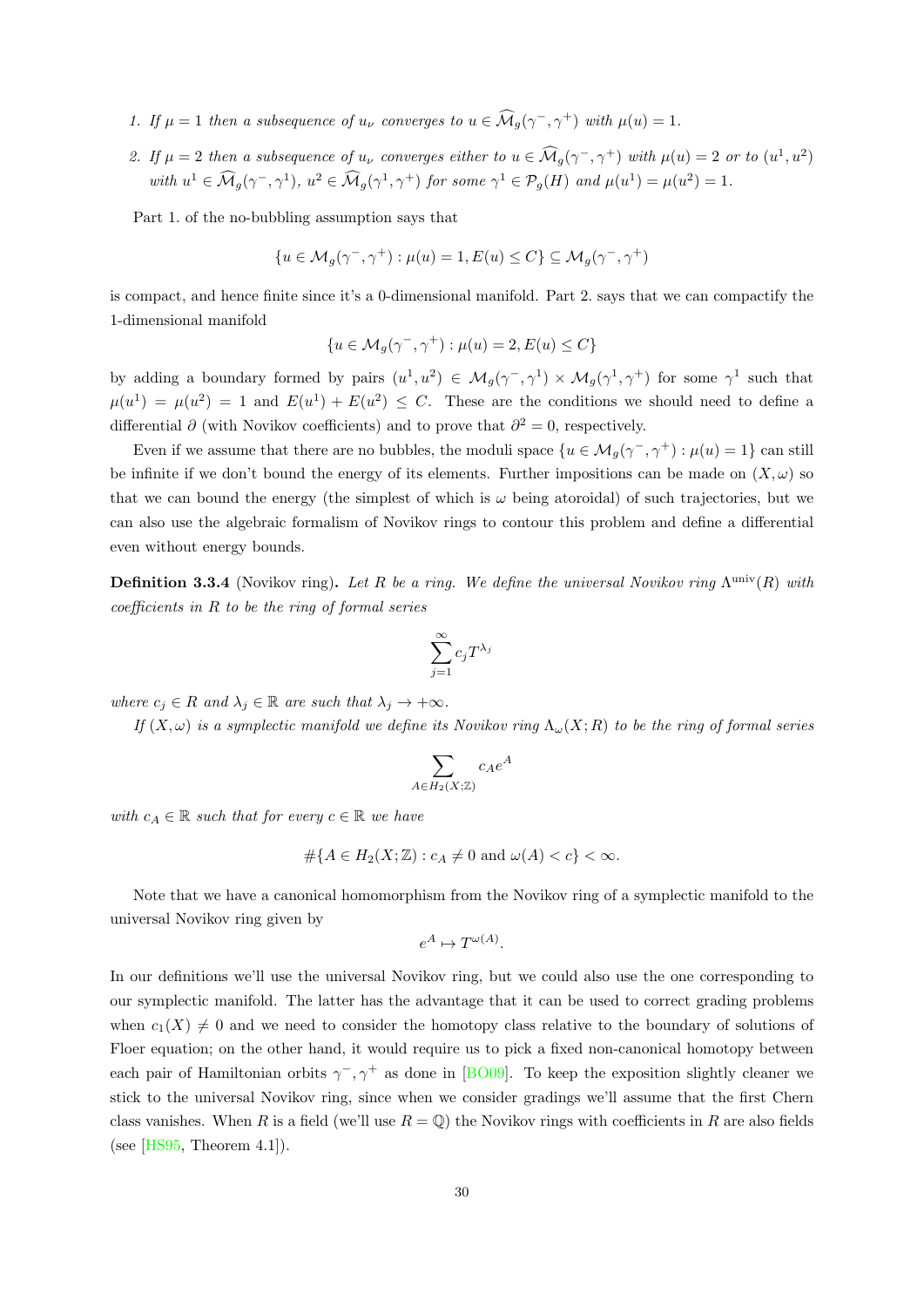1. *If $\mu = 1$ then a subsequence of $u_\nu$ converges to $u \in \widehat{\mathcal{M}}_g(\gamma^-, \gamma^+)$ with $\mu(u) = 1$.*
2. *If $\mu = 2$ then a subsequence of $u_\nu$ converges either to $u \in \widehat{\mathcal{M}}_g(\gamma^-, \gamma^+)$ with $\mu(u) = 2$ or to $(u^1, u^2)$ with $u^1 \in \widehat{\mathcal{M}}_g(\gamma^-, \gamma^1)$, $u^2 \in \widehat{\mathcal{M}}_g(\gamma^1, \gamma^+)$ for some $\gamma^1 \in \mathcal{P}_g(H)$ and $\mu(u^1) = \mu(u^2) = 1$.*

Part 1. of the no-bubbling assumption says that

$$\{u \in \mathcal{M}_g(\gamma^-, \gamma^+) : \mu(u) = 1, E(u) \leq C\} \subseteq \mathcal{M}_g(\gamma^-, \gamma^+)$$

is compact, and hence finite since it's a 0-dimensional manifold. Part 2. says that we can compactify the 1-dimensional manifold

$$\{u \in \mathcal{M}_g(\gamma^-, \gamma^+) : \mu(u) = 2, E(u) \leq C\}$$

by adding a boundary formed by pairs $(u^1, u^2) \in \mathcal{M}_g(\gamma^-, \gamma^1) \times \mathcal{M}_g(\gamma^1, \gamma^+)$ for some $\gamma^1$ such that $\mu(u^1) = \mu(u^2) = 1$ and $E(u^1) + E(u^2) \leq C$. These are the conditions we should need to define a differential $\partial$ (with Novikov coefficients) and to prove that $\partial^2 = 0$, respectively.

Even if we assume that there are no bubbles, the moduli space $\{u \in \mathcal{M}_g(\gamma^-, \gamma^+) : \mu(u) = 1\}$ can still be infinite if we don't bound the energy of its elements. Further impositions can be made on $(X, \omega)$ so that we can bound the energy (the simplest of which is $\omega$ being atoroidal) of such trajectories, but we can also use the algebraic formalism of Novikov rings to contour this problem and define a differential even without energy bounds.

**Definition 3.3.4** (Novikov ring)**.** *Let $R$ be a ring. We define the universal Novikov ring $\Lambda^{\text{univ}}(R)$ with coefficients in $R$ to be the ring of formal series*

$$\sum_{j=1}^{\infty} c_j T^{\lambda_j}$$

*where $c_j \in R$ and $\lambda_j \in \mathbb{R}$ are such that $\lambda_j \to +\infty$.*

*If $(X, \omega)$ is a symplectic manifold we define its Novikov ring $\Lambda_\omega(X; R)$ to be the ring of formal series*

$$\sum_{A \in H_2(X;\mathbb{Z})} c_A e^A$$

*with $c_A \in \mathbb{R}$ such that for every $c \in \mathbb{R}$ we have*

$$\#\{A \in H_2(X; \mathbb{Z}) : c_A \neq 0 \text{ and } \omega(A) < c\} < \infty.$$

Note that we have a canonical homomorphism from the Novikov ring of a symplectic manifold to the universal Novikov ring given by

$$e^A \mapsto T^{\omega(A)}.$$

In our definitions we'll use the universal Novikov ring, but we could also use the one corresponding to our symplectic manifold. The latter has the advantage that it can be used to correct grading problems when $c_1(X) \neq 0$ and we need to consider the homotopy class relative to the boundary of solutions of Floer equation; on the other hand, it would require us to pick a fixed non-canonical homotopy between each pair of Hamiltonian orbits $\gamma^-, \gamma^+$ as done in [BO09]. To keep the exposition slightly cleaner we stick to the universal Novikov ring, since when we consider gradings we'll assume that the first Chern class vanishes. When $R$ is a field (we'll use $R = \mathbb{Q}$) the Novikov rings with coefficients in $R$ are also fields (see [HS95, Theorem 4.1]).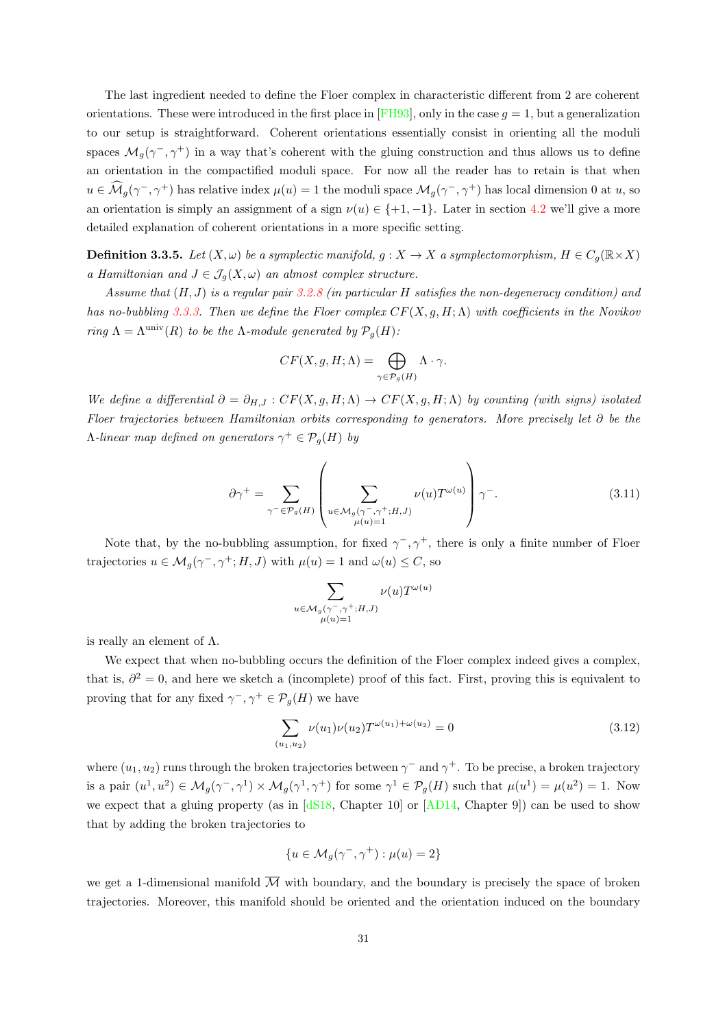The last ingredient needed to define the Floer complex in characteristic different from 2 are coherent orientations. These were introduced in the first place in [FH93], only in the case $g = 1$, but a generalization to our setup is straightforward. Coherent orientations essentially consist in orienting all the moduli spaces $\mathcal{M}_g(\gamma^-, \gamma^+)$ in a way that's coherent with the gluing construction and thus allows us to define an orientation in the compactified moduli space. For now all the reader has to retain is that when $u \in \widehat{\mathcal{M}}_g(\gamma^-, \gamma^+)$ has relative index $\mu(u) = 1$ the moduli space $\mathcal{M}_g(\gamma^-, \gamma^+)$ has local dimension 0 at $u$, so an orientation is simply an assignment of a sign $\nu(u) \in \{+1, -1\}$. Later in section 4.2 we'll give a more detailed explanation of coherent orientations in a more specific setting.

**Definition 3.3.5.** *Let $(X, \omega)$ be a symplectic manifold, $g : X \to X$ a symplectomorphism, $H \in C_g(\mathbb{R} \times X)$ a Hamiltonian and $J \in \mathcal{J}_g(X, \omega)$ an almost complex structure.*

*Assume that $(H, J)$ is a regular pair 3.2.8 (in particular $H$ satisfies the non-degeneracy condition) and has no-bubbling 3.3.3. Then we define the Floer complex $CF(X, g, H; \Lambda)$ with coefficients in the Novikov ring $\Lambda = \Lambda^{\mathrm{univ}}(R)$ to be the $\Lambda$-module generated by $\mathcal{P}_g(H)$:*

$$CF(X, g, H; \Lambda) = \bigoplus_{\gamma \in \mathcal{P}_g(H)} \Lambda \cdot \gamma.$$

*We define a differential $\partial = \partial_{H,J} : CF(X, g, H; \Lambda) \to CF(X, g, H; \Lambda)$ by counting (with signs) isolated Floer trajectories between Hamiltonian orbits corresponding to generators. More precisely let $\partial$ be the $\Lambda$-linear map defined on generators $\gamma^+ \in \mathcal{P}_g(H)$ by*

$$\partial \gamma^+ = \sum_{\gamma^- \in \mathcal{P}_g(H)} \left( \sum_{\substack{u \in \mathcal{M}_g(\gamma^-, \gamma^+; H, J) \\ \mu(u) = 1}} \nu(u) T^{\omega(u)} \right) \gamma^-. \tag{3.11}$$

Note that, by the no-bubbling assumption, for fixed $\gamma^-, \gamma^+$, there is only a finite number of Floer trajectories $u \in \mathcal{M}_g(\gamma^-, \gamma^+; H, J)$ with $\mu(u) = 1$ and $\omega(u) \leq C$, so

$$\sum_{\substack{u \in \mathcal{M}_g(\gamma^-, \gamma^+; H, J) \\ \mu(u) = 1}} \nu(u) T^{\omega(u)}$$

is really an element of $\Lambda$.

We expect that when no-bubbling occurs the definition of the Floer complex indeed gives a complex, that is, $\partial^2 = 0$, and here we sketch a (incomplete) proof of this fact. First, proving this is equivalent to proving that for any fixed $\gamma^-, \gamma^+ \in \mathcal{P}_g(H)$ we have

$$\sum_{(u_1, u_2)} \nu(u_1) \nu(u_2) T^{\omega(u_1) + \omega(u_2)} = 0 \tag{3.12}$$

where $(u_1, u_2)$ runs through the broken trajectories between $\gamma^-$ and $\gamma^+$. To be precise, a broken trajectory is a pair $(u^1, u^2) \in \mathcal{M}_g(\gamma^-, \gamma^1) \times \mathcal{M}_g(\gamma^1, \gamma^+)$ for some $\gamma^1 \in \mathcal{P}_g(H)$ such that $\mu(u^1) = \mu(u^2) = 1$. Now we expect that a gluing property (as in [dS18, Chapter 10] or [AD14, Chapter 9]) can be used to show that by adding the broken trajectories to

$$\{u \in \mathcal{M}_g(\gamma^-, \gamma^+) : \mu(u) = 2\}$$

we get a 1-dimensional manifold $\overline{\mathcal{M}}$ with boundary, and the boundary is precisely the space of broken trajectories. Moreover, this manifold should be oriented and the orientation induced on the boundary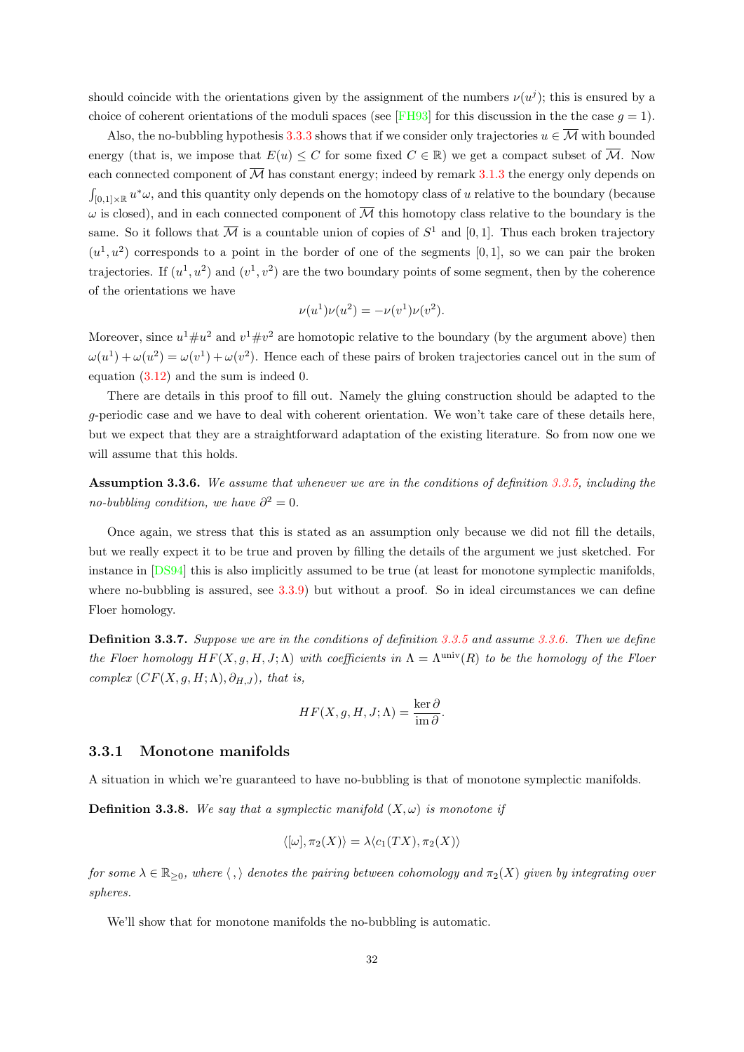should coincide with the orientations given by the assignment of the numbers $\nu(u^j)$; this is ensured by a choice of coherent orientations of the moduli spaces (see [FH93] for this discussion in the the case $g = 1$).

Also, the no-bubbling hypothesis 3.3.3 shows that if we consider only trajectories $u \in \overline{\mathcal{M}}$ with bounded energy (that is, we impose that $E(u) \leq C$ for some fixed $C \in \mathbb{R}$) we get a compact subset of $\overline{\mathcal{M}}$. Now each connected component of $\overline{\mathcal{M}}$ has constant energy; indeed by remark 3.1.3 the energy only depends on $\int_{[0,1]\times\mathbb{R}} u^*\omega$, and this quantity only depends on the homotopy class of $u$ relative to the boundary (because $\omega$ is closed), and in each connected component of $\overline{\mathcal{M}}$ this homotopy class relative to the boundary is the same. So it follows that $\overline{\mathcal{M}}$ is a countable union of copies of $S^1$ and $[0,1]$. Thus each broken trajectory $(u^1, u^2)$ corresponds to a point in the border of one of the segments $[0,1]$, so we can pair the broken trajectories. If $(u^1, u^2)$ and $(v^1, v^2)$ are the two boundary points of some segment, then by the coherence of the orientations we have

$$\nu(u^1)\nu(u^2) = -\nu(v^1)\nu(v^2).$$

Moreover, since $u^1 \# u^2$ and $v^1 \# v^2$ are homotopic relative to the boundary (by the argument above) then $\omega(u^1) + \omega(u^2) = \omega(v^1) + \omega(v^2)$. Hence each of these pairs of broken trajectories cancel out in the sum of equation (3.12) and the sum is indeed 0.

There are details in this proof to fill out. Namely the gluing construction should be adapted to the $g$-periodic case and we have to deal with coherent orientation. We won't take care of these details here, but we expect that they are a straightforward adaptation of the existing literature. So from now one we will assume that this holds.

**Assumption 3.3.6.** *We assume that whenever we are in the conditions of definition 3.3.5, including the no-bubbling condition, we have* $\partial^2 = 0$.

Once again, we stress that this is stated as an assumption only because we did not fill the details, but we really expect it to be true and proven by filling the details of the argument we just sketched. For instance in [DS94] this is also implicitly assumed to be true (at least for monotone symplectic manifolds, where no-bubbling is assured, see 3.3.9) but without a proof. So in ideal circumstances we can define Floer homology.

**Definition 3.3.7.** *Suppose we are in the conditions of definition 3.3.5 and assume 3.3.6. Then we define the Floer homology* $HF(X, g, H, J; \Lambda)$ *with coefficients in* $\Lambda = \Lambda^{\mathrm{univ}}(R)$ *to be the homology of the Floer complex* $(CF(X, g, H; \Lambda), \partial_{H,J})$*, that is,*

$$HF(X, g, H, J; \Lambda) = \frac{\ker \partial}{\operatorname{im} \partial}.$$

### 3.3.1 Monotone manifolds

A situation in which we're guaranteed to have no-bubbling is that of monotone symplectic manifolds.

**Definition 3.3.8.** *We say that a symplectic manifold* $(X, \omega)$ *is monotone if*

$$\langle [\omega], \pi_2(X) \rangle = \lambda \langle c_1(TX), \pi_2(X) \rangle$$

*for some* $\lambda \in \mathbb{R}_{\geq 0}$*, where* $\langle\, , \rangle$ *denotes the pairing between cohomology and* $\pi_2(X)$ *given by integrating over spheres.*

We'll show that for monotone manifolds the no-bubbling is automatic.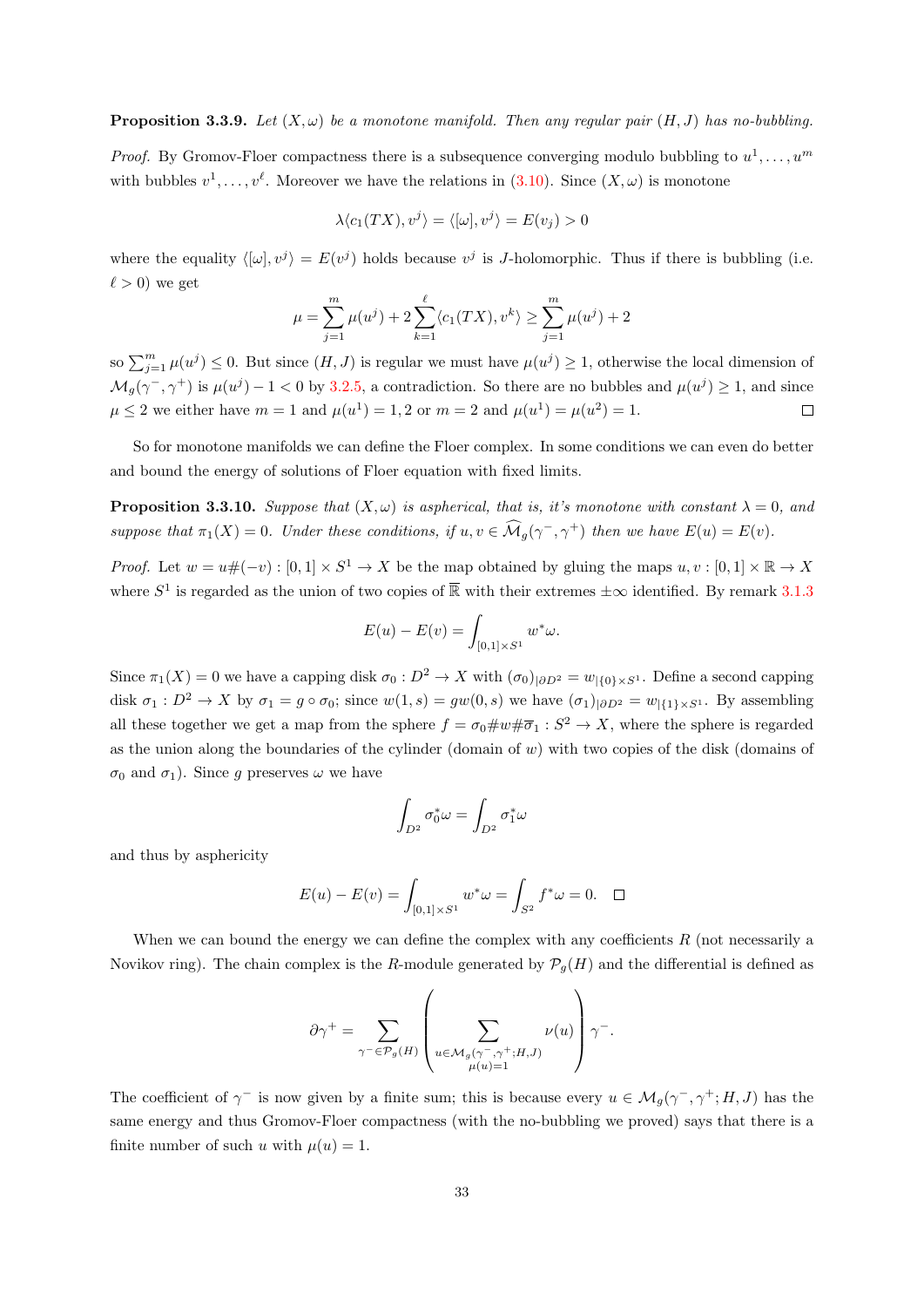**Proposition 3.3.9.** *Let $(X,\omega)$ be a monotone manifold. Then any regular pair $(H,J)$ has no-bubbling.*

*Proof.* By Gromov-Floer compactness there is a subsequence converging modulo bubbling to $u^1,\dots,u^m$ with bubbles $v^1,\dots,v^\ell$. Moreover we have the relations in (3.10). Since $(X,\omega)$ is monotone

$$\lambda\langle c_1(TX), v^j\rangle = \langle[\omega], v^j\rangle = E(v_j) > 0$$

where the equality $\langle[\omega], v^j\rangle = E(v^j)$ holds because $v^j$ is $J$-holomorphic. Thus if there is bubbling (i.e. $\ell > 0$) we get

$$\mu = \sum_{j=1}^{m}\mu(u^j) + 2\sum_{k=1}^{\ell}\langle c_1(TX), v^k\rangle \geq \sum_{j=1}^{m}\mu(u^j) + 2$$

so $\sum_{j=1}^{m}\mu(u^j) \leq 0$. But since $(H,J)$ is regular we must have $\mu(u^j) \geq 1$, otherwise the local dimension of $\mathcal{M}_g(\gamma^-,\gamma^+)$ is $\mu(u^j) - 1 < 0$ by 3.2.5, a contradiction. So there are no bubbles and $\mu(u^j) \geq 1$, and since $\mu \leq 2$ we either have $m = 1$ and $\mu(u^1) = 1, 2$ or $m = 2$ and $\mu(u^1) = \mu(u^2) = 1$. $\square$

So for monotone manifolds we can define the Floer complex. In some conditions we can even do better and bound the energy of solutions of Floer equation with fixed limits.

**Proposition 3.3.10.** *Suppose that $(X,\omega)$ is aspherical, that is, it's monotone with constant $\lambda = 0$, and suppose that $\pi_1(X) = 0$. Under these conditions, if $u, v \in \widehat{\mathcal{M}}_g(\gamma^-,\gamma^+)$ then we have $E(u) = E(v)$.*

*Proof.* Let $w = u\#(-v) : [0,1]\times S^1 \to X$ be the map obtained by gluing the maps $u, v : [0,1]\times\mathbb{R} \to X$ where $S^1$ is regarded as the union of two copies of $\overline{\mathbb{R}}$ with their extremes $\pm\infty$ identified. By remark 3.1.3

$$E(u) - E(v) = \int_{[0,1]\times S^1} w^*\omega.$$

Since $\pi_1(X) = 0$ we have a capping disk $\sigma_0 : D^2 \to X$ with $(\sigma_0)_{|\partial D^2} = w_{|\{0\}\times S^1}$. Define a second capping disk $\sigma_1 : D^2 \to X$ by $\sigma_1 = g\circ\sigma_0$; since $w(1,s) = gw(0,s)$ we have $(\sigma_1)_{|\partial D^2} = w_{|\{1\}\times S^1}$. By assembling all these together we get a map from the sphere $f = \sigma_0\#w\#\overline{\sigma}_1 : S^2 \to X$, where the sphere is regarded as the union along the boundaries of the cylinder (domain of $w$) with two copies of the disk (domains of $\sigma_0$ and $\sigma_1$). Since $g$ preserves $\omega$ we have

$$\int_{D^2}\sigma_0^*\omega = \int_{D^2}\sigma_1^*\omega$$

and thus by asphericity

$$E(u) - E(v) = \int_{[0,1]\times S^1} w^*\omega = \int_{S^2} f^*\omega = 0. \quad \square$$

When we can bound the energy we can define the complex with any coefficients $R$ (not necessarily a Novikov ring). The chain complex is the $R$-module generated by $\mathcal{P}_g(H)$ and the differential is defined as

$$\partial\gamma^+ = \sum_{\gamma^-\in\mathcal{P}_g(H)}\left(\sum_{\substack{u\in\mathcal{M}_g(\gamma^-,\gamma^+;H,J)\\ \mu(u)=1}}\nu(u)\right)\gamma^-.$$

The coefficient of $\gamma^-$ is now given by a finite sum; this is because every $u \in \mathcal{M}_g(\gamma^-,\gamma^+;H,J)$ has the same energy and thus Gromov-Floer compactness (with the no-bubbling we proved) says that there is a finite number of such $u$ with $\mu(u) = 1$.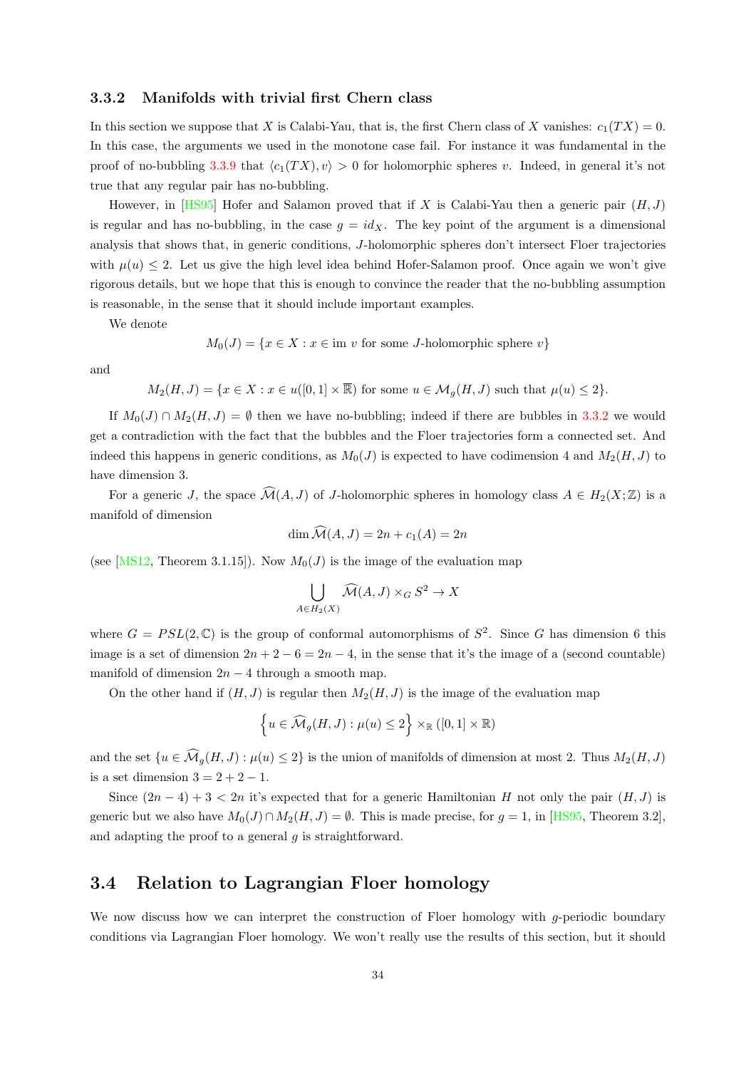### 3.3.2 Manifolds with trivial first Chern class

In this section we suppose that $X$ is Calabi-Yau, that is, the first Chern class of $X$ vanishes: $c_1(TX) = 0$. In this case, the arguments we used in the monotone case fail. For instance it was fundamental in the proof of no-bubbling 3.3.9 that $\langle c_1(TX), v\rangle > 0$ for holomorphic spheres $v$. Indeed, in general it's not true that any regular pair has no-bubbling.

However, in [HS95] Hofer and Salamon proved that if $X$ is Calabi-Yau then a generic pair $(H, J)$ is regular and has no-bubbling, in the case $g = id_X$. The key point of the argument is a dimensional analysis that shows that, in generic conditions, $J$-holomorphic spheres don't intersect Floer trajectories with $\mu(u) \leq 2$. Let us give the high level idea behind Hofer-Salamon proof. Once again we won't give rigorous details, but we hope that this is enough to convince the reader that the no-bubbling assumption is reasonable, in the sense that it should include important examples.

We denote

$$M_0(J) = \{x \in X : x \in \text{im } v \text{ for some } J\text{-holomorphic sphere } v\}$$

and

$$M_2(H, J) = \{x \in X : x \in u([0, 1] \times \overline{\mathbb{R}}) \text{ for some } u \in \mathcal{M}_g(H, J) \text{ such that } \mu(u) \leq 2\}.$$

If $M_0(J) \cap M_2(H, J) = \emptyset$ then we have no-bubbling; indeed if there are bubbles in 3.3.2 we would get a contradiction with the fact that the bubbles and the Floer trajectories form a connected set. And indeed this happens in generic conditions, as $M_0(J)$ is expected to have codimension 4 and $M_2(H, J)$ to have dimension 3.

For a generic $J$, the space $\widehat{\mathcal{M}}(A, J)$ of $J$-holomorphic spheres in homology class $A \in H_2(X; \mathbb{Z})$ is a manifold of dimension

$$\dim \widehat{\mathcal{M}}(A, J) = 2n + c_1(A) = 2n$$

(see [MS12, Theorem 3.1.15]). Now $M_0(J)$ is the image of the evaluation map

$$\bigcup_{A \in H_2(X)} \widehat{\mathcal{M}}(A, J) \times_G S^2 \to X$$

where $G = PSL(2, \mathbb{C})$ is the group of conformal automorphisms of $S^2$. Since $G$ has dimension 6 this image is a set of dimension $2n + 2 - 6 = 2n - 4$, in the sense that it's the image of a (second countable) manifold of dimension $2n - 4$ through a smooth map.

On the other hand if $(H, J)$ is regular then $M_2(H, J)$ is the image of the evaluation map

$$\left\{u \in \widehat{\mathcal{M}}_g(H, J) : \mu(u) \leq 2\right\} \times_{\mathbb{R}} ([0, 1] \times \mathbb{R})$$

and the set $\{u \in \widehat{\mathcal{M}}_g(H, J) : \mu(u) \leq 2\}$ is the union of manifolds of dimension at most 2. Thus $M_2(H, J)$ is a set dimension $3 = 2 + 2 - 1$.

Since $(2n - 4) + 3 < 2n$ it's expected that for a generic Hamiltonian $H$ not only the pair $(H, J)$ is generic but we also have $M_0(J) \cap M_2(H, J) = \emptyset$. This is made precise, for $g = 1$, in [HS95, Theorem 3.2], and adapting the proof to a general $g$ is straightforward.

## 3.4 Relation to Lagrangian Floer homology

We now discuss how we can interpret the construction of Floer homology with $g$-periodic boundary conditions via Lagrangian Floer homology. We won't really use the results of this section, but it should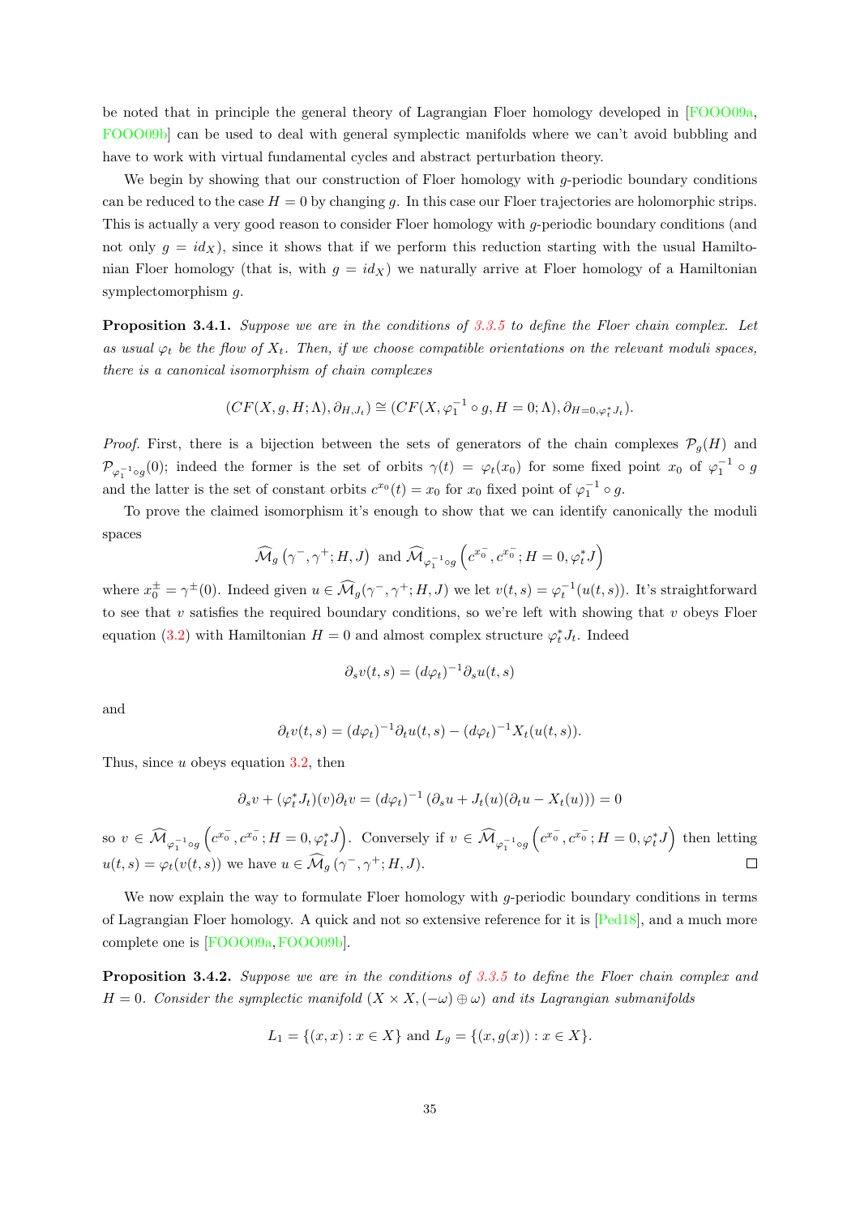be noted that in principle the general theory of Lagrangian Floer homology developed in [FOOO09a, FOOO09b] can be used to deal with general symplectic manifolds where we can't avoid bubbling and have to work with virtual fundamental cycles and abstract perturbation theory.

We begin by showing that our construction of Floer homology with $g$-periodic boundary conditions can be reduced to the case $H = 0$ by changing $g$. In this case our Floer trajectories are holomorphic strips. This is actually a very good reason to consider Floer homology with $g$-periodic boundary conditions (and not only $g = id_X$), since it shows that if we perform this reduction starting with the usual Hamiltonian Floer homology (that is, with $g = id_X$) we naturally arrive at Floer homology of a Hamiltonian symplectomorphism $g$.

**Proposition 3.4.1.** *Suppose we are in the conditions of 3.3.5 to define the Floer chain complex. Let as usual $\varphi_t$ be the flow of $X_t$. Then, if we choose compatible orientations on the relevant moduli spaces, there is a canonical isomorphism of chain complexes*

$$(CF(X, g, H; \Lambda), \partial_{H,J_t}) \cong (CF(X, \varphi_1^{-1} \circ g, H = 0; \Lambda), \partial_{H=0,\varphi_t^* J_t}).$$

*Proof.* First, there is a bijection between the sets of generators of the chain complexes $\mathcal{P}_g(H)$ and $\mathcal{P}_{\varphi_1^{-1}\circ g}(0)$; indeed the former is the set of orbits $\gamma(t) = \varphi_t(x_0)$ for some fixed point $x_0$ of $\varphi_1^{-1} \circ g$ and the latter is the set of constant orbits $c^{x_0}(t) = x_0$ for $x_0$ fixed point of $\varphi_1^{-1} \circ g$.

To prove the claimed isomorphism it's enough to show that we can identify canonically the moduli spaces

$$\widehat{\mathcal{M}}_g\left(\gamma^-, \gamma^+; H, J\right) \text{ and } \widehat{\mathcal{M}}_{\varphi_1^{-1}\circ g}\left(c^{x_0^-}, c^{x_0^-}; H = 0, \varphi_t^* J\right)$$

where $x_0^{\pm} = \gamma^{\pm}(0)$. Indeed given $u \in \widehat{\mathcal{M}}_g(\gamma^-, \gamma^+; H, J)$ we let $v(t,s) = \varphi_t^{-1}(u(t,s))$. It's straightforward to see that $v$ satisfies the required boundary conditions, so we're left with showing that $v$ obeys Floer equation (3.2) with Hamiltonian $H = 0$ and almost complex structure $\varphi_t^* J_t$. Indeed

$$\partial_s v(t,s) = (d\varphi_t)^{-1} \partial_s u(t,s)$$

and

$$\partial_t v(t,s) = (d\varphi_t)^{-1} \partial_t u(t,s) - (d\varphi_t)^{-1} X_t(u(t,s)).$$

Thus, since $u$ obeys equation 3.2, then

$$\partial_s v + (\varphi_t^* J_t)(v) \partial_t v = (d\varphi_t)^{-1} \left(\partial_s u + J_t(u)(\partial_t u - X_t(u))\right) = 0$$

so $v \in \widehat{\mathcal{M}}_{\varphi_1^{-1}\circ g}\left(c^{x_0^-}, c^{x_0^-}; H = 0, \varphi_t^* J\right)$. Conversely if $v \in \widehat{\mathcal{M}}_{\varphi_1^{-1}\circ g}\left(c^{x_0^-}, c^{x_0^-}; H = 0, \varphi_t^* J\right)$ then letting $u(t,s) = \varphi_t(v(t,s))$ we have $u \in \widehat{\mathcal{M}}_g\left(\gamma^-, \gamma^+; H, J\right)$. ◻

We now explain the way to formulate Floer homology with $g$-periodic boundary conditions in terms of Lagrangian Floer homology. A quick and not so extensive reference for it is [Ped18], and a much more complete one is [FOOO09a, FOOO09b].

**Proposition 3.4.2.** *Suppose we are in the conditions of 3.3.5 to define the Floer chain complex and $H = 0$. Consider the symplectic manifold $(X \times X, (-\omega) \oplus \omega)$ and its Lagrangian submanifolds*

$$L_1 = \{(x, x) : x \in X\} \text{ and } L_g = \{(x, g(x)) : x \in X\}.$$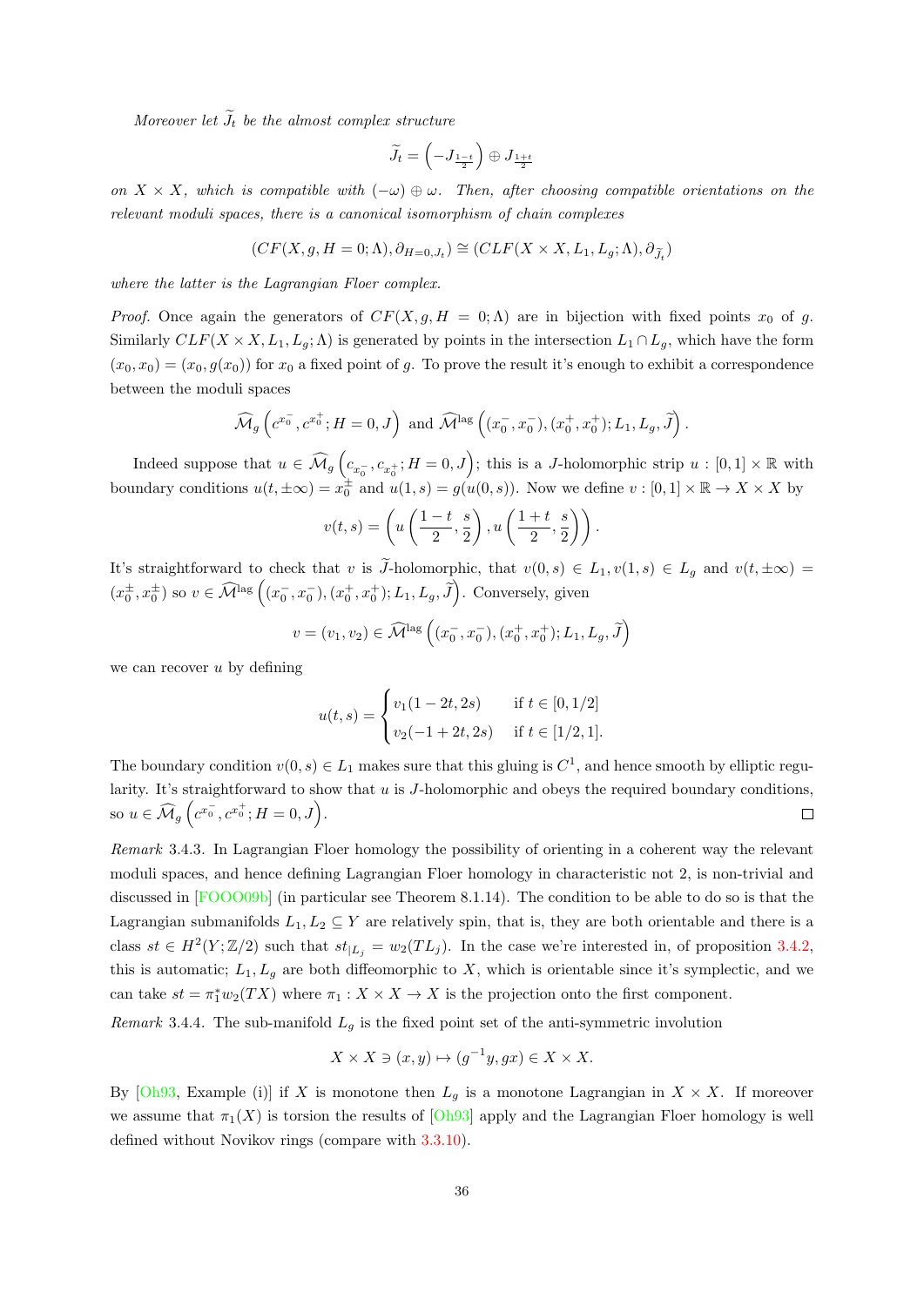*Moreover let $\widetilde{J}_t$ be the almost complex structure*

$$\widetilde{J}_t = \left(-J_{\frac{1-t}{2}}\right) \oplus J_{\frac{1+t}{2}}$$

*on $X \times X$, which is compatible with $(-\omega) \oplus \omega$. Then, after choosing compatible orientations on the relevant moduli spaces, there is a canonical isomorphism of chain complexes*

$$(CF(X, g, H = 0; \Lambda), \partial_{H=0,J_t}) \cong (CLF(X \times X, L_1, L_g; \Lambda), \partial_{\widetilde{J}_t})$$

*where the latter is the Lagrangian Floer complex.*

*Proof.* Once again the generators of $CF(X, g, H = 0; \Lambda)$ are in bijection with fixed points $x_0$ of $g$. Similarly $CLF(X \times X, L_1, L_g; \Lambda)$ is generated by points in the intersection $L_1 \cap L_g$, which have the form $(x_0, x_0) = (x_0, g(x_0))$ for $x_0$ a fixed point of $g$. To prove the result it's enough to exhibit a correspondence between the moduli spaces

$$\widehat{\mathcal{M}}_g\left(c^{x_0^-}, c^{x_0^+}; H = 0, J\right) \text{ and } \widehat{\mathcal{M}}^{\text{lag}}\left((x_0^-, x_0^-), (x_0^+, x_0^+); L_1, L_g, \widetilde{J}\right).$$

Indeed suppose that $u \in \widehat{\mathcal{M}}_g\left(c_{x_0^-}, c_{x_0^+}; H = 0, J\right)$; this is a $J$-holomorphic strip $u : [0, 1] \times \mathbb{R}$ with boundary conditions $u(t, \pm\infty) = x_0^{\pm}$ and $u(1, s) = g(u(0, s))$. Now we define $v : [0, 1] \times \mathbb{R} \to X \times X$ by

$$v(t, s) = \left(u\left(\frac{1-t}{2}, \frac{s}{2}\right), u\left(\frac{1+t}{2}, \frac{s}{2}\right)\right).$$

It's straightforward to check that $v$ is $\widetilde{J}$-holomorphic, that $v(0, s) \in L_1, v(1, s) \in L_g$ and $v(t, \pm\infty) = (x_0^{\pm}, x_0^{\pm})$ so $v \in \widehat{\mathcal{M}}^{\text{lag}}\left((x_0^-, x_0^-), (x_0^+, x_0^+); L_1, L_g, \widetilde{J}\right)$. Conversely, given

$$v = (v_1, v_2) \in \widehat{\mathcal{M}}^{\text{lag}}\left((x_0^-, x_0^-), (x_0^+, x_0^+); L_1, L_g, \widetilde{J}\right)$$

we can recover $u$ by defining

$$u(t, s) = \begin{cases} v_1(1 - 2t, 2s) & \text{if } t \in [0, 1/2] \\ v_2(-1 + 2t, 2s) & \text{if } t \in [1/2, 1]. \end{cases}$$

The boundary condition $v(0, s) \in L_1$ makes sure that this gluing is $C^1$, and hence smooth by elliptic regularity. It's straightforward to show that $u$ is $J$-holomorphic and obeys the required boundary conditions, so $u \in \widehat{\mathcal{M}}_g\left(c^{x_0^-}, c^{x_0^+}; H = 0, J\right)$. ∎

*Remark* 3.4.3. In Lagrangian Floer homology the possibility of orienting in a coherent way the relevant moduli spaces, and hence defining Lagrangian Floer homology in characteristic not 2, is non-trivial and discussed in [FOOO09b] (in particular see Theorem 8.1.14). The condition to be able to do so is that the Lagrangian submanifolds $L_1, L_2 \subseteq Y$ are relatively spin, that is, they are both orientable and there is a class $st \in H^2(Y; \mathbb{Z}/2)$ such that $st_{|L_j} = w_2(TL_j)$. In the case we're interested in, of proposition 3.4.2, this is automatic; $L_1, L_g$ are both diffeomorphic to $X$, which is orientable since it's symplectic, and we can take $st = \pi_1^* w_2(TX)$ where $\pi_1 : X \times X \to X$ is the projection onto the first component.

*Remark* 3.4.4. The sub-manifold $L_g$ is the fixed point set of the anti-symmetric involution

$$X \times X \ni (x, y) \mapsto (g^{-1}y, gx) \in X \times X.$$

By [Oh93, Example (i)] if $X$ is monotone then $L_g$ is a monotone Lagrangian in $X \times X$. If moreover we assume that $\pi_1(X)$ is torsion the results of [Oh93] apply and the Lagrangian Floer homology is well defined without Novikov rings (compare with 3.3.10).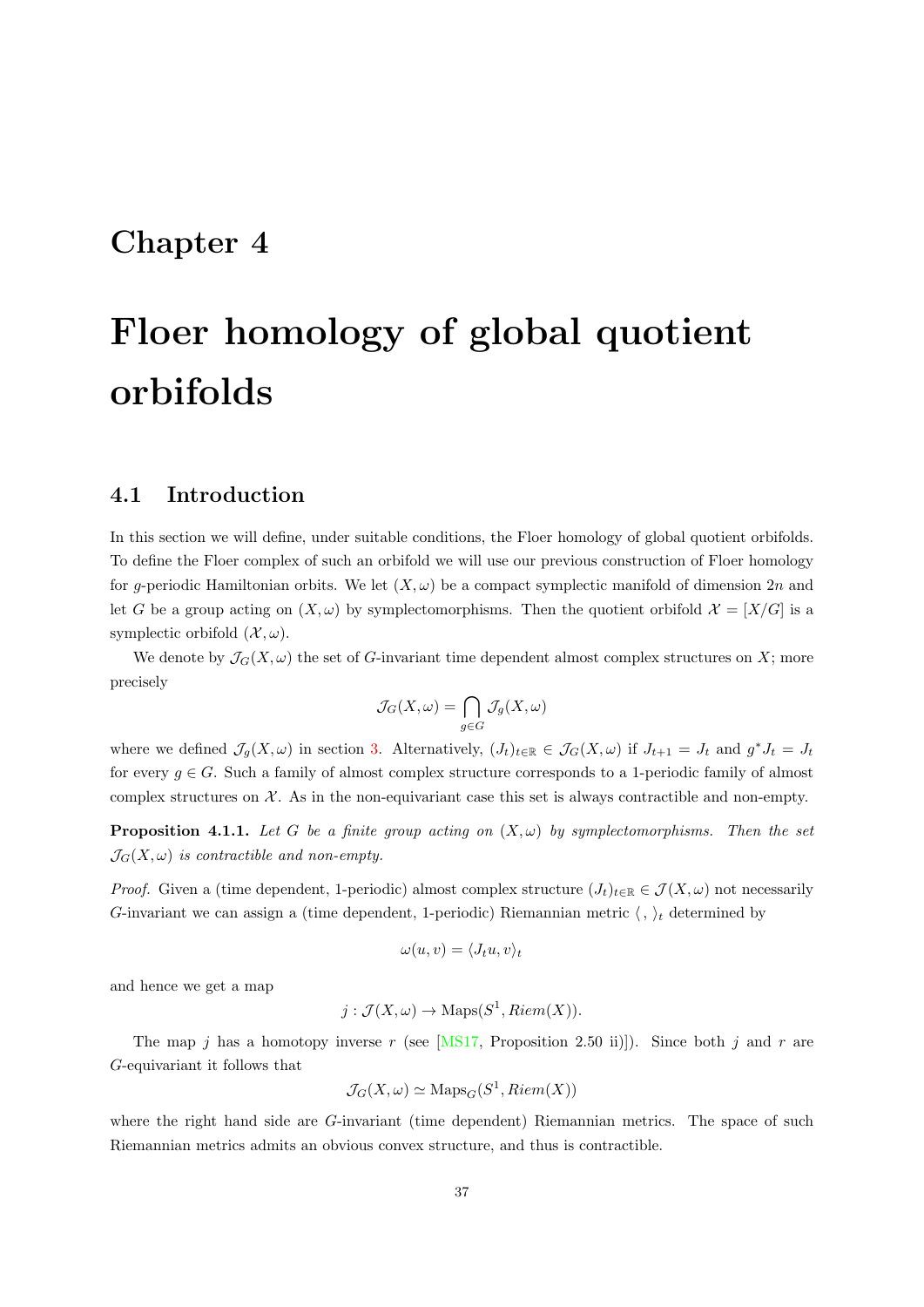# Chapter 4

# Floer homology of global quotient orbifolds

## 4.1 Introduction

In this section we will define, under suitable conditions, the Floer homology of global quotient orbifolds. To define the Floer complex of such an orbifold we will use our previous construction of Floer homology for $g$-periodic Hamiltonian orbits. We let $(X, \omega)$ be a compact symplectic manifold of dimension $2n$ and let $G$ be a group acting on $(X, \omega)$ by symplectomorphisms. Then the quotient orbifold $\mathcal{X} = [X/G]$ is a symplectic orbifold $(\mathcal{X}, \omega)$.

We denote by $\mathcal{J}_G(X, \omega)$ the set of $G$-invariant time dependent almost complex structures on $X$; more precisely

$$\mathcal{J}_G(X, \omega) = \bigcap_{g \in G} \mathcal{J}_g(X, \omega)$$

where we defined $\mathcal{J}_g(X, \omega)$ in section 3. Alternatively, $(J_t)_{t \in \mathbb{R}} \in \mathcal{J}_G(X, \omega)$ if $J_{t+1} = J_t$ and $g^* J_t = J_t$ for every $g \in G$. Such a family of almost complex structure corresponds to a 1-periodic family of almost complex structures on $\mathcal{X}$. As in the non-equivariant case this set is always contractible and non-empty.

**Proposition 4.1.1.** *Let $G$ be a finite group acting on $(X, \omega)$ by symplectomorphisms. Then the set $\mathcal{J}_G(X, \omega)$ is contractible and non-empty.*

*Proof.* Given a (time dependent, 1-periodic) almost complex structure $(J_t)_{t \in \mathbb{R}} \in \mathcal{J}(X, \omega)$ not necessarily $G$-invariant we can assign a (time dependent, 1-periodic) Riemannian metric $\langle \, , \, \rangle_t$ determined by

$$\omega(u, v) = \langle J_t u, v \rangle_t$$

and hence we get a map

$$j : \mathcal{J}(X, \omega) \to \mathrm{Maps}(S^1, Riem(X)).$$

The map $j$ has a homotopy inverse $r$ (see [MS17, Proposition 2.50 ii)]). Since both $j$ and $r$ are $G$-equivariant it follows that

$$\mathcal{J}_G(X, \omega) \simeq \mathrm{Maps}_G(S^1, Riem(X))$$

where the right hand side are $G$-invariant (time dependent) Riemannian metrics. The space of such Riemannian metrics admits an obvious convex structure, and thus is contractible.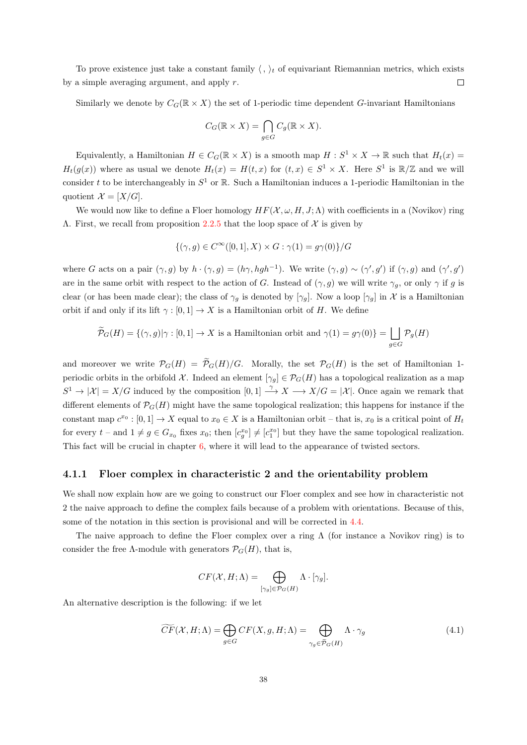To prove existence just take a constant family $\langle\, , \,\rangle_t$ of equivariant Riemannian metrics, which exists by a simple averaging argument, and apply $r$. $\square$

Similarly we denote by $C_G(\mathbb{R} \times X)$ the set of 1-periodic time dependent $G$-invariant Hamiltonians

$$C_G(\mathbb{R} \times X) = \bigcap_{g \in G} C_g(\mathbb{R} \times X).$$

Equivalently, a Hamiltonian $H \in C_G(\mathbb{R} \times X)$ is a smooth map $H : S^1 \times X \to \mathbb{R}$ such that $H_t(x) = H_t(g(x))$ where as usual we denote $H_t(x) = H(t, x)$ for $(t, x) \in S^1 \times X$. Here $S^1$ is $\mathbb{R}/\mathbb{Z}$ and we will consider $t$ to be interchangeably in $S^1$ or $\mathbb{R}$. Such a Hamiltonian induces a 1-periodic Hamiltonian in the quotient $\mathcal{X} = [X/G]$.

We would now like to define a Floer homology $HF(\mathcal{X}, \omega, H, J; \Lambda)$ with coefficients in a (Novikov) ring $\Lambda$. First, we recall from proposition 2.2.5 that the loop space of $\mathcal{X}$ is given by

$$\{(\gamma, g) \in C^\infty([0,1], X) \times G : \gamma(1) = g\gamma(0)\}/G$$

where $G$ acts on a pair $(\gamma, g)$ by $h \cdot (\gamma, g) = (h\gamma, hgh^{-1})$. We write $(\gamma, g) \sim (\gamma', g')$ if $(\gamma, g)$ and $(\gamma', g')$ are in the same orbit with respect to the action of $G$. Instead of $(\gamma, g)$ we will write $\gamma_g$, or only $\gamma$ if $g$ is clear (or has been made clear); the class of $\gamma_g$ is denoted by $[\gamma_g]$. Now a loop $[\gamma_g]$ in $\mathcal{X}$ is a Hamiltonian orbit if and only if its lift $\gamma : [0,1] \to X$ is a Hamiltonian orbit of $H$. We define

$$\widetilde{\mathcal{P}}_G(H) = \{(\gamma, g) | \gamma : [0,1] \to X \text{ is a Hamiltonian orbit and } \gamma(1) = g\gamma(0)\} = \bigsqcup_{g \in G} \mathcal{P}_g(H)$$

and moreover we write $\mathcal{P}_G(H) = \widetilde{\mathcal{P}}_G(H)/G$. Morally, the set $\mathcal{P}_G(H)$ is the set of Hamiltonian 1-periodic orbits in the orbifold $\mathcal{X}$. Indeed an element $[\gamma_g] \in \mathcal{P}_G(H)$ has a topological realization as a map $S^1 \to |\mathcal{X}| = X/G$ induced by the composition $[0,1] \xrightarrow{\gamma} X \longrightarrow X/G = |\mathcal{X}|$. Once again we remark that different elements of $\mathcal{P}_G(H)$ might have the same topological realization; this happens for instance if the constant map $c^{x_0} : [0,1] \to X$ equal to $x_0 \in X$ is a Hamiltonian orbit – that is, $x_0$ is a critical point of $H_t$ for every $t$ – and $1 \neq g \in G_{x_0}$ fixes $x_0$; then $[c^{x_0}_g] \neq [c^{x_0}_1]$ but they have the same topological realization. This fact will be crucial in chapter 6, where it will lead to the appearance of twisted sectors.

### 4.1.1 Floer complex in characteristic 2 and the orientability problem

We shall now explain how are we going to construct our Floer complex and see how in characteristic not 2 the naive approach to define the complex fails because of a problem with orientations. Because of this, some of the notation in this section is provisional and will be corrected in 4.4.

The naive approach to define the Floer complex over a ring $\Lambda$ (for instance a Novikov ring) is to consider the free $\Lambda$-module with generators $\mathcal{P}_G(H)$, that is,

$$CF(\mathcal{X}, H; \Lambda) = \bigoplus_{[\gamma_g] \in \mathcal{P}_G(H)} \Lambda \cdot [\gamma_g].$$

An alternative description is the following: if we let

$$\widetilde{CF}(\mathcal{X}, H; \Lambda) = \bigoplus_{g \in G} CF(X, g, H; \Lambda) = \bigoplus_{\gamma_g \in \widetilde{\mathcal{P}}_G(H)} \Lambda \cdot \gamma_g \tag{4.1}$$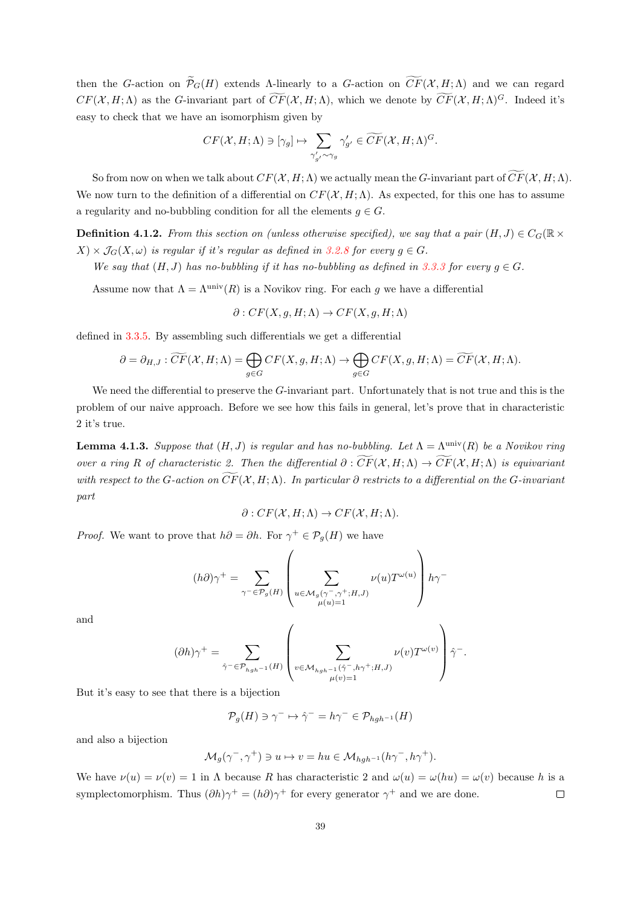then the $G$-action on $\widetilde{\mathcal{P}}_G(H)$ extends $\Lambda$-linearly to a $G$-action on $\widetilde{CF}(\mathcal{X}, H; \Lambda)$ and we can regard $CF(\mathcal{X}, H; \Lambda)$ as the $G$-invariant part of $\widetilde{CF}(\mathcal{X}, H; \Lambda)$, which we denote by $\widetilde{CF}(\mathcal{X}, H; \Lambda)^G$. Indeed it's easy to check that we have an isomorphism given by

$$CF(\mathcal{X}, H; \Lambda) \ni [\gamma_g] \mapsto \sum_{\gamma'_{g'} \sim \gamma_g} \gamma'_{g'} \in \widetilde{CF}(\mathcal{X}, H; \Lambda)^G.$$

So from now on when we talk about $CF(\mathcal{X}, H; \Lambda)$ we actually mean the $G$-invariant part of $\widetilde{CF}(\mathcal{X}, H; \Lambda)$. We now turn to the definition of a differential on $CF(\mathcal{X}, H; \Lambda)$. As expected, for this one has to assume a regularity and no-bubbling condition for all the elements $g \in G$.

**Definition 4.1.2.** *From this section on (unless otherwise specified), we say that a pair $(H, J) \in C_G(\mathbb{R} \times X) \times \mathcal{J}_G(X, \omega)$ is regular if it's regular as defined in 3.2.8 for every $g \in G$.*

*We say that $(H, J)$ has no-bubbling if it has no-bubbling as defined in 3.3.3 for every $g \in G$.*

Assume now that $\Lambda = \Lambda^{\text{univ}}(R)$ is a Novikov ring. For each $g$ we have a differential

$$\partial : CF(X, g, H; \Lambda) \to CF(X, g, H; \Lambda)$$

defined in 3.3.5. By assembling such differentials we get a differential

$$\partial = \partial_{H,J} : \widetilde{CF}(\mathcal{X}, H; \Lambda) = \bigoplus_{g \in G} CF(X, g, H; \Lambda) \to \bigoplus_{g \in G} CF(X, g, H; \Lambda) = \widetilde{CF}(\mathcal{X}, H; \Lambda).$$

We need the differential to preserve the $G$-invariant part. Unfortunately that is not true and this is the problem of our naive approach. Before we see how this fails in general, let's prove that in characteristic 2 it's true.

**Lemma 4.1.3.** *Suppose that $(H, J)$ is regular and has no-bubbling. Let $\Lambda = \Lambda^{\text{univ}}(R)$ be a Novikov ring over a ring $R$ of characteristic 2. Then the differential $\partial : \widetilde{CF}(\mathcal{X}, H; \Lambda) \to \widetilde{CF}(\mathcal{X}, H; \Lambda)$ is equivariant with respect to the $G$-action on $\widetilde{CF}(\mathcal{X}, H; \Lambda)$. In particular $\partial$ restricts to a differential on the $G$-invariant part*

$$\partial : CF(\mathcal{X}, H; \Lambda) \to CF(\mathcal{X}, H; \Lambda).$$

*Proof.* We want to prove that $h\partial = \partial h$. For $\gamma^+ \in \mathcal{P}_g(H)$ we have

$$(h\partial)\gamma^+ = \sum_{\gamma^- \in \mathcal{P}_g(H)} \left( \sum_{\substack{u \in \mathcal{M}_g(\gamma^-, \gamma^+; H, J) \\ \mu(u) = 1}} \nu(u) T^{\omega(u)} \right) h\gamma^-$$

and

$$(\partial h)\gamma^+ = \sum_{\hat{\gamma}^- \in \mathcal{P}_{hgh^{-1}}(H)} \left( \sum_{\substack{v \in \mathcal{M}_{hgh^{-1}}(\hat{\gamma}^-, h\gamma^+; H, J) \\ \mu(v) = 1}} \nu(v) T^{\omega(v)} \right) \hat{\gamma}^-.$$

But it's easy to see that there is a bijection

$$\mathcal{P}_g(H) \ni \gamma^- \mapsto \hat{\gamma}^- = h\gamma^- \in \mathcal{P}_{hgh^{-1}}(H)$$

and also a bijection

$$\mathcal{M}_g(\gamma^-, \gamma^+) \ni u \mapsto v = hu \in \mathcal{M}_{hgh^{-1}}(h\gamma^-, h\gamma^+).$$

We have $\nu(u) = \nu(v) = 1$ in $\Lambda$ because $R$ has characteristic 2 and $\omega(u) = \omega(hu) = \omega(v)$ because $h$ is a symplectomorphism. Thus $(\partial h)\gamma^+ = (h\partial)\gamma^+$ for every generator $\gamma^+$ and we are done. $\square$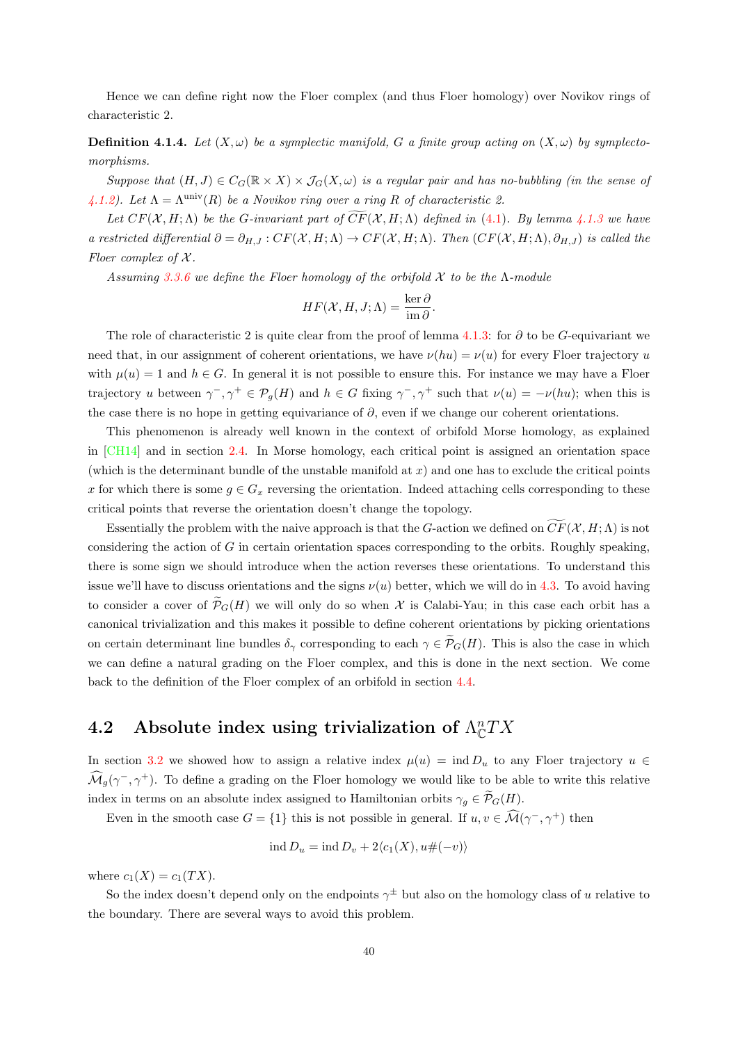Hence we can define right now the Floer complex (and thus Floer homology) over Novikov rings of characteristic 2.

**Definition 4.1.4.** *Let $(X, \omega)$ be a symplectic manifold, $G$ a finite group acting on $(X, \omega)$ by symplectomorphisms.*

*Suppose that $(H, J) \in C_G(\mathbb{R} \times X) \times \mathcal{J}_G(X, \omega)$ is a regular pair and has no-bubbling (in the sense of 4.1.2). Let $\Lambda = \Lambda^{\mathrm{univ}}(R)$ be a Novikov ring over a ring $R$ of characteristic 2.*

*Let $CF(\mathcal{X}, H; \Lambda)$ be the $G$-invariant part of $\widetilde{CF}(\mathcal{X}, H; \Lambda)$ defined in (4.1). By lemma 4.1.3 we have a restricted differential $\partial = \partial_{H,J} : CF(\mathcal{X}, H; \Lambda) \to CF(\mathcal{X}, H; \Lambda)$. Then $(CF(\mathcal{X}, H; \Lambda), \partial_{H,J})$ is called the Floer complex of $\mathcal{X}$.*

*Assuming 3.3.6 we define the Floer homology of the orbifold $\mathcal{X}$ to be the $\Lambda$-module*

$$HF(\mathcal{X}, H, J; \Lambda) = \frac{\ker \partial}{\operatorname{im} \partial}.$$

The role of characteristic 2 is quite clear from the proof of lemma 4.1.3: for $\partial$ to be $G$-equivariant we need that, in our assignment of coherent orientations, we have $\nu(hu) = \nu(u)$ for every Floer trajectory $u$ with $\mu(u) = 1$ and $h \in G$. In general it is not possible to ensure this. For instance we may have a Floer trajectory $u$ between $\gamma^-, \gamma^+ \in \mathcal{P}_g(H)$ and $h \in G$ fixing $\gamma^-, \gamma^+$ such that $\nu(u) = -\nu(hu)$; when this is the case there is no hope in getting equivariance of $\partial$, even if we change our coherent orientations.

This phenomenon is already well known in the context of orbifold Morse homology, as explained in [CH14] and in section 2.4. In Morse homology, each critical point is assigned an orientation space (which is the determinant bundle of the unstable manifold at $x$) and one has to exclude the critical points $x$ for which there is some $g \in G_x$ reversing the orientation. Indeed attaching cells corresponding to these critical points that reverse the orientation doesn't change the topology.

Essentially the problem with the naive approach is that the $G$-action we defined on $\widetilde{CF}(\mathcal{X}, H; \Lambda)$ is not considering the action of $G$ in certain orientation spaces corresponding to the orbits. Roughly speaking, there is some sign we should introduce when the action reverses these orientations. To understand this issue we'll have to discuss orientations and the signs $\nu(u)$ better, which we will do in 4.3. To avoid having to consider a cover of $\widetilde{\mathcal{P}}_G(H)$ we will only do so when $\mathcal{X}$ is Calabi-Yau; in this case each orbit has a canonical trivialization and this makes it possible to define coherent orientations by picking orientations on certain determinant line bundles $\delta_\gamma$ corresponding to each $\gamma \in \widetilde{\mathcal{P}}_G(H)$. This is also the case in which we can define a natural grading on the Floer complex, and this is done in the next section. We come back to the definition of the Floer complex of an orbifold in section 4.4.

## 4.2 Absolute index using trivialization of $\Lambda^n_{\mathbb{C}} TX$

In section 3.2 we showed how to assign a relative index $\mu(u) = \operatorname{ind} D_u$ to any Floer trajectory $u \in \widehat{\mathcal{M}}_g(\gamma^-, \gamma^+)$. To define a grading on the Floer homology we would like to be able to write this relative index in terms on an absolute index assigned to Hamiltonian orbits $\gamma_g \in \widetilde{\mathcal{P}}_G(H)$.

Even in the smooth case $G = \{1\}$ this is not possible in general. If $u, v \in \widehat{\mathcal{M}}(\gamma^-, \gamma^+)$ then

$$\operatorname{ind} D_u = \operatorname{ind} D_v + 2\langle c_1(X), u\#(-v)\rangle$$

where $c_1(X) = c_1(TX)$.

So the index doesn't depend only on the endpoints $\gamma^\pm$ but also on the homology class of $u$ relative to the boundary. There are several ways to avoid this problem.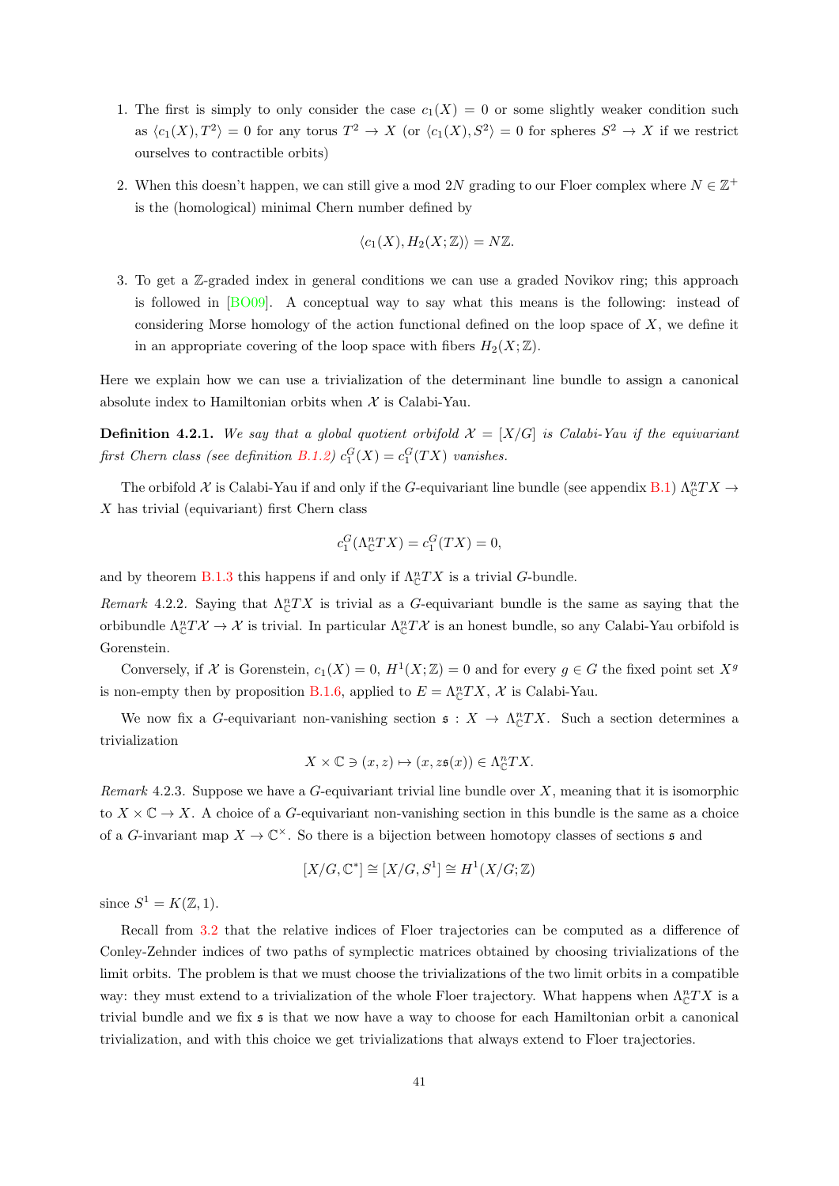1. The first is simply to only consider the case $c_1(X) = 0$ or some slightly weaker condition such as $\langle c_1(X), T^2 \rangle = 0$ for any torus $T^2 \to X$ (or $\langle c_1(X), S^2 \rangle = 0$ for spheres $S^2 \to X$ if we restrict ourselves to contractible orbits)

2. When this doesn't happen, we can still give a mod $2N$ grading to our Floer complex where $N \in \mathbb{Z}^+$ is the (homological) minimal Chern number defined by

$$\langle c_1(X), H_2(X; \mathbb{Z}) \rangle = N\mathbb{Z}.$$

3. To get a $\mathbb{Z}$-graded index in general conditions we can use a graded Novikov ring; this approach is followed in [BO09]. A conceptual way to say what this means is the following: instead of considering Morse homology of the action functional defined on the loop space of $X$, we define it in an appropriate covering of the loop space with fibers $H_2(X; \mathbb{Z})$.

Here we explain how we can use a trivialization of the determinant line bundle to assign a canonical absolute index to Hamiltonian orbits when $\mathcal{X}$ is Calabi-Yau.

**Definition 4.2.1.** *We say that a global quotient orbifold $\mathcal{X} = [X/G]$ is Calabi-Yau if the equivariant first Chern class (see definition B.1.2) $c_1^G(X) = c_1^G(TX)$ vanishes.*

The orbifold $\mathcal{X}$ is Calabi-Yau if and only if the $G$-equivariant line bundle (see appendix B.1) $\Lambda^n_{\mathbb{C}} TX \to X$ has trivial (equivariant) first Chern class

$$c_1^G(\Lambda^n_{\mathbb{C}} TX) = c_1^G(TX) = 0,$$

and by theorem B.1.3 this happens if and only if $\Lambda^n_{\mathbb{C}} TX$ is a trivial $G$-bundle.

*Remark* 4.2.2. Saying that $\Lambda^n_{\mathbb{C}} TX$ is trivial as a $G$-equivariant bundle is the same as saying that the orbibundle $\Lambda^n_{\mathbb{C}} T\mathcal{X} \to \mathcal{X}$ is trivial. In particular $\Lambda^n_{\mathbb{C}} T\mathcal{X}$ is an honest bundle, so any Calabi-Yau orbifold is Gorenstein.

Conversely, if $\mathcal{X}$ is Gorenstein, $c_1(X) = 0$, $H^1(X; \mathbb{Z}) = 0$ and for every $g \in G$ the fixed point set $X^g$ is non-empty then by proposition B.1.6, applied to $E = \Lambda^n_{\mathbb{C}} TX$, $\mathcal{X}$ is Calabi-Yau.

We now fix a $G$-equivariant non-vanishing section $\mathfrak{s} : X \to \Lambda^n_{\mathbb{C}} TX$. Such a section determines a trivialization

$$X \times \mathbb{C} \ni (x, z) \mapsto (x, z\mathfrak{s}(x)) \in \Lambda^n_{\mathbb{C}} TX.$$

*Remark* 4.2.3. Suppose we have a $G$-equivariant trivial line bundle over $X$, meaning that it is isomorphic to $X \times \mathbb{C} \to X$. A choice of a $G$-equivariant non-vanishing section in this bundle is the same as a choice of a $G$-invariant map $X \to \mathbb{C}^\times$. So there is a bijection between homotopy classes of sections $\mathfrak{s}$ and

$$[X/G, \mathbb{C}^*] \cong [X/G, S^1] \cong H^1(X/G; \mathbb{Z})$$

since $S^1 = K(\mathbb{Z}, 1)$.

Recall from 3.2 that the relative indices of Floer trajectories can be computed as a difference of Conley-Zehnder indices of two paths of symplectic matrices obtained by choosing trivializations of the limit orbits. The problem is that we must choose the trivializations of the two limit orbits in a compatible way: they must extend to a trivialization of the whole Floer trajectory. What happens when $\Lambda^n_{\mathbb{C}} TX$ is a trivial bundle and we fix $\mathfrak{s}$ is that we now have a way to choose for each Hamiltonian orbit a canonical trivialization, and with this choice we get trivializations that always extend to Floer trajectories.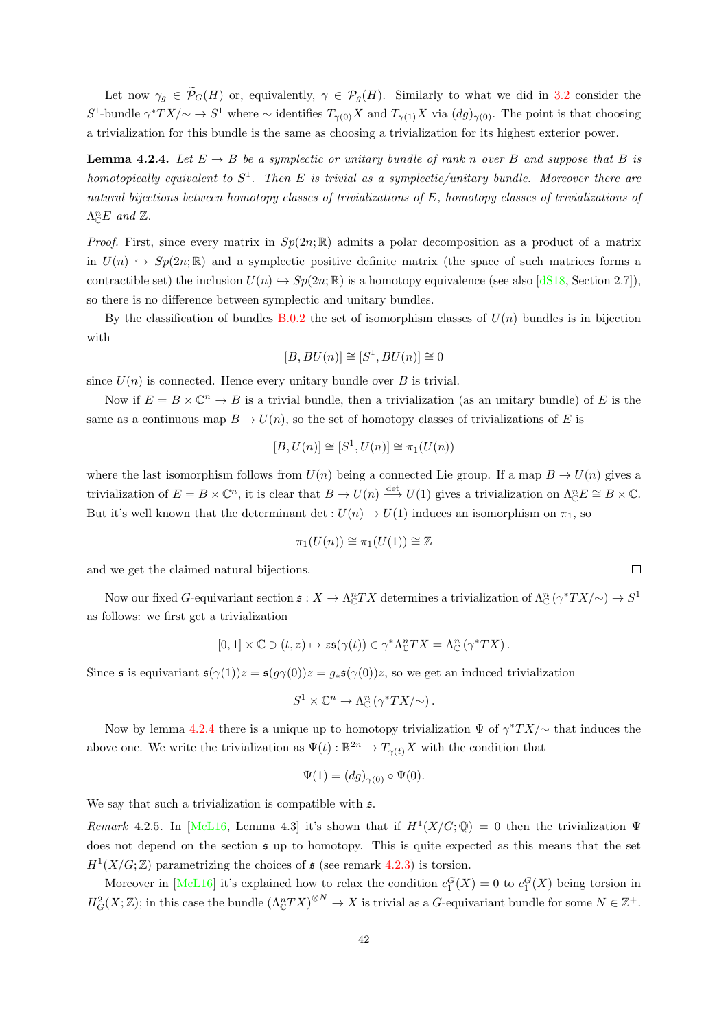Let now $\gamma_g \in \widetilde{\mathcal{P}}_G(H)$ or, equivalently, $\gamma \in \mathcal{P}_g(H)$. Similarly to what we did in 3.2 consider the $S^1$-bundle $\gamma^*TX/\!\sim \to S^1$ where $\sim$ identifies $T_{\gamma(0)}X$ and $T_{\gamma(1)}X$ via $(dg)_{\gamma(0)}$. The point is that choosing a trivialization for this bundle is the same as choosing a trivialization for its highest exterior power.

**Lemma 4.2.4.** *Let $E \to B$ be a symplectic or unitary bundle of rank $n$ over $B$ and suppose that $B$ is homotopically equivalent to $S^1$. Then $E$ is trivial as a symplectic/unitary bundle. Moreover there are natural bijections between homotopy classes of trivializations of $E$, homotopy classes of trivializations of $\Lambda^n_{\mathbb{C}}E$ and $\mathbb{Z}$.*

*Proof.* First, since every matrix in $Sp(2n;\mathbb{R})$ admits a polar decomposition as a product of a matrix in $U(n) \hookrightarrow Sp(2n;\mathbb{R})$ and a symplectic positive definite matrix (the space of such matrices forms a contractible set) the inclusion $U(n) \hookrightarrow Sp(2n;\mathbb{R})$ is a homotopy equivalence (see also [dS18, Section 2.7]), so there is no difference between symplectic and unitary bundles.

By the classification of bundles B.0.2 the set of isomorphism classes of $U(n)$ bundles is in bijection with

$$[B, BU(n)] \cong [S^1, BU(n)] \cong 0$$

since $U(n)$ is connected. Hence every unitary bundle over $B$ is trivial.

Now if $E = B \times \mathbb{C}^n \to B$ is a trivial bundle, then a trivialization (as an unitary bundle) of $E$ is the same as a continuous map $B \to U(n)$, so the set of homotopy classes of trivializations of $E$ is

$$[B, U(n)] \cong [S^1, U(n)] \cong \pi_1(U(n))$$

where the last isomorphism follows from $U(n)$ being a connected Lie group. If a map $B \to U(n)$ gives a trivialization of $E = B \times \mathbb{C}^n$, it is clear that $B \to U(n) \xrightarrow{\det} U(1)$ gives a trivialization on $\Lambda^n_{\mathbb{C}}E \cong B \times \mathbb{C}$. But it's well known that the determinant $\det : U(n) \to U(1)$ induces an isomorphism on $\pi_1$, so

$$\pi_1(U(n)) \cong \pi_1(U(1)) \cong \mathbb{Z}$$

and we get the claimed natural bijections. $\square$

Now our fixed $G$-equivariant section $\mathfrak{s} : X \to \Lambda^n_{\mathbb{C}}TX$ determines a trivialization of $\Lambda^n_{\mathbb{C}}(\gamma^*TX/\!\sim) \to S^1$ as follows: we first get a trivialization

$$[0,1] \times \mathbb{C} \ni (t, z) \mapsto z\mathfrak{s}(\gamma(t)) \in \gamma^*\Lambda^n_{\mathbb{C}}TX = \Lambda^n_{\mathbb{C}}(\gamma^*TX).$$

Since $\mathfrak{s}$ is equivariant $\mathfrak{s}(\gamma(1))z = \mathfrak{s}(g\gamma(0))z = g_*\mathfrak{s}(\gamma(0))z$, so we get an induced trivialization

$$S^1 \times \mathbb{C}^n \to \Lambda^n_{\mathbb{C}}(\gamma^*TX/\!\sim).$$

Now by lemma 4.2.4 there is a unique up to homotopy trivialization $\Psi$ of $\gamma^*TX/\!\sim$ that induces the above one. We write the trivialization as $\Psi(t) : \mathbb{R}^{2n} \to T_{\gamma(t)}X$ with the condition that

$$\Psi(1) = (dg)_{\gamma(0)} \circ \Psi(0).$$

We say that such a trivialization is compatible with $\mathfrak{s}$.

*Remark* 4.2.5. In [McL16, Lemma 4.3] it's shown that if $H^1(X/G;\mathbb{Q}) = 0$ then the trivialization $\Psi$ does not depend on the section $\mathfrak{s}$ up to homotopy. This is quite expected as this means that the set $H^1(X/G;\mathbb{Z})$ parametrizing the choices of $\mathfrak{s}$ (see remark 4.2.3) is torsion.

Moreover in [McL16] it's explained how to relax the condition $c_1^G(X) = 0$ to $c_1^G(X)$ being torsion in $H^2_G(X;\mathbb{Z})$; in this case the bundle $(\Lambda^n_{\mathbb{C}}TX)^{\otimes N} \to X$ is trivial as a $G$-equivariant bundle for some $N \in \mathbb{Z}^+$.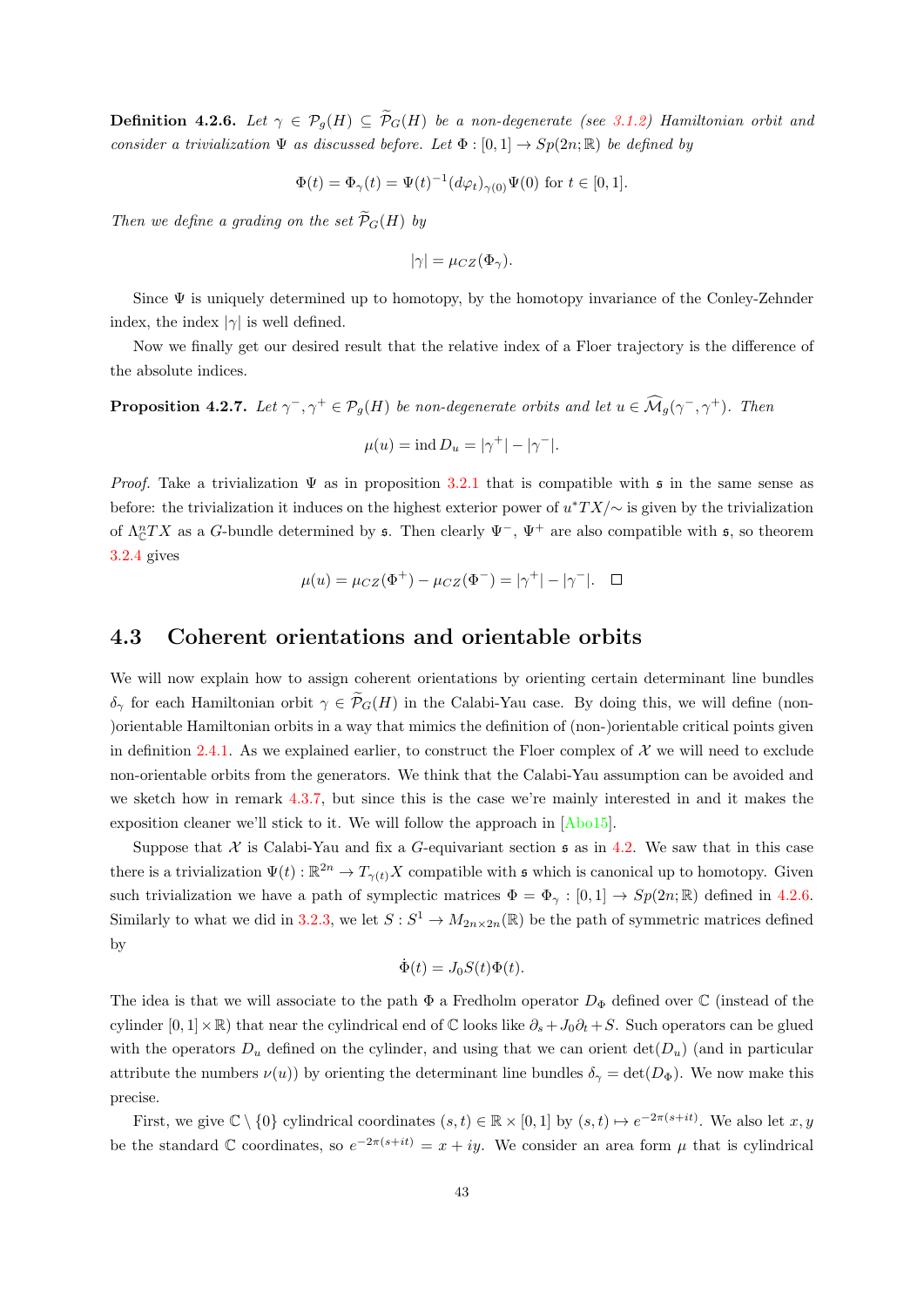**Definition 4.2.6.** *Let $\gamma \in \mathcal{P}_g(H) \subseteq \widetilde{\mathcal{P}}_G(H)$ be a non-degenerate (see 3.1.2) Hamiltonian orbit and consider a trivialization $\Psi$ as discussed before. Let $\Phi : [0,1] \to Sp(2n;\mathbb{R})$ be defined by*

$$\Phi(t) = \Phi_\gamma(t) = \Psi(t)^{-1}(d\varphi_t)_{\gamma(0)}\Psi(0) \text{ for } t \in [0,1].$$

*Then we define a grading on the set $\widetilde{\mathcal{P}}_G(H)$ by*

$$|\gamma| = \mu_{CZ}(\Phi_\gamma).$$

Since $\Psi$ is uniquely determined up to homotopy, by the homotopy invariance of the Conley-Zehnder index, the index $|\gamma|$ is well defined.

Now we finally get our desired result that the relative index of a Floer trajectory is the difference of the absolute indices.

**Proposition 4.2.7.** *Let $\gamma^-, \gamma^+ \in \mathcal{P}_g(H)$ be non-degenerate orbits and let $u \in \widehat{\mathcal{M}}_g(\gamma^-, \gamma^+)$. Then*

$$\mu(u) = \operatorname{ind} D_u = |\gamma^+| - |\gamma^-|.$$

*Proof.* Take a trivialization $\Psi$ as in proposition 3.2.1 that is compatible with $\mathfrak{s}$ in the same sense as before: the trivialization it induces on the highest exterior power of $u^*TX/\sim$ is given by the trivialization of $\Lambda^n_{\mathbb{C}}TX$ as a $G$-bundle determined by $\mathfrak{s}$. Then clearly $\Psi^-$, $\Psi^+$ are also compatible with $\mathfrak{s}$, so theorem 3.2.4 gives

$$\mu(u) = \mu_{CZ}(\Phi^+) - \mu_{CZ}(\Phi^-) = |\gamma^+| - |\gamma^-|. \quad \square$$

## 4.3 Coherent orientations and orientable orbits

We will now explain how to assign coherent orientations by orienting certain determinant line bundles $\delta_\gamma$ for each Hamiltonian orbit $\gamma \in \widetilde{\mathcal{P}}_G(H)$ in the Calabi-Yau case. By doing this, we will define (non-)orientable Hamiltonian orbits in a way that mimics the definition of (non-)orientable critical points given in definition 2.4.1. As we explained earlier, to construct the Floer complex of $\mathcal{X}$ we will need to exclude non-orientable orbits from the generators. We think that the Calabi-Yau assumption can be avoided and we sketch how in remark 4.3.7, but since this is the case we're mainly interested in and it makes the exposition cleaner we'll stick to it. We will follow the approach in [Abo15].

Suppose that $\mathcal{X}$ is Calabi-Yau and fix a $G$-equivariant section $\mathfrak{s}$ as in 4.2. We saw that in this case there is a trivialization $\Psi(t) : \mathbb{R}^{2n} \to T_{\gamma(t)}X$ compatible with $\mathfrak{s}$ which is canonical up to homotopy. Given such trivialization we have a path of symplectic matrices $\Phi = \Phi_\gamma : [0,1] \to Sp(2n;\mathbb{R})$ defined in 4.2.6. Similarly to what we did in 3.2.3, we let $S : S^1 \to M_{2n\times 2n}(\mathbb{R})$ be the path of symmetric matrices defined by

$$\dot{\Phi}(t) = J_0 S(t)\Phi(t).$$

The idea is that we will associate to the path $\Phi$ a Fredholm operator $D_\Phi$ defined over $\mathbb{C}$ (instead of the cylinder $[0,1]\times\mathbb{R}$) that near the cylindrical end of $\mathbb{C}$ looks like $\partial_s + J_0\partial_t + S$. Such operators can be glued with the operators $D_u$ defined on the cylinder, and using that we can orient $\det(D_u)$ (and in particular attribute the numbers $\nu(u)$) by orienting the determinant line bundles $\delta_\gamma = \det(D_\Phi)$. We now make this precise.

First, we give $\mathbb{C}\setminus\{0\}$ cylindrical coordinates $(s,t) \in \mathbb{R}\times[0,1]$ by $(s,t) \mapsto e^{-2\pi(s+it)}$. We also let $x, y$ be the standard $\mathbb{C}$ coordinates, so $e^{-2\pi(s+it)} = x + iy$. We consider an area form $\mu$ that is cylindrical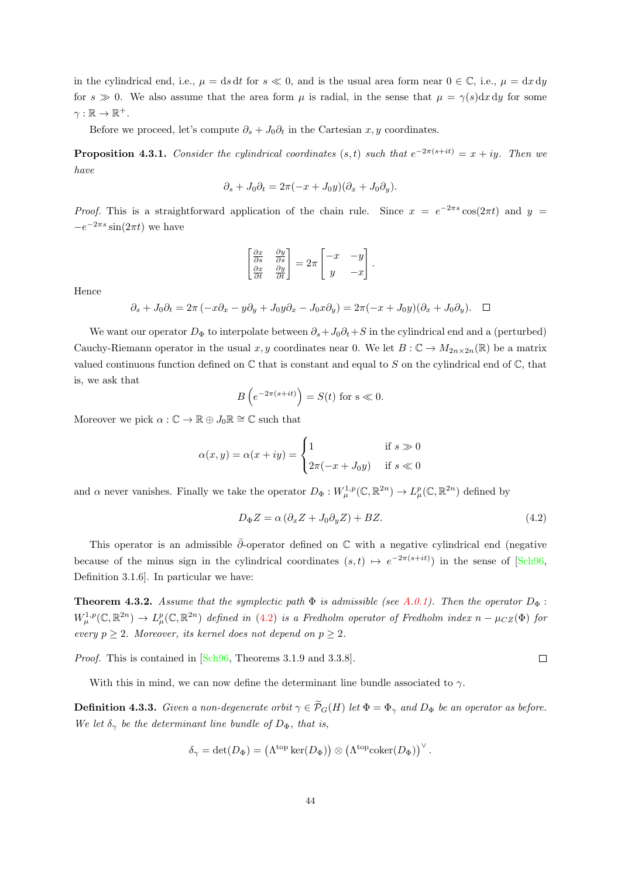in the cylindrical end, i.e., $\mu = \mathrm{d}s\,\mathrm{d}t$ for $s \ll 0$, and is the usual area form near $0 \in \mathbb{C}$, i.e., $\mu = \mathrm{d}x\,\mathrm{d}y$ for $s \gg 0$. We also assume that the area form $\mu$ is radial, in the sense that $\mu = \gamma(s)\mathrm{d}x\,\mathrm{d}y$ for some $\gamma : \mathbb{R} \to \mathbb{R}^+$.

Before we proceed, let's compute $\partial_s + J_0\partial_t$ in the Cartesian $x, y$ coordinates.

**Proposition 4.3.1.** *Consider the cylindrical coordinates $(s,t)$ such that $e^{-2\pi(s+it)} = x + iy$. Then we have*

$$\partial_s + J_0\partial_t = 2\pi(-x + J_0 y)(\partial_x + J_0\partial_y).$$

*Proof.* This is a straightforward application of the chain rule. Since $x = e^{-2\pi s}\cos(2\pi t)$ and $y = -e^{-2\pi s}\sin(2\pi t)$ we have

$$\begin{bmatrix} \frac{\partial x}{\partial s} & \frac{\partial y}{\partial s} \\ \frac{\partial x}{\partial t} & \frac{\partial y}{\partial t} \end{bmatrix} = 2\pi \begin{bmatrix} -x & -y \\ y & -x \end{bmatrix}.$$

Hence

$$\partial_s + J_0\partial_t = 2\pi\left(-x\partial_x - y\partial_y + J_0 y\partial_x - J_0 x\partial_y\right) = 2\pi(-x + J_0 y)(\partial_x + J_0\partial_y). \quad \square$$

We want our operator $D_\Phi$ to interpolate between $\partial_s + J_0\partial_t + S$ in the cylindrical end and a (perturbed) Cauchy-Riemann operator in the usual $x, y$ coordinates near 0. We let $B : \mathbb{C} \to M_{2n\times 2n}(\mathbb{R})$ be a matrix valued continuous function defined on $\mathbb{C}$ that is constant and equal to $S$ on the cylindrical end of $\mathbb{C}$, that is, we ask that

$$B\left(e^{-2\pi(s+it)}\right) = S(t) \text{ for s} \ll 0.$$

Moreover we pick $\alpha : \mathbb{C} \to \mathbb{R} \oplus J_0\mathbb{R} \cong \mathbb{C}$ such that

$$\alpha(x,y) = \alpha(x+iy) = \begin{cases} 1 & \text{if } s \gg 0 \\ 2\pi(-x + J_0 y) & \text{if } s \ll 0 \end{cases}$$

and $\alpha$ never vanishes. Finally we take the operator $D_\Phi : W^{1,p}_\mu(\mathbb{C}, \mathbb{R}^{2n}) \to L^p_\mu(\mathbb{C}, \mathbb{R}^{2n})$ defined by

$$D_\Phi Z = \alpha\left(\partial_x Z + J_0\partial_y Z\right) + BZ. \tag{4.2}$$

This operator is an admissible $\bar{\partial}$-operator defined on $\mathbb{C}$ with a negative cylindrical end (negative because of the minus sign in the cylindrical coordinates $(s,t) \mapsto e^{-2\pi(s+it)}$) in the sense of [Sch96, Definition 3.1.6]. In particular we have:

**Theorem 4.3.2.** *Assume that the symplectic path $\Phi$ is admissible (see A.0.1). Then the operator $D_\Phi : W^{1,p}_\mu(\mathbb{C}, \mathbb{R}^{2n}) \to L^p_\mu(\mathbb{C}, \mathbb{R}^{2n})$ defined in (4.2) is a Fredholm operator of Fredholm index $n - \mu_{CZ}(\Phi)$ for every $p \geq 2$. Moreover, its kernel does not depend on $p \geq 2$.*

*Proof.* This is contained in [Sch96, Theorems 3.1.9 and 3.3.8]. $\square$

With this in mind, we can now define the determinant line bundle associated to $\gamma$.

**Definition 4.3.3.** *Given a non-degenerate orbit $\gamma \in \widetilde{\mathcal{P}}_G(H)$ let $\Phi = \Phi_\gamma$ and $D_\Phi$ be an operator as before. We let $\delta_\gamma$ be the determinant line bundle of $D_\Phi$, that is,*

$$\delta_\gamma = \det(D_\Phi) = \left(\Lambda^{\mathrm{top}}\ker(D_\Phi)\right) \otimes \left(\Lambda^{\mathrm{top}}\mathrm{coker}(D_\Phi)\right)^\vee.$$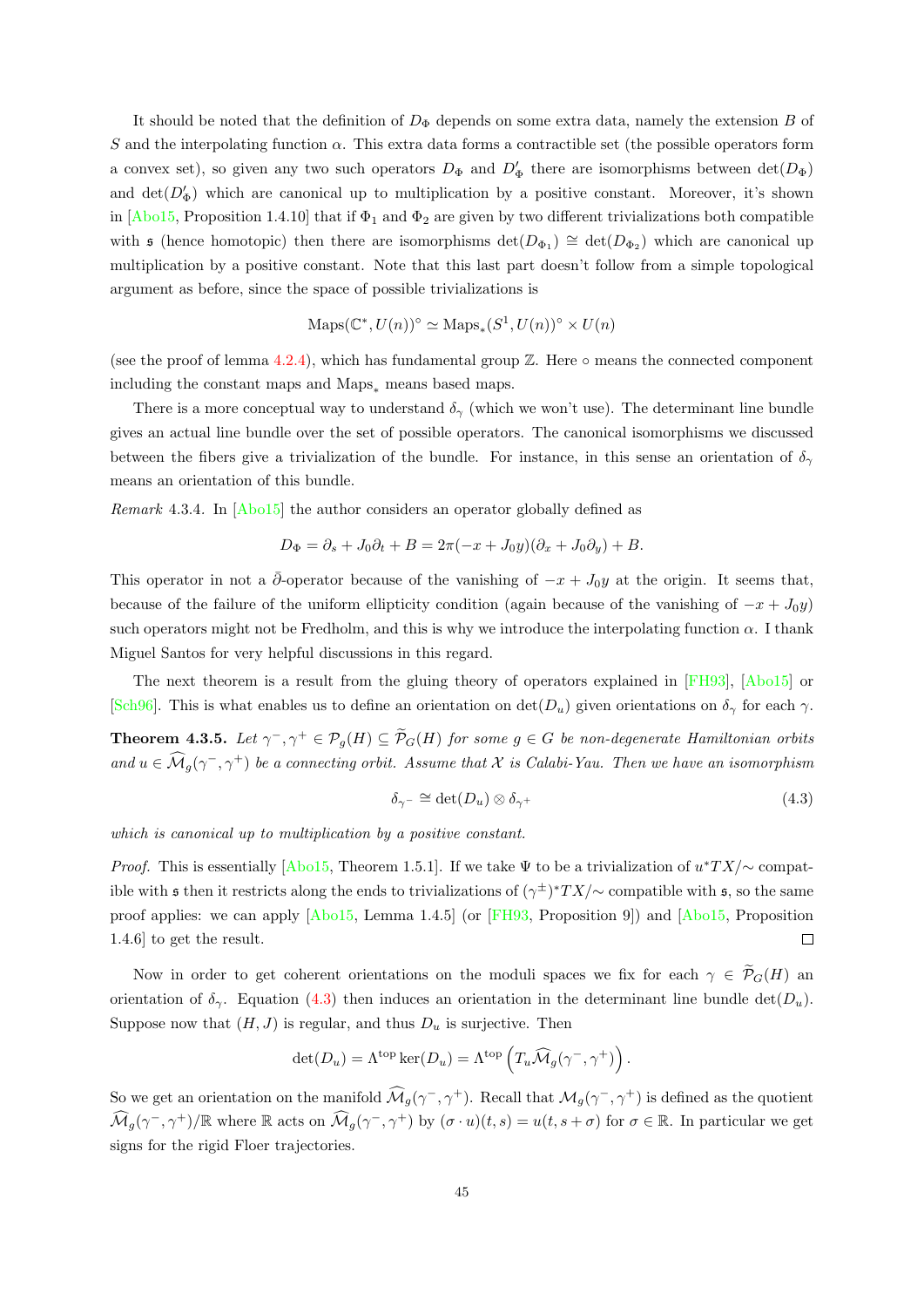It should be noted that the definition of $D_\Phi$ depends on some extra data, namely the extension $B$ of $S$ and the interpolating function $\alpha$. This extra data forms a contractible set (the possible operators form a convex set), so given any two such operators $D_\Phi$ and $D'_\Phi$ there are isomorphisms between $\det(D_\Phi)$ and $\det(D'_\Phi)$ which are canonical up to multiplication by a positive constant. Moreover, it's shown in [Abo15, Proposition 1.4.10] that if $\Phi_1$ and $\Phi_2$ are given by two different trivializations both compatible with $\mathfrak{s}$ (hence homotopic) then there are isomorphisms $\det(D_{\Phi_1}) \cong \det(D_{\Phi_2})$ which are canonical up multiplication by a positive constant. Note that this last part doesn't follow from a simple topological argument as before, since the space of possible trivializations is

$$\mathrm{Maps}(\mathbb{C}^*, U(n))^\circ \simeq \mathrm{Maps}_*(S^1, U(n))^\circ \times U(n)$$

(see the proof of lemma 4.2.4), which has fundamental group $\mathbb{Z}$. Here $\circ$ means the connected component including the constant maps and $\mathrm{Maps}_*$ means based maps.

There is a more conceptual way to understand $\delta_\gamma$ (which we won't use). The determinant line bundle gives an actual line bundle over the set of possible operators. The canonical isomorphisms we discussed between the fibers give a trivialization of the bundle. For instance, in this sense an orientation of $\delta_\gamma$ means an orientation of this bundle.

*Remark* 4.3.4. In [Abo15] the author considers an operator globally defined as

$$D_\Phi = \partial_s + J_0\partial_t + B = 2\pi(-x + J_0 y)(\partial_x + J_0\partial_y) + B.$$

This operator in not a $\bar{\partial}$-operator because of the vanishing of $-x + J_0 y$ at the origin. It seems that, because of the failure of the uniform ellipticity condition (again because of the vanishing of $-x + J_0 y$) such operators might not be Fredholm, and this is why we introduce the interpolating function $\alpha$. I thank Miguel Santos for very helpful discussions in this regard.

The next theorem is a result from the gluing theory of operators explained in [FH93], [Abo15] or [Sch96]. This is what enables us to define an orientation on $\det(D_u)$ given orientations on $\delta_\gamma$ for each $\gamma$.

**Theorem 4.3.5.** *Let $\gamma^-, \gamma^+ \in \mathcal{P}_g(H) \subseteq \widetilde{\mathcal{P}}_G(H)$ for some $g \in G$ be non-degenerate Hamiltonian orbits and $u \in \widehat{\mathcal{M}}_g(\gamma^-, \gamma^+)$ be a connecting orbit. Assume that $\mathcal{X}$ is Calabi-Yau. Then we have an isomorphism*

$$\delta_{\gamma^-} \cong \det(D_u) \otimes \delta_{\gamma^+} \tag{4.3}$$

*which is canonical up to multiplication by a positive constant.*

*Proof.* This is essentially [Abo15, Theorem 1.5.1]. If we take $\Psi$ to be a trivialization of $u^*TX/\sim$ compatible with $\mathfrak{s}$ then it restricts along the ends to trivializations of $(\gamma^\pm)^*TX/\sim$ compatible with $\mathfrak{s}$, so the same proof applies: we can apply [Abo15, Lemma 1.4.5] (or [FH93, Proposition 9]) and [Abo15, Proposition 1.4.6] to get the result. $\square$

Now in order to get coherent orientations on the moduli spaces we fix for each $\gamma \in \widetilde{\mathcal{P}}_G(H)$ an orientation of $\delta_\gamma$. Equation (4.3) then induces an orientation in the determinant line bundle $\det(D_u)$. Suppose now that $(H, J)$ is regular, and thus $D_u$ is surjective. Then

$$\det(D_u) = \Lambda^{\mathrm{top}} \ker(D_u) = \Lambda^{\mathrm{top}} \left(T_u \widehat{\mathcal{M}}_g(\gamma^-, \gamma^+)\right).$$

So we get an orientation on the manifold $\widehat{\mathcal{M}}_g(\gamma^-, \gamma^+)$. Recall that $\mathcal{M}_g(\gamma^-, \gamma^+)$ is defined as the quotient $\widehat{\mathcal{M}}_g(\gamma^-, \gamma^+)/\mathbb{R}$ where $\mathbb{R}$ acts on $\widehat{\mathcal{M}}_g(\gamma^-, \gamma^+)$ by $(\sigma \cdot u)(t, s) = u(t, s + \sigma)$ for $\sigma \in \mathbb{R}$. In particular we get signs for the rigid Floer trajectories.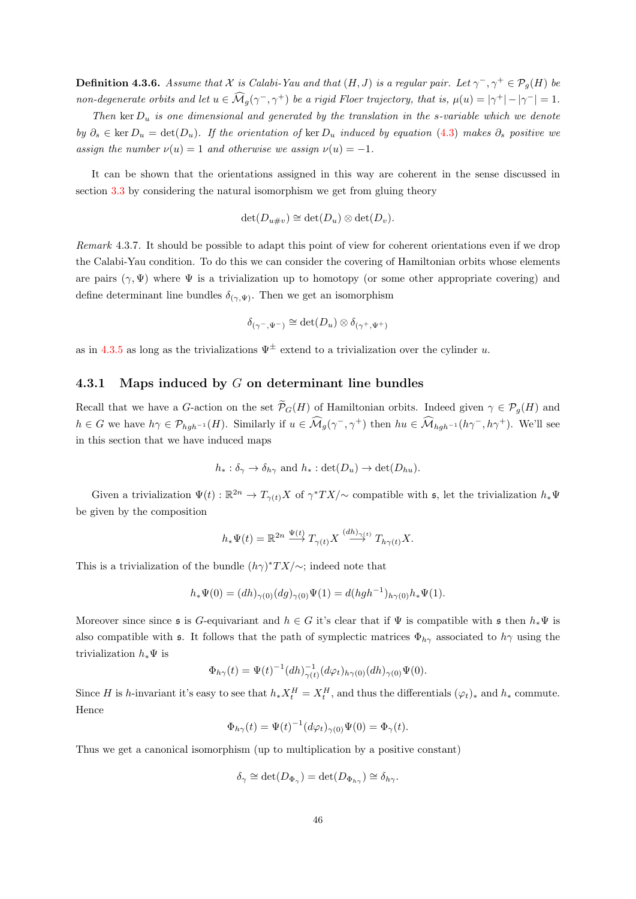**Definition 4.3.6.** *Assume that $\mathcal{X}$ is Calabi-Yau and that $(H, J)$ is a regular pair. Let $\gamma^-, \gamma^+ \in \mathcal{P}_g(H)$ be non-degenerate orbits and let $u \in \widehat{\mathcal{M}}_g(\gamma^-, \gamma^+)$ be a rigid Floer trajectory, that is, $\mu(u) = |\gamma^+| - |\gamma^-| = 1$.*

*Then $\ker D_u$ is one dimensional and generated by the translation in the $s$-variable which we denote by $\partial_s \in \ker D_u = \det(D_u)$. If the orientation of $\ker D_u$ induced by equation (4.3) makes $\partial_s$ positive we assign the number $\nu(u) = 1$ and otherwise we assign $\nu(u) = -1$.*

It can be shown that the orientations assigned in this way are coherent in the sense discussed in section 3.3 by considering the natural isomorphism we get from gluing theory

$$\det(D_{u\#v}) \cong \det(D_u) \otimes \det(D_v).$$

*Remark* 4.3.7. It should be possible to adapt this point of view for coherent orientations even if we drop the Calabi-Yau condition. To do this we can consider the covering of Hamiltonian orbits whose elements are pairs $(\gamma, \Psi)$ where $\Psi$ is a trivialization up to homotopy (or some other appropriate covering) and define determinant line bundles $\delta_{(\gamma,\Psi)}$. Then we get an isomorphism

$$\delta_{(\gamma^-,\Psi^-)} \cong \det(D_u) \otimes \delta_{(\gamma^+,\Psi^+)}$$

as in 4.3.5 as long as the trivializations $\Psi^{\pm}$ extend to a trivialization over the cylinder $u$.

### 4.3.1 Maps induced by $G$ on determinant line bundles

Recall that we have a $G$-action on the set $\widetilde{\mathcal{P}}_G(H)$ of Hamiltonian orbits. Indeed given $\gamma \in \mathcal{P}_g(H)$ and $h \in G$ we have $h\gamma \in \mathcal{P}_{hgh^{-1}}(H)$. Similarly if $u \in \widehat{\mathcal{M}}_g(\gamma^-, \gamma^+)$ then $hu \in \widehat{\mathcal{M}}_{hgh^{-1}}(h\gamma^-, h\gamma^+)$. We'll see in this section that we have induced maps

$$h_* : \delta_\gamma \to \delta_{h\gamma} \text{ and } h_* : \det(D_u) \to \det(D_{hu}).$$

Given a trivialization $\Psi(t) : \mathbb{R}^{2n} \to T_{\gamma(t)}X$ of $\gamma^*TX/\sim$ compatible with $\mathfrak{s}$, let the trivialization $h_*\Psi$ be given by the composition

$$h_*\Psi(t) = \mathbb{R}^{2n} \xrightarrow{\Psi(t)} T_{\gamma(t)}X \xrightarrow{(dh)_{\gamma(t)}} T_{h\gamma(t)}X.$$

This is a trivialization of the bundle $(h\gamma)^*TX/\sim$; indeed note that

$$h_*\Psi(0) = (dh)_{\gamma(0)}(dg)_{\gamma(0)}\Psi(1) = d(hgh^{-1})_{h\gamma(0)}h_*\Psi(1).$$

Moreover since since $\mathfrak{s}$ is $G$-equivariant and $h \in G$ it's clear that if $\Psi$ is compatible with $\mathfrak{s}$ then $h_*\Psi$ is also compatible with $\mathfrak{s}$. It follows that the path of symplectic matrices $\Phi_{h\gamma}$ associated to $h\gamma$ using the trivialization $h_*\Psi$ is

$$\Phi_{h\gamma}(t) = \Psi(t)^{-1}(dh)^{-1}_{\gamma(t)}(d\varphi_t)_{h\gamma(0)}(dh)_{\gamma(0)}\Psi(0).$$

Since $H$ is $h$-invariant it's easy to see that $h_*X_t^H = X_t^H$, and thus the differentials $(\varphi_t)_*$ and $h_*$ commute. Hence

$$\Phi_{h\gamma}(t) = \Psi(t)^{-1}(d\varphi_t)_{\gamma(0)}\Psi(0) = \Phi_\gamma(t).$$

Thus we get a canonical isomorphism (up to multiplication by a positive constant)

$$\delta_\gamma \cong \det(D_{\Phi_\gamma}) = \det(D_{\Phi_{h\gamma}}) \cong \delta_{h\gamma}.$$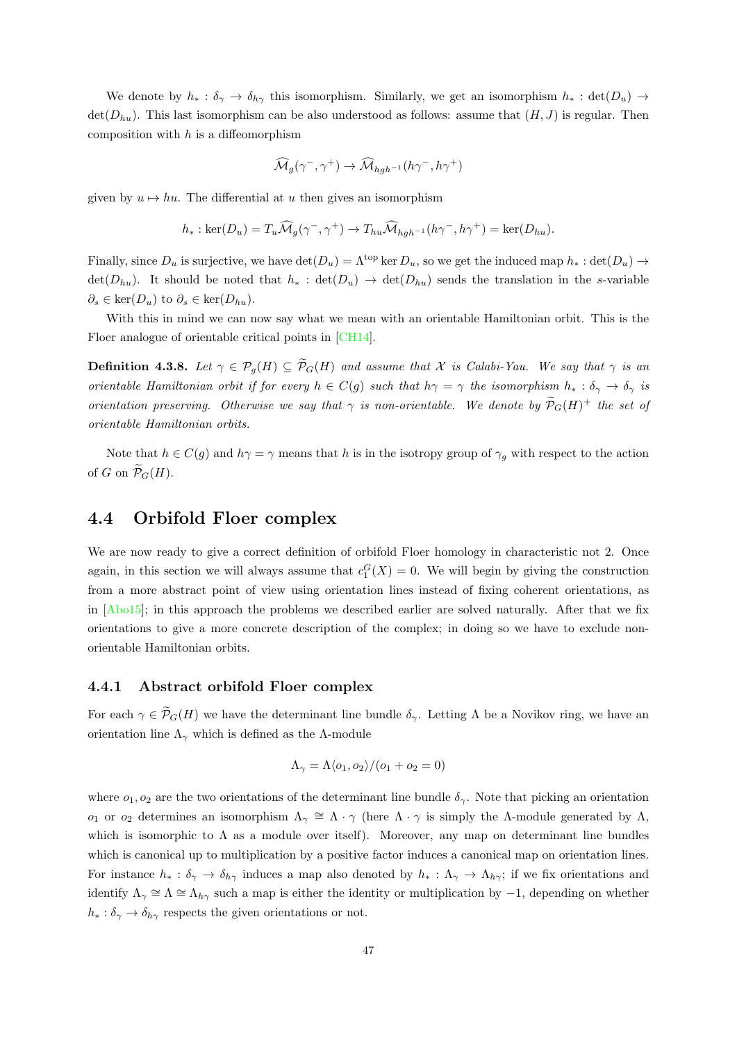We denote by $h_* : \delta_\gamma \to \delta_{h\gamma}$ this isomorphism. Similarly, we get an isomorphism $h_* : \det(D_u) \to \det(D_{hu})$. This last isomorphism can be also understood as follows: assume that $(H, J)$ is regular. Then composition with $h$ is a diffeomorphism

$$\widehat{\mathcal{M}}_g(\gamma^-, \gamma^+) \to \widehat{\mathcal{M}}_{hgh^{-1}}(h\gamma^-, h\gamma^+)$$

given by $u \mapsto hu$. The differential at $u$ then gives an isomorphism

$$h_* : \ker(D_u) = T_u\widehat{\mathcal{M}}_g(\gamma^-, \gamma^+) \to T_{hu}\widehat{\mathcal{M}}_{hgh^{-1}}(h\gamma^-, h\gamma^+) = \ker(D_{hu}).$$

Finally, since $D_u$ is surjective, we have $\det(D_u) = \Lambda^{\text{top}} \ker D_u$, so we get the induced map $h_* : \det(D_u) \to \det(D_{hu})$. It should be noted that $h_* : \det(D_u) \to \det(D_{hu})$ sends the translation in the $s$-variable $\partial_s \in \ker(D_u)$ to $\partial_s \in \ker(D_{hu})$.

With this in mind we can now say what we mean with an orientable Hamiltonian orbit. This is the Floer analogue of orientable critical points in [CH14].

**Definition 4.3.8.** *Let $\gamma \in \mathcal{P}_g(H) \subseteq \widetilde{\mathcal{P}}_G(H)$ and assume that $\mathcal{X}$ is Calabi-Yau. We say that $\gamma$ is an orientable Hamiltonian orbit if for every $h \in C(g)$ such that $h\gamma = \gamma$ the isomorphism $h_* : \delta_\gamma \to \delta_\gamma$ is orientation preserving. Otherwise we say that $\gamma$ is non-orientable. We denote by $\widetilde{\mathcal{P}}_G(H)^+$ the set of orientable Hamiltonian orbits.*

Note that $h \in C(g)$ and $h\gamma = \gamma$ means that $h$ is in the isotropy group of $\gamma_g$ with respect to the action of $G$ on $\widetilde{\mathcal{P}}_G(H)$.

## 4.4 Orbifold Floer complex

We are now ready to give a correct definition of orbifold Floer homology in characteristic not 2. Once again, in this section we will always assume that $c_1^G(X) = 0$. We will begin by giving the construction from a more abstract point of view using orientation lines instead of fixing coherent orientations, as in [Abo15]; in this approach the problems we described earlier are solved naturally. After that we fix orientations to give a more concrete description of the complex; in doing so we have to exclude non-orientable Hamiltonian orbits.

### 4.4.1 Abstract orbifold Floer complex

For each $\gamma \in \widetilde{\mathcal{P}}_G(H)$ we have the determinant line bundle $\delta_\gamma$. Letting $\Lambda$ be a Novikov ring, we have an orientation line $\Lambda_\gamma$ which is defined as the $\Lambda$-module

$$\Lambda_\gamma = \Lambda\langle o_1, o_2\rangle/(o_1 + o_2 = 0)$$

where $o_1, o_2$ are the two orientations of the determinant line bundle $\delta_\gamma$. Note that picking an orientation $o_1$ or $o_2$ determines an isomorphism $\Lambda_\gamma \cong \Lambda \cdot \gamma$ (here $\Lambda \cdot \gamma$ is simply the $\Lambda$-module generated by $\Lambda$, which is isomorphic to $\Lambda$ as a module over itself). Moreover, any map on determinant line bundles which is canonical up to multiplication by a positive factor induces a canonical map on orientation lines. For instance $h_* : \delta_\gamma \to \delta_{h\gamma}$ induces a map also denoted by $h_* : \Lambda_\gamma \to \Lambda_{h\gamma}$; if we fix orientations and identify $\Lambda_\gamma \cong \Lambda \cong \Lambda_{h\gamma}$ such a map is either the identity or multiplication by $-1$, depending on whether $h_* : \delta_\gamma \to \delta_{h\gamma}$ respects the given orientations or not.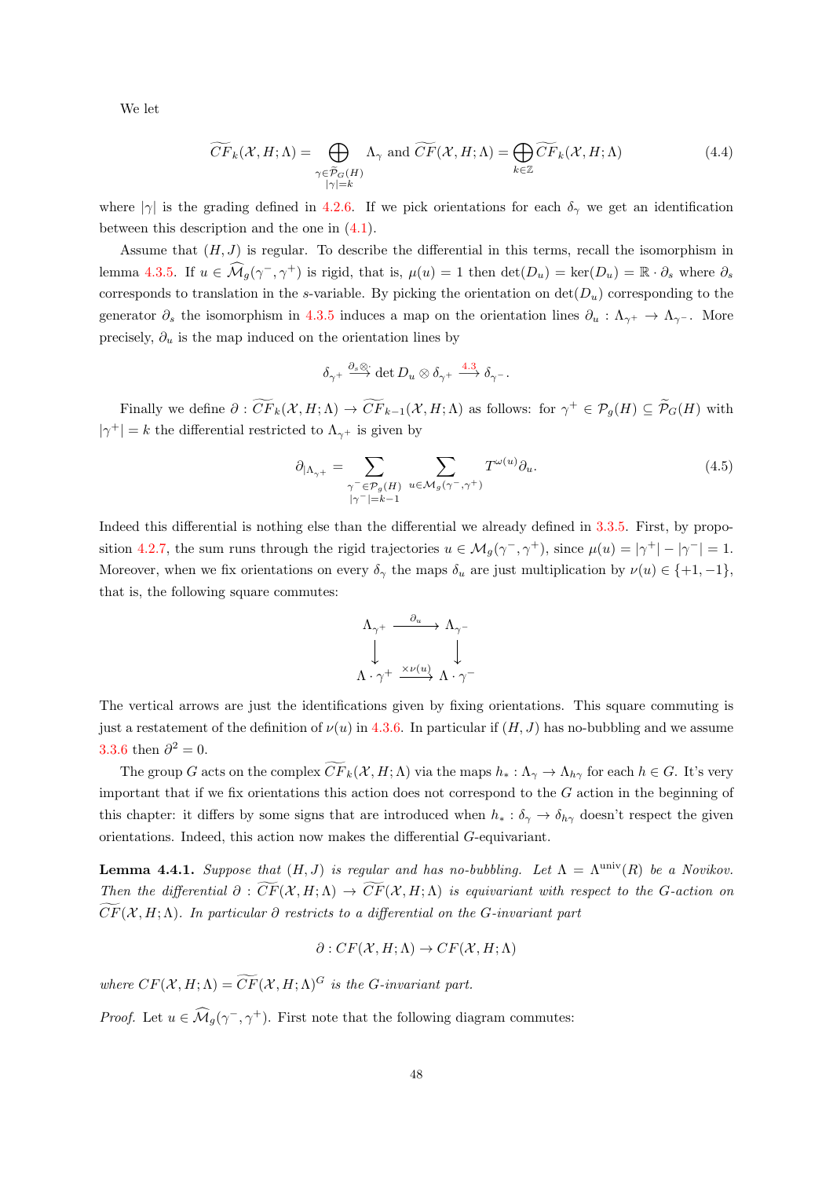We let

$$\widetilde{CF}_k(\mathcal{X}, H; \Lambda) = \bigoplus_{\substack{\gamma \in \widetilde{\mathcal{P}}_G(H) \\ |\gamma| = k}} \Lambda_\gamma \text{ and } \widetilde{CF}(\mathcal{X}, H; \Lambda) = \bigoplus_{k \in \mathbb{Z}} \widetilde{CF}_k(\mathcal{X}, H; \Lambda) \tag{4.4}$$

where $|\gamma|$ is the grading defined in 4.2.6. If we pick orientations for each $\delta_\gamma$ we get an identification between this description and the one in (4.1).

Assume that $(H, J)$ is regular. To describe the differential in this terms, recall the isomorphism in lemma 4.3.5. If $u \in \widehat{\mathcal{M}}_g(\gamma^-, \gamma^+)$ is rigid, that is, $\mu(u) = 1$ then $\det(D_u) = \ker(D_u) = \mathbb{R} \cdot \partial_s$ where $\partial_s$ corresponds to translation in the $s$-variable. By picking the orientation on $\det(D_u)$ corresponding to the generator $\partial_s$ the isomorphism in 4.3.5 induces a map on the orientation lines $\partial_u : \Lambda_{\gamma^+} \to \Lambda_{\gamma^-}$. More precisely, $\partial_u$ is the map induced on the orientation lines by

$$\delta_{\gamma^+} \xrightarrow{\partial_s \otimes \cdot} \det D_u \otimes \delta_{\gamma^+} \xrightarrow{4.3} \delta_{\gamma^-}.$$

Finally we define $\partial : \widetilde{CF}_k(\mathcal{X}, H; \Lambda) \to \widetilde{CF}_{k-1}(\mathcal{X}, H; \Lambda)$ as follows: for $\gamma^+ \in \mathcal{P}_g(H) \subseteq \widetilde{\mathcal{P}}_G(H)$ with $|\gamma^+| = k$ the differential restricted to $\Lambda_{\gamma^+}$ is given by

$$\partial_{|\Lambda_{\gamma^+}} = \sum_{\substack{\gamma^- \in \mathcal{P}_g(H) \\ |\gamma^-| = k-1}} \sum_{u \in \mathcal{M}_g(\gamma^-, \gamma^+)} T^{\omega(u)} \partial_u. \tag{4.5}$$

Indeed this differential is nothing else than the differential we already defined in 3.3.5. First, by proposition 4.2.7, the sum runs through the rigid trajectories $u \in \mathcal{M}_g(\gamma^-, \gamma^+)$, since $\mu(u) = |\gamma^+| - |\gamma^-| = 1$. Moreover, when we fix orientations on every $\delta_\gamma$ the maps $\delta_u$ are just multiplication by $\nu(u) \in \{+1, -1\}$, that is, the following square commutes:

$$\begin{array}{ccc} \Lambda_{\gamma^+} & \xrightarrow{\partial_u} & \Lambda_{\gamma^-} \\ \downarrow & & \downarrow \\ \Lambda \cdot \gamma^+ & \xrightarrow{\times \nu(u)} & \Lambda \cdot \gamma^- \end{array}$$

The vertical arrows are just the identifications given by fixing orientations. This square commuting is just a restatement of the definition of $\nu(u)$ in 4.3.6. In particular if $(H, J)$ has no-bubbling and we assume 3.3.6 then $\partial^2 = 0$.

The group $G$ acts on the complex $\widetilde{CF}_k(\mathcal{X}, H; \Lambda)$ via the maps $h_* : \Lambda_\gamma \to \Lambda_{h\gamma}$ for each $h \in G$. It's very important that if we fix orientations this action does not correspond to the $G$ action in the beginning of this chapter: it differs by some signs that are introduced when $h_* : \delta_\gamma \to \delta_{h\gamma}$ doesn't respect the given orientations. Indeed, this action now makes the differential $G$-equivariant.

**Lemma 4.4.1.** *Suppose that $(H, J)$ is regular and has no-bubbling. Let $\Lambda = \Lambda^{\text{univ}}(R)$ be a Novikov. Then the differential $\partial : \widetilde{CF}(\mathcal{X}, H; \Lambda) \to \widetilde{CF}(\mathcal{X}, H; \Lambda)$ is equivariant with respect to the $G$-action on $\widetilde{CF}(\mathcal{X}, H; \Lambda)$. In particular $\partial$ restricts to a differential on the $G$-invariant part*

$$\partial : CF(\mathcal{X}, H; \Lambda) \to CF(\mathcal{X}, H; \Lambda)$$

*where $CF(\mathcal{X}, H; \Lambda) = \widetilde{CF}(\mathcal{X}, H; \Lambda)^G$ is the $G$-invariant part.*

*Proof.* Let $u \in \widehat{\mathcal{M}}_g(\gamma^-, \gamma^+)$. First note that the following diagram commutes: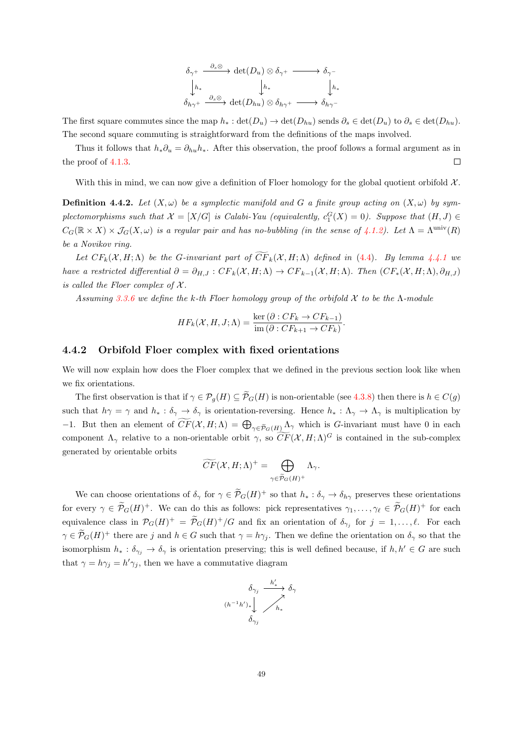$$\begin{array}{ccccc}
\delta_{\gamma^+} & \xrightarrow{\partial_s \otimes} & \det(D_u)\otimes\delta_{\gamma^+} & \longrightarrow & \delta_{\gamma^-} \\
\downarrow{h_*} & & \downarrow{h_*} & & \downarrow{h_*} \\
\delta_{h\gamma^+} & \xrightarrow{\partial_s \otimes} & \det(D_{hu})\otimes\delta_{h\gamma^+} & \longrightarrow & \delta_{h\gamma^-}
\end{array}$$

The first square commutes since the map $h_* : \det(D_u) \to \det(D_{hu})$ sends $\partial_s \in \det(D_u)$ to $\partial_s \in \det(D_{hu})$. The second square commuting is straightforward from the definitions of the maps involved.

Thus it follows that $h_*\partial_u = \partial_{hu}h_*$. After this observation, the proof follows a formal argument as in the proof of 4.1.3. □

With this in mind, we can now give a definition of Floer homology for the global quotient orbifold $\mathcal{X}$.

**Definition 4.4.2.** *Let $(X,\omega)$ be a symplectic manifold and $G$ a finite group acting on $(X,\omega)$ by symplectomorphisms such that $\mathcal{X} = [X/G]$ is Calabi-Yau (equivalently, $c_1^G(X) = 0$). Suppose that $(H,J) \in C_G(\mathbb{R}\times X)\times\mathcal{J}_G(X,\omega)$ is a regular pair and has no-bubbling (in the sense of 4.1.2). Let $\Lambda = \Lambda^{\mathrm{univ}}(R)$ be a Novikov ring.*

*Let $CF_k(\mathcal{X},H;\Lambda)$ be the $G$-invariant part of $\widetilde{CF}_k(\mathcal{X},H;\Lambda)$ defined in (4.4). By lemma 4.4.1 we have a restricted differential $\partial = \partial_{H,J} : CF_k(\mathcal{X},H;\Lambda) \to CF_{k-1}(\mathcal{X},H;\Lambda)$. Then $(CF_*(\mathcal{X},H;\Lambda),\partial_{H,J})$ is called the Floer complex of $\mathcal{X}$.*

*Assuming 3.3.6 we define the $k$-th Floer homology group of the orbifold $\mathcal{X}$ to be the $\Lambda$-module*

$$HF_k(\mathcal{X},H,J;\Lambda) = \frac{\ker(\partial : CF_k \to CF_{k-1})}{\mathrm{im}(\partial : CF_{k+1}\to CF_k)}.$$

### 4.4.2 Orbifold Floer complex with fixed orientations

We will now explain how does the Floer complex that we defined in the previous section look like when we fix orientations.

The first observation is that if $\gamma \in \mathcal{P}_g(H) \subseteq \widetilde{\mathcal{P}}_G(H)$ is non-orientable (see 4.3.8) then there is $h \in C(g)$ such that $h\gamma = \gamma$ and $h_* : \delta_\gamma \to \delta_\gamma$ is orientation-reversing. Hence $h_* : \Lambda_\gamma \to \Lambda_\gamma$ is multiplication by $-1$. But then an element of $\widetilde{CF}(\mathcal{X},H;\Lambda) = \bigoplus_{\gamma\in\widetilde{\mathcal{P}}_G(H)}\Lambda_\gamma$ which is $G$-invariant must have 0 in each component $\Lambda_\gamma$ relative to a non-orientable orbit $\gamma$, so $\widetilde{CF}(\mathcal{X},H;\Lambda)^G$ is contained in the sub-complex generated by orientable orbits

$$\widetilde{CF}(\mathcal{X},H;\Lambda)^+ = \bigoplus_{\gamma\in\widetilde{\mathcal{P}}_G(H)^+}\Lambda_\gamma.$$

We can choose orientations of $\delta_\gamma$ for $\gamma \in \widetilde{\mathcal{P}}_G(H)^+$ so that $h_* : \delta_\gamma \to \delta_{h\gamma}$ preserves these orientations for every $\gamma \in \widetilde{\mathcal{P}}_G(H)^+$. We can do this as follows: pick representatives $\gamma_1,\ldots,\gamma_\ell \in \widetilde{\mathcal{P}}_G(H)^+$ for each equivalence class in $\mathcal{P}_G(H)^+ = \widetilde{\mathcal{P}}_G(H)^+/G$ and fix an orientation of $\delta_{\gamma_j}$ for $j = 1,\ldots,\ell$. For each $\gamma \in \widetilde{\mathcal{P}}_G(H)^+$ there are $j$ and $h \in G$ such that $\gamma = h\gamma_j$. Then we define the orientation on $\delta_\gamma$ so that the isomorphism $h_* : \delta_{\gamma_j} \to \delta_\gamma$ is orientation preserving; this is well defined because, if $h,h' \in G$ are such that $\gamma = h\gamma_j = h'\gamma_j$, then we have a commutative diagram

$$\begin{array}{ccc}
\delta_{\gamma_j} & \xrightarrow{h'_*} & \delta_\gamma \\
\downarrow{(h^{-1}h')_*} & \nearrow{h_*} & \\
\delta_{\gamma_j} & &
\end{array}$$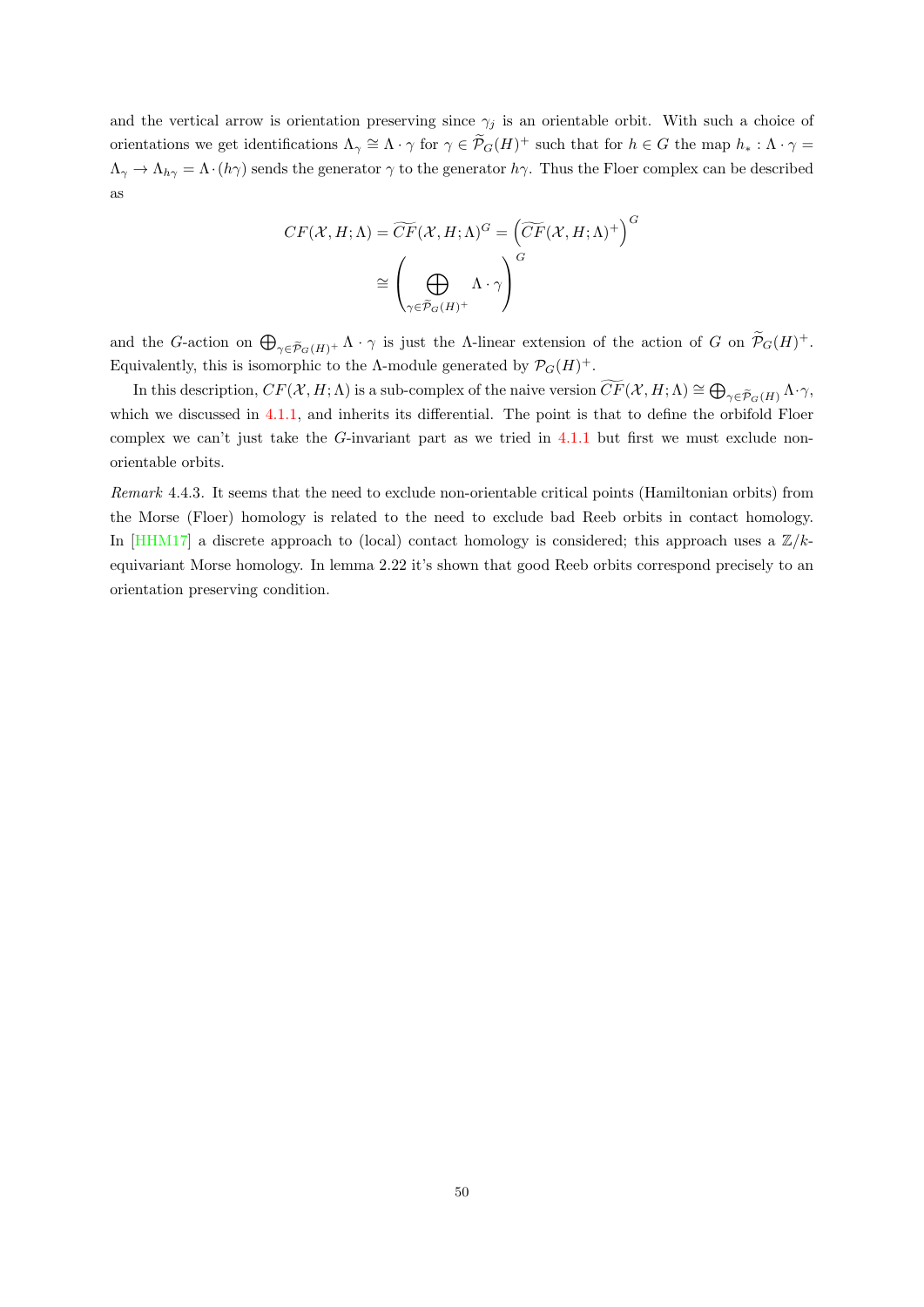and the vertical arrow is orientation preserving since $\gamma_j$ is an orientable orbit. With such a choice of orientations we get identifications $\Lambda_\gamma \cong \Lambda \cdot \gamma$ for $\gamma \in \widetilde{\mathcal{P}}_G(H)^+$ such that for $h \in G$ the map $h_* : \Lambda \cdot \gamma = \Lambda_\gamma \to \Lambda_{h\gamma} = \Lambda \cdot (h\gamma)$ sends the generator $\gamma$ to the generator $h\gamma$. Thus the Floer complex can be described as

$$
\begin{aligned}
CF(\mathcal{X}, H; \Lambda) &= \widetilde{CF}(\mathcal{X}, H; \Lambda)^G = \left(\widetilde{CF}(\mathcal{X}, H; \Lambda)^+\right)^G \\
&\cong \left(\bigoplus_{\gamma \in \widetilde{\mathcal{P}}_G(H)^+} \Lambda \cdot \gamma\right)^G
\end{aligned}
$$

and the $G$-action on $\bigoplus_{\gamma \in \widetilde{\mathcal{P}}_G(H)^+} \Lambda \cdot \gamma$ is just the $\Lambda$-linear extension of the action of $G$ on $\widetilde{\mathcal{P}}_G(H)^+$. Equivalently, this is isomorphic to the $\Lambda$-module generated by $\mathcal{P}_G(H)^+$.

In this description, $CF(\mathcal{X}, H; \Lambda)$ is a sub-complex of the naive version $\widetilde{CF}(\mathcal{X}, H; \Lambda) \cong \bigoplus_{\gamma \in \widetilde{\mathcal{P}}_G(H)} \Lambda \cdot \gamma$, which we discussed in 4.1.1, and inherits its differential. The point is that to define the orbifold Floer complex we can't just take the $G$-invariant part as we tried in 4.1.1 but first we must exclude non-orientable orbits.

*Remark* 4.4.3. It seems that the need to exclude non-orientable critical points (Hamiltonian orbits) from the Morse (Floer) homology is related to the need to exclude bad Reeb orbits in contact homology. In [HHM17] a discrete approach to (local) contact homology is considered; this approach uses a $\mathbb{Z}/k$-equivariant Morse homology. In lemma 2.22 it's shown that good Reeb orbits correspond precisely to an orientation preserving condition.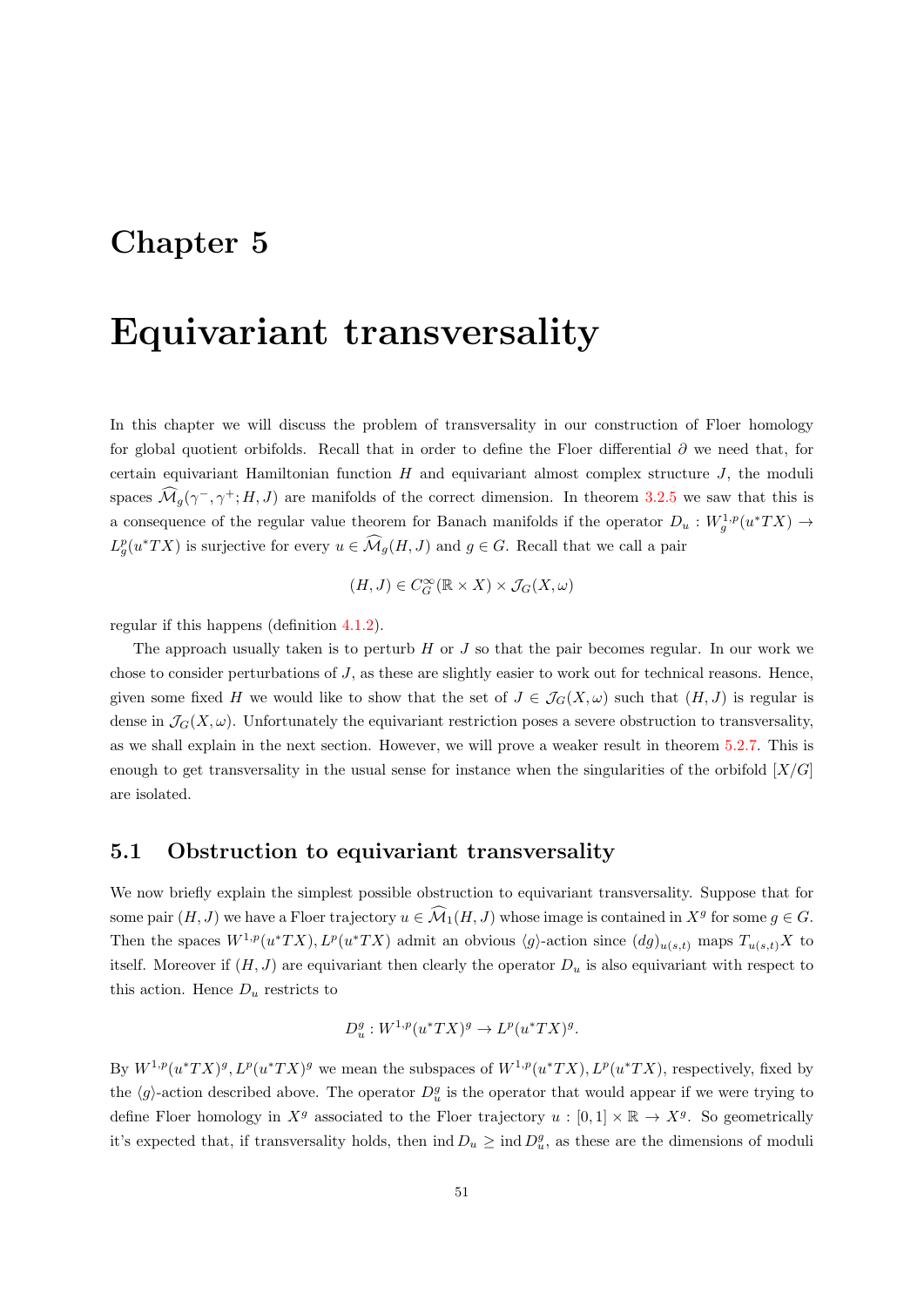# Chapter 5

# Equivariant transversality

In this chapter we will discuss the problem of transversality in our construction of Floer homology for global quotient orbifolds. Recall that in order to define the Floer differential $\partial$ we need that, for certain equivariant Hamiltonian function $H$ and equivariant almost complex structure $J$, the moduli spaces $\widehat{\mathcal{M}}_g(\gamma^-,\gamma^+;H,J)$ are manifolds of the correct dimension. In theorem 3.2.5 we saw that this is a consequence of the regular value theorem for Banach manifolds if the operator $D_u : W^{1,p}_g(u^*TX) \to L^p_g(u^*TX)$ is surjective for every $u \in \widehat{\mathcal{M}}_g(H,J)$ and $g \in G$. Recall that we call a pair

$$(H,J) \in C^\infty_G(\mathbb{R}\times X) \times \mathcal{J}_G(X,\omega)$$

regular if this happens (definition 4.1.2).

The approach usually taken is to perturb $H$ or $J$ so that the pair becomes regular. In our work we chose to consider perturbations of $J$, as these are slightly easier to work out for technical reasons. Hence, given some fixed $H$ we would like to show that the set of $J \in \mathcal{J}_G(X,\omega)$ such that $(H,J)$ is regular is dense in $\mathcal{J}_G(X,\omega)$. Unfortunately the equivariant restriction poses a severe obstruction to transversality, as we shall explain in the next section. However, we will prove a weaker result in theorem 5.2.7. This is enough to get transversality in the usual sense for instance when the singularities of the orbifold $[X/G]$ are isolated.

## 5.1 Obstruction to equivariant transversality

We now briefly explain the simplest possible obstruction to equivariant transversality. Suppose that for some pair $(H,J)$ we have a Floer trajectory $u \in \widehat{\mathcal{M}}_1(H,J)$ whose image is contained in $X^g$ for some $g \in G$. Then the spaces $W^{1,p}(u^*TX), L^p(u^*TX)$ admit an obvious $\langle g\rangle$-action since $(dg)_{u(s,t)}$ maps $T_{u(s,t)}X$ to itself. Moreover if $(H,J)$ are equivariant then clearly the operator $D_u$ is also equivariant with respect to this action. Hence $D_u$ restricts to

$$D^g_u : W^{1,p}(u^*TX)^g \to L^p(u^*TX)^g.$$

By $W^{1,p}(u^*TX)^g, L^p(u^*TX)^g$ we mean the subspaces of $W^{1,p}(u^*TX), L^p(u^*TX)$, respectively, fixed by the $\langle g\rangle$-action described above. The operator $D^g_u$ is the operator that would appear if we were trying to define Floer homology in $X^g$ associated to the Floer trajectory $u : [0,1]\times\mathbb{R} \to X^g$. So geometrically it's expected that, if transversality holds, then $\operatorname{ind} D_u \geq \operatorname{ind} D^g_u$, as these are the dimensions of moduli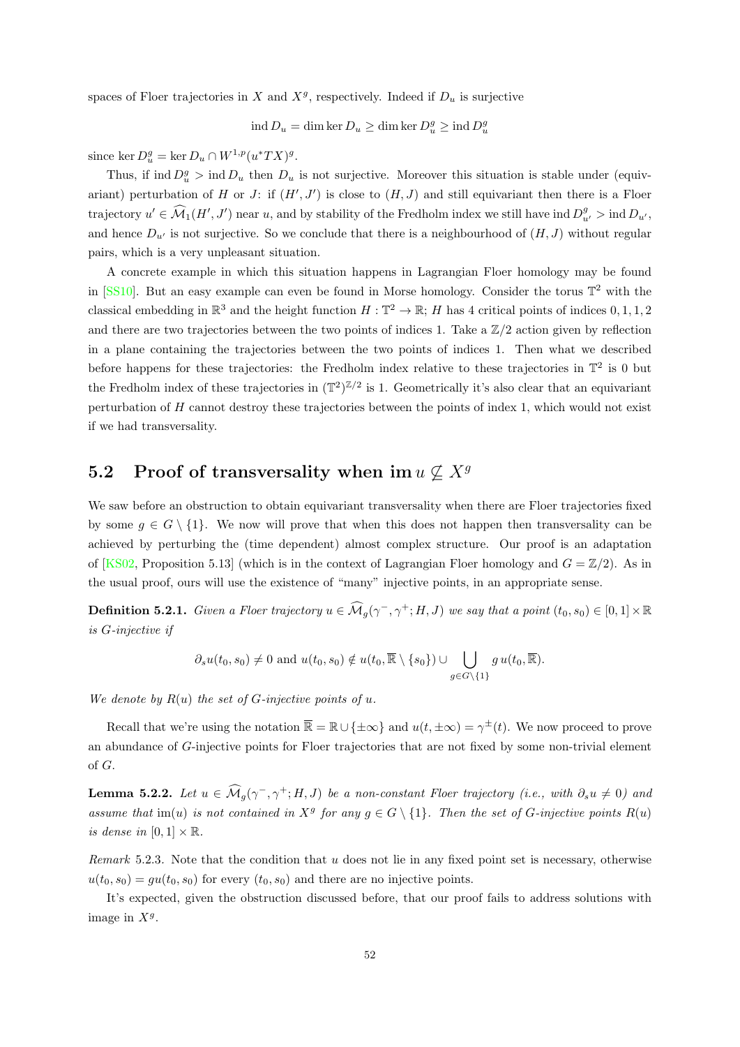spaces of Floer trajectories in $X$ and $X^g$, respectively. Indeed if $D_u$ is surjective

$$\operatorname{ind} D_u = \dim \ker D_u \geq \dim \ker D_u^g \geq \operatorname{ind} D_u^g$$

since $\ker D_u^g = \ker D_u \cap W^{1,p}(u^*TX)^g$.

Thus, if $\operatorname{ind} D_u^g > \operatorname{ind} D_u$ then $D_u$ is not surjective. Moreover this situation is stable under (equivariant) perturbation of $H$ or $J$: if $(H', J')$ is close to $(H, J)$ and still equivariant then there is a Floer trajectory $u' \in \widehat{\mathcal{M}}_1(H', J')$ near $u$, and by stability of the Fredholm index we still have $\operatorname{ind} D_{u'}^g > \operatorname{ind} D_{u'}$, and hence $D_{u'}$ is not surjective. So we conclude that there is a neighbourhood of $(H, J)$ without regular pairs, which is a very unpleasant situation.

A concrete example in which this situation happens in Lagrangian Floer homology may be found in [SS10]. But an easy example can even be found in Morse homology. Consider the torus $\mathbb{T}^2$ with the classical embedding in $\mathbb{R}^3$ and the height function $H : \mathbb{T}^2 \to \mathbb{R}$; $H$ has 4 critical points of indices $0, 1, 1, 2$ and there are two trajectories between the two points of indices 1. Take a $\mathbb{Z}/2$ action given by reflection in a plane containing the trajectories between the two points of indices 1. Then what we described before happens for these trajectories: the Fredholm index relative to these trajectories in $\mathbb{T}^2$ is 0 but the Fredholm index of these trajectories in $(\mathbb{T}^2)^{\mathbb{Z}/2}$ is 1. Geometrically it's also clear that an equivariant perturbation of $H$ cannot destroy these trajectories between the points of index 1, which would not exist if we had transversality.

## 5.2 Proof of transversality when $\operatorname{im} u \not\subseteq X^g$

We saw before an obstruction to obtain equivariant transversality when there are Floer trajectories fixed by some $g \in G \setminus \{1\}$. We now will prove that when this does not happen then transversality can be achieved by perturbing the (time dependent) almost complex structure. Our proof is an adaptation of [KS02, Proposition 5.13] (which is in the context of Lagrangian Floer homology and $G = \mathbb{Z}/2$). As in the usual proof, ours will use the existence of "many" injective points, in an appropriate sense.

**Definition 5.2.1.** *Given a Floer trajectory $u \in \widehat{\mathcal{M}}_g(\gamma^-, \gamma^+; H, J)$ we say that a point $(t_0, s_0) \in [0,1] \times \mathbb{R}$ is $G$-injective if*

$$\partial_s u(t_0, s_0) \neq 0 \text{ and } u(t_0, s_0) \notin u(t_0, \overline{\mathbb{R}} \setminus \{s_0\}) \cup \bigcup_{g \in G \setminus \{1\}} g\, u(t_0, \overline{\mathbb{R}}).$$

*We denote by $R(u)$ the set of $G$-injective points of $u$.*

Recall that we're using the notation $\overline{\mathbb{R}} = \mathbb{R} \cup \{\pm\infty\}$ and $u(t, \pm\infty) = \gamma^\pm(t)$. We now proceed to prove an abundance of $G$-injective points for Floer trajectories that are not fixed by some non-trivial element of $G$.

**Lemma 5.2.2.** *Let $u \in \widehat{\mathcal{M}}_g(\gamma^-, \gamma^+; H, J)$ be a non-constant Floer trajectory (i.e., with $\partial_s u \neq 0$) and assume that $\operatorname{im}(u)$ is not contained in $X^g$ for any $g \in G \setminus \{1\}$. Then the set of $G$-injective points $R(u)$ is dense in $[0,1] \times \mathbb{R}$.*

*Remark* 5.2.3. Note that the condition that $u$ does not lie in any fixed point set is necessary, otherwise $u(t_0, s_0) = gu(t_0, s_0)$ for every $(t_0, s_0)$ and there are no injective points.

It's expected, given the obstruction discussed before, that our proof fails to address solutions with image in $X^g$.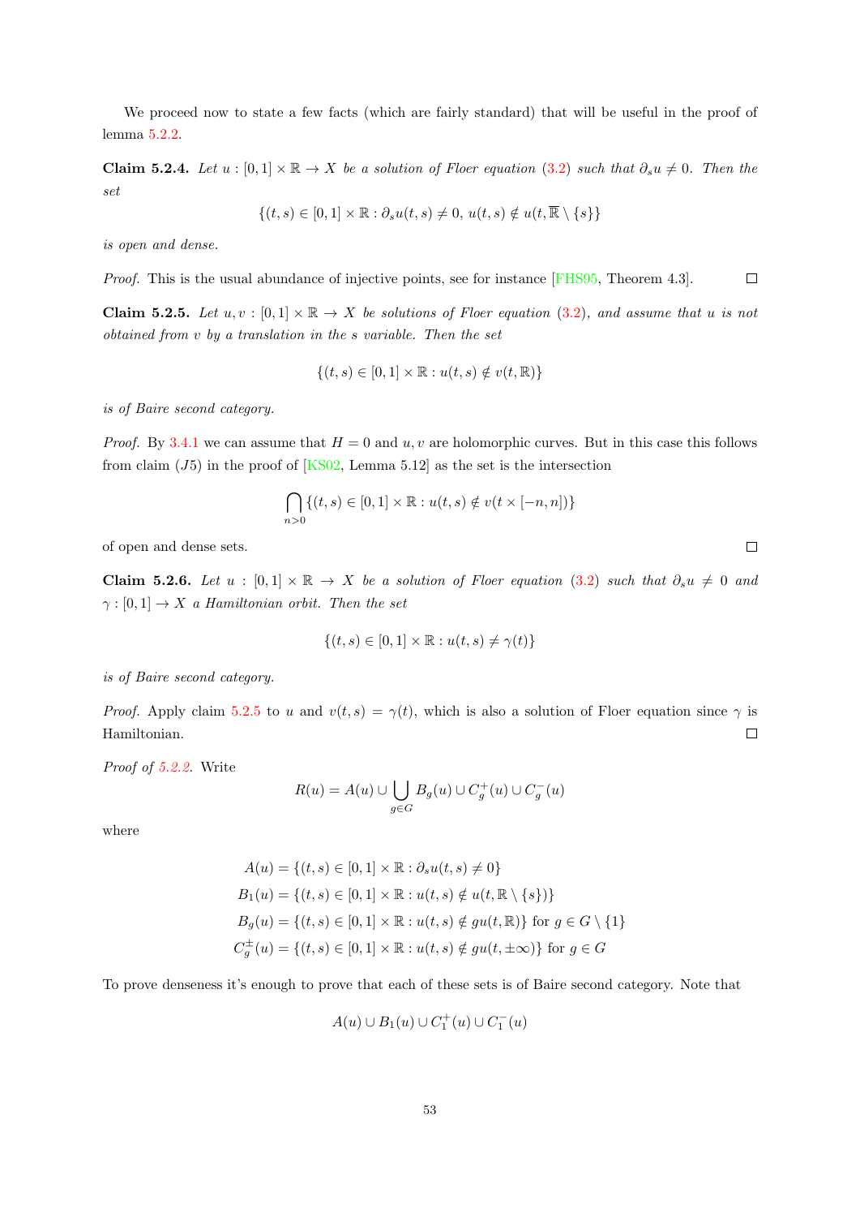We proceed now to state a few facts (which are fairly standard) that will be useful in the proof of lemma 5.2.2.

**Claim 5.2.4.** *Let $u : [0,1] \times \mathbb{R} \to X$ be a solution of Floer equation (3.2) such that $\partial_s u \neq 0$. Then the set*

$$\{(t,s) \in [0,1] \times \mathbb{R} : \partial_s u(t,s) \neq 0,\ u(t,s) \notin u(t, \overline{\mathbb{R}} \setminus \{s\}\}$$

*is open and dense.*

*Proof.* This is the usual abundance of injective points, see for instance [FHS95, Theorem 4.3]. $\square$

**Claim 5.2.5.** *Let $u, v : [0,1] \times \mathbb{R} \to X$ be solutions of Floer equation (3.2), and assume that $u$ is not obtained from $v$ by a translation in the $s$ variable. Then the set*

$$\{(t,s) \in [0,1] \times \mathbb{R} : u(t,s) \notin v(t, \mathbb{R})\}$$

*is of Baire second category.*

*Proof.* By 3.4.1 we can assume that $H = 0$ and $u, v$ are holomorphic curves. But in this case this follows from claim $(J5)$ in the proof of [KS02, Lemma 5.12] as the set is the intersection

$$\bigcap_{n>0} \{(t,s) \in [0,1] \times \mathbb{R} : u(t,s) \notin v(t \times [-n,n])\}$$

of open and dense sets. $\square$

**Claim 5.2.6.** *Let $u : [0,1] \times \mathbb{R} \to X$ be a solution of Floer equation (3.2) such that $\partial_s u \neq 0$ and $\gamma : [0,1] \to X$ a Hamiltonian orbit. Then the set*

$$\{(t,s) \in [0,1] \times \mathbb{R} : u(t,s) \neq \gamma(t)\}$$

*is of Baire second category.*

*Proof.* Apply claim 5.2.5 to $u$ and $v(t,s) = \gamma(t)$, which is also a solution of Floer equation since $\gamma$ is Hamiltonian. $\square$

*Proof of 5.2.2.* Write

$$R(u) = A(u) \cup \bigcup_{g \in G} B_g(u) \cup C_g^+(u) \cup C_g^-(u)$$

where

$$\begin{aligned}
A(u) &= \{(t,s) \in [0,1] \times \mathbb{R} : \partial_s u(t,s) \neq 0\} \\
B_1(u) &= \{(t,s) \in [0,1] \times \mathbb{R} : u(t,s) \notin u(t, \mathbb{R} \setminus \{s\})\} \\
B_g(u) &= \{(t,s) \in [0,1] \times \mathbb{R} : u(t,s) \notin gu(t, \mathbb{R})\} \text{ for } g \in G \setminus \{1\} \\
C_g^{\pm}(u) &= \{(t,s) \in [0,1] \times \mathbb{R} : u(t,s) \notin gu(t, \pm\infty)\} \text{ for } g \in G
\end{aligned}$$

To prove denseness it's enough to prove that each of these sets is of Baire second category. Note that

$$A(u) \cup B_1(u) \cup C_1^+(u) \cup C_1^-(u)$$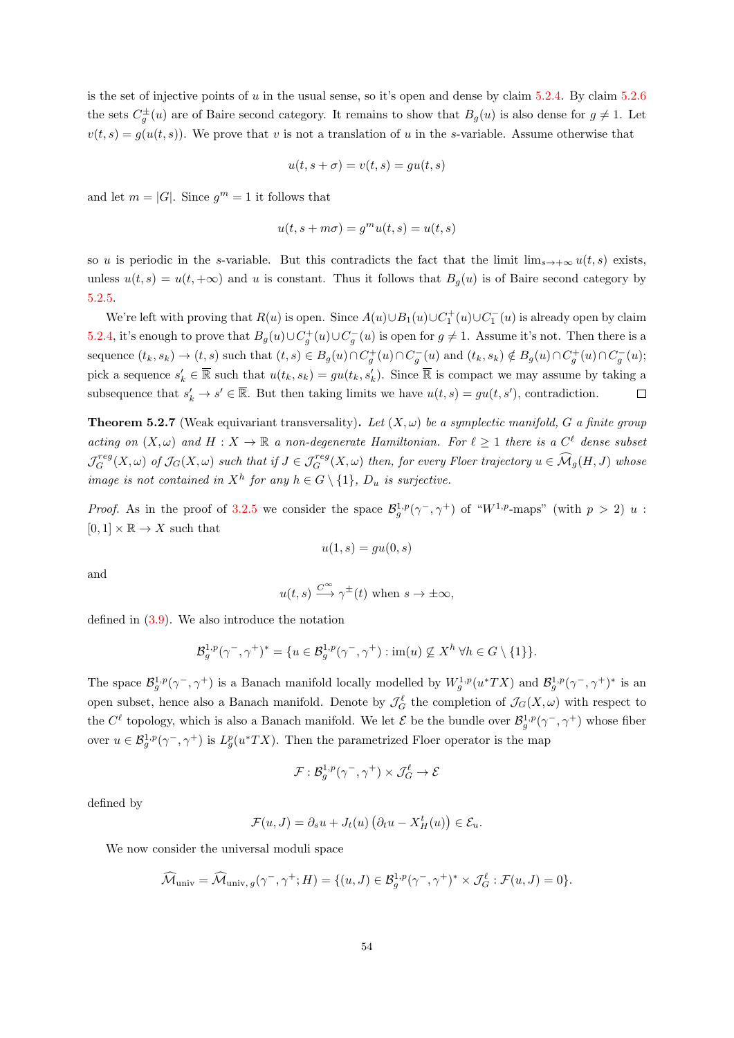is the set of injective points of $u$ in the usual sense, so it's open and dense by claim 5.2.4. By claim 5.2.6 the sets $C_g^{\pm}(u)$ are of Baire second category. It remains to show that $B_g(u)$ is also dense for $g \neq 1$. Let $v(t,s) = g(u(t,s))$. We prove that $v$ is not a translation of $u$ in the $s$-variable. Assume otherwise that

$$u(t, s+\sigma) = v(t,s) = gu(t,s)$$

and let $m = |G|$. Since $g^m = 1$ it follows that

$$u(t, s+m\sigma) = g^m u(t,s) = u(t,s)$$

so $u$ is periodic in the $s$-variable. But this contradicts the fact that the limit $\lim_{s\to+\infty} u(t,s)$ exists, unless $u(t,s) = u(t,+\infty)$ and $u$ is constant. Thus it follows that $B_g(u)$ is of Baire second category by 5.2.5.

We're left with proving that $R(u)$ is open. Since $A(u) \cup B_1(u) \cup C_1^+(u) \cup C_1^-(u)$ is already open by claim 5.2.4, it's enough to prove that $B_g(u) \cup C_g^+(u) \cup C_g^-(u)$ is open for $g \neq 1$. Assume it's not. Then there is a sequence $(t_k, s_k) \to (t,s)$ such that $(t,s) \in B_g(u) \cap C_g^+(u) \cap C_g^-(u)$ and $(t_k, s_k) \notin B_g(u) \cap C_g^+(u) \cap C_g^-(u)$; pick a sequence $s_k' \in \overline{\mathbb{R}}$ such that $u(t_k, s_k) = gu(t_k, s_k')$. Since $\overline{\mathbb{R}}$ is compact we may assume by taking a subsequence that $s_k' \to s' \in \overline{\mathbb{R}}$. But then taking limits we have $u(t,s) = gu(t,s')$, contradiction. ◻

**Theorem 5.2.7** (Weak equivariant transversality)**.** *Let $(X,\omega)$ be a symplectic manifold, $G$ a finite group acting on $(X,\omega)$ and $H : X \to \mathbb{R}$ a non-degenerate Hamiltonian. For $\ell \geq 1$ there is a $C^\ell$ dense subset $\mathcal{J}_G^{reg}(X,\omega)$ of $\mathcal{J}_G(X,\omega)$ such that if $J \in \mathcal{J}_G^{reg}(X,\omega)$ then, for every Floer trajectory $u \in \widehat{\mathcal{M}}_g(H,J)$ whose image is not contained in $X^h$ for any $h \in G \setminus \{1\}$, $D_u$ is surjective.*

*Proof.* As in the proof of 3.2.5 we consider the space $\mathcal{B}_g^{1,p}(\gamma^-, \gamma^+)$ of "$W^{1,p}$-maps" (with $p > 2$) $u : [0,1] \times \mathbb{R} \to X$ such that

$$u(1,s) = gu(0,s)$$

and

$$u(t,s) \xrightarrow{C^\infty} \gamma^{\pm}(t) \text{ when } s \to \pm\infty,$$

defined in (3.9). We also introduce the notation

$$\mathcal{B}_g^{1,p}(\gamma^-, \gamma^+)^* = \{u \in \mathcal{B}_g^{1,p}(\gamma^-, \gamma^+) : \mathrm{im}(u) \not\subseteq X^h \ \forall h \in G \setminus \{1\}\}.$$

The space $\mathcal{B}_g^{1,p}(\gamma^-, \gamma^+)$ is a Banach manifold locally modelled by $W_g^{1,p}(u^*TX)$ and $\mathcal{B}_g^{1,p}(\gamma^-, \gamma^+)^*$ is an open subset, hence also a Banach manifold. Denote by $\mathcal{J}_G^\ell$ the completion of $\mathcal{J}_G(X,\omega)$ with respect to the $C^\ell$ topology, which is also a Banach manifold. We let $\mathcal{E}$ be the bundle over $\mathcal{B}_g^{1,p}(\gamma^-, \gamma^+)$ whose fiber over $u \in \mathcal{B}_g^{1,p}(\gamma^-, \gamma^+)$ is $L_g^p(u^*TX)$. Then the parametrized Floer operator is the map

$$\mathcal{F} : \mathcal{B}_g^{1,p}(\gamma^-, \gamma^+) \times \mathcal{J}_G^\ell \to \mathcal{E}$$

defined by

$$\mathcal{F}(u,J) = \partial_s u + J_t(u)\left(\partial_t u - X_H^t(u)\right) \in \mathcal{E}_u.$$

We now consider the universal moduli space

$$\widehat{\mathcal{M}}_{\mathrm{univ}} = \widehat{\mathcal{M}}_{\mathrm{univ},\,g}(\gamma^-, \gamma^+; H) = \{(u,J) \in \mathcal{B}_g^{1,p}(\gamma^-, \gamma^+)^* \times \mathcal{J}_G^\ell : \mathcal{F}(u,J) = 0\}.$$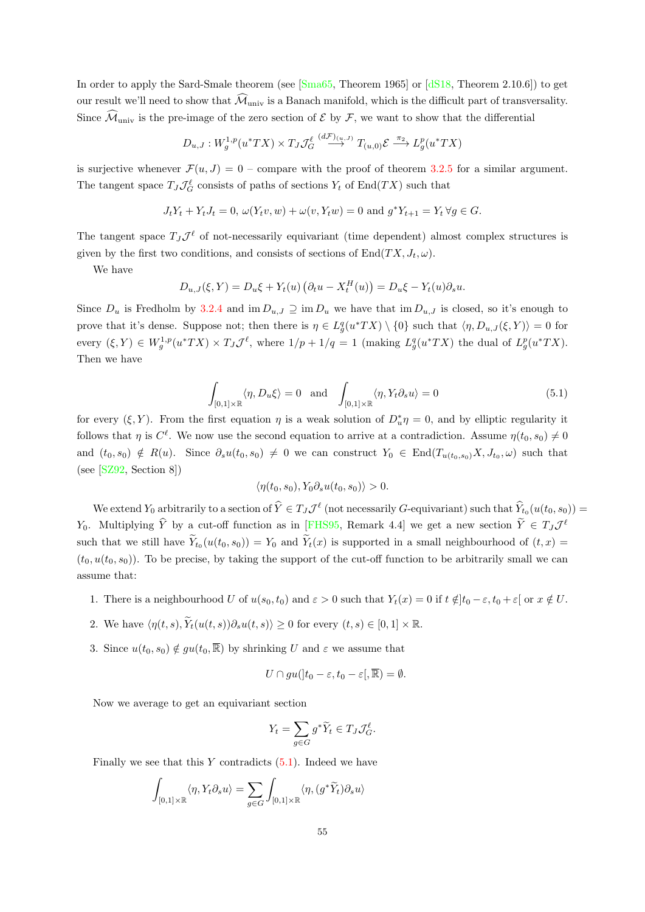In order to apply the Sard-Smale theorem (see [Sma65, Theorem 1965] or [dS18, Theorem 2.10.6]) to get our result we'll need to show that $\widehat{\mathcal{M}}_{\text{univ}}$ is a Banach manifold, which is the difficult part of transversality. Since $\widehat{\mathcal{M}}_{\text{univ}}$ is the pre-image of the zero section of $\mathcal{E}$ by $\mathcal{F}$, we want to show that the differential

$$D_{u,J} : W^{1,p}_g(u^*TX) \times T_J\mathcal{J}^\ell_G \overset{(d\mathcal{F})_{(u,J)}}{\longrightarrow} T_{(u,0)}\mathcal{E} \overset{\pi_2}{\longrightarrow} L^p_g(u^*TX)$$

is surjective whenever $\mathcal{F}(u,J) = 0$ – compare with the proof of theorem 3.2.5 for a similar argument. The tangent space $T_J\mathcal{J}^\ell_G$ consists of paths of sections $Y_t$ of $\mathrm{End}(TX)$ such that

$$J_tY_t + Y_tJ_t = 0,\ \omega(Y_tv, w) + \omega(v, Y_tw) = 0 \text{ and } g^*Y_{t+1} = Y_t\,\forall g \in G.$$

The tangent space $T_J\mathcal{J}^\ell$ of not-necessarily equivariant (time dependent) almost complex structures is given by the first two conditions, and consists of sections of $\mathrm{End}(TX, J_t, \omega)$.

We have

$$D_{u,J}(\xi, Y) = D_u\xi + Y_t(u)\left(\partial_t u - X^H_t(u)\right) = D_u\xi - Y_t(u)\partial_s u.$$

Since $D_u$ is Fredholm by 3.2.4 and $\operatorname{im} D_{u,J} \supseteq \operatorname{im} D_u$ we have that $\operatorname{im} D_{u,J}$ is closed, so it's enough to prove that it's dense. Suppose not; then there is $\eta \in L^q_g(u^*TX) \setminus \{0\}$ such that $\langle \eta, D_{u,J}(\xi, Y)\rangle = 0$ for every $(\xi, Y) \in W^{1,p}_g(u^*TX) \times T_J\mathcal{J}^\ell$, where $1/p + 1/q = 1$ (making $L^q_g(u^*TX)$ the dual of $L^p_g(u^*TX)$. Then we have

$$\int_{[0,1]\times\mathbb{R}} \langle \eta, D_u\xi\rangle = 0 \quad \text{and} \quad \int_{[0,1]\times\mathbb{R}} \langle \eta, Y_t\partial_s u\rangle = 0 \tag{5.1}$$

for every $(\xi, Y)$. From the first equation $\eta$ is a weak solution of $D^*_u\eta = 0$, and by elliptic regularity it follows that $\eta$ is $C^\ell$. We now use the second equation to arrive at a contradiction. Assume $\eta(t_0, s_0) \neq 0$ and $(t_0, s_0) \notin R(u)$. Since $\partial_s u(t_0, s_0) \neq 0$ we can construct $Y_0 \in \mathrm{End}(T_{u(t_0,s_0)}X, J_{t_0}, \omega)$ such that (see [SZ92, Section 8])

$$\langle \eta(t_0, s_0), Y_0\partial_s u(t_0, s_0)\rangle > 0.$$

We extend $Y_0$ arbitrarily to a section of $\widehat{Y} \in T_J\mathcal{J}^\ell$ (not necessarily $G$-equivariant) such that $\widehat{Y}_{t_0}(u(t_0, s_0)) = Y_0$. Multiplying $\widehat{Y}$ by a cut-off function as in [FHS95, Remark 4.4] we get a new section $\widetilde{Y} \in T_J\mathcal{J}^\ell$ such that we still have $\widetilde{Y}_{t_0}(u(t_0, s_0)) = Y_0$ and $\widetilde{Y}_t(x)$ is supported in a small neighbourhood of $(t, x) = (t_0, u(t_0, s_0))$. To be precise, by taking the support of the cut-off function to be arbitrarily small we can assume that:

1. There is a neighbourhood $U$ of $u(s_0, t_0)$ and $\varepsilon > 0$ such that $Y_t(x) = 0$ if $t \notin ]t_0 - \varepsilon, t_0 + \varepsilon[$ or $x \notin U$.
2. We have $\langle \eta(t, s), \widetilde{Y}_t(u(t, s))\partial_s u(t, s)\rangle \geq 0$ for every $(t, s) \in [0, 1] \times \mathbb{R}$.
3. Since $u(t_0, s_0) \notin gu(t_0, \overline{\mathbb{R}})$ by shrinking $U$ and $\varepsilon$ we assume that

$$U \cap gu(]t_0 - \varepsilon, t_0 - \varepsilon[, \overline{\mathbb{R}}) = \emptyset.$$

Now we average to get an equivariant section

$$Y_t = \sum_{g\in G} g^*\widetilde{Y}_t \in T_J\mathcal{J}^\ell_G.$$

Finally we see that this $Y$ contradicts (5.1). Indeed we have

$$\int_{[0,1]\times\mathbb{R}} \langle \eta, Y_t\partial_s u\rangle = \sum_{g\in G} \int_{[0,1]\times\mathbb{R}} \langle \eta, (g^*\widetilde{Y}_t)\partial_s u\rangle$$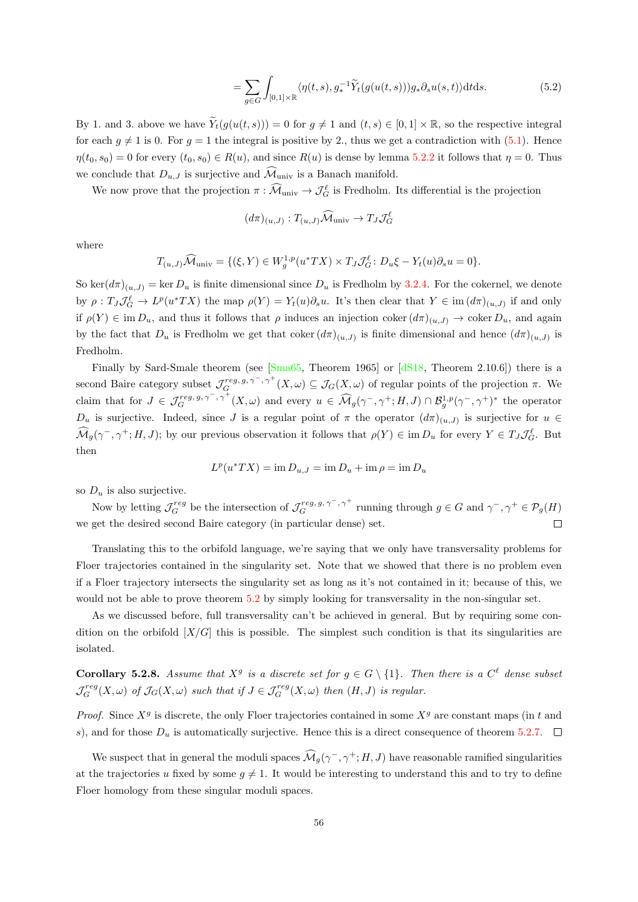$$= \sum_{g \in G} \int_{[0,1]\times\mathbb{R}} \langle \eta(t,s), g_*^{-1}\widetilde{Y}_t(g(u(t,s)))g_*\partial_s u(s,t)\rangle \mathrm{d}t\mathrm{d}s. \tag{5.2}$$

By 1. and 3. above we have $\widetilde{Y}_t(g(u(t,s))) = 0$ for $g \neq 1$ and $(t,s) \in [0,1]\times\mathbb{R}$, so the respective integral for each $g \neq 1$ is 0. For $g = 1$ the integral is positive by 2., thus we get a contradiction with (5.1). Hence $\eta(t_0,s_0) = 0$ for every $(t_0,s_0) \in R(u)$, and since $R(u)$ is dense by lemma 5.2.2 it follows that $\eta = 0$. Thus we conclude that $D_{u,J}$ is surjective and $\widehat{\mathcal{M}}_{\text{univ}}$ is a Banach manifold.

We now prove that the projection $\pi : \widehat{\mathcal{M}}_{\text{univ}} \to \mathcal{J}_G^\ell$ is Fredholm. Its differential is the projection

$$(d\pi)_{(u,J)} : T_{(u,J)}\widehat{\mathcal{M}}_{\text{univ}} \to T_J\mathcal{J}_G^\ell$$

where

$$T_{(u,J)}\widehat{\mathcal{M}}_{\text{univ}} = \{(\xi, Y) \in W_g^{1,p}(u^*TX) \times T_J\mathcal{J}_G^\ell \colon D_u\xi - Y_t(u)\partial_s u = 0\}.$$

So $\ker(d\pi)_{(u,J)} = \ker D_u$ is finite dimensional since $D_u$ is Fredholm by 3.2.4. For the cokernel, we denote by $\rho : T_J\mathcal{J}_G^\ell \to L^p(u^*TX)$ the map $\rho(Y) = Y_t(u)\partial_s u$. It's then clear that $Y \in \operatorname{im}(d\pi)_{(u,J)}$ if and only if $\rho(Y) \in \operatorname{im} D_u$, and thus it follows that $\rho$ induces an injection $\operatorname{coker}(d\pi)_{(u,J)} \to \operatorname{coker} D_u$, and again by the fact that $D_u$ is Fredholm we get that $\operatorname{coker}(d\pi)_{(u,J)}$ is finite dimensional and hence $(d\pi)_{(u,J)}$ is Fredholm.

Finally by Sard-Smale theorem (see [Sma65, Theorem 1965] or [dS18, Theorem 2.10.6]) there is a second Baire category subset $\mathcal{J}_G^{reg,\,g,\,\gamma^-,\gamma^+}(X,\omega) \subseteq \mathcal{J}_G(X,\omega)$ of regular points of the projection $\pi$. We claim that for $J \in \mathcal{J}_G^{reg,\,g,\,\gamma^-,\gamma^+}(X,\omega)$ and every $u \in \widehat{\mathcal{M}}_g(\gamma^-,\gamma^+;H,J) \cap \mathcal{B}_g^{1,p}(\gamma^-,\gamma^+)^*$ the operator $D_u$ is surjective. Indeed, since $J$ is a regular point of $\pi$ the operator $(d\pi)_{(u,J)}$ is surjective for $u \in \widehat{\mathcal{M}}_g(\gamma^-,\gamma^+;H,J)$; by our previous observation it follows that $\rho(Y) \in \operatorname{im} D_u$ for every $Y \in T_J\mathcal{J}_G^\ell$. But then

$$L^p(u^*TX) = \operatorname{im} D_{u,J} = \operatorname{im} D_u + \operatorname{im} \rho = \operatorname{im} D_u$$

so $D_u$ is also surjective.

Now by letting $\mathcal{J}_G^{reg}$ be the intersection of $\mathcal{J}_G^{reg,\,g,\,\gamma^-,\gamma^+}$ running through $g \in G$ and $\gamma^-,\gamma^+ \in \mathcal{P}_g(H)$ we get the desired second Baire category (in particular dense) set. ∎

Translating this to the orbifold language, we're saying that we only have transversality problems for Floer trajectories contained in the singularity set. Note that we showed that there is no problem even if a Floer trajectory intersects the singularity set as long as it's not contained in it; because of this, we would not be able to prove theorem 5.2 by simply looking for transversality in the non-singular set.

As we discussed before, full transversality can't be achieved in general. But by requiring some condition on the orbifold $[X/G]$ this is possible. The simplest such condition is that its singularities are isolated.

**Corollary 5.2.8.** *Assume that $X^g$ is a discrete set for $g \in G \setminus \{1\}$. Then there is a $C^\ell$ dense subset $\mathcal{J}_G^{reg}(X,\omega)$ of $\mathcal{J}_G(X,\omega)$ such that if $J \in \mathcal{J}_G^{reg}(X,\omega)$ then $(H,J)$ is regular.*

*Proof.* Since $X^g$ is discrete, the only Floer trajectories contained in some $X^g$ are constant maps (in $t$ and $s$), and for those $D_u$ is automatically surjective. Hence this is a direct consequence of theorem 5.2.7. ∎

We suspect that in general the moduli spaces $\widehat{\mathcal{M}}_g(\gamma^-,\gamma^+;H,J)$ have reasonable ramified singularities at the trajectories $u$ fixed by some $g \neq 1$. It would be interesting to understand this and to try to define Floer homology from these singular moduli spaces.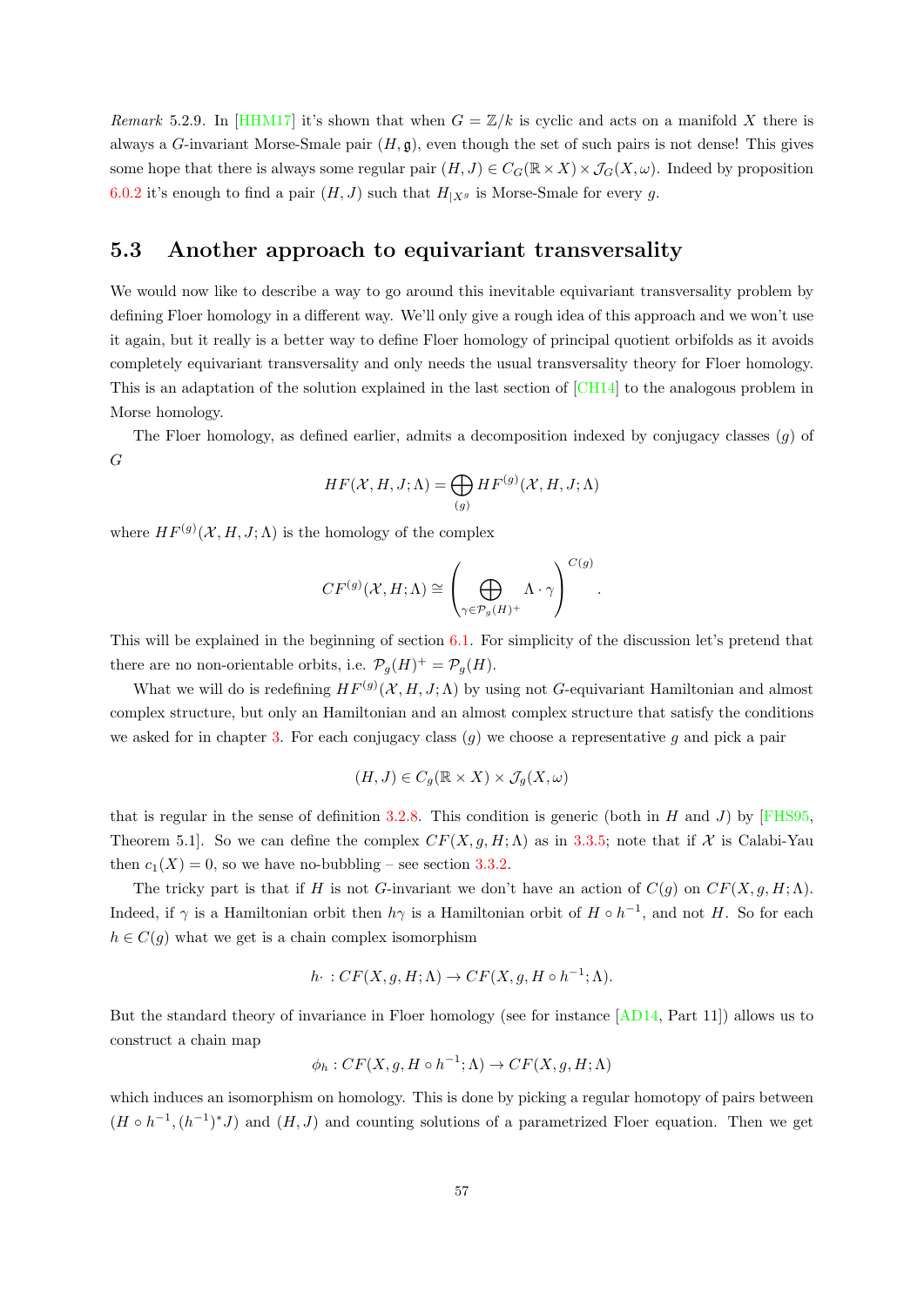*Remark* 5.2.9. In [HHM17] it's shown that when $G = \mathbb{Z}/k$ is cyclic and acts on a manifold $X$ there is always a $G$-invariant Morse-Smale pair $(H, \mathfrak{g})$, even though the set of such pairs is not dense! This gives some hope that there is always some regular pair $(H, J) \in C_G(\mathbb{R} \times X) \times \mathcal{J}_G(X, \omega)$. Indeed by proposition 6.0.2 it's enough to find a pair $(H, J)$ such that $H_{|X^g}$ is Morse-Smale for every $g$.

## 5.3 Another approach to equivariant transversality

We would now like to describe a way to go around this inevitable equivariant transversality problem by defining Floer homology in a different way. We'll only give a rough idea of this approach and we won't use it again, but it really is a better way to define Floer homology of principal quotient orbifolds as it avoids completely equivariant transversality and only needs the usual transversality theory for Floer homology. This is an adaptation of the solution explained in the last section of [CH14] to the analogous problem in Morse homology.

The Floer homology, as defined earlier, admits a decomposition indexed by conjugacy classes $(g)$ of $G$

$$HF(\mathcal{X}, H, J; \Lambda) = \bigoplus_{(g)} HF^{(g)}(\mathcal{X}, H, J; \Lambda)$$

where $HF^{(g)}(\mathcal{X}, H, J; \Lambda)$ is the homology of the complex

$$CF^{(g)}(\mathcal{X}, H; \Lambda) \cong \left( \bigoplus_{\gamma \in \mathcal{P}_g(H)^+} \Lambda \cdot \gamma \right)^{C(g)}.$$

This will be explained in the beginning of section 6.1. For simplicity of the discussion let's pretend that there are no non-orientable orbits, i.e. $\mathcal{P}_g(H)^+ = \mathcal{P}_g(H)$.

What we will do is redefining $HF^{(g)}(\mathcal{X}, H, J; \Lambda)$ by using not $G$-equivariant Hamiltonian and almost complex structure, but only an Hamiltonian and an almost complex structure that satisfy the conditions we asked for in chapter 3. For each conjugacy class $(g)$ we choose a representative $g$ and pick a pair

$$(H, J) \in C_g(\mathbb{R} \times X) \times \mathcal{J}_g(X, \omega)$$

that is regular in the sense of definition 3.2.8. This condition is generic (both in $H$ and $J$) by [FHS95, Theorem 5.1]. So we can define the complex $CF(X, g, H; \Lambda)$ as in 3.3.5; note that if $\mathcal{X}$ is Calabi-Yau then $c_1(X) = 0$, so we have no-bubbling – see section 3.3.2.

The tricky part is that if $H$ is not $G$-invariant we don't have an action of $C(g)$ on $CF(X, g, H; \Lambda)$. Indeed, if $\gamma$ is a Hamiltonian orbit then $h\gamma$ is a Hamiltonian orbit of $H \circ h^{-1}$, and not $H$. So for each $h \in C(g)$ what we get is a chain complex isomorphism

$$h \cdot : CF(X, g, H; \Lambda) \to CF(X, g, H \circ h^{-1}; \Lambda).$$

But the standard theory of invariance in Floer homology (see for instance [AD14, Part 11]) allows us to construct a chain map

$$\phi_h : CF(X, g, H \circ h^{-1}; \Lambda) \to CF(X, g, H; \Lambda)$$

which induces an isomorphism on homology. This is done by picking a regular homotopy of pairs between $(H \circ h^{-1}, (h^{-1})^* J)$ and $(H, J)$ and counting solutions of a parametrized Floer equation. Then we get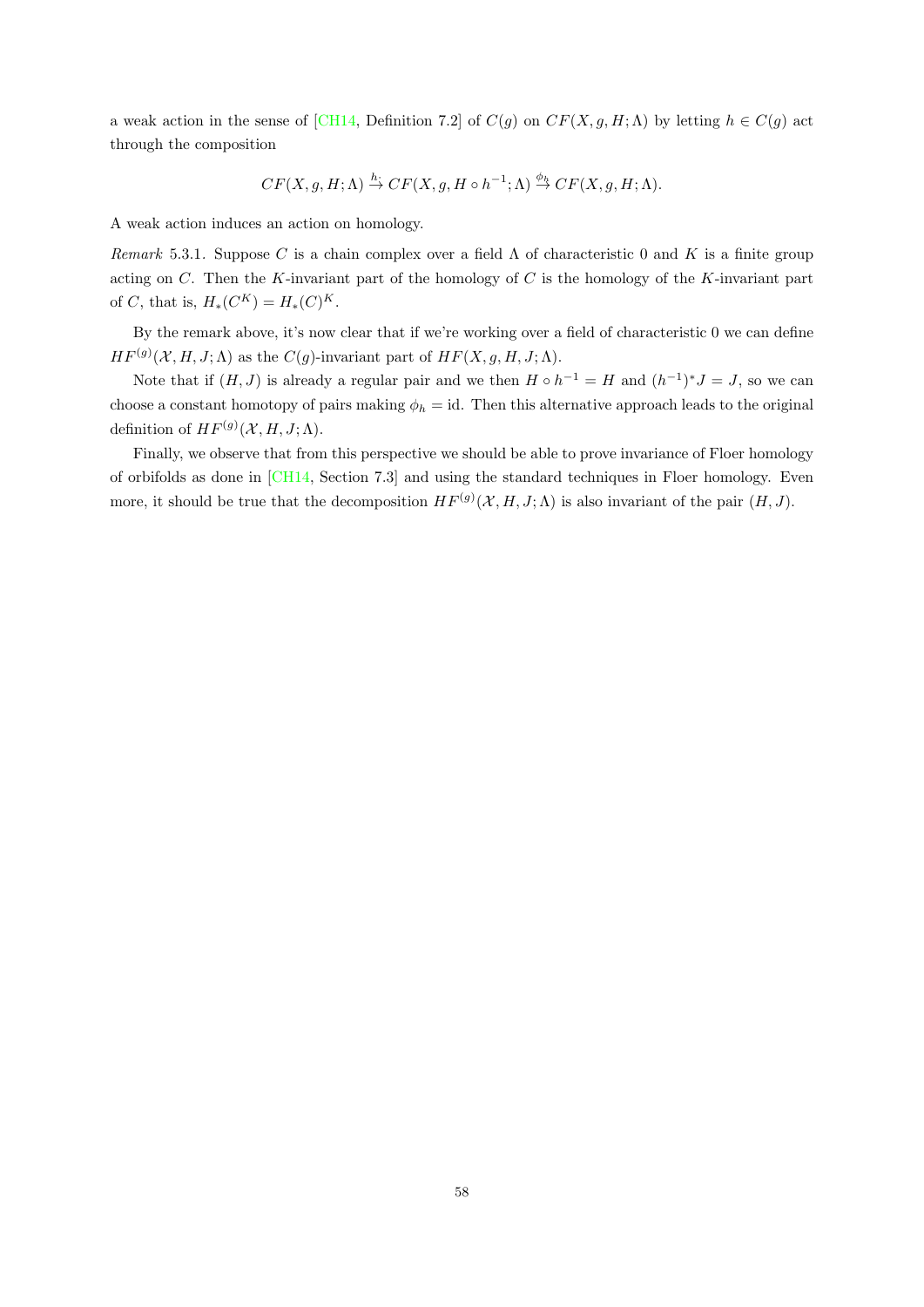a weak action in the sense of [CH14, Definition 7.2] of $C(g)$ on $CF(X, g, H; \Lambda)$ by letting $h \in C(g)$ act through the composition

$$CF(X, g, H; \Lambda) \xrightarrow{h_*} CF(X, g, H \circ h^{-1}; \Lambda) \xrightarrow{\phi_h} CF(X, g, H; \Lambda).$$

A weak action induces an action on homology.

*Remark* 5.3.1. Suppose $C$ is a chain complex over a field $\Lambda$ of characteristic 0 and $K$ is a finite group acting on $C$. Then the $K$-invariant part of the homology of $C$ is the homology of the $K$-invariant part of $C$, that is, $H_*(C^K) = H_*(C)^K$.

By the remark above, it's now clear that if we're working over a field of characteristic 0 we can define $HF^{(g)}(\mathcal{X}, H, J; \Lambda)$ as the $C(g)$-invariant part of $HF(X, g, H, J; \Lambda)$.

Note that if $(H, J)$ is already a regular pair and we then $H \circ h^{-1} = H$ and $(h^{-1})^* J = J$, so we can choose a constant homotopy of pairs making $\phi_h = \text{id}$. Then this alternative approach leads to the original definition of $HF^{(g)}(\mathcal{X}, H, J; \Lambda)$.

Finally, we observe that from this perspective we should be able to prove invariance of Floer homology of orbifolds as done in [CH14, Section 7.3] and using the standard techniques in Floer homology. Even more, it should be true that the decomposition $HF^{(g)}(\mathcal{X}, H, J; \Lambda)$ is also invariant of the pair $(H, J)$.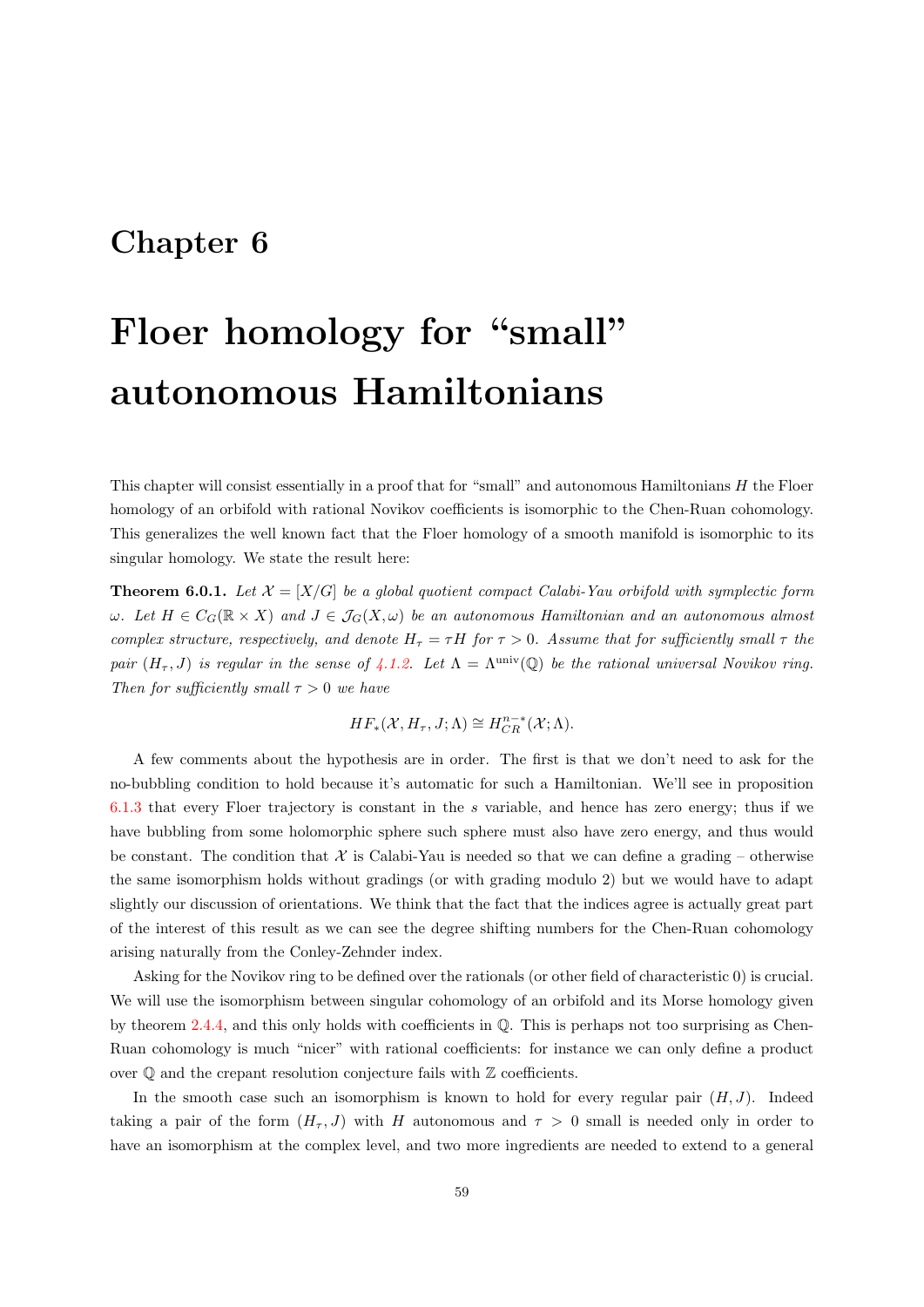# Chapter 6

# Floer homology for "small" autonomous Hamiltonians

This chapter will consist essentially in a proof that for "small" and autonomous Hamiltonians $H$ the Floer homology of an orbifold with rational Novikov coefficients is isomorphic to the Chen-Ruan cohomology. This generalizes the well known fact that the Floer homology of a smooth manifold is isomorphic to its singular homology. We state the result here:

**Theorem 6.0.1.** *Let $\mathcal{X} = [X/G]$ be a global quotient compact Calabi-Yau orbifold with symplectic form $\omega$. Let $H \in C_G(\mathbb{R} \times X)$ and $J \in \mathcal{J}_G(X, \omega)$ be an autonomous Hamiltonian and an autonomous almost complex structure, respectively, and denote $H_\tau = \tau H$ for $\tau > 0$. Assume that for sufficiently small $\tau$ the pair $(H_\tau, J)$ is regular in the sense of 4.1.2. Let $\Lambda = \Lambda^{\mathrm{univ}}(\mathbb{Q})$ be the rational universal Novikov ring. Then for sufficiently small $\tau > 0$ we have*

$$HF_*(\mathcal{X}, H_\tau, J; \Lambda) \cong H^{n-*}_{CR}(\mathcal{X}; \Lambda).$$

A few comments about the hypothesis are in order. The first is that we don't need to ask for the no-bubbling condition to hold because it's automatic for such a Hamiltonian. We'll see in proposition 6.1.3 that every Floer trajectory is constant in the $s$ variable, and hence has zero energy; thus if we have bubbling from some holomorphic sphere such sphere must also have zero energy, and thus would be constant. The condition that $\mathcal{X}$ is Calabi-Yau is needed so that we can define a grading – otherwise the same isomorphism holds without gradings (or with grading modulo 2) but we would have to adapt slightly our discussion of orientations. We think that the fact that the indices agree is actually great part of the interest of this result as we can see the degree shifting numbers for the Chen-Ruan cohomology arising naturally from the Conley-Zehnder index.

Asking for the Novikov ring to be defined over the rationals (or other field of characteristic 0) is crucial. We will use the isomorphism between singular cohomology of an orbifold and its Morse homology given by theorem 2.4.4, and this only holds with coefficients in $\mathbb{Q}$. This is perhaps not too surprising as Chen-Ruan cohomology is much "nicer" with rational coefficients: for instance we can only define a product over $\mathbb{Q}$ and the crepant resolution conjecture fails with $\mathbb{Z}$ coefficients.

In the smooth case such an isomorphism is known to hold for every regular pair $(H, J)$. Indeed taking a pair of the form $(H_\tau, J)$ with $H$ autonomous and $\tau > 0$ small is needed only in order to have an isomorphism at the complex level, and two more ingredients are needed to extend to a general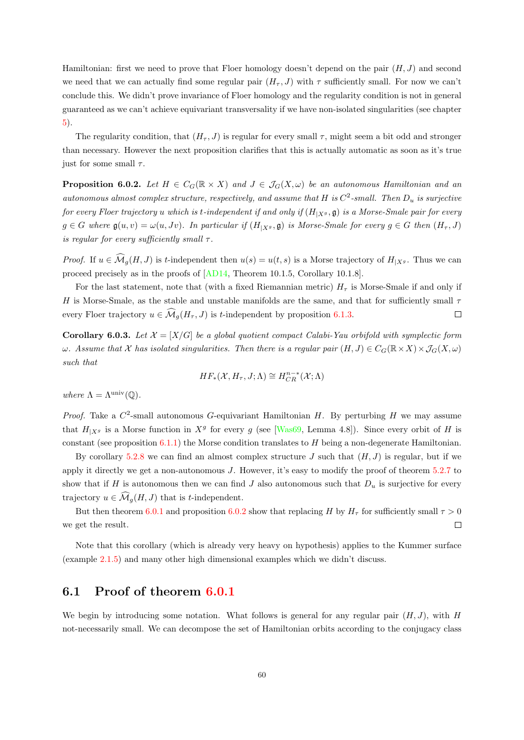Hamiltonian: first we need to prove that Floer homology doesn't depend on the pair $(H, J)$ and second we need that we can actually find some regular pair $(H_\tau, J)$ with $\tau$ sufficiently small. For now we can't conclude this. We didn't prove invariance of Floer homology and the regularity condition is not in general guaranteed as we can't achieve equivariant transversality if we have non-isolated singularities (see chapter 5).

The regularity condition, that $(H_\tau, J)$ is regular for every small $\tau$, might seem a bit odd and stronger than necessary. However the next proposition clarifies that this is actually automatic as soon as it's true just for some small $\tau$.

**Proposition 6.0.2.** *Let $H \in C_G(\mathbb{R} \times X)$ and $J \in \mathcal{J}_G(X, \omega)$ be an autonomous Hamiltonian and an autonomous almost complex structure, respectively, and assume that $H$ is $C^2$-small. Then $D_u$ is surjective for every Floer trajectory $u$ which is $t$-independent if and only if $(H_{|X^g}, \mathfrak{g})$ is a Morse-Smale pair for every $g \in G$ where $\mathfrak{g}(u, v) = \omega(u, Jv)$. In particular if $(H_{|X^g}, \mathfrak{g})$ is Morse-Smale for every $g \in G$ then $(H_\tau, J)$ is regular for every sufficiently small $\tau$.*

*Proof.* If $u \in \widehat{\mathcal{M}}_g(H, J)$ is $t$-independent then $u(s) = u(t, s)$ is a Morse trajectory of $H_{|X^g}$. Thus we can proceed precisely as in the proofs of [AD14, Theorem 10.1.5, Corollary 10.1.8].

For the last statement, note that (with a fixed Riemannian metric) $H_\tau$ is Morse-Smale if and only if $H$ is Morse-Smale, as the stable and unstable manifolds are the same, and that for sufficiently small $\tau$ every Floer trajectory $u \in \widehat{\mathcal{M}}_g(H_\tau, J)$ is $t$-independent by proposition 6.1.3. $\square$

**Corollary 6.0.3.** *Let $\mathcal{X} = [X/G]$ be a global quotient compact Calabi-Yau orbifold with symplectic form $\omega$. Assume that $\mathcal{X}$ has isolated singularities. Then there is a regular pair $(H, J) \in C_G(\mathbb{R} \times X) \times \mathcal{J}_G(X, \omega)$ such that*

$$HF_*(\mathcal{X}, H_\tau, J; \Lambda) \cong H_{CR}^{n-*}(\mathcal{X}; \Lambda)$$

*where $\Lambda = \Lambda^{\text{univ}}(\mathbb{Q})$.*

*Proof.* Take a $C^2$-small autonomous $G$-equivariant Hamiltonian $H$. By perturbing $H$ we may assume that $H_{|X^g}$ is a Morse function in $X^g$ for every $g$ (see [Was69, Lemma 4.8]). Since every orbit of $H$ is constant (see proposition 6.1.1) the Morse condition translates to $H$ being a non-degenerate Hamiltonian.

By corollary 5.2.8 we can find an almost complex structure $J$ such that $(H, J)$ is regular, but if we apply it directly we get a non-autonomous $J$. However, it's easy to modify the proof of theorem 5.2.7 to show that if $H$ is autonomous then we can find $J$ also autonomous such that $D_u$ is surjective for every trajectory $u \in \widehat{\mathcal{M}}_g(H, J)$ that is $t$-independent.

But then theorem 6.0.1 and proposition 6.0.2 show that replacing $H$ by $H_\tau$ for sufficiently small $\tau > 0$ we get the result. $\square$

Note that this corollary (which is already very heavy on hypothesis) applies to the Kummer surface (example 2.1.5) and many other high dimensional examples which we didn't discuss.

## 6.1 Proof of theorem 6.0.1

We begin by introducing some notation. What follows is general for any regular pair $(H, J)$, with $H$ not-necessarily small. We can decompose the set of Hamiltonian orbits according to the conjugacy class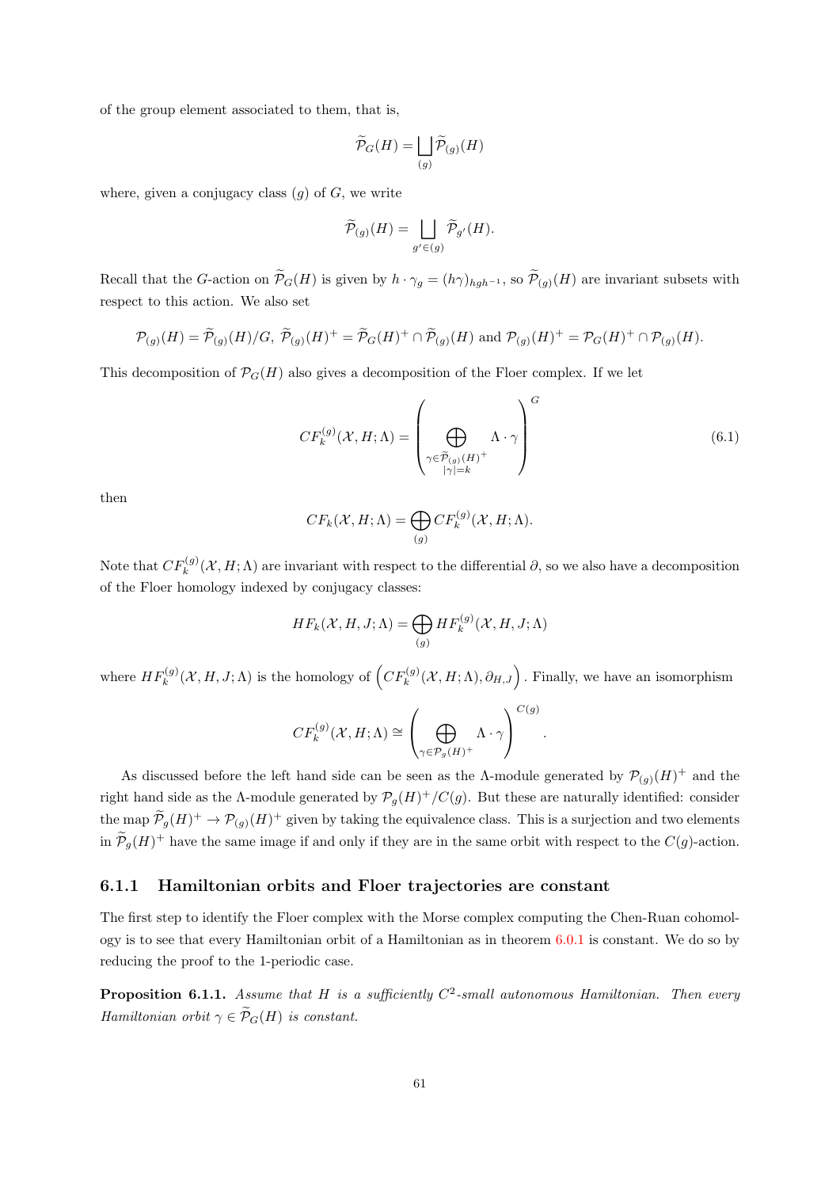of the group element associated to them, that is,

$$\widetilde{\mathcal{P}}_G(H) = \bigsqcup_{(g)} \widetilde{\mathcal{P}}_{(g)}(H)$$

where, given a conjugacy class $(g)$ of $G$, we write

$$\widetilde{\mathcal{P}}_{(g)}(H) = \bigsqcup_{g' \in (g)} \widetilde{\mathcal{P}}_{g'}(H).$$

Recall that the $G$-action on $\widetilde{\mathcal{P}}_G(H)$ is given by $h \cdot \gamma_g = (h\gamma)_{hgh^{-1}}$, so $\widetilde{\mathcal{P}}_{(g)}(H)$ are invariant subsets with respect to this action. We also set

$$\mathcal{P}_{(g)}(H) = \widetilde{\mathcal{P}}_{(g)}(H)/G, \ \widetilde{\mathcal{P}}_{(g)}(H)^+ = \widetilde{\mathcal{P}}_G(H)^+ \cap \widetilde{\mathcal{P}}_{(g)}(H) \text{ and } \mathcal{P}_{(g)}(H)^+ = \mathcal{P}_G(H)^+ \cap \mathcal{P}_{(g)}(H).$$

This decomposition of $\mathcal{P}_G(H)$ also gives a decomposition of the Floer complex. If we let

$$CF_k^{(g)}(\mathcal{X}, H; \Lambda) = \left( \bigoplus_{\substack{\gamma \in \widetilde{\mathcal{P}}_{(g)}(H)^+ \\ |\gamma| = k}} \Lambda \cdot \gamma \right)^G \tag{6.1}$$

then

$$CF_k(\mathcal{X}, H; \Lambda) = \bigoplus_{(g)} CF_k^{(g)}(\mathcal{X}, H; \Lambda).$$

Note that $CF_k^{(g)}(\mathcal{X}, H; \Lambda)$ are invariant with respect to the differential $\partial$, so we also have a decomposition of the Floer homology indexed by conjugacy classes:

$$HF_k(\mathcal{X}, H, J; \Lambda) = \bigoplus_{(g)} HF_k^{(g)}(\mathcal{X}, H, J; \Lambda)$$

where $HF_k^{(g)}(\mathcal{X}, H, J; \Lambda)$ is the homology of $\left( CF_k^{(g)}(\mathcal{X}, H; \Lambda), \partial_{H,J} \right)$. Finally, we have an isomorphism

$$CF_k^{(g)}(\mathcal{X}, H; \Lambda) \cong \left( \bigoplus_{\gamma \in \mathcal{P}_g(H)^+} \Lambda \cdot \gamma \right)^{C(g)}.$$

As discussed before the left hand side can be seen as the $\Lambda$-module generated by $\mathcal{P}_{(g)}(H)^+$ and the right hand side as the $\Lambda$-module generated by $\mathcal{P}_g(H)^+/C(g)$. But these are naturally identified: consider the map $\widetilde{\mathcal{P}}_g(H)^+ \to \mathcal{P}_{(g)}(H)^+$ given by taking the equivalence class. This is a surjection and two elements in $\widetilde{\mathcal{P}}_g(H)^+$ have the same image if and only if they are in the same orbit with respect to the $C(g)$-action.

### 6.1.1 Hamiltonian orbits and Floer trajectories are constant

The first step to identify the Floer complex with the Morse complex computing the Chen-Ruan cohomology is to see that every Hamiltonian orbit of a Hamiltonian as in theorem 6.0.1 is constant. We do so by reducing the proof to the 1-periodic case.

**Proposition 6.1.1.** *Assume that $H$ is a sufficiently $C^2$-small autonomous Hamiltonian. Then every Hamiltonian orbit $\gamma \in \widetilde{\mathcal{P}}_G(H)$ is constant.*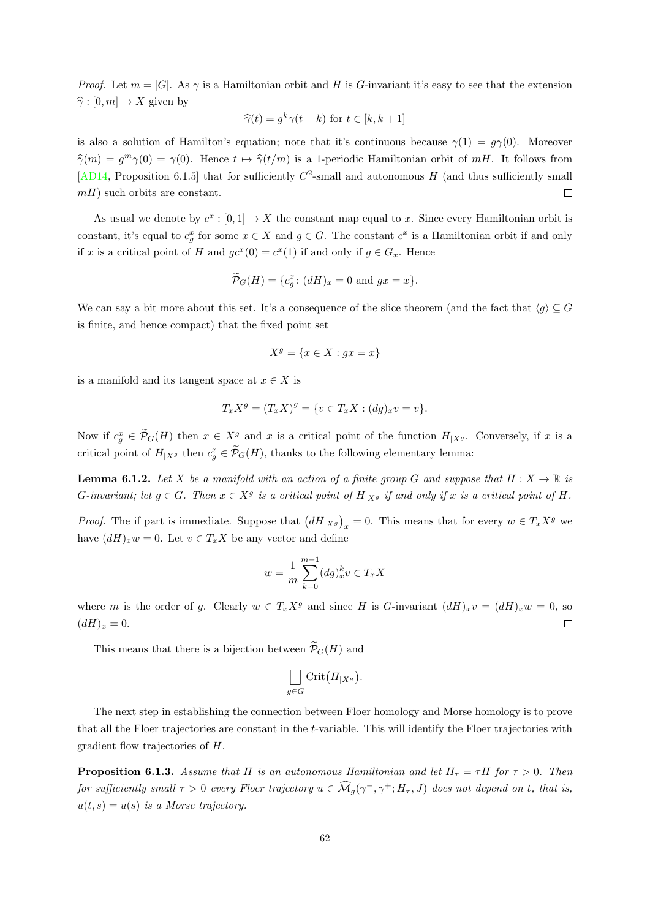*Proof.* Let $m = |G|$. As $\gamma$ is a Hamiltonian orbit and $H$ is $G$-invariant it's easy to see that the extension $\widehat{\gamma}: [0, m] \to X$ given by

$$\widehat{\gamma}(t) = g^k \gamma(t - k) \text{ for } t \in [k, k+1]$$

is also a solution of Hamilton's equation; note that it's continuous because $\gamma(1) = g\gamma(0)$. Moreover $\widehat{\gamma}(m) = g^m \gamma(0) = \gamma(0)$. Hence $t \mapsto \widehat{\gamma}(t/m)$ is a 1-periodic Hamiltonian orbit of $mH$. It follows from [AD14, Proposition 6.1.5] that for sufficiently $C^2$-small and autonomous $H$ (and thus sufficiently small $mH$) such orbits are constant. □

As usual we denote by $c^x : [0, 1] \to X$ the constant map equal to $x$. Since every Hamiltonian orbit is constant, it's equal to $c^x_g$ for some $x \in X$ and $g \in G$. The constant $c^x$ is a Hamiltonian orbit if and only if $x$ is a critical point of $H$ and $gc^x(0) = c^x(1)$ if and only if $g \in G_x$. Hence

$$\widetilde{\mathcal{P}}_G(H) = \{c^x_g : (dH)_x = 0 \text{ and } gx = x\}.$$

We can say a bit more about this set. It's a consequence of the slice theorem (and the fact that $\langle g \rangle \subseteq G$ is finite, and hence compact) that the fixed point set

$$X^g = \{x \in X : gx = x\}$$

is a manifold and its tangent space at $x \in X$ is

$$T_x X^g = (T_x X)^g = \{v \in T_x X : (dg)_x v = v\}.$$

Now if $c^x_g \in \widetilde{\mathcal{P}}_G(H)$ then $x \in X^g$ and $x$ is a critical point of the function $H_{|X^g}$. Conversely, if $x$ is a critical point of $H_{|X^g}$ then $c^x_g \in \widetilde{\mathcal{P}}_G(H)$, thanks to the following elementary lemma:

**Lemma 6.1.2.** *Let $X$ be a manifold with an action of a finite group $G$ and suppose that $H : X \to \mathbb{R}$ is $G$-invariant; let $g \in G$. Then $x \in X^g$ is a critical point of $H_{|X^g}$ if and only if $x$ is a critical point of $H$.*

*Proof.* The if part is immediate. Suppose that $\left(dH_{|X^g}\right)_x = 0$. This means that for every $w \in T_x X^g$ we have $(dH)_x w = 0$. Let $v \in T_x X$ be any vector and define

$$w = \frac{1}{m} \sum_{k=0}^{m-1} (dg)^k_x v \in T_x X$$

where $m$ is the order of $g$. Clearly $w \in T_x X^g$ and since $H$ is $G$-invariant $(dH)_x v = (dH)_x w = 0$, so $(dH)_x = 0$. □

This means that there is a bijection between $\widetilde{\mathcal{P}}_G(H)$ and

$$\bigsqcup_{g \in G} \mathrm{Crit}\big(H_{|X^g}\big).$$

The next step in establishing the connection between Floer homology and Morse homology is to prove that all the Floer trajectories are constant in the $t$-variable. This will identify the Floer trajectories with gradient flow trajectories of $H$.

**Proposition 6.1.3.** *Assume that $H$ is an autonomous Hamiltonian and let $H_\tau = \tau H$ for $\tau > 0$. Then for sufficiently small $\tau > 0$ every Floer trajectory $u \in \widehat{\mathcal{M}}_g(\gamma^-, \gamma^+; H_\tau, J)$ does not depend on $t$, that is, $u(t, s) = u(s)$ is a Morse trajectory.*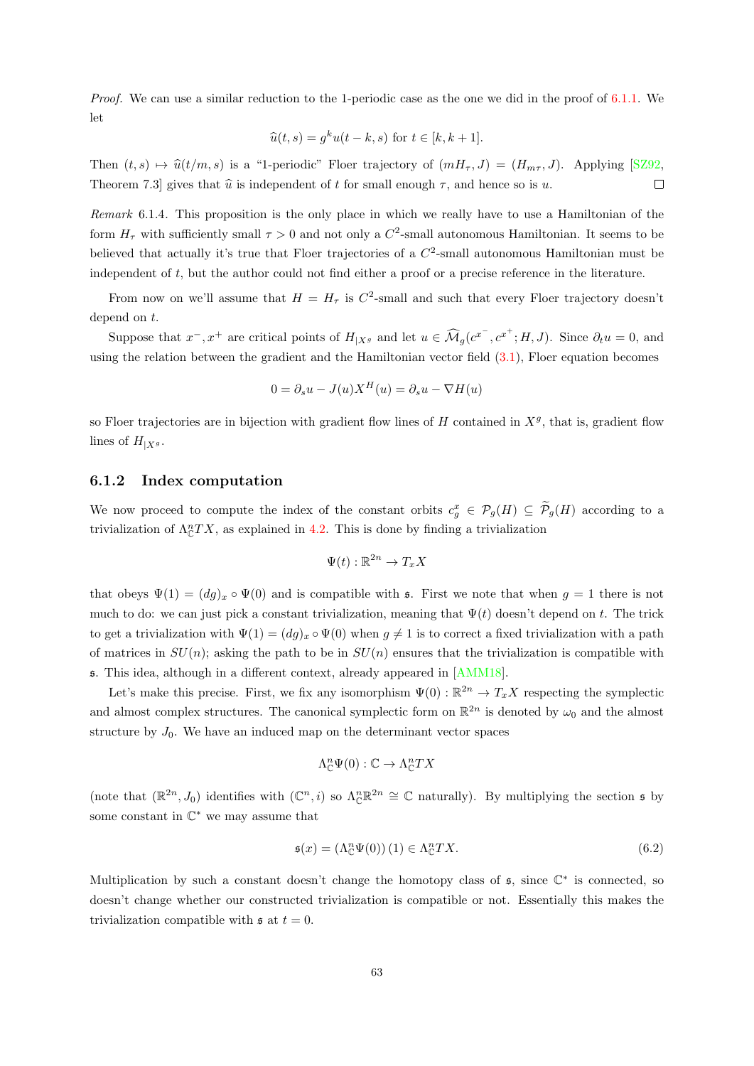*Proof.* We can use a similar reduction to the 1-periodic case as the one we did in the proof of 6.1.1. We let

$$\widehat{u}(t,s) = g^k u(t-k,s) \text{ for } t \in [k,k+1].$$

Then $(t,s) \mapsto \widehat{u}(t/m,s)$ is a "1-periodic" Floer trajectory of $(mH_\tau, J) = (H_{m\tau}, J)$. Applying [SZ92, Theorem 7.3] gives that $\widehat{u}$ is independent of $t$ for small enough $\tau$, and hence so is $u$. □

*Remark* 6.1.4. This proposition is the only place in which we really have to use a Hamiltonian of the form $H_\tau$ with sufficiently small $\tau > 0$ and not only a $C^2$-small autonomous Hamiltonian. It seems to be believed that actually it's true that Floer trajectories of a $C^2$-small autonomous Hamiltonian must be independent of $t$, but the author could not find either a proof or a precise reference in the literature.

From now on we'll assume that $H = H_\tau$ is $C^2$-small and such that every Floer trajectory doesn't depend on $t$.

Suppose that $x^-, x^+$ are critical points of $H_{|X^g}$ and let $u \in \widehat{\mathcal{M}}_g(c^{x^-}, c^{x^+}; H, J)$. Since $\partial_t u = 0$, and using the relation between the gradient and the Hamiltonian vector field (3.1), Floer equation becomes

$$0 = \partial_s u - J(u)X^H(u) = \partial_s u - \nabla H(u)$$

so Floer trajectories are in bijection with gradient flow lines of $H$ contained in $X^g$, that is, gradient flow lines of $H_{|X^g}$.

### 6.1.2 Index computation

We now proceed to compute the index of the constant orbits $c^x_g \in \mathcal{P}_g(H) \subseteq \widetilde{\mathcal{P}}_g(H)$ according to a trivialization of $\Lambda^n_{\mathbb{C}} TX$, as explained in 4.2. This is done by finding a trivialization

$$\Psi(t) : \mathbb{R}^{2n} \to T_x X$$

that obeys $\Psi(1) = (dg)_x \circ \Psi(0)$ and is compatible with $\mathfrak{s}$. First we note that when $g = 1$ there is not much to do: we can just pick a constant trivialization, meaning that $\Psi(t)$ doesn't depend on $t$. The trick to get a trivialization with $\Psi(1) = (dg)_x \circ \Psi(0)$ when $g \neq 1$ is to correct a fixed trivialization with a path of matrices in $SU(n)$; asking the path to be in $SU(n)$ ensures that the trivialization is compatible with $\mathfrak{s}$. This idea, although in a different context, already appeared in [AMM18].

Let's make this precise. First, we fix any isomorphism $\Psi(0) : \mathbb{R}^{2n} \to T_x X$ respecting the symplectic and almost complex structures. The canonical symplectic form on $\mathbb{R}^{2n}$ is denoted by $\omega_0$ and the almost structure by $J_0$. We have an induced map on the determinant vector spaces

$$\Lambda^n_{\mathbb{C}} \Psi(0) : \mathbb{C} \to \Lambda^n_{\mathbb{C}} TX$$

(note that $(\mathbb{R}^{2n}, J_0)$ identifies with $(\mathbb{C}^n, i)$ so $\Lambda^n_{\mathbb{C}} \mathbb{R}^{2n} \cong \mathbb{C}$ naturally). By multiplying the section $\mathfrak{s}$ by some constant in $\mathbb{C}^*$ we may assume that

$$\mathfrak{s}(x) = \left(\Lambda^n_{\mathbb{C}} \Psi(0)\right)(1) \in \Lambda^n_{\mathbb{C}} TX. \tag{6.2}$$

Multiplication by such a constant doesn't change the homotopy class of $\mathfrak{s}$, since $\mathbb{C}^*$ is connected, so doesn't change whether our constructed trivialization is compatible or not. Essentially this makes the trivialization compatible with $\mathfrak{s}$ at $t = 0$.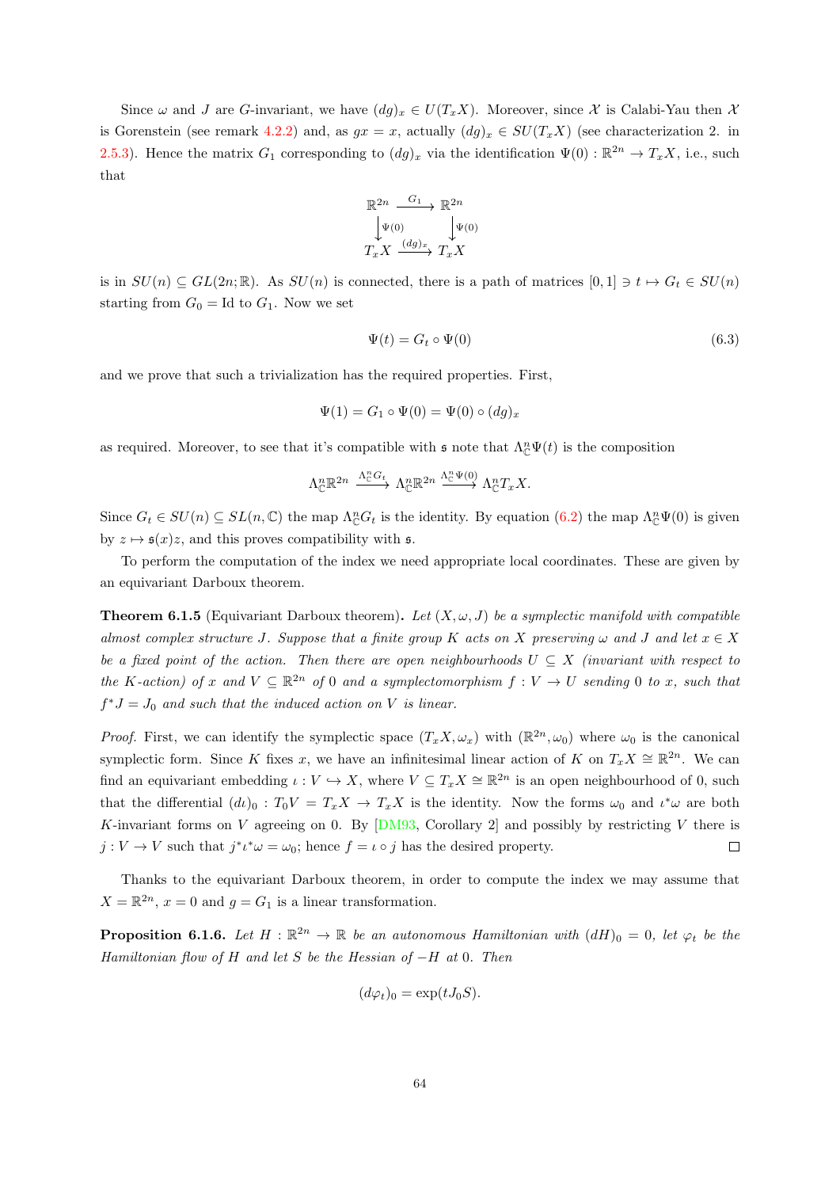Since $\omega$ and $J$ are $G$-invariant, we have $(dg)_x \in U(T_xX)$. Moreover, since $\mathcal{X}$ is Calabi-Yau then $\mathcal{X}$ is Gorenstein (see remark 4.2.2) and, as $gx = x$, actually $(dg)_x \in SU(T_xX)$ (see characterization 2. in 2.5.3). Hence the matrix $G_1$ corresponding to $(dg)_x$ via the identification $\Psi(0) : \mathbb{R}^{2n} \to T_xX$, i.e., such that

$$\begin{array}{ccc} \mathbb{R}^{2n} & \xrightarrow{G_1} & \mathbb{R}^{2n} \\ \downarrow{\scriptstyle \Psi(0)} & & \downarrow{\scriptstyle \Psi(0)} \\ T_xX & \xrightarrow{(dg)_x} & T_xX \end{array}$$

is in $SU(n) \subseteq GL(2n;\mathbb{R})$. As $SU(n)$ is connected, there is a path of matrices $[0,1] \ni t \mapsto G_t \in SU(n)$ starting from $G_0 = \mathrm{Id}$ to $G_1$. Now we set

$$\Psi(t) = G_t \circ \Psi(0) \tag{6.3}$$

and we prove that such a trivialization has the required properties. First,

$$\Psi(1) = G_1 \circ \Psi(0) = \Psi(0) \circ (dg)_x$$

as required. Moreover, to see that it's compatible with $\mathfrak{s}$ note that $\Lambda^n_{\mathbb{C}}\Psi(t)$ is the composition

$$\Lambda^n_{\mathbb{C}}\mathbb{R}^{2n} \xrightarrow{\Lambda^n_{\mathbb{C}} G_t} \Lambda^n_{\mathbb{C}}\mathbb{R}^{2n} \xrightarrow{\Lambda^n_{\mathbb{C}}\Psi(0)} \Lambda^n_{\mathbb{C}} T_xX.$$

Since $G_t \in SU(n) \subseteq SL(n,\mathbb{C})$ the map $\Lambda^n_{\mathbb{C}} G_t$ is the identity. By equation (6.2) the map $\Lambda^n_{\mathbb{C}}\Psi(0)$ is given by $z \mapsto \mathfrak{s}(x)z$, and this proves compatibility with $\mathfrak{s}$.

To perform the computation of the index we need appropriate local coordinates. These are given by an equivariant Darboux theorem.

**Theorem 6.1.5** (Equivariant Darboux theorem). *Let $(X,\omega,J)$ be a symplectic manifold with compatible almost complex structure $J$. Suppose that a finite group $K$ acts on $X$ preserving $\omega$ and $J$ and let $x \in X$ be a fixed point of the action. Then there are open neighbourhoods $U \subseteq X$ (invariant with respect to the $K$-action) of $x$ and $V \subseteq \mathbb{R}^{2n}$ of $0$ and a symplectomorphism $f : V \to U$ sending $0$ to $x$, such that $f^*J = J_0$ and such that the induced action on $V$ is linear.*

*Proof.* First, we can identify the symplectic space $(T_xX, \omega_x)$ with $(\mathbb{R}^{2n}, \omega_0)$ where $\omega_0$ is the canonical symplectic form. Since $K$ fixes $x$, we have an infinitesimal linear action of $K$ on $T_xX \cong \mathbb{R}^{2n}$. We can find an equivariant embedding $\iota : V \hookrightarrow X$, where $V \subseteq T_xX \cong \mathbb{R}^{2n}$ is an open neighbourhood of 0, such that the differential $(d\iota)_0 : T_0V = T_xX \to T_xX$ is the identity. Now the forms $\omega_0$ and $\iota^*\omega$ are both $K$-invariant forms on $V$ agreeing on 0. By [DM93, Corollary 2] and possibly by restricting $V$ there is $j : V \to V$ such that $j^*\iota^*\omega = \omega_0$; hence $f = \iota \circ j$ has the desired property. $\square$

Thanks to the equivariant Darboux theorem, in order to compute the index we may assume that $X = \mathbb{R}^{2n}$, $x = 0$ and $g = G_1$ is a linear transformation.

**Proposition 6.1.6.** *Let $H : \mathbb{R}^{2n} \to \mathbb{R}$ be an autonomous Hamiltonian with $(dH)_0 = 0$, let $\varphi_t$ be the Hamiltonian flow of $H$ and let $S$ be the Hessian of $-H$ at 0. Then*

$$(d\varphi_t)_0 = \exp(tJ_0S).$$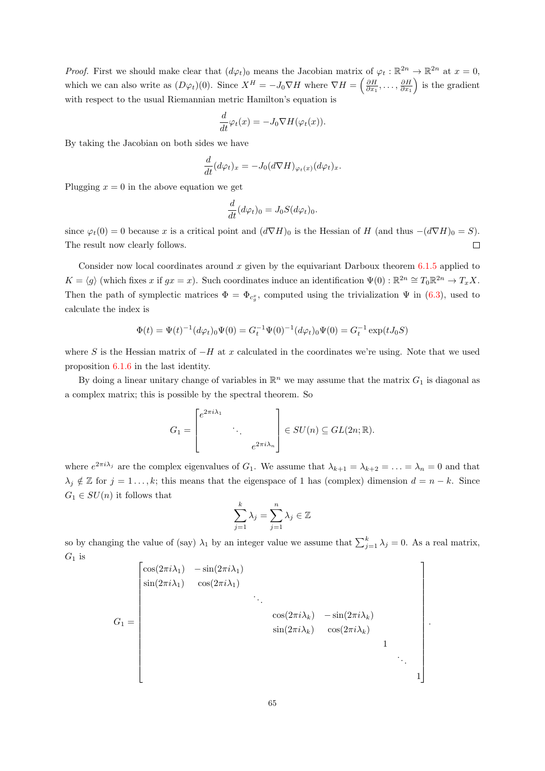*Proof.* First we should make clear that $(d\varphi_t)_0$ means the Jacobian matrix of $\varphi_t : \mathbb{R}^{2n} \to \mathbb{R}^{2n}$ at $x = 0$, which we can also write as $(D\varphi_t)(0)$. Since $X^H = -J_0 \nabla H$ where $\nabla H = \left(\frac{\partial H}{\partial x_1}, \ldots, \frac{\partial H}{\partial x_1}\right)$ is the gradient with respect to the usual Riemannian metric Hamilton's equation is

$$\frac{d}{dt}\varphi_t(x) = -J_0 \nabla H(\varphi_t(x)).$$

By taking the Jacobian on both sides we have

$$\frac{d}{dt}(d\varphi_t)_x = -J_0 (d\nabla H)_{\varphi_t(x)} (d\varphi_t)_x.$$

Plugging $x = 0$ in the above equation we get

$$\frac{d}{dt}(d\varphi_t)_0 = J_0 S (d\varphi_t)_0.$$

since $\varphi_t(0) = 0$ because $x$ is a critical point and $(d\nabla H)_0$ is the Hessian of $H$ (and thus $-(d\nabla H)_0 = S$). The result now clearly follows. $\square$

Consider now local coordinates around $x$ given by the equivariant Darboux theorem 6.1.5 applied to $K = \langle g \rangle$ (which fixes $x$ if $gx = x$). Such coordinates induce an identification $\Psi(0) : \mathbb{R}^{2n} \cong T_0\mathbb{R}^{2n} \to T_x X$. Then the path of symplectic matrices $\Phi = \Phi_{c_g^x}$, computed using the trivialization $\Psi$ in (6.3), used to calculate the index is

$$\Phi(t) = \Psi(t)^{-1}(d\varphi_t)_0 \Psi(0) = G_t^{-1}\Psi(0)^{-1}(d\varphi_t)_0\Psi(0) = G_t^{-1}\exp(tJ_0 S)$$

where $S$ is the Hessian matrix of $-H$ at $x$ calculated in the coordinates we're using. Note that we used proposition 6.1.6 in the last identity.

By doing a linear unitary change of variables in $\mathbb{R}^n$ we may assume that the matrix $G_1$ is diagonal as a complex matrix; this is possible by the spectral theorem. So

$$G_1 = \begin{bmatrix} e^{2\pi i \lambda_1} & & \\ & \ddots & \\ & & e^{2\pi i \lambda_n} \end{bmatrix} \in SU(n) \subseteq GL(2n; \mathbb{R}).$$

where $e^{2\pi i \lambda_j}$ are the complex eigenvalues of $G_1$. We assume that $\lambda_{k+1} = \lambda_{k+2} = \ldots = \lambda_n = 0$ and that $\lambda_j \notin \mathbb{Z}$ for $j = 1 \ldots, k$; this means that the eigenspace of 1 has (complex) dimension $d = n - k$. Since $G_1 \in SU(n)$ it follows that

$$\sum_{j=1}^{k} \lambda_j = \sum_{j=1}^{n} \lambda_j \in \mathbb{Z}$$

so by changing the value of (say) $\lambda_1$ by an integer value we assume that $\sum_{j=1}^{k} \lambda_j = 0$. As a real matrix, $G_1$ is

$$G_1 = \begin{bmatrix} \cos(2\pi i \lambda_1) & -\sin(2\pi i \lambda_1) & & & & & & \\ \sin(2\pi i \lambda_1) & \cos(2\pi i \lambda_1) & & & & & & \\ & & \ddots & & & & & \\ & & & \cos(2\pi i \lambda_k) & -\sin(2\pi i \lambda_k) & & & \\ & & & \sin(2\pi i \lambda_k) & \cos(2\pi i \lambda_k) & & & \\ & & & & & 1 & & \\ & & & & & & \ddots & \\ & & & & & & & 1 \end{bmatrix}.$$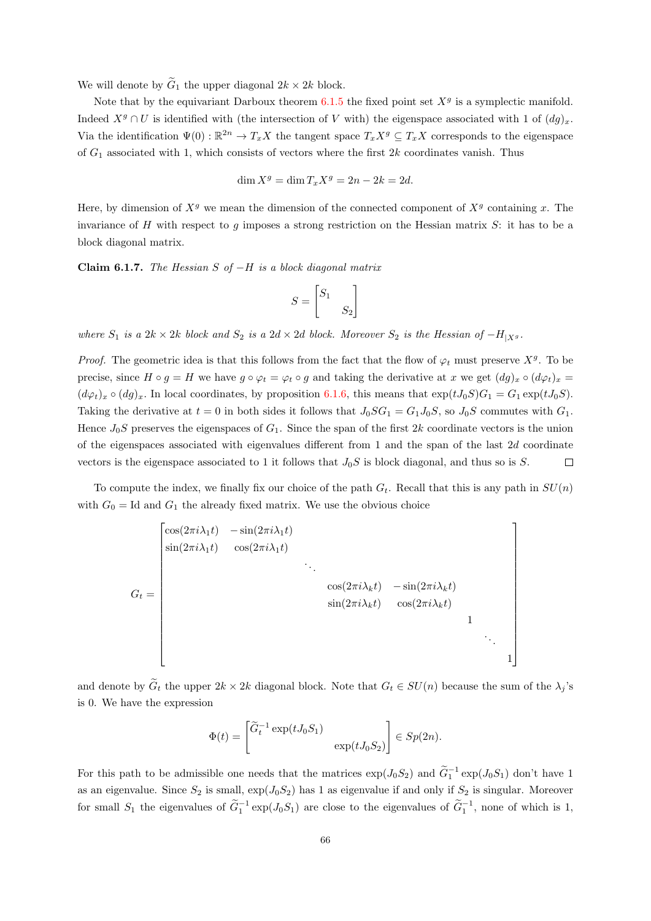We will denote by $\widetilde{G}_1$ the upper diagonal $2k \times 2k$ block.

Note that by the equivariant Darboux theorem 6.1.5 the fixed point set $X^g$ is a symplectic manifold. Indeed $X^g \cap U$ is identified with (the intersection of $V$ with) the eigenspace associated with 1 of $(dg)_x$. Via the identification $\Psi(0) : \mathbb{R}^{2n} \to T_xX$ the tangent space $T_xX^g \subseteq T_xX$ corresponds to the eigenspace of $G_1$ associated with 1, which consists of vectors where the first $2k$ coordinates vanish. Thus

$$\dim X^g = \dim T_xX^g = 2n - 2k = 2d.$$

Here, by dimension of $X^g$ we mean the dimension of the connected component of $X^g$ containing $x$. The invariance of $H$ with respect to $g$ imposes a strong restriction on the Hessian matrix $S$: it has to be a block diagonal matrix.

**Claim 6.1.7.** *The Hessian $S$ of $-H$ is a block diagonal matrix*

$$S = \begin{bmatrix} S_1 & \\ & S_2 \end{bmatrix}$$

*where $S_1$ is a $2k \times 2k$ block and $S_2$ is a $2d \times 2d$ block. Moreover $S_2$ is the Hessian of $-H_{|X^g}$.*

*Proof.* The geometric idea is that this follows from the fact that the flow of $\varphi_t$ must preserve $X^g$. To be precise, since $H \circ g = H$ we have $g \circ \varphi_t = \varphi_t \circ g$ and taking the derivative at $x$ we get $(dg)_x \circ (d\varphi_t)_x = (d\varphi_t)_x \circ (dg)_x$. In local coordinates, by proposition 6.1.6, this means that $\exp(tJ_0S)G_1 = G_1 \exp(tJ_0S)$. Taking the derivative at $t = 0$ in both sides it follows that $J_0SG_1 = G_1J_0S$, so $J_0S$ commutes with $G_1$. Hence $J_0S$ preserves the eigenspaces of $G_1$. Since the span of the first $2k$ coordinate vectors is the union of the eigenspaces associated with eigenvalues different from 1 and the span of the last $2d$ coordinate vectors is the eigenspace associated to 1 it follows that $J_0S$ is block diagonal, and thus so is $S$. $\square$

To compute the index, we finally fix our choice of the path $G_t$. Recall that this is any path in $SU(n)$ with $G_0 = \mathrm{Id}$ and $G_1$ the already fixed matrix. We use the obvious choice

$$G_t = \begin{bmatrix} \cos(2\pi i\lambda_1 t) & -\sin(2\pi i\lambda_1 t) & & & & & & \\ \sin(2\pi i\lambda_1 t) & \cos(2\pi i\lambda_1 t) & & & & & & \\ & & \ddots & & & & & \\ & & & \cos(2\pi i\lambda_k t) & -\sin(2\pi i\lambda_k t) & & & \\ & & & \sin(2\pi i\lambda_k t) & \cos(2\pi i\lambda_k t) & & & \\ & & & & & 1 & & \\ & & & & & & \ddots & \\ & & & & & & & 1 \end{bmatrix}$$

and denote by $\widetilde{G}_t$ the upper $2k \times 2k$ diagonal block. Note that $G_t \in SU(n)$ because the sum of the $\lambda_j$'s is 0. We have the expression

$$\Phi(t) = \begin{bmatrix} \widetilde{G}_t^{-1} \exp(tJ_0S_1) & \\ & \exp(tJ_0S_2) \end{bmatrix} \in Sp(2n).$$

For this path to be admissible one needs that the matrices $\exp(J_0S_2)$ and $\widetilde{G}_1^{-1} \exp(J_0S_1)$ don't have 1 as an eigenvalue. Since $S_2$ is small, $\exp(J_0S_2)$ has 1 as eigenvalue if and only if $S_2$ is singular. Moreover for small $S_1$ the eigenvalues of $\widetilde{G}_1^{-1} \exp(J_0S_1)$ are close to the eigenvalues of $\widetilde{G}_1^{-1}$, none of which is 1,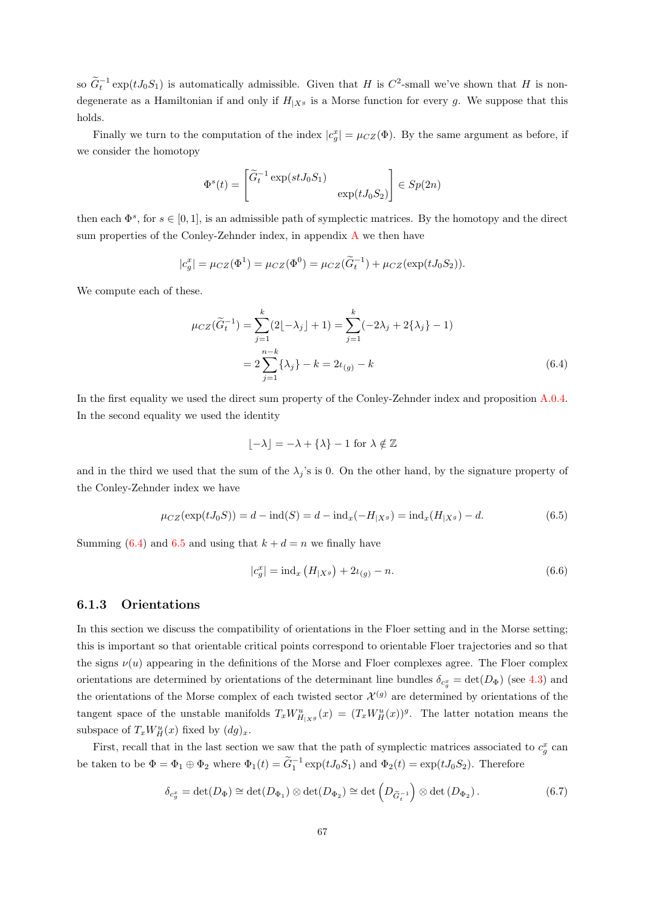so $\widetilde{G}_t^{-1}\exp(tJ_0S_1)$ is automatically admissible. Given that $H$ is $C^2$-small we've shown that $H$ is non-degenerate as a Hamiltonian if and only if $H_{|X^g}$ is a Morse function for every $g$. We suppose that this holds.

Finally we turn to the computation of the index $|c_g^x| = \mu_{CZ}(\Phi)$. By the same argument as before, if we consider the homotopy

$$\Phi^s(t) = \begin{bmatrix} \widetilde{G}_t^{-1}\exp(stJ_0S_1) & \\ & \exp(tJ_0S_2) \end{bmatrix} \in Sp(2n)$$

then each $\Phi^s$, for $s \in [0,1]$, is an admissible path of symplectic matrices. By the homotopy and the direct sum properties of the Conley-Zehnder index, in appendix A we then have

$$|c_g^x| = \mu_{CZ}(\Phi^1) = \mu_{CZ}(\Phi^0) = \mu_{CZ}(\widetilde{G}_t^{-1}) + \mu_{CZ}(\exp(tJ_0S_2)).$$

We compute each of these.

$$\begin{aligned}
\mu_{CZ}(\widetilde{G}_t^{-1}) &= \sum_{j=1}^{k}(2\lfloor -\lambda_j\rfloor + 1) = \sum_{j=1}^{k}(-2\lambda_j + 2\{\lambda_j\} - 1) \\
&= 2\sum_{j=1}^{n-k}\{\lambda_j\} - k = 2\iota_{(g)} - k
\end{aligned} \tag{6.4}$$

In the first equality we used the direct sum property of the Conley-Zehnder index and proposition A.0.4. In the second equality we used the identity

$$\lfloor -\lambda \rfloor = -\lambda + \{\lambda\} - 1 \text{ for } \lambda \notin \mathbb{Z}$$

and in the third we used that the sum of the $\lambda_j$'s is 0. On the other hand, by the signature property of the Conley-Zehnder index we have

$$\mu_{CZ}(\exp(tJ_0S)) = d - \operatorname{ind}(S) = d - \operatorname{ind}_x(-H_{|X^g}) = \operatorname{ind}_x(H_{|X^g}) - d. \tag{6.5}$$

Summing (6.4) and 6.5 and using that $k + d = n$ we finally have

$$|c_g^x| = \operatorname{ind}_x\left(H_{|X^g}\right) + 2\iota_{(g)} - n. \tag{6.6}$$

### 6.1.3 Orientations

In this section we discuss the compatibility of orientations in the Floer setting and in the Morse setting; this is important so that orientable critical points correspond to orientable Floer trajectories and so that the signs $\nu(u)$ appearing in the definitions of the Morse and Floer complexes agree. The Floer complex orientations are determined by orientations of the determinant line bundles $\delta_{c_g^x} = \det(D_\Phi)$ (see 4.3) and the orientations of the Morse complex of each twisted sector $\mathcal{X}^{(g)}$ are determined by orientations of the tangent space of the unstable manifolds $T_xW^u_{H_{|X^g}}(x) = (T_xW^u_H(x))^g$. The latter notation means the subspace of $T_xW^u_H(x)$ fixed by $(dg)_x$.

First, recall that in the last section we saw that the path of symplectic matrices associated to $c_g^x$ can be taken to be $\Phi = \Phi_1 \oplus \Phi_2$ where $\Phi_1(t) = \widetilde{G}_1^{-1}\exp(tJ_0S_1)$ and $\Phi_2(t) = \exp(tJ_0S_2)$. Therefore

$$\delta_{c_g^x} = \det(D_\Phi) \cong \det(D_{\Phi_1}) \otimes \det(D_{\Phi_2}) \cong \det\left(D_{\widetilde{G}_t^{-1}}\right) \otimes \det\left(D_{\Phi_2}\right). \tag{6.7}$$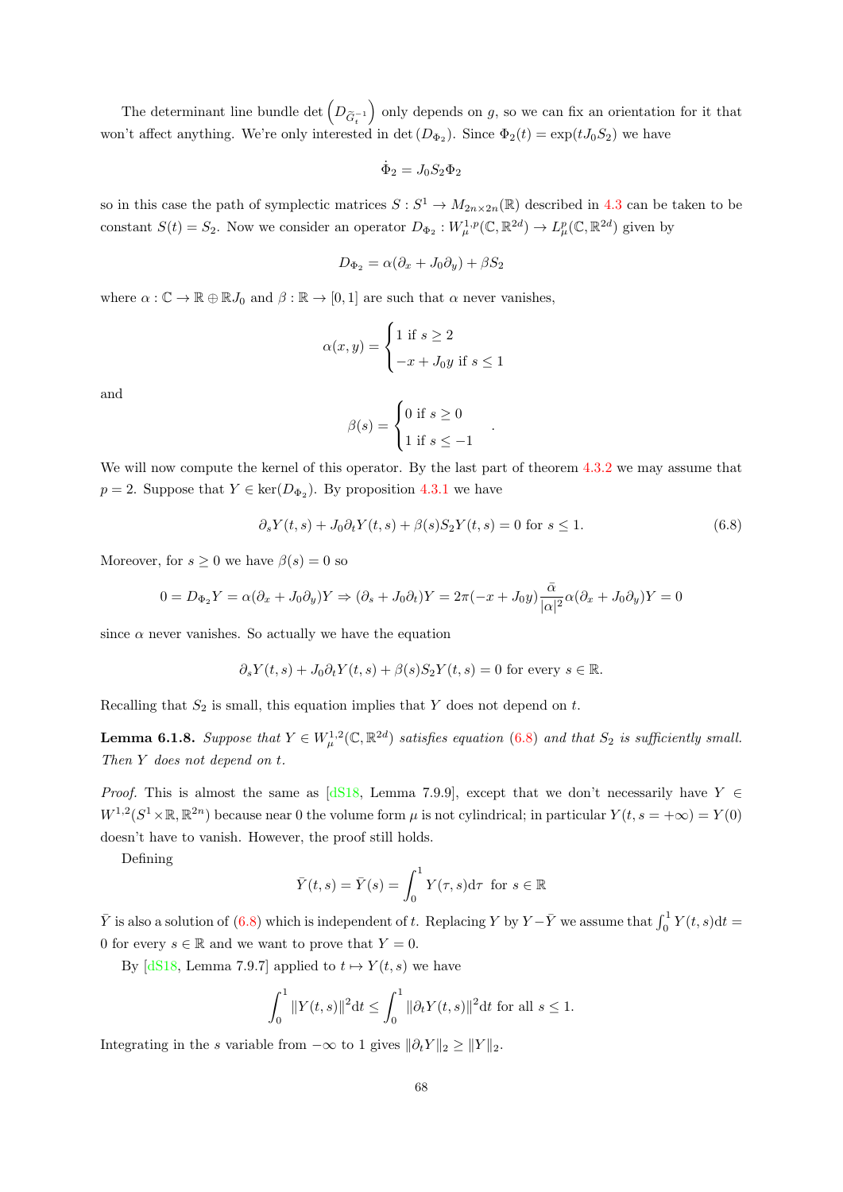The determinant line bundle $\det\left(D_{\widetilde{G}_t^{-1}}\right)$ only depends on $g$, so we can fix an orientation for it that won't affect anything. We're only interested in $\det(D_{\Phi_2})$. Since $\Phi_2(t) = \exp(tJ_0 S_2)$ we have

$$\dot{\Phi}_2 = J_0 S_2 \Phi_2$$

so in this case the path of symplectic matrices $S : S^1 \to M_{2n\times 2n}(\mathbb{R})$ described in 4.3 can be taken to be constant $S(t) = S_2$. Now we consider an operator $D_{\Phi_2} : W^{1,p}_\mu(\mathbb{C}, \mathbb{R}^{2d}) \to L^p_\mu(\mathbb{C}, \mathbb{R}^{2d})$ given by

$$D_{\Phi_2} = \alpha(\partial_x + J_0\partial_y) + \beta S_2$$

where $\alpha : \mathbb{C} \to \mathbb{R} \oplus \mathbb{R}J_0$ and $\beta : \mathbb{R} \to [0, 1]$ are such that $\alpha$ never vanishes,

$$\alpha(x, y) = \begin{cases} 1 \text{ if } s \geq 2 \\ -x + J_0 y \text{ if } s \leq 1 \end{cases}$$

and

$$\beta(s) = \begin{cases} 0 \text{ if } s \geq 0 \\ 1 \text{ if } s \leq -1 \end{cases}.$$

We will now compute the kernel of this operator. By the last part of theorem 4.3.2 we may assume that $p = 2$. Suppose that $Y \in \ker(D_{\Phi_2})$. By proposition 4.3.1 we have

$$\partial_s Y(t, s) + J_0\partial_t Y(t, s) + \beta(s)S_2 Y(t, s) = 0 \text{ for } s \leq 1. \tag{6.8}$$

Moreover, for $s \geq 0$ we have $\beta(s) = 0$ so

$$0 = D_{\Phi_2} Y = \alpha(\partial_x + J_0\partial_y)Y \Rightarrow (\partial_s + J_0\partial_t)Y = 2\pi(-x + J_0 y)\frac{\bar{\alpha}}{|\alpha|^2}\alpha(\partial_x + J_0\partial_y)Y = 0$$

since $\alpha$ never vanishes. So actually we have the equation

$$\partial_s Y(t, s) + J_0\partial_t Y(t, s) + \beta(s)S_2 Y(t, s) = 0 \text{ for every } s \in \mathbb{R}.$$

Recalling that $S_2$ is small, this equation implies that $Y$ does not depend on $t$.

**Lemma 6.1.8.** *Suppose that $Y \in W^{1,2}_\mu(\mathbb{C}, \mathbb{R}^{2d})$ satisfies equation (6.8) and that $S_2$ is sufficiently small. Then $Y$ does not depend on $t$.*

*Proof.* This is almost the same as [dS18, Lemma 7.9.9], except that we don't necessarily have $Y \in W^{1,2}(S^1 \times \mathbb{R}, \mathbb{R}^{2n})$ because near 0 the volume form $\mu$ is not cylindrical; in particular $Y(t, s = +\infty) = Y(0)$ doesn't have to vanish. However, the proof still holds.

Defining

$$\bar{Y}(t, s) = \bar{Y}(s) = \int_0^1 Y(\tau, s)\mathrm{d}\tau \ \text{ for } s \in \mathbb{R}$$

$\bar{Y}$ is also a solution of (6.8) which is independent of $t$. Replacing $Y$ by $Y - \bar{Y}$ we assume that $\int_0^1 Y(t, s)\mathrm{d}t = 0$ for every $s \in \mathbb{R}$ and we want to prove that $Y = 0$.

By [dS18, Lemma 7.9.7] applied to $t \mapsto Y(t, s)$ we have

$$\int_0^1 \|Y(t, s)\|^2 \mathrm{d}t \leq \int_0^1 \|\partial_t Y(t, s)\|^2 \mathrm{d}t \text{ for all } s \leq 1.$$

Integrating in the $s$ variable from $-\infty$ to 1 gives $\|\partial_t Y\|_2 \geq \|Y\|_2$.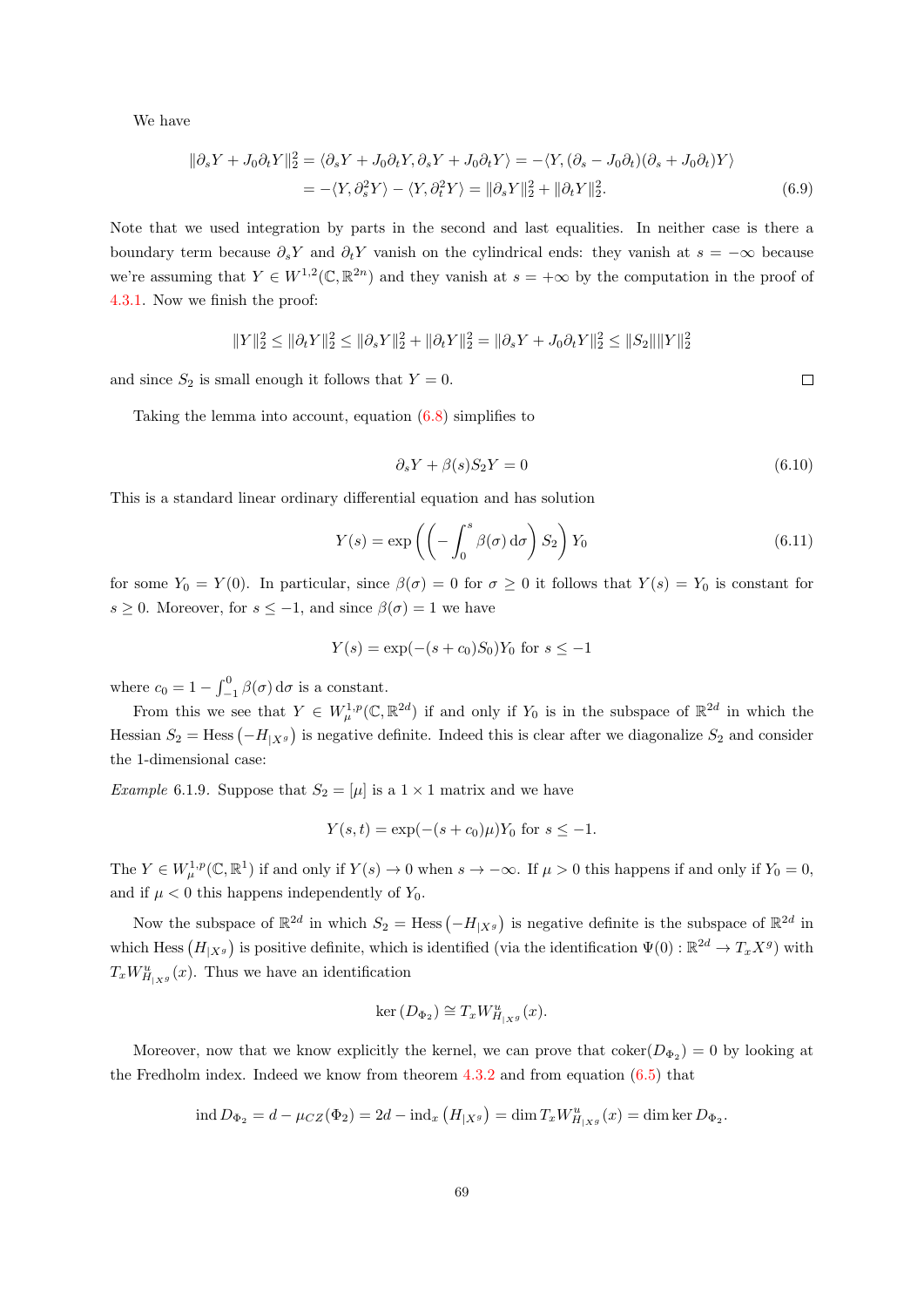We have

$$\|\partial_s Y + J_0 \partial_t Y\|_2^2 = \langle \partial_s Y + J_0 \partial_t Y, \partial_s Y + J_0 \partial_t Y \rangle = -\langle Y, (\partial_s - J_0 \partial_t)(\partial_s + J_0 \partial_t) Y \rangle$$
$$= -\langle Y, \partial_s^2 Y \rangle - \langle Y, \partial_t^2 Y \rangle = \|\partial_s Y\|_2^2 + \|\partial_t Y\|_2^2. \tag{6.9}$$

Note that we used integration by parts in the second and last equalities. In neither case is there a boundary term because $\partial_s Y$ and $\partial_t Y$ vanish on the cylindrical ends: they vanish at $s = -\infty$ because we're assuming that $Y \in W^{1,2}(\mathbb{C}, \mathbb{R}^{2n})$ and they vanish at $s = +\infty$ by the computation in the proof of 4.3.1. Now we finish the proof:

$$\|Y\|_2^2 \leq \|\partial_t Y\|_2^2 \leq \|\partial_s Y\|_2^2 + \|\partial_t Y\|_2^2 = \|\partial_s Y + J_0 \partial_t Y\|_2^2 \leq \|S_2\| \|Y\|_2^2$$

and since $S_2$ is small enough it follows that $Y = 0$. □

Taking the lemma into account, equation (6.8) simplifies to

$$\partial_s Y + \beta(s) S_2 Y = 0 \tag{6.10}$$

This is a standard linear ordinary differential equation and has solution

$$Y(s) = \exp\left( \left( -\int_0^s \beta(\sigma)\, \mathrm{d}\sigma \right) S_2 \right) Y_0 \tag{6.11}$$

for some $Y_0 = Y(0)$. In particular, since $\beta(\sigma) = 0$ for $\sigma \geq 0$ it follows that $Y(s) = Y_0$ is constant for $s \geq 0$. Moreover, for $s \leq -1$, and since $\beta(\sigma) = 1$ we have

$$Y(s) = \exp(-(s + c_0) S_0) Y_0 \text{ for } s \leq -1$$

where $c_0 = 1 - \int_{-1}^0 \beta(\sigma)\, \mathrm{d}\sigma$ is a constant.

From this we see that $Y \in W^{1,p}_\mu(\mathbb{C}, \mathbb{R}^{2d})$ if and only if $Y_0$ is in the subspace of $\mathbb{R}^{2d}$ in which the Hessian $S_2 = \operatorname{Hess}\left(-H_{|X^g}\right)$ is negative definite. Indeed this is clear after we diagonalize $S_2$ and consider the 1-dimensional case:

*Example* 6.1.9. Suppose that $S_2 = [\mu]$ is a $1 \times 1$ matrix and we have

$$Y(s,t) = \exp(-(s + c_0)\mu) Y_0 \text{ for } s \leq -1.$$

The $Y \in W^{1,p}_\mu(\mathbb{C}, \mathbb{R}^1)$ if and only if $Y(s) \to 0$ when $s \to -\infty$. If $\mu > 0$ this happens if and only if $Y_0 = 0$, and if $\mu < 0$ this happens independently of $Y_0$.

Now the subspace of $\mathbb{R}^{2d}$ in which $S_2 = \operatorname{Hess}\left(-H_{|X^g}\right)$ is negative definite is the subspace of $\mathbb{R}^{2d}$ in which $\operatorname{Hess}\left(H_{|X^g}\right)$ is positive definite, which is identified (via the identification $\Psi(0) : \mathbb{R}^{2d} \to T_x X^g$) with $T_x W^u_{H_{|X^g}}(x)$. Thus we have an identification

$$\ker\left(D_{\Phi_2}\right) \cong T_x W^u_{H_{|X^g}}(x).$$

Moreover, now that we know explicitly the kernel, we can prove that $\operatorname{coker}(D_{\Phi_2}) = 0$ by looking at the Fredholm index. Indeed we know from theorem 4.3.2 and from equation (6.5) that

$$\operatorname{ind} D_{\Phi_2} = d - \mu_{CZ}(\Phi_2) = 2d - \operatorname{ind}_x\left(H_{|X^g}\right) = \dim T_x W^u_{H_{|X^g}}(x) = \dim \ker D_{\Phi_2}.$$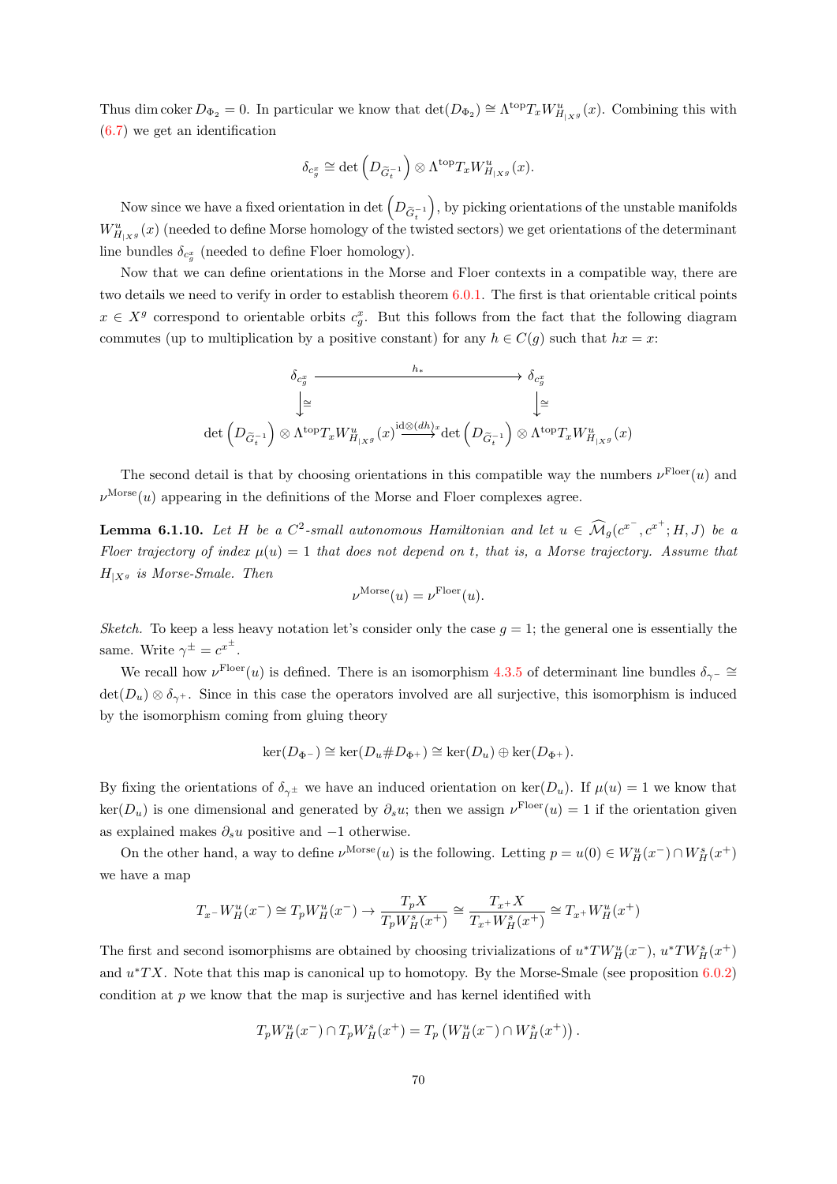Thus $\dim \operatorname{coker} D_{\Phi_2} = 0$. In particular we know that $\det(D_{\Phi_2}) \cong \Lambda^{\text{top}} T_x W^u_{H_{|X^g}}(x)$. Combining this with (6.7) we get an identification

$$\delta_{c^x_g} \cong \det\left(D_{\widetilde{G}_t^{-1}}\right) \otimes \Lambda^{\text{top}} T_x W^u_{H_{|X^g}}(x).$$

Now since we have a fixed orientation in $\det\left(D_{\widetilde{G}_t^{-1}}\right)$, by picking orientations of the unstable manifolds $W^u_{H_{|X^g}}(x)$ (needed to define Morse homology of the twisted sectors) we get orientations of the determinant line bundles $\delta_{c^x_g}$ (needed to define Floer homology).

Now that we can define orientations in the Morse and Floer contexts in a compatible way, there are two details we need to verify in order to establish theorem 6.0.1. The first is that orientable critical points $x \in X^g$ correspond to orientable orbits $c^x_g$. But this follows from the fact that the following diagram commutes (up to multiplication by a positive constant) for any $h \in C(g)$ such that $hx = x$:

$$\begin{array}{ccc}
\delta_{c^x_g} & \xrightarrow{\quad h_* \quad} & \delta_{c^x_g} \\
\downarrow \cong & & \downarrow \cong \\
\det\left(D_{\widetilde{G}_t^{-1}}\right) \otimes \Lambda^{\text{top}} T_x W^u_{H_{|X^g}}(x) & \xrightarrow{\text{id} \otimes (dh)_x} & \det\left(D_{\widetilde{G}_t^{-1}}\right) \otimes \Lambda^{\text{top}} T_x W^u_{H_{|X^g}}(x)
\end{array}$$

The second detail is that by choosing orientations in this compatible way the numbers $\nu^{\text{Floer}}(u)$ and $\nu^{\text{Morse}}(u)$ appearing in the definitions of the Morse and Floer complexes agree.

**Lemma 6.1.10.** *Let $H$ be a $C^2$-small autonomous Hamiltonian and let $u \in \widehat{\mathcal{M}}_g(c^{x^-}, c^{x^+}; H, J)$ be a Floer trajectory of index $\mu(u) = 1$ that does not depend on $t$, that is, a Morse trajectory. Assume that $H_{|X^g}$ is Morse-Smale. Then*

$$\nu^{\text{Morse}}(u) = \nu^{\text{Floer}}(u).$$

*Sketch.* To keep a less heavy notation let's consider only the case $g = 1$; the general one is essentially the same. Write $\gamma^\pm = c^{x^\pm}$.

We recall how $\nu^{\text{Floer}}(u)$ is defined. There is an isomorphism 4.3.5 of determinant line bundles $\delta_{\gamma^-} \cong \det(D_u) \otimes \delta_{\gamma^+}$. Since in this case the operators involved are all surjective, this isomorphism is induced by the isomorphism coming from gluing theory

$$\ker(D_{\Phi^-}) \cong \ker(D_u \# D_{\Phi^+}) \cong \ker(D_u) \oplus \ker(D_{\Phi^+}).$$

By fixing the orientations of $\delta_{\gamma^\pm}$ we have an induced orientation on $\ker(D_u)$. If $\mu(u) = 1$ we know that $\ker(D_u)$ is one dimensional and generated by $\partial_s u$; then we assign $\nu^{\text{Floer}}(u) = 1$ if the orientation given as explained makes $\partial_s u$ positive and $-1$ otherwise.

On the other hand, a way to define $\nu^{\text{Morse}}(u)$ is the following. Letting $p = u(0) \in W^u_H(x^-) \cap W^s_H(x^+)$ we have a map

$$T_{x^-} W^u_H(x^-) \cong T_p W^u_H(x^-) \to \frac{T_p X}{T_p W^s_H(x^+)} \cong \frac{T_{x^+} X}{T_{x^+} W^s_H(x^+)} \cong T_{x^+} W^u_H(x^+)$$

The first and second isomorphisms are obtained by choosing trivializations of $u^* TW^u_H(x^-)$, $u^* TW^s_H(x^+)$ and $u^* TX$. Note that this map is canonical up to homotopy. By the Morse-Smale (see proposition 6.0.2) condition at $p$ we know that the map is surjective and has kernel identified with

$$T_p W^u_H(x^-) \cap T_p W^s_H(x^+) = T_p \left(W^u_H(x^-) \cap W^s_H(x^+)\right).$$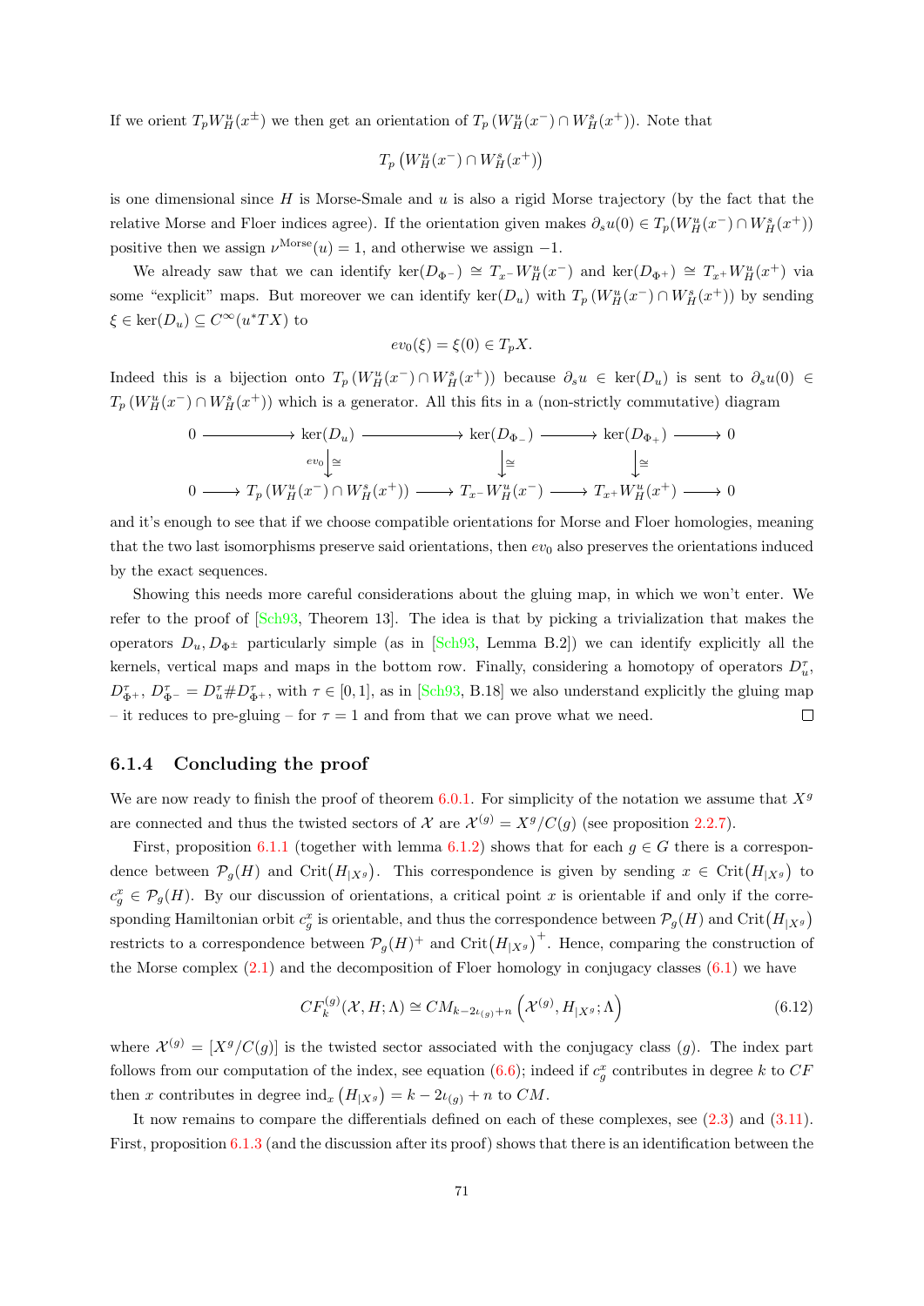If we orient $T_p W^u_H(x^\pm)$ we then get an orientation of $T_p\left(W^u_H(x^-) \cap W^s_H(x^+)\right)$. Note that

$$T_p\left(W^u_H(x^-) \cap W^s_H(x^+)\right)$$

is one dimensional since $H$ is Morse-Smale and $u$ is also a rigid Morse trajectory (by the fact that the relative Morse and Floer indices agree). If the orientation given makes $\partial_s u(0) \in T_p(W^u_H(x^-) \cap W^s_H(x^+))$ positive then we assign $\nu^{\text{Morse}}(u) = 1$, and otherwise we assign $-1$.

We already saw that we can identify $\ker(D_{\Phi^-}) \cong T_{x^-} W^u_H(x^-)$ and $\ker(D_{\Phi^+}) \cong T_{x^+} W^u_H(x^+)$ via some "explicit" maps. But moreover we can identify $\ker(D_u)$ with $T_p\left(W^u_H(x^-) \cap W^s_H(x^+)\right)$ by sending $\xi \in \ker(D_u) \subseteq C^\infty(u^*TX)$ to

$$ev_0(\xi) = \xi(0) \in T_p X.$$

Indeed this is a bijection onto $T_p\left(W^u_H(x^-) \cap W^s_H(x^+)\right)$ because $\partial_s u \in \ker(D_u)$ is sent to $\partial_s u(0) \in T_p\left(W^u_H(x^-) \cap W^s_H(x^+)\right)$ which is a generator. All this fits in a (non-strictly commutative) diagram

$$\begin{array}{ccccccccc}
0 & \longrightarrow & \ker(D_u) & \longrightarrow & \ker(D_{\Phi_-}) & \longrightarrow & \ker(D_{\Phi_+}) & \longrightarrow & 0 \\
 & & \Big\downarrow{\scriptstyle ev_0}\,\cong & & \Big\downarrow\cong & & \Big\downarrow\cong & & \\
0 & \longrightarrow & T_p\left(W^u_H(x^-) \cap W^s_H(x^+)\right) & \longrightarrow & T_{x^-} W^u_H(x^-) & \longrightarrow & T_{x^+} W^u_H(x^+) & \longrightarrow & 0
\end{array}$$

and it's enough to see that if we choose compatible orientations for Morse and Floer homologies, meaning that the two last isomorphisms preserve said orientations, then $ev_0$ also preserves the orientations induced by the exact sequences.

Showing this needs more careful considerations about the gluing map, in which we won't enter. We refer to the proof of [Sch93, Theorem 13]. The idea is that by picking a trivialization that makes the operators $D_u, D_{\Phi^\pm}$ particularly simple (as in [Sch93, Lemma B.2]) we can identify explicitly all the kernels, vertical maps and maps in the bottom row. Finally, considering a homotopy of operators $D^\tau_u$, $D^\tau_{\Phi^+}$, $D^\tau_{\Phi^-} = D^\tau_u \# D^\tau_{\Phi^+}$, with $\tau \in [0,1]$, as in [Sch93, B.18] we also understand explicitly the gluing map – it reduces to pre-gluing – for $\tau = 1$ and from that we can prove what we need. □

### 6.1.4 Concluding the proof

We are now ready to finish the proof of theorem 6.0.1. For simplicity of the notation we assume that $X^g$ are connected and thus the twisted sectors of $\mathcal{X}$ are $\mathcal{X}^{(g)} = X^g/C(g)$ (see proposition 2.2.7).

First, proposition 6.1.1 (together with lemma 6.1.2) shows that for each $g \in G$ there is a correspondence between $\mathcal{P}_g(H)$ and $\text{Crit}\left(H_{|X^g}\right)$. This correspondence is given by sending $x \in \text{Crit}\left(H_{|X^g}\right)$ to $c^x_g \in \mathcal{P}_g(H)$. By our discussion of orientations, a critical point $x$ is orientable if and only if the corresponding Hamiltonian orbit $c^x_g$ is orientable, and thus the correspondence between $\mathcal{P}_g(H)$ and $\text{Crit}\left(H_{|X^g}\right)$ restricts to a correspondence between $\mathcal{P}_g(H)^+$ and $\text{Crit}\left(H_{|X^g}\right)^+$. Hence, comparing the construction of the Morse complex (2.1) and the decomposition of Floer homology in conjugacy classes (6.1) we have

$$CF^{(g)}_k(\mathcal{X}, H; \Lambda) \cong CM_{k - 2\iota_{(g)} + n}\left(\mathcal{X}^{(g)}, H_{|X^g}; \Lambda\right) \tag{6.12}$$

where $\mathcal{X}^{(g)} = [X^g/C(g)]$ is the twisted sector associated with the conjugacy class $(g)$. The index part follows from our computation of the index, see equation (6.6); indeed if $c^x_g$ contributes in degree $k$ to $CF$ then $x$ contributes in degree $\text{ind}_x\left(H_{|X^g}\right) = k - 2\iota_{(g)} + n$ to $CM$.

It now remains to compare the differentials defined on each of these complexes, see (2.3) and (3.11). First, proposition 6.1.3 (and the discussion after its proof) shows that there is an identification between the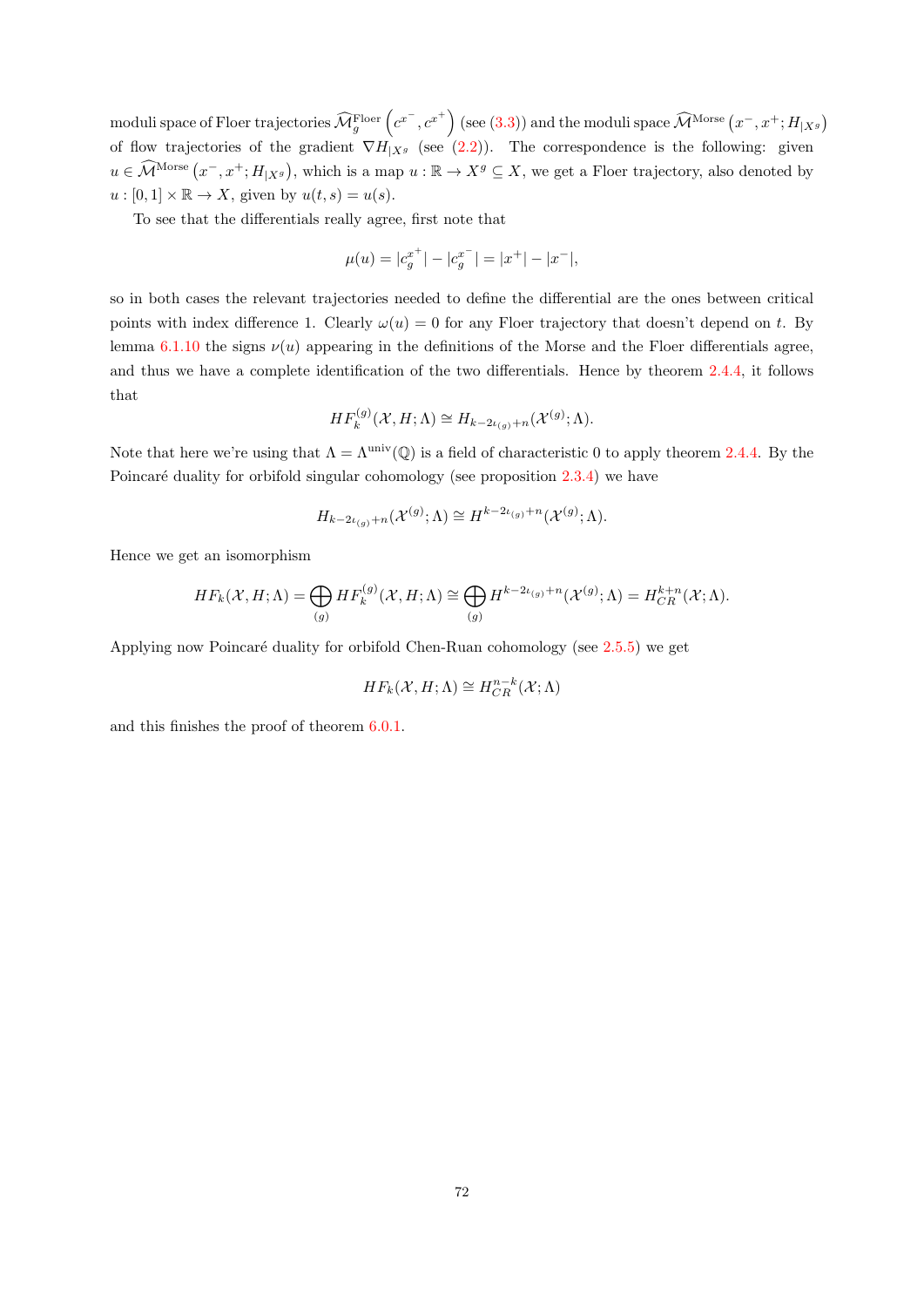moduli space of Floer trajectories $\widehat{\mathcal{M}}_g^{\text{Floer}}\left(c^{x^-}, c^{x^+}\right)$ (see (3.3)) and the moduli space $\widehat{\mathcal{M}}^{\text{Morse}}\left(x^-, x^+; H_{|X^g}\right)$ of flow trajectories of the gradient $\nabla H_{|X^g}$ (see (2.2)). The correspondence is the following: given $u \in \widehat{\mathcal{M}}^{\text{Morse}}\left(x^-, x^+; H_{|X^g}\right)$, which is a map $u : \mathbb{R} \to X^g \subseteq X$, we get a Floer trajectory, also denoted by $u : [0,1] \times \mathbb{R} \to X$, given by $u(t,s) = u(s)$.

To see that the differentials really agree, first note that

$$\mu(u) = |c_g^{x^+}| - |c_g^{x^-}| = |x^+| - |x^-|,$$

so in both cases the relevant trajectories needed to define the differential are the ones between critical points with index difference 1. Clearly $\omega(u) = 0$ for any Floer trajectory that doesn't depend on $t$. By lemma 6.1.10 the signs $\nu(u)$ appearing in the definitions of the Morse and the Floer differentials agree, and thus we have a complete identification of the two differentials. Hence by theorem 2.4.4, it follows that

$$HF_k^{(g)}(\mathcal{X}, H; \Lambda) \cong H_{k-2\iota_{(g)}+n}(\mathcal{X}^{(g)}; \Lambda).$$

Note that here we're using that $\Lambda = \Lambda^{\text{univ}}(\mathbb{Q})$ is a field of characteristic 0 to apply theorem 2.4.4. By the Poincaré duality for orbifold singular cohomology (see proposition 2.3.4) we have

$$H_{k-2\iota_{(g)}+n}(\mathcal{X}^{(g)}; \Lambda) \cong H^{k-2\iota_{(g)}+n}(\mathcal{X}^{(g)}; \Lambda).$$

Hence we get an isomorphism

$$HF_k(\mathcal{X}, H; \Lambda) = \bigoplus_{(g)} HF_k^{(g)}(\mathcal{X}, H; \Lambda) \cong \bigoplus_{(g)} H^{k-2\iota_{(g)}+n}(\mathcal{X}^{(g)}; \Lambda) = H_{CR}^{k+n}(\mathcal{X}; \Lambda).$$

Applying now Poincaré duality for orbifold Chen-Ruan cohomology (see 2.5.5) we get

$$HF_k(\mathcal{X}, H; \Lambda) \cong H_{CR}^{n-k}(\mathcal{X}; \Lambda)$$

and this finishes the proof of theorem 6.0.1.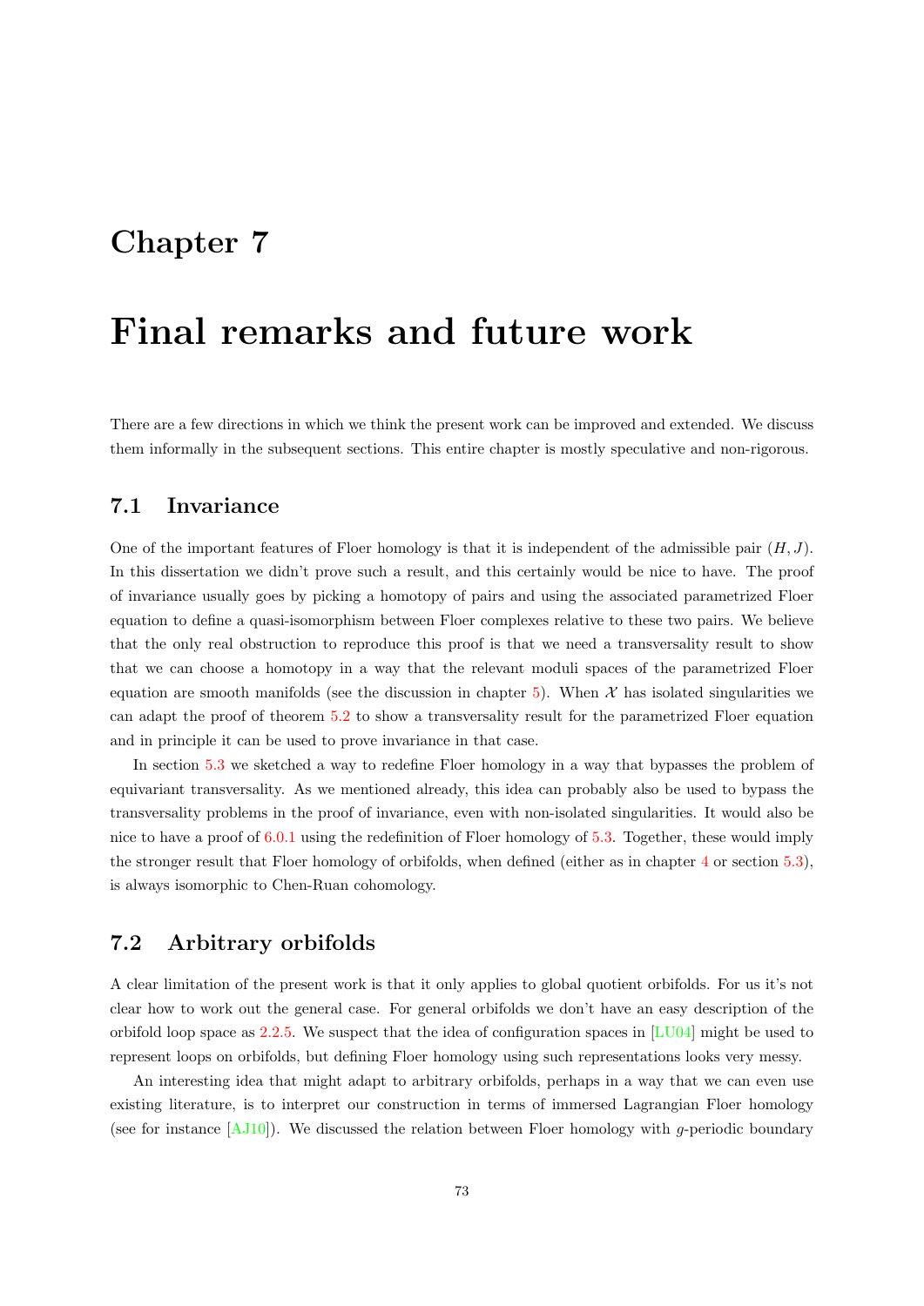# Chapter 7

# Final remarks and future work

There are a few directions in which we think the present work can be improved and extended. We discuss them informally in the subsequent sections. This entire chapter is mostly speculative and non-rigorous.

## 7.1 Invariance

One of the important features of Floer homology is that it is independent of the admissible pair $(H, J)$. In this dissertation we didn't prove such a result, and this certainly would be nice to have. The proof of invariance usually goes by picking a homotopy of pairs and using the associated parametrized Floer equation to define a quasi-isomorphism between Floer complexes relative to these two pairs. We believe that the only real obstruction to reproduce this proof is that we need a transversality result to show that we can choose a homotopy in a way that the relevant moduli spaces of the parametrized Floer equation are smooth manifolds (see the discussion in chapter 5). When $\mathcal{X}$ has isolated singularities we can adapt the proof of theorem 5.2 to show a transversality result for the parametrized Floer equation and in principle it can be used to prove invariance in that case.

In section 5.3 we sketched a way to redefine Floer homology in a way that bypasses the problem of equivariant transversality. As we mentioned already, this idea can probably also be used to bypass the transversality problems in the proof of invariance, even with non-isolated singularities. It would also be nice to have a proof of 6.0.1 using the redefinition of Floer homology of 5.3. Together, these would imply the stronger result that Floer homology of orbifolds, when defined (either as in chapter 4 or section 5.3), is always isomorphic to Chen-Ruan cohomology.

## 7.2 Arbitrary orbifolds

A clear limitation of the present work is that it only applies to global quotient orbifolds. For us it's not clear how to work out the general case. For general orbifolds we don't have an easy description of the orbifold loop space as 2.2.5. We suspect that the idea of configuration spaces in [LU04] might be used to represent loops on orbifolds, but defining Floer homology using such representations looks very messy.

An interesting idea that might adapt to arbitrary orbifolds, perhaps in a way that we can even use existing literature, is to interpret our construction in terms of immersed Lagrangian Floer homology (see for instance [AJ10]). We discussed the relation between Floer homology with $g$-periodic boundary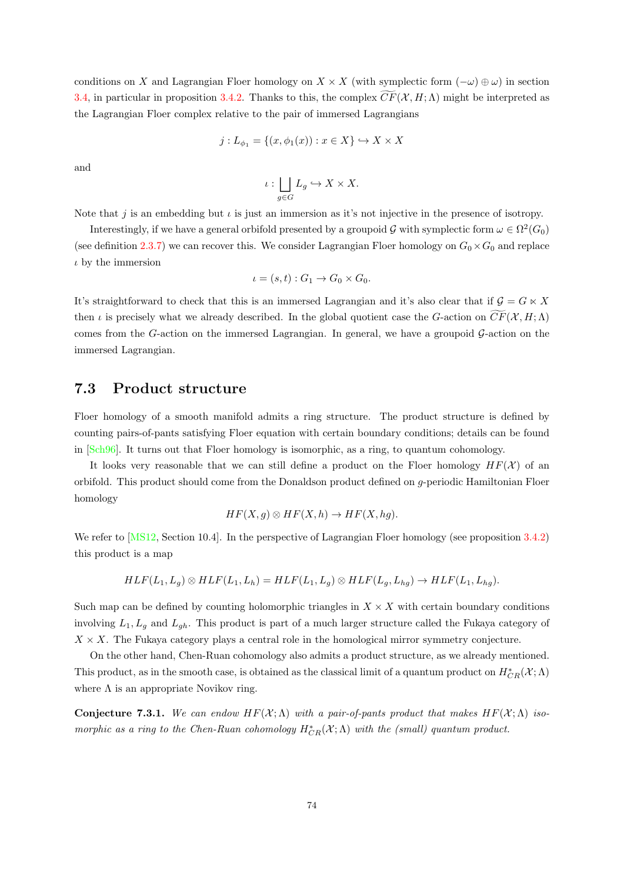conditions on $X$ and Lagrangian Floer homology on $X \times X$ (with symplectic form $(-\omega) \oplus \omega$) in section 3.4, in particular in proposition 3.4.2. Thanks to this, the complex $\widetilde{CF}(\mathcal{X}, H; \Lambda)$ might be interpreted as the Lagrangian Floer complex relative to the pair of immersed Lagrangians

$$j : L_{\phi_1} = \{(x, \phi_1(x)) : x \in X\} \hookrightarrow X \times X$$

and

$$\iota : \bigsqcup_{g \in G} L_g \hookrightarrow X \times X.$$

Note that $j$ is an embedding but $\iota$ is just an immersion as it's not injective in the presence of isotropy.

Interestingly, if we have a general orbifold presented by a groupoid $\mathcal{G}$ with symplectic form $\omega \in \Omega^2(G_0)$ (see definition 2.3.7) we can recover this. We consider Lagrangian Floer homology on $G_0 \times G_0$ and replace $\iota$ by the immersion

$$\iota = (s, t) : G_1 \to G_0 \times G_0.$$

It's straightforward to check that this is an immersed Lagrangian and it's also clear that if $\mathcal{G} = G \ltimes X$ then $\iota$ is precisely what we already described. In the global quotient case the $G$-action on $\widetilde{CF}(\mathcal{X}, H; \Lambda)$ comes from the $G$-action on the immersed Lagrangian. In general, we have a groupoid $\mathcal{G}$-action on the immersed Lagrangian.

## 7.3 Product structure

Floer homology of a smooth manifold admits a ring structure. The product structure is defined by counting pairs-of-pants satisfying Floer equation with certain boundary conditions; details can be found in [Sch96]. It turns out that Floer homology is isomorphic, as a ring, to quantum cohomology.

It looks very reasonable that we can still define a product on the Floer homology $HF(\mathcal{X})$ of an orbifold. This product should come from the Donaldson product defined on $g$-periodic Hamiltonian Floer homology

$$HF(X, g) \otimes HF(X, h) \to HF(X, hg).$$

We refer to [MS12, Section 10.4]. In the perspective of Lagrangian Floer homology (see proposition 3.4.2) this product is a map

$$HLF(L_1, L_g) \otimes HLF(L_1, L_h) = HLF(L_1, L_g) \otimes HLF(L_g, L_{hg}) \to HLF(L_1, L_{hg}).$$

Such map can be defined by counting holomorphic triangles in $X \times X$ with certain boundary conditions involving $L_1, L_g$ and $L_{gh}$. This product is part of a much larger structure called the Fukaya category of $X \times X$. The Fukaya category plays a central role in the homological mirror symmetry conjecture.

On the other hand, Chen-Ruan cohomology also admits a product structure, as we already mentioned. This product, as in the smooth case, is obtained as the classical limit of a quantum product on $H^*_{CR}(\mathcal{X}; \Lambda)$ where $\Lambda$ is an appropriate Novikov ring.

**Conjecture 7.3.1.** *We can endow $HF(\mathcal{X}; \Lambda)$ with a pair-of-pants product that makes $HF(\mathcal{X}; \Lambda)$ isomorphic as a ring to the Chen-Ruan cohomology $H^*_{CR}(\mathcal{X}; \Lambda)$ with the (small) quantum product.*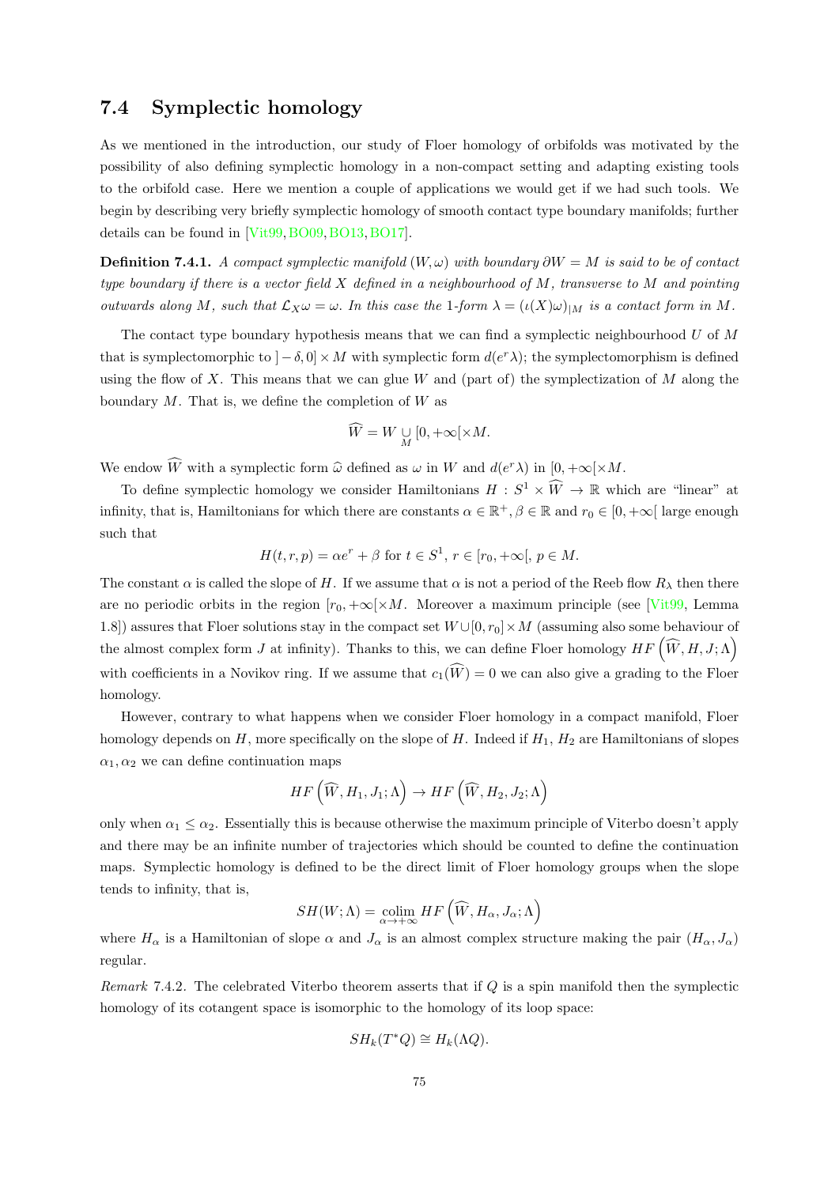## 7.4 Symplectic homology

As we mentioned in the introduction, our study of Floer homology of orbifolds was motivated by the possibility of also defining symplectic homology in a non-compact setting and adapting existing tools to the orbifold case. Here we mention a couple of applications we would get if we had such tools. We begin by describing very briefly symplectic homology of smooth contact type boundary manifolds; further details can be found in [Vit99, BO09, BO13, BO17].

**Definition 7.4.1.** *A compact symplectic manifold $(W, \omega)$ with boundary $\partial W = M$ is said to be of contact type boundary if there is a vector field $X$ defined in a neighbourhood of $M$, transverse to $M$ and pointing outwards along $M$, such that $\mathcal{L}_X \omega = \omega$. In this case the 1-form $\lambda = (\iota(X)\omega)_{|M}$ is a contact form in $M$.*

The contact type boundary hypothesis means that we can find a symplectic neighbourhood $U$ of $M$ that is symplectomorphic to $]-\delta, 0] \times M$ with symplectic form $d(e^r \lambda)$; the symplectomorphism is defined using the flow of $X$. This means that we can glue $W$ and (part of) the symplectization of $M$ along the boundary $M$. That is, we define the completion of $W$ as

$$\widehat{W} = W \underset{M}{\cup} [0, +\infty[ \times M.$$

We endow $\widehat{W}$ with a symplectic form $\widehat{\omega}$ defined as $\omega$ in $W$ and $d(e^r\lambda)$ in $[0, +\infty[ \times M$.

To define symplectic homology we consider Hamiltonians $H : S^1 \times \widehat{W} \to \mathbb{R}$ which are "linear" at infinity, that is, Hamiltonians for which there are constants $\alpha \in \mathbb{R}^+, \beta \in \mathbb{R}$ and $r_0 \in [0, +\infty[$ large enough such that

$$H(t, r, p) = \alpha e^r + \beta \text{ for } t \in S^1,\ r \in [r_0, +\infty[,\ p \in M.$$

The constant $\alpha$ is called the slope of $H$. If we assume that $\alpha$ is not a period of the Reeb flow $R_\lambda$ then there are no periodic orbits in the region $[r_0, +\infty[ \times M$. Moreover a maximum principle (see [Vit99, Lemma 1.8]) assures that Floer solutions stay in the compact set $W \cup [0, r_0] \times M$ (assuming also some behaviour of the almost complex form $J$ at infinity). Thanks to this, we can define Floer homology $HF\left(\widehat{W}, H, J; \Lambda\right)$ with coefficients in a Novikov ring. If we assume that $c_1(\widehat{W}) = 0$ we can also give a grading to the Floer homology.

However, contrary to what happens when we consider Floer homology in a compact manifold, Floer homology depends on $H$, more specifically on the slope of $H$. Indeed if $H_1$, $H_2$ are Hamiltonians of slopes $\alpha_1, \alpha_2$ we can define continuation maps

$$HF\left(\widehat{W}, H_1, J_1; \Lambda\right) \to HF\left(\widehat{W}, H_2, J_2; \Lambda\right)$$

only when $\alpha_1 \leq \alpha_2$. Essentially this is because otherwise the maximum principle of Viterbo doesn't apply and there may be an infinite number of trajectories which should be counted to define the continuation maps. Symplectic homology is defined to be the direct limit of Floer homology groups when the slope tends to infinity, that is,

$$SH(W; \Lambda) = \underset{\alpha \to +\infty}{\operatorname{colim}}\, HF\left(\widehat{W}, H_\alpha, J_\alpha; \Lambda\right)$$

where $H_\alpha$ is a Hamiltonian of slope $\alpha$ and $J_\alpha$ is an almost complex structure making the pair $(H_\alpha, J_\alpha)$ regular.

*Remark* 7.4.2. The celebrated Viterbo theorem asserts that if $Q$ is a spin manifold then the symplectic homology of its cotangent space is isomorphic to the homology of its loop space:

$$SH_k(T^*Q) \cong H_k(\Lambda Q).$$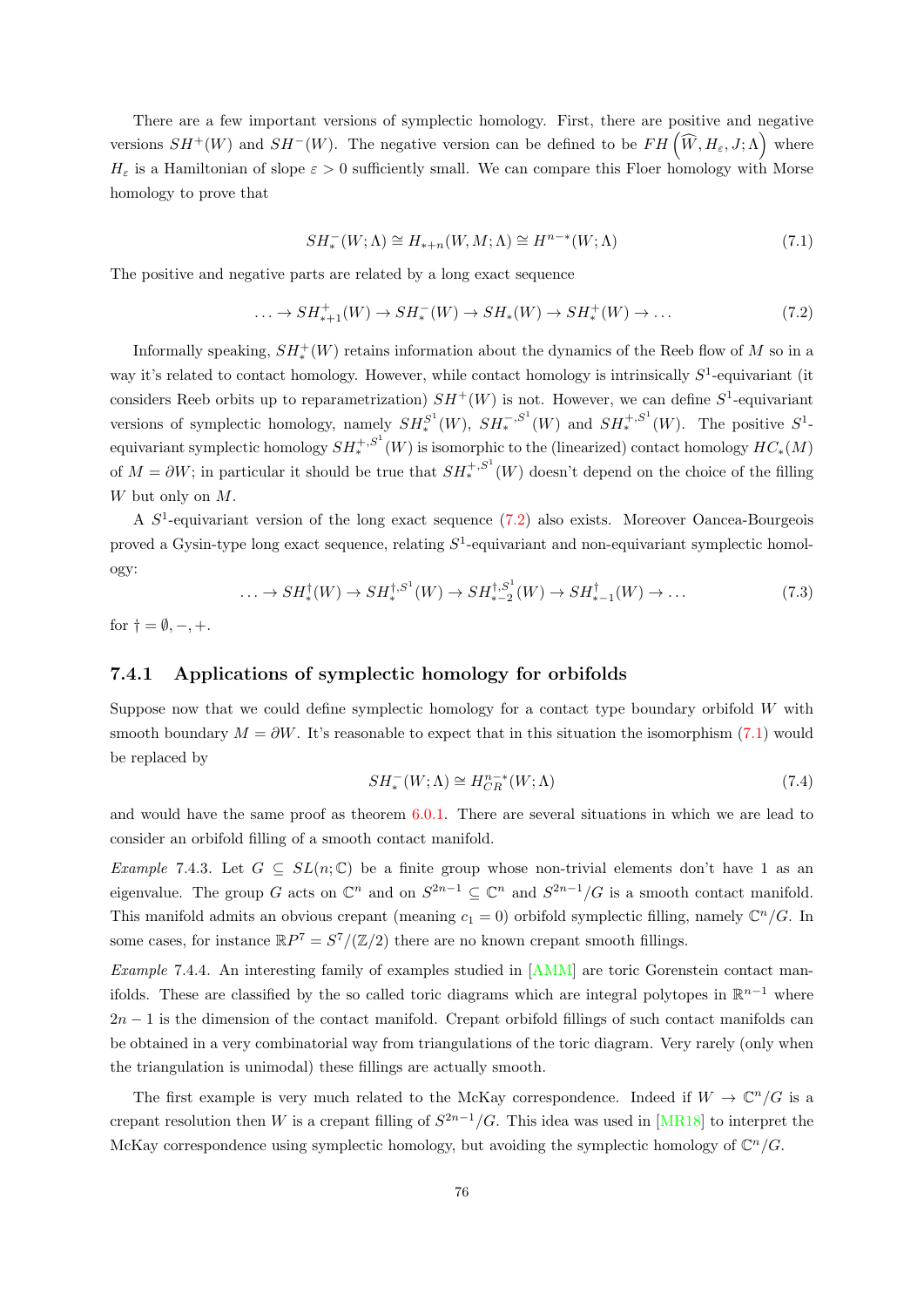There are a few important versions of symplectic homology. First, there are positive and negative versions $SH^+(W)$ and $SH^-(W)$. The negative version can be defined to be $FH\left(\widehat{W}, H_\varepsilon, J; \Lambda\right)$ where $H_\varepsilon$ is a Hamiltonian of slope $\varepsilon > 0$ sufficiently small. We can compare this Floer homology with Morse homology to prove that

$$SH_*^-(W;\Lambda) \cong H_{*+n}(W, M; \Lambda) \cong H^{n-*}(W;\Lambda) \tag{7.1}$$

The positive and negative parts are related by a long exact sequence

$$\ldots \to SH_{*+1}^+(W) \to SH_*^-(W) \to SH_*(W) \to SH_*^+(W) \to \ldots \tag{7.2}$$

Informally speaking, $SH_*^+(W)$ retains information about the dynamics of the Reeb flow of $M$ so in a way it's related to contact homology. However, while contact homology is intrinsically $S^1$-equivariant (it considers Reeb orbits up to reparametrization) $SH^+(W)$ is not. However, we can define $S^1$-equivariant versions of symplectic homology, namely $SH_*^{S^1}(W)$, $SH_*^{-,S^1}(W)$ and $SH_*^{+,S^1}(W)$. The positive $S^1$-equivariant symplectic homology $SH_*^{+,S^1}(W)$ is isomorphic to the (linearized) contact homology $HC_*(M)$ of $M = \partial W$; in particular it should be true that $SH_*^{+,S^1}(W)$ doesn't depend on the choice of the filling $W$ but only on $M$.

A $S^1$-equivariant version of the long exact sequence (7.2) also exists. Moreover Oancea-Bourgeois proved a Gysin-type long exact sequence, relating $S^1$-equivariant and non-equivariant symplectic homology:

$$\ldots \to SH_*^\dagger(W) \to SH_*^{\dagger,S^1}(W) \to SH_{*-2}^{\dagger,S^1}(W) \to SH_{*-1}^\dagger(W) \to \ldots \tag{7.3}$$

for $\dagger = \emptyset, -, +$.

### 7.4.1 Applications of symplectic homology for orbifolds

Suppose now that we could define symplectic homology for a contact type boundary orbifold $W$ with smooth boundary $M = \partial W$. It's reasonable to expect that in this situation the isomorphism (7.1) would be replaced by

$$SH_*^-(W;\Lambda) \cong H_{CR}^{n-*}(W;\Lambda) \tag{7.4}$$

and would have the same proof as theorem 6.0.1. There are several situations in which we are lead to consider an orbifold filling of a smooth contact manifold.

*Example* 7.4.3. Let $G \subseteq SL(n;\mathbb{C})$ be a finite group whose non-trivial elements don't have 1 as an eigenvalue. The group $G$ acts on $\mathbb{C}^n$ and on $S^{2n-1} \subseteq \mathbb{C}^n$ and $S^{2n-1}/G$ is a smooth contact manifold. This manifold admits an obvious crepant (meaning $c_1 = 0$) orbifold symplectic filling, namely $\mathbb{C}^n/G$. In some cases, for instance $\mathbb{R}P^7 = S^7/(\mathbb{Z}/2)$ there are no known crepant smooth fillings.

*Example* 7.4.4. An interesting family of examples studied in [AMM] are toric Gorenstein contact manifolds. These are classified by the so called toric diagrams which are integral polytopes in $\mathbb{R}^{n-1}$ where $2n-1$ is the dimension of the contact manifold. Crepant orbifold fillings of such contact manifolds can be obtained in a very combinatorial way from triangulations of the toric diagram. Very rarely (only when the triangulation is unimodal) these fillings are actually smooth.

The first example is very much related to the McKay correspondence. Indeed if $W \to \mathbb{C}^n/G$ is a crepant resolution then $W$ is a crepant filling of $S^{2n-1}/G$. This idea was used in [MR18] to interpret the McKay correspondence using symplectic homology, but avoiding the symplectic homology of $\mathbb{C}^n/G$.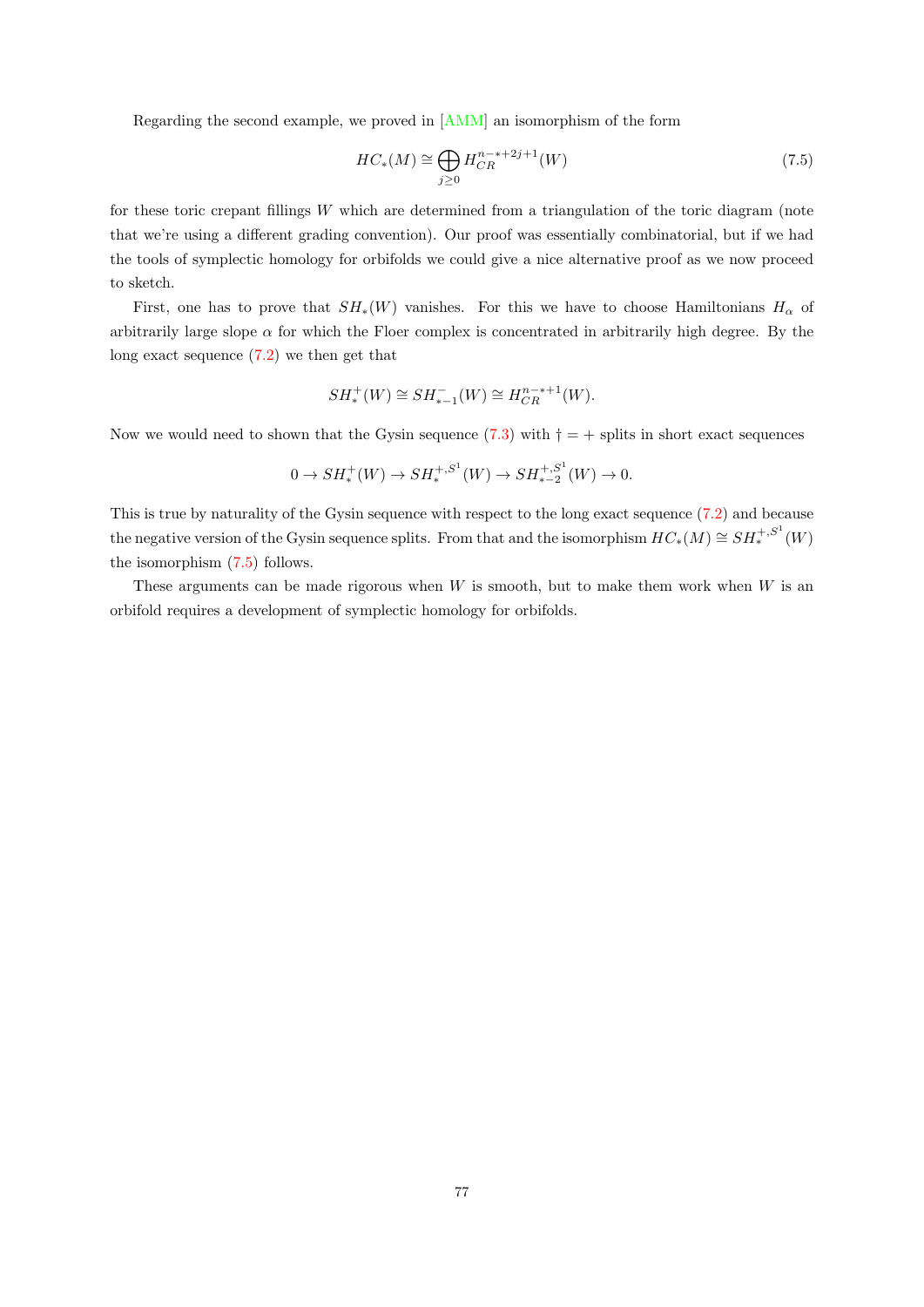Regarding the second example, we proved in [AMM] an isomorphism of the form

$$HC_*(M) \cong \bigoplus_{j \geq 0} H_{CR}^{n-*+2j+1}(W) \tag{7.5}$$

for these toric crepant fillings $W$ which are determined from a triangulation of the toric diagram (note that we're using a different grading convention). Our proof was essentially combinatorial, but if we had the tools of symplectic homology for orbifolds we could give a nice alternative proof as we now proceed to sketch.

First, one has to prove that $SH_*(W)$ vanishes. For this we have to choose Hamiltonians $H_\alpha$ of arbitrarily large slope $\alpha$ for which the Floer complex is concentrated in arbitrarily high degree. By the long exact sequence (7.2) we then get that

$$SH_*^+(W) \cong SH_{*-1}^-(W) \cong H_{CR}^{n-*+1}(W).$$

Now we would need to shown that the Gysin sequence (7.3) with $\dagger = +$ splits in short exact sequences

$$0 \to SH_*^+(W) \to SH_*^{+,S^1}(W) \to SH_{*-2}^{+,S^1}(W) \to 0.$$

This is true by naturality of the Gysin sequence with respect to the long exact sequence (7.2) and because the negative version of the Gysin sequence splits. From that and the isomorphism $HC_*(M) \cong SH_*^{+,S^1}(W)$ the isomorphism (7.5) follows.

These arguments can be made rigorous when $W$ is smooth, but to make them work when $W$ is an orbifold requires a development of symplectic homology for orbifolds.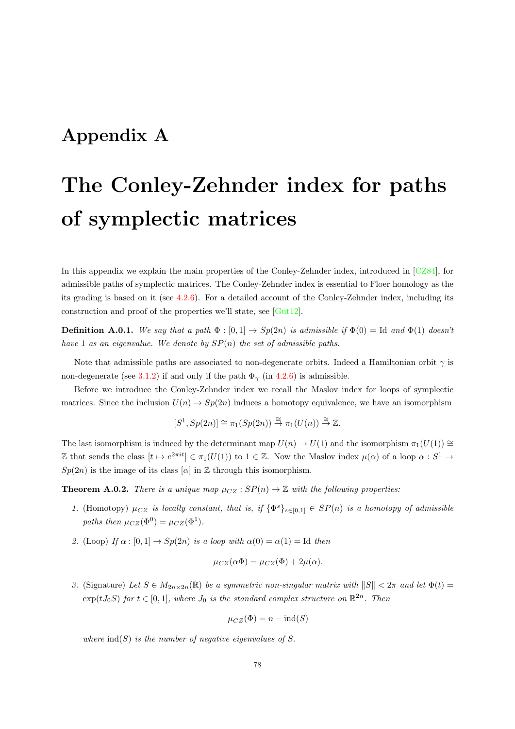# Appendix A

# The Conley-Zehnder index for paths of symplectic matrices

In this appendix we explain the main properties of the Conley-Zehnder index, introduced in [CZ84], for admissible paths of symplectic matrices. The Conley-Zehnder index is essential to Floer homology as the its grading is based on it (see 4.2.6). For a detailed account of the Conley-Zehnder index, including its construction and proof of the properties we'll state, see [Gut12].

**Definition A.0.1.** *We say that a path $\Phi : [0,1] \to Sp(2n)$ is admissible if $\Phi(0) = \mathrm{Id}$ and $\Phi(1)$ doesn't have 1 as an eigenvalue. We denote by $SP(n)$ the set of admissible paths.*

Note that admissible paths are associated to non-degenerate orbits. Indeed a Hamiltonian orbit $\gamma$ is non-degenerate (see 3.1.2) if and only if the path $\Phi_\gamma$ (in 4.2.6) is admissible.

Before we introduce the Conley-Zehnder index we recall the Maslov index for loops of symplectic matrices. Since the inclusion $U(n) \to Sp(2n)$ induces a homotopy equivalence, we have an isomorphism

$$[S^1, Sp(2n)] \cong \pi_1(Sp(2n)) \overset{\cong}{\to} \pi_1(U(n)) \overset{\cong}{\to} \mathbb{Z}.$$

The last isomorphism is induced by the determinant map $U(n) \to U(1)$ and the isomorphism $\pi_1(U(1)) \cong \mathbb{Z}$ that sends the class $[t \mapsto e^{2\pi i t}] \in \pi_1(U(1))$ to $1 \in \mathbb{Z}$. Now the Maslov index $\mu(\alpha)$ of a loop $\alpha : S^1 \to Sp(2n)$ is the image of its class $[\alpha]$ in $\mathbb{Z}$ through this isomorphism.

**Theorem A.0.2.** *There is a unique map $\mu_{CZ} : SP(n) \to \mathbb{Z}$ with the following properties:*

1. (Homotopy) *$\mu_{CZ}$ is locally constant, that is, if $\{\Phi^s\}_{s\in[0,1]} \in SP(n)$ is a homotopy of admissible paths then $\mu_{CZ}(\Phi^0) = \mu_{CZ}(\Phi^1)$.*
2. (Loop) *If $\alpha : [0,1] \to Sp(2n)$ is a loop with $\alpha(0) = \alpha(1) = \mathrm{Id}$ then*

   $$\mu_{CZ}(\alpha\Phi) = \mu_{CZ}(\Phi) + 2\mu(\alpha).$$

3. (Signature) *Let $S \in M_{2n\times 2n}(\mathbb{R})$ be a symmetric non-singular matrix with $\|S\| < 2\pi$ and let $\Phi(t) = \exp(tJ_0S)$ for $t \in [0,1]$, where $J_0$ is the standard complex structure on $\mathbb{R}^{2n}$. Then*

   $$\mu_{CZ}(\Phi) = n - \mathrm{ind}(S)$$

   *where $\mathrm{ind}(S)$ is the number of negative eigenvalues of $S$.*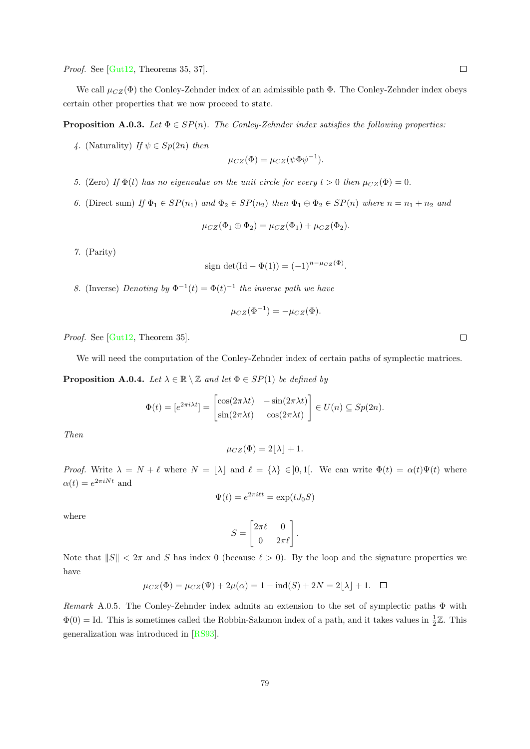*Proof.* See [Gut12, Theorems 35, 37]. ☐

We call $\mu_{CZ}(\Phi)$ the Conley-Zehnder index of an admissible path $\Phi$. The Conley-Zehnder index obeys certain other properties that we now proceed to state.

**Proposition A.0.3.** *Let $\Phi \in SP(n)$. The Conley-Zehnder index satisfies the following properties:*

4. (Naturality) *If $\psi \in Sp(2n)$ then*
$$\mu_{CZ}(\Phi) = \mu_{CZ}(\psi\Phi\psi^{-1}).$$

5. (Zero) *If $\Phi(t)$ has no eigenvalue on the unit circle for every $t > 0$ then $\mu_{CZ}(\Phi) = 0$.*

6. (Direct sum) *If $\Phi_1 \in SP(n_1)$ and $\Phi_2 \in SP(n_2)$ then $\Phi_1 \oplus \Phi_2 \in SP(n)$ where $n = n_1 + n_2$ and*
$$\mu_{CZ}(\Phi_1 \oplus \Phi_2) = \mu_{CZ}(\Phi_1) + \mu_{CZ}(\Phi_2).$$

7. (Parity)
$$\text{sign}\det(\text{Id} - \Phi(1)) = (-1)^{n-\mu_{CZ}(\Phi)}.$$

8. (Inverse) *Denoting by $\Phi^{-1}(t) = \Phi(t)^{-1}$ the inverse path we have*
$$\mu_{CZ}(\Phi^{-1}) = -\mu_{CZ}(\Phi).$$

*Proof.* See [Gut12, Theorem 35]. ☐

We will need the computation of the Conley-Zehnder index of certain paths of symplectic matrices.

**Proposition A.0.4.** *Let $\lambda \in \mathbb{R} \setminus \mathbb{Z}$ and let $\Phi \in SP(1)$ be defined by*
$$\Phi(t) = [e^{2\pi i\lambda t}] = \begin{bmatrix} \cos(2\pi\lambda t) & -\sin(2\pi\lambda t) \\ \sin(2\pi\lambda t) & \cos(2\pi\lambda t) \end{bmatrix} \in U(n) \subseteq Sp(2n).$$

*Then*
$$\mu_{CZ}(\Phi) = 2\lfloor\lambda\rfloor + 1.$$

*Proof.* Write $\lambda = N + \ell$ where $N = \lfloor\lambda\rfloor$ and $\ell = \{\lambda\} \in ]0,1[$. We can write $\Phi(t) = \alpha(t)\Psi(t)$ where $\alpha(t) = e^{2\pi iNt}$ and
$$\Psi(t) = e^{2\pi i\ell t} = \exp(tJ_0S)$$

where
$$S = \begin{bmatrix} 2\pi\ell & 0 \\ 0 & 2\pi\ell \end{bmatrix}.$$

Note that $\|S\| < 2\pi$ and $S$ has index 0 (because $\ell > 0$). By the loop and the signature properties we have
$$\mu_{CZ}(\Phi) = \mu_{CZ}(\Psi) + 2\mu(\alpha) = 1 - \text{ind}(S) + 2N = 2\lfloor\lambda\rfloor + 1. \quad ☐$$

*Remark* A.0.5. The Conley-Zehnder index admits an extension to the set of symplectic paths $\Phi$ with $\Phi(0) = \text{Id}$. This is sometimes called the Robbin-Salamon index of a path, and it takes values in $\frac{1}{2}\mathbb{Z}$. This generalization was introduced in [RS93].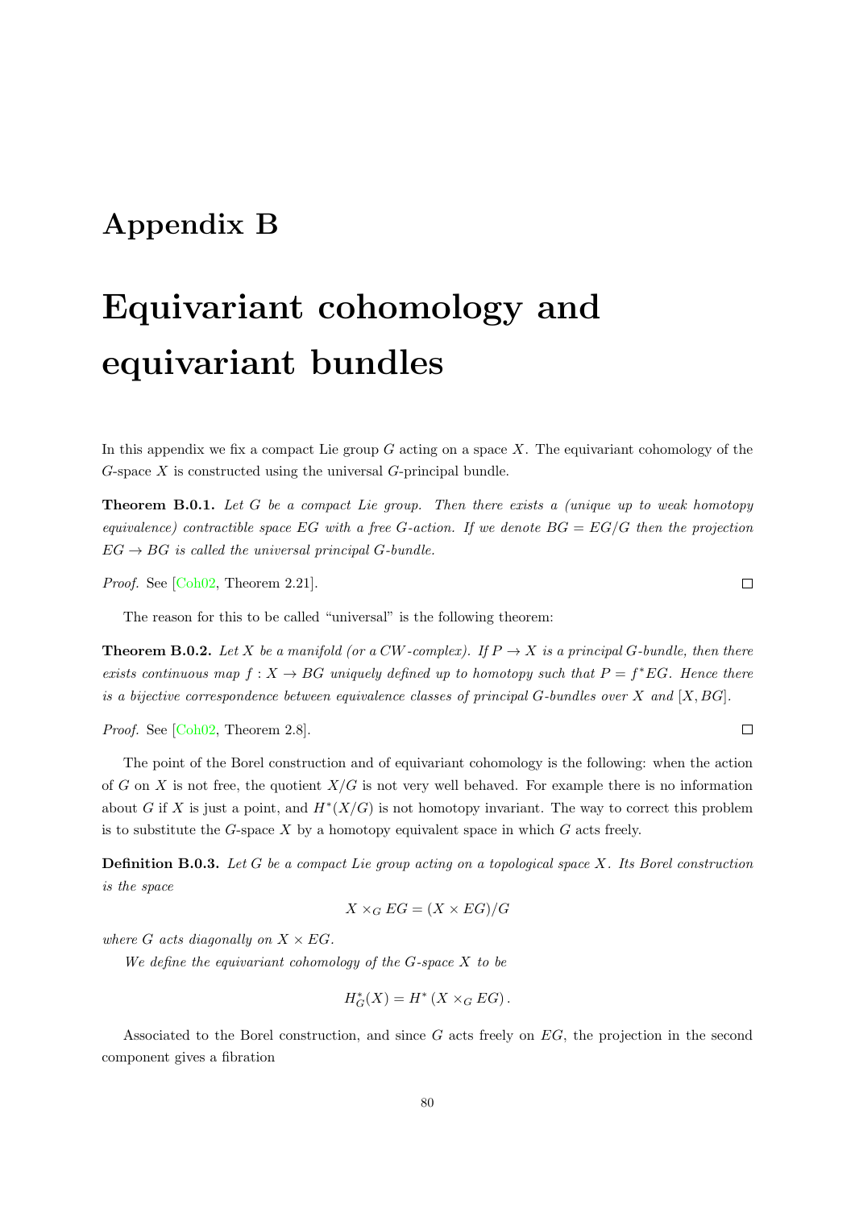# Appendix B

# Equivariant cohomology and equivariant bundles

In this appendix we fix a compact Lie group $G$ acting on a space $X$. The equivariant cohomology of the $G$-space $X$ is constructed using the universal $G$-principal bundle.

**Theorem B.0.1.** *Let $G$ be a compact Lie group. Then there exists a (unique up to weak homotopy equivalence) contractible space $EG$ with a free $G$-action. If we denote $BG = EG/G$ then the projection $EG \to BG$ is called the universal principal $G$-bundle.*

*Proof.* See [Coh02, Theorem 2.21]. ☐

The reason for this to be called "universal" is the following theorem:

**Theorem B.0.2.** *Let $X$ be a manifold (or a CW-complex). If $P \to X$ is a principal $G$-bundle, then there exists continuous map $f : X \to BG$ uniquely defined up to homotopy such that $P = f^*EG$. Hence there is a bijective correspondence between equivalence classes of principal $G$-bundles over $X$ and $[X, BG]$.*

*Proof.* See [Coh02, Theorem 2.8]. ☐

The point of the Borel construction and of equivariant cohomology is the following: when the action of $G$ on $X$ is not free, the quotient $X/G$ is not very well behaved. For example there is no information about $G$ if $X$ is just a point, and $H^*(X/G)$ is not homotopy invariant. The way to correct this problem is to substitute the $G$-space $X$ by a homotopy equivalent space in which $G$ acts freely.

**Definition B.0.3.** *Let $G$ be a compact Lie group acting on a topological space $X$. Its Borel construction is the space*

$$X \times_G EG = (X \times EG)/G$$

*where $G$ acts diagonally on $X \times EG$.*

*We define the equivariant cohomology of the $G$-space $X$ to be*

$$H^*_G(X) = H^*\left(X \times_G EG\right).$$

Associated to the Borel construction, and since $G$ acts freely on $EG$, the projection in the second component gives a fibration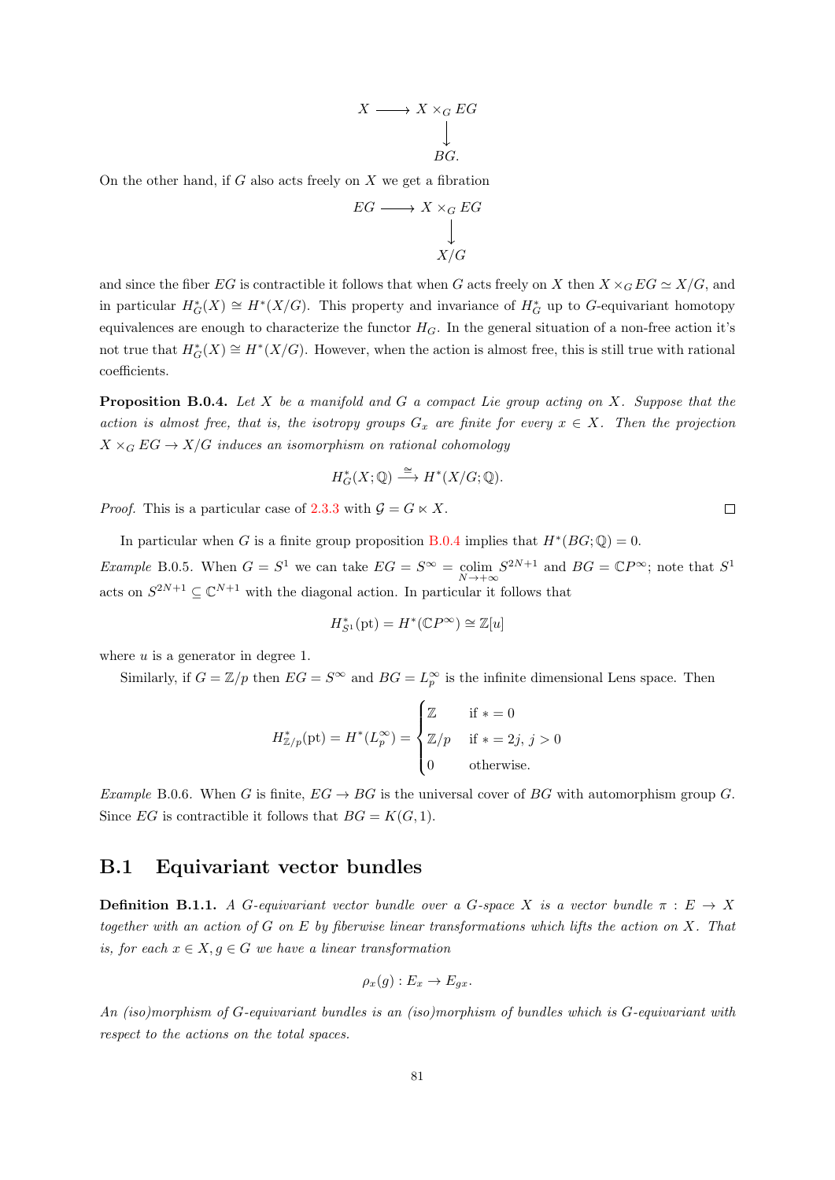$$\begin{array}{ccc} X & \longrightarrow & X \times_G EG \\ & & \downarrow \\ & & BG. \end{array}$$

On the other hand, if $G$ also acts freely on $X$ we get a fibration

$$\begin{array}{ccc} EG & \longrightarrow & X \times_G EG \\ & & \downarrow \\ & & X/G \end{array}$$

and since the fiber $EG$ is contractible it follows that when $G$ acts freely on $X$ then $X \times_G EG \simeq X/G$, and in particular $H^*_G(X) \cong H^*(X/G)$. This property and invariance of $H^*_G$ up to $G$-equivariant homotopy equivalences are enough to characterize the functor $H_G$. In the general situation of a non-free action it's not true that $H^*_G(X) \cong H^*(X/G)$. However, when the action is almost free, this is still true with rational coefficients.

**Proposition B.0.4.** *Let $X$ be a manifold and $G$ a compact Lie group acting on $X$. Suppose that the action is almost free, that is, the isotropy groups $G_x$ are finite for every $x \in X$. Then the projection $X \times_G EG \to X/G$ induces an isomorphism on rational cohomology*

$$H^*_G(X; \mathbb{Q}) \xrightarrow{\cong} H^*(X/G; \mathbb{Q}).$$

*Proof.* This is a particular case of 2.3.3 with $\mathcal{G} = G \ltimes X$. ∎

In particular when $G$ is a finite group proposition B.0.4 implies that $H^*(BG; \mathbb{Q}) = 0$.

*Example* B.0.5. When $G = S^1$ we can take $EG = S^\infty = \operatorname*{colim}_{N \to +\infty} S^{2N+1}$ and $BG = \mathbb{C}P^\infty$; note that $S^1$ acts on $S^{2N+1} \subseteq \mathbb{C}^{N+1}$ with the diagonal action. In particular it follows that

$$H^*_{S^1}(\text{pt}) = H^*(\mathbb{C}P^\infty) \cong \mathbb{Z}[u]$$

where $u$ is a generator in degree 1.

Similarly, if $G = \mathbb{Z}/p$ then $EG = S^\infty$ and $BG = L^\infty_p$ is the infinite dimensional Lens space. Then

$$H^*_{\mathbb{Z}/p}(\text{pt}) = H^*(L^\infty_p) = \begin{cases} \mathbb{Z} & \text{if } * = 0 \\ \mathbb{Z}/p & \text{if } * = 2j,\ j > 0 \\ 0 & \text{otherwise.} \end{cases}$$

*Example* B.0.6. When $G$ is finite, $EG \to BG$ is the universal cover of $BG$ with automorphism group $G$. Since $EG$ is contractible it follows that $BG = K(G, 1)$.

## B.1 Equivariant vector bundles

**Definition B.1.1.** *A $G$-equivariant vector bundle over a $G$-space $X$ is a vector bundle $\pi : E \to X$ together with an action of $G$ on $E$ by fiberwise linear transformations which lifts the action on $X$. That is, for each $x \in X, g \in G$ we have a linear transformation*

$$\rho_x(g) : E_x \to E_{gx}.$$

*An (iso)morphism of $G$-equivariant bundles is an (iso)morphism of bundles which is $G$-equivariant with respect to the actions on the total spaces.*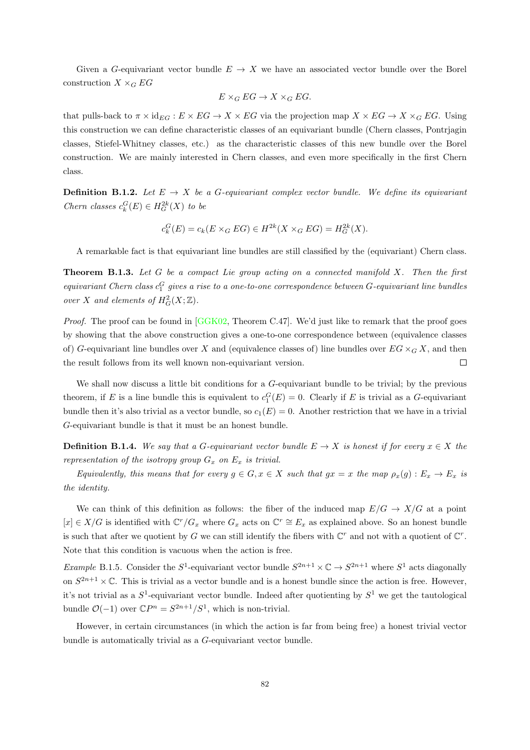Given a $G$-equivariant vector bundle $E \to X$ we have an associated vector bundle over the Borel construction $X \times_G EG$

$$E \times_G EG \to X \times_G EG.$$

that pulls-back to $\pi \times \mathrm{id}_{EG} : E \times EG \to X \times EG$ via the projection map $X \times EG \to X \times_G EG$. Using this construction we can define characteristic classes of an equivariant bundle (Chern classes, Pontrjagin classes, Stiefel-Whitney classes, etc.) as the characteristic classes of this new bundle over the Borel construction. We are mainly interested in Chern classes, and even more specifically in the first Chern class.

**Definition B.1.2.** *Let $E \to X$ be a $G$-equivariant complex vector bundle. We define its equivariant Chern classes $c_k^G(E) \in H_G^{2k}(X)$ to be*

$$c_k^G(E) = c_k(E \times_G EG) \in H^{2k}(X \times_G EG) = H_G^{2k}(X).$$

A remarkable fact is that equivariant line bundles are still classified by the (equivariant) Chern class.

**Theorem B.1.3.** *Let $G$ be a compact Lie group acting on a connected manifold $X$. Then the first equivariant Chern class $c_1^G$ gives a rise to a one-to-one correspondence between $G$-equivariant line bundles over $X$ and elements of $H_G^2(X; \mathbb{Z})$.*

*Proof.* The proof can be found in [GGK02, Theorem C.47]. We'd just like to remark that the proof goes by showing that the above construction gives a one-to-one correspondence between (equivalence classes of) $G$-equivariant line bundles over $X$ and (equivalence classes of) line bundles over $EG \times_G X$, and then the result follows from its well known non-equivariant version. ☐

We shall now discuss a little bit conditions for a $G$-equivariant bundle to be trivial; by the previous theorem, if $E$ is a line bundle this is equivalent to $c_1^G(E) = 0$. Clearly if $E$ is trivial as a $G$-equivariant bundle then it's also trivial as a vector bundle, so $c_1(E) = 0$. Another restriction that we have in a trivial $G$-equivariant bundle is that it must be an honest bundle.

**Definition B.1.4.** *We say that a $G$-equivariant vector bundle $E \to X$ is honest if for every $x \in X$ the representation of the isotropy group $G_x$ on $E_x$ is trivial.*

*Equivalently, this means that for every $g \in G, x \in X$ such that $gx = x$ the map $\rho_x(g) : E_x \to E_x$ is the identity.*

We can think of this definition as follows: the fiber of the induced map $E/G \to X/G$ at a point $[x] \in X/G$ is identified with $\mathbb{C}^r/G_x$ where $G_x$ acts on $\mathbb{C}^r \cong E_x$ as explained above. So an honest bundle is such that after we quotient by $G$ we can still identify the fibers with $\mathbb{C}^r$ and not with a quotient of $\mathbb{C}^r$. Note that this condition is vacuous when the action is free.

*Example* B.1.5. Consider the $S^1$-equivariant vector bundle $S^{2n+1} \times \mathbb{C} \to S^{2n+1}$ where $S^1$ acts diagonally on $S^{2n+1} \times \mathbb{C}$. This is trivial as a vector bundle and is a honest bundle since the action is free. However, it's not trivial as a $S^1$-equivariant vector bundle. Indeed after quotienting by $S^1$ we get the tautological bundle $\mathcal{O}(-1)$ over $\mathbb{C}P^n = S^{2n+1}/S^1$, which is non-trivial.

However, in certain circumstances (in which the action is far from being free) a honest trivial vector bundle is automatically trivial as a $G$-equivariant vector bundle.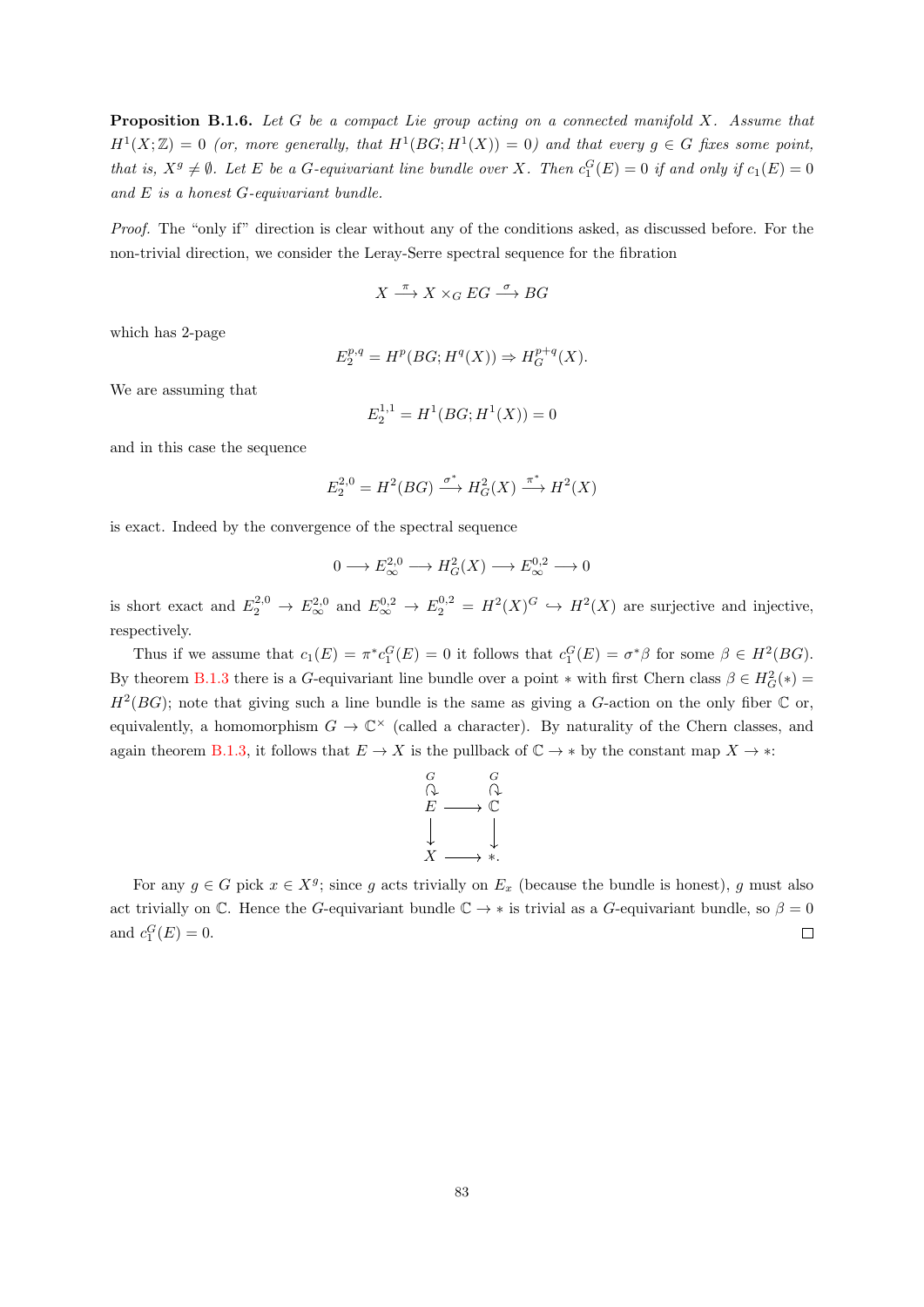**Proposition B.1.6.** *Let $G$ be a compact Lie group acting on a connected manifold $X$. Assume that $H^1(X;\mathbb{Z}) = 0$ (or, more generally, that $H^1(BG; H^1(X)) = 0$) and that every $g \in G$ fixes some point, that is, $X^g \neq \emptyset$. Let $E$ be a $G$-equivariant line bundle over $X$. Then $c_1^G(E) = 0$ if and only if $c_1(E) = 0$ and $E$ is a honest $G$-equivariant bundle.*

*Proof.* The "only if" direction is clear without any of the conditions asked, as discussed before. For the non-trivial direction, we consider the Leray-Serre spectral sequence for the fibration

$$X \xrightarrow{\pi} X \times_G EG \xrightarrow{\sigma} BG$$

which has 2-page

$$E_2^{p,q} = H^p(BG; H^q(X)) \Rightarrow H_G^{p+q}(X).$$

We are assuming that

$$E_2^{1,1} = H^1(BG; H^1(X)) = 0$$

and in this case the sequence

$$E_2^{2,0} = H^2(BG) \xrightarrow{\sigma^*} H_G^2(X) \xrightarrow{\pi^*} H^2(X)$$

is exact. Indeed by the convergence of the spectral sequence

$$0 \longrightarrow E_\infty^{2,0} \longrightarrow H_G^2(X) \longrightarrow E_\infty^{0,2} \longrightarrow 0$$

is short exact and $E_2^{2,0} \to E_\infty^{2,0}$ and $E_\infty^{0,2} \to E_2^{0,2} = H^2(X)^G \hookrightarrow H^2(X)$ are surjective and injective, respectively.

Thus if we assume that $c_1(E) = \pi^* c_1^G(E) = 0$ it follows that $c_1^G(E) = \sigma^*\beta$ for some $\beta \in H^2(BG)$. By theorem B.1.3 there is a $G$-equivariant line bundle over a point $*$ with first Chern class $\beta \in H_G^2(*) = H^2(BG)$; note that giving such a line bundle is the same as giving a $G$-action on the only fiber $\mathbb{C}$ or, equivalently, a homomorphism $G \to \mathbb{C}^\times$ (called a character). By naturality of the Chern classes, and again theorem B.1.3, it follows that $E \to X$ is the pullback of $\mathbb{C} \to *$ by the constant map $X \to *$:

$$\begin{array}{ccc} \overset{G}{\circlearrowright} & & \overset{G}{\circlearrowright} \\ E & \longrightarrow & \mathbb{C} \\ \big\downarrow & & \big\downarrow \\ X & \longrightarrow & *. \end{array}$$

For any $g \in G$ pick $x \in X^g$; since $g$ acts trivially on $E_x$ (because the bundle is honest), $g$ must also act trivially on $\mathbb{C}$. Hence the $G$-equivariant bundle $\mathbb{C} \to *$ is trivial as a $G$-equivariant bundle, so $\beta = 0$ and $c_1^G(E) = 0$. $\square$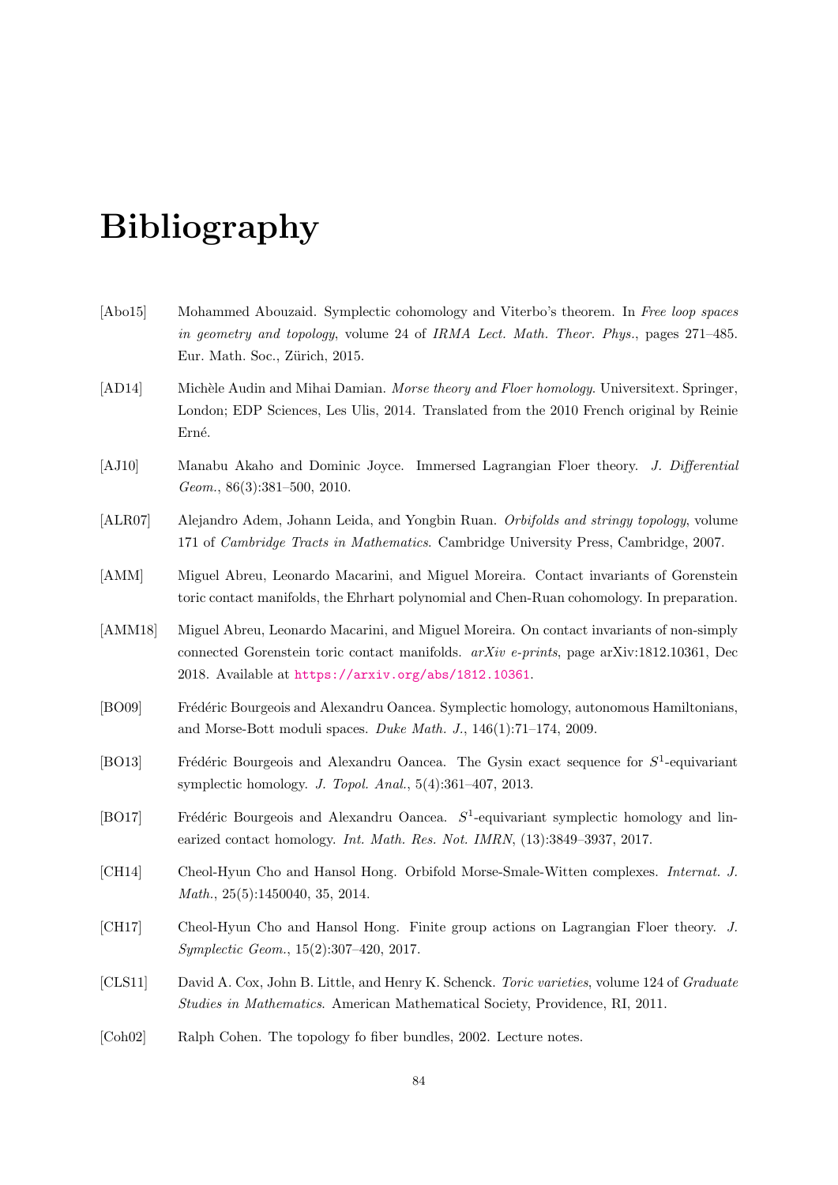# Bibliography

[Abo15] Mohammed Abouzaid. Symplectic cohomology and Viterbo's theorem. In *Free loop spaces in geometry and topology*, volume 24 of *IRMA Lect. Math. Theor. Phys.*, pages 271–485. Eur. Math. Soc., Zürich, 2015.

[AD14] Michèle Audin and Mihai Damian. *Morse theory and Floer homology*. Universitext. Springer, London; EDP Sciences, Les Ulis, 2014. Translated from the 2010 French original by Reinie Erné.

[AJ10] Manabu Akaho and Dominic Joyce. Immersed Lagrangian Floer theory. *J. Differential Geom.*, 86(3):381–500, 2010.

[ALR07] Alejandro Adem, Johann Leida, and Yongbin Ruan. *Orbifolds and stringy topology*, volume 171 of *Cambridge Tracts in Mathematics*. Cambridge University Press, Cambridge, 2007.

[AMM] Miguel Abreu, Leonardo Macarini, and Miguel Moreira. Contact invariants of Gorenstein toric contact manifolds, the Ehrhart polynomial and Chen-Ruan cohomology. In preparation.

[AMM18] Miguel Abreu, Leonardo Macarini, and Miguel Moreira. On contact invariants of non-simply connected Gorenstein toric contact manifolds. *arXiv e-prints*, page arXiv:1812.10361, Dec 2018. Available at https://arxiv.org/abs/1812.10361.

[BO09] Frédéric Bourgeois and Alexandru Oancea. Symplectic homology, autonomous Hamiltonians, and Morse-Bott moduli spaces. *Duke Math. J.*, 146(1):71–174, 2009.

[BO13] Frédéric Bourgeois and Alexandru Oancea. The Gysin exact sequence for $S^1$-equivariant symplectic homology. *J. Topol. Anal.*, 5(4):361–407, 2013.

[BO17] Frédéric Bourgeois and Alexandru Oancea. $S^1$-equivariant symplectic homology and linearized contact homology. *Int. Math. Res. Not. IMRN*, (13):3849–3937, 2017.

[CH14] Cheol-Hyun Cho and Hansol Hong. Orbifold Morse-Smale-Witten complexes. *Internat. J. Math.*, 25(5):1450040, 35, 2014.

[CH17] Cheol-Hyun Cho and Hansol Hong. Finite group actions on Lagrangian Floer theory. *J. Symplectic Geom.*, 15(2):307–420, 2017.

[CLS11] David A. Cox, John B. Little, and Henry K. Schenck. *Toric varieties*, volume 124 of *Graduate Studies in Mathematics*. American Mathematical Society, Providence, RI, 2011.

[Coh02] Ralph Cohen. The topology fo fiber bundles, 2002. Lecture notes.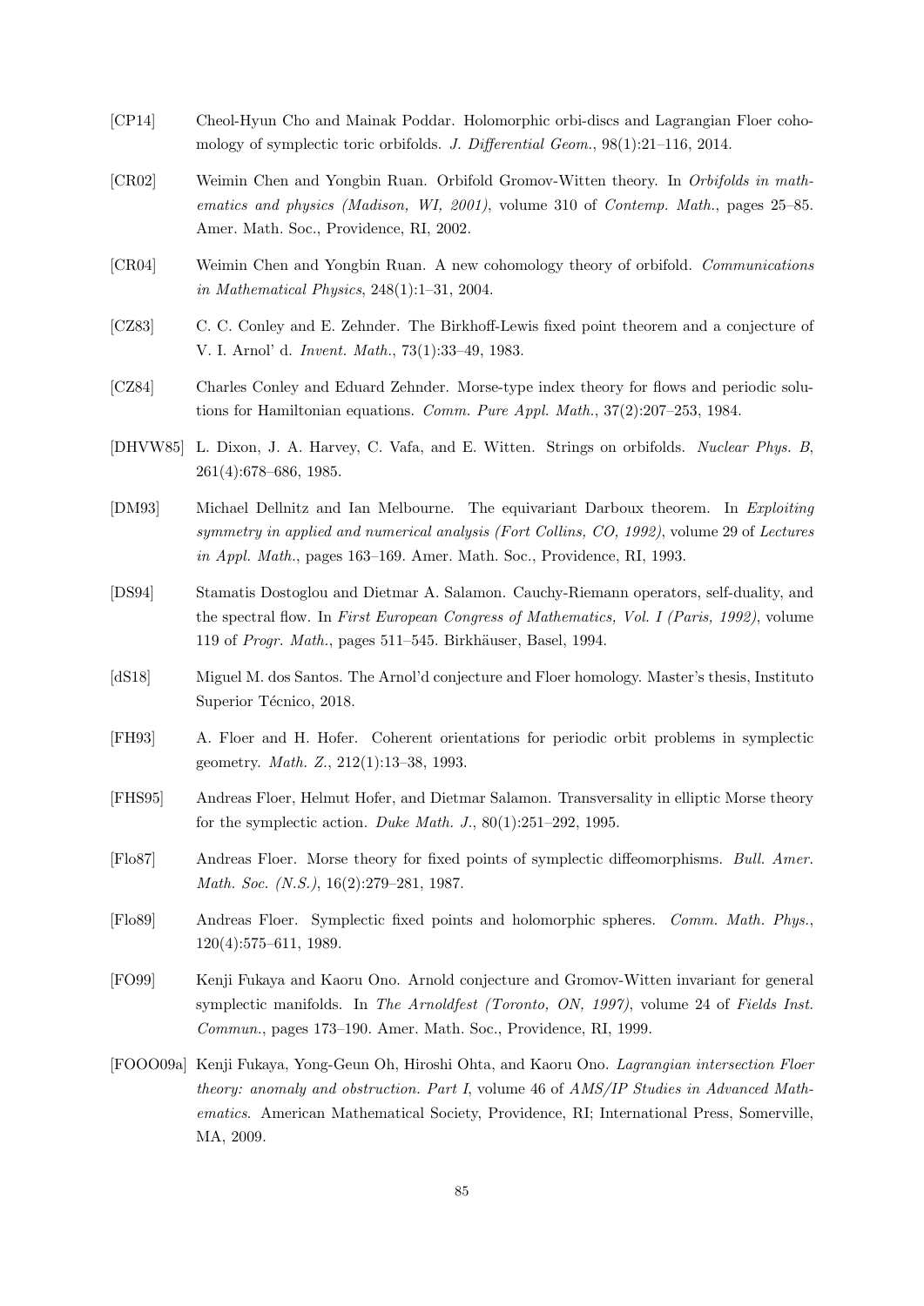[CP14] Cheol-Hyun Cho and Mainak Poddar. Holomorphic orbi-discs and Lagrangian Floer cohomology of symplectic toric orbifolds. *J. Differential Geom.*, 98(1):21–116, 2014.

[CR02] Weimin Chen and Yongbin Ruan. Orbifold Gromov-Witten theory. In *Orbifolds in mathematics and physics (Madison, WI, 2001)*, volume 310 of *Contemp. Math.*, pages 25–85. Amer. Math. Soc., Providence, RI, 2002.

[CR04] Weimin Chen and Yongbin Ruan. A new cohomology theory of orbifold. *Communications in Mathematical Physics*, 248(1):1–31, 2004.

[CZ83] C. C. Conley and E. Zehnder. The Birkhoff-Lewis fixed point theorem and a conjecture of V. I. Arnol' d. *Invent. Math.*, 73(1):33–49, 1983.

[CZ84] Charles Conley and Eduard Zehnder. Morse-type index theory for flows and periodic solutions for Hamiltonian equations. *Comm. Pure Appl. Math.*, 37(2):207–253, 1984.

[DHVW85] L. Dixon, J. A. Harvey, C. Vafa, and E. Witten. Strings on orbifolds. *Nuclear Phys. B*, 261(4):678–686, 1985.

[DM93] Michael Dellnitz and Ian Melbourne. The equivariant Darboux theorem. In *Exploiting symmetry in applied and numerical analysis (Fort Collins, CO, 1992)*, volume 29 of *Lectures in Appl. Math.*, pages 163–169. Amer. Math. Soc., Providence, RI, 1993.

[DS94] Stamatis Dostoglou and Dietmar A. Salamon. Cauchy-Riemann operators, self-duality, and the spectral flow. In *First European Congress of Mathematics, Vol. I (Paris, 1992)*, volume 119 of *Progr. Math.*, pages 511–545. Birkhäuser, Basel, 1994.

[dS18] Miguel M. dos Santos. The Arnol'd conjecture and Floer homology. Master's thesis, Instituto Superior Técnico, 2018.

[FH93] A. Floer and H. Hofer. Coherent orientations for periodic orbit problems in symplectic geometry. *Math. Z.*, 212(1):13–38, 1993.

[FHS95] Andreas Floer, Helmut Hofer, and Dietmar Salamon. Transversality in elliptic Morse theory for the symplectic action. *Duke Math. J.*, 80(1):251–292, 1995.

[Flo87] Andreas Floer. Morse theory for fixed points of symplectic diffeomorphisms. *Bull. Amer. Math. Soc. (N.S.)*, 16(2):279–281, 1987.

[Flo89] Andreas Floer. Symplectic fixed points and holomorphic spheres. *Comm. Math. Phys.*, 120(4):575–611, 1989.

[FO99] Kenji Fukaya and Kaoru Ono. Arnold conjecture and Gromov-Witten invariant for general symplectic manifolds. In *The Arnoldfest (Toronto, ON, 1997)*, volume 24 of *Fields Inst. Commun.*, pages 173–190. Amer. Math. Soc., Providence, RI, 1999.

[FOOO09a] Kenji Fukaya, Yong-Geun Oh, Hiroshi Ohta, and Kaoru Ono. *Lagrangian intersection Floer theory: anomaly and obstruction. Part I*, volume 46 of *AMS/IP Studies in Advanced Mathematics*. American Mathematical Society, Providence, RI; International Press, Somerville, MA, 2009.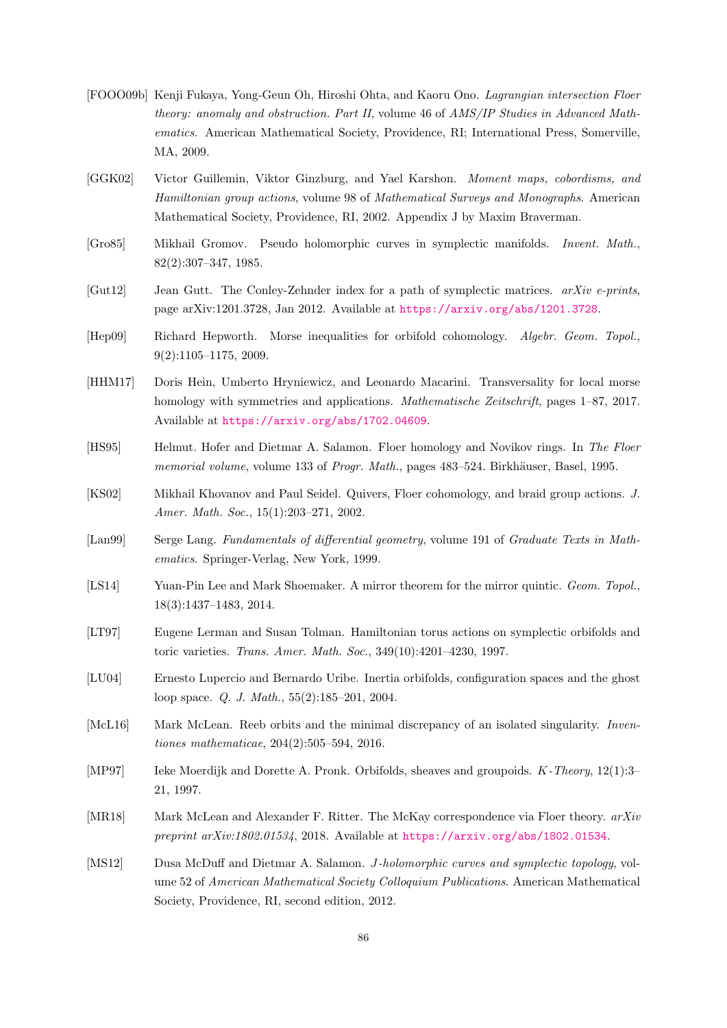[FOOO09b] Kenji Fukaya, Yong-Geun Oh, Hiroshi Ohta, and Kaoru Ono. *Lagrangian intersection Floer theory: anomaly and obstruction. Part II*, volume 46 of *AMS/IP Studies in Advanced Mathematics*. American Mathematical Society, Providence, RI; International Press, Somerville, MA, 2009.

[GGK02] Victor Guillemin, Viktor Ginzburg, and Yael Karshon. *Moment maps, cobordisms, and Hamiltonian group actions*, volume 98 of *Mathematical Surveys and Monographs*. American Mathematical Society, Providence, RI, 2002. Appendix J by Maxim Braverman.

[Gro85] Mikhail Gromov. Pseudo holomorphic curves in symplectic manifolds. *Invent. Math.*, 82(2):307–347, 1985.

[Gut12] Jean Gutt. The Conley-Zehnder index for a path of symplectic matrices. *arXiv e-prints*, page arXiv:1201.3728, Jan 2012. Available at https://arxiv.org/abs/1201.3728.

[Hep09] Richard Hepworth. Morse inequalities for orbifold cohomology. *Algebr. Geom. Topol.*, 9(2):1105–1175, 2009.

[HHM17] Doris Hein, Umberto Hryniewicz, and Leonardo Macarini. Transversality for local morse homology with symmetries and applications. *Mathematische Zeitschrift*, pages 1–87, 2017. Available at https://arxiv.org/abs/1702.04609.

[HS95] Helmut. Hofer and Dietmar A. Salamon. Floer homology and Novikov rings. In *The Floer memorial volume*, volume 133 of *Progr. Math.*, pages 483–524. Birkhäuser, Basel, 1995.

[KS02] Mikhail Khovanov and Paul Seidel. Quivers, Floer cohomology, and braid group actions. *J. Amer. Math. Soc.*, 15(1):203–271, 2002.

[Lan99] Serge Lang. *Fundamentals of differential geometry*, volume 191 of *Graduate Texts in Mathematics*. Springer-Verlag, New York, 1999.

[LS14] Yuan-Pin Lee and Mark Shoemaker. A mirror theorem for the mirror quintic. *Geom. Topol.*, 18(3):1437–1483, 2014.

[LT97] Eugene Lerman and Susan Tolman. Hamiltonian torus actions on symplectic orbifolds and toric varieties. *Trans. Amer. Math. Soc.*, 349(10):4201–4230, 1997.

[LU04] Ernesto Lupercio and Bernardo Uribe. Inertia orbifolds, configuration spaces and the ghost loop space. *Q. J. Math.*, 55(2):185–201, 2004.

[McL16] Mark McLean. Reeb orbits and the minimal discrepancy of an isolated singularity. *Inventiones mathematicae*, 204(2):505–594, 2016.

[MP97] Ieke Moerdijk and Dorette A. Pronk. Orbifolds, sheaves and groupoids. *K-Theory*, 12(1):3–21, 1997.

[MR18] Mark McLean and Alexander F. Ritter. The McKay correspondence via Floer theory. *arXiv preprint arXiv:1802.01534*, 2018. Available at https://arxiv.org/abs/1802.01534.

[MS12] Dusa McDuff and Dietmar A. Salamon. *J-holomorphic curves and symplectic topology*, volume 52 of *American Mathematical Society Colloquium Publications*. American Mathematical Society, Providence, RI, second edition, 2012.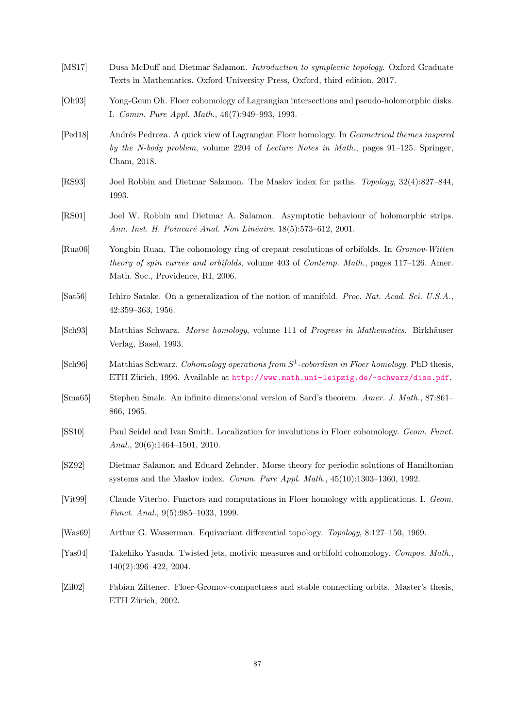[MS17] Dusa McDuff and Dietmar Salamon. *Introduction to symplectic topology*. Oxford Graduate Texts in Mathematics. Oxford University Press, Oxford, third edition, 2017.

[Oh93] Yong-Geun Oh. Floer cohomology of Lagrangian intersections and pseudo-holomorphic disks. I. *Comm. Pure Appl. Math.*, 46(7):949–993, 1993.

[Ped18] Andrés Pedroza. A quick view of Lagrangian Floer homology. In *Geometrical themes inspired by the N-body problem*, volume 2204 of *Lecture Notes in Math.*, pages 91–125. Springer, Cham, 2018.

[RS93] Joel Robbin and Dietmar Salamon. The Maslov index for paths. *Topology*, 32(4):827–844, 1993.

[RS01] Joel W. Robbin and Dietmar A. Salamon. Asymptotic behaviour of holomorphic strips. *Ann. Inst. H. Poincaré Anal. Non Linéaire*, 18(5):573–612, 2001.

[Rua06] Yongbin Ruan. The cohomology ring of crepant resolutions of orbifolds. In *Gromov-Witten theory of spin curves and orbifolds*, volume 403 of *Contemp. Math.*, pages 117–126. Amer. Math. Soc., Providence, RI, 2006.

[Sat56] Ichiro Satake. On a generalization of the notion of manifold. *Proc. Nat. Acad. Sci. U.S.A.*, 42:359–363, 1956.

[Sch93] Matthias Schwarz. *Morse homology*, volume 111 of *Progress in Mathematics*. Birkhäuser Verlag, Basel, 1993.

[Sch96] Matthias Schwarz. *Cohomology operations from $S^1$-cobordism in Floer homology*. PhD thesis, ETH Zürich, 1996. Available at http://www.math.uni-leipzig.de/~schwarz/diss.pdf.

[Sma65] Stephen Smale. An infinite dimensional version of Sard's theorem. *Amer. J. Math.*, 87:861–866, 1965.

[SS10] Paul Seidel and Ivan Smith. Localization for involutions in Floer cohomology. *Geom. Funct. Anal.*, 20(6):1464–1501, 2010.

[SZ92] Dietmar Salamon and Eduard Zehnder. Morse theory for periodic solutions of Hamiltonian systems and the Maslov index. *Comm. Pure Appl. Math.*, 45(10):1303–1360, 1992.

[Vit99] Claude Viterbo. Functors and computations in Floer homology with applications. I. *Geom. Funct. Anal.*, 9(5):985–1033, 1999.

[Was69] Arthur G. Wasserman. Equivariant differential topology. *Topology*, 8:127–150, 1969.

[Yas04] Takehiko Yasuda. Twisted jets, motivic measures and orbifold cohomology. *Compos. Math.*, 140(2):396–422, 2004.

[Zil02] Fabian Ziltener. Floer-Gromov-compactness and stable connecting orbits. Master's thesis, ETH Zürich, 2002.